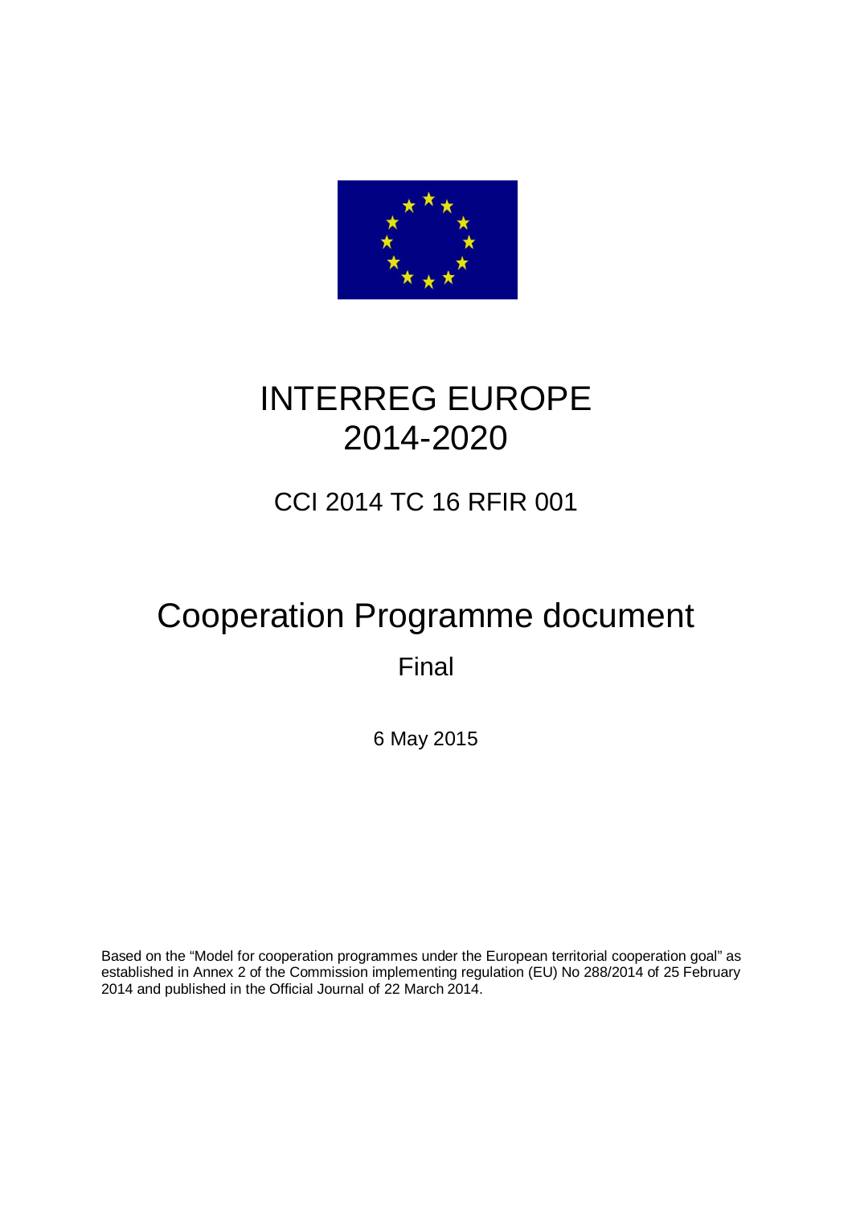# INTERREG EUROPE
# 2014-2020

## CCI 2014 TC 16 RFIR 001

# Cooperation Programme document

## Final

6 May 2015

Based on the "Model for cooperation programmes under the European territorial cooperation goal" as established in Annex 2 of the Commission implementing regulation (EU) No 288/2014 of 25 February 2014 and published in the Official Journal of 22 March 2014.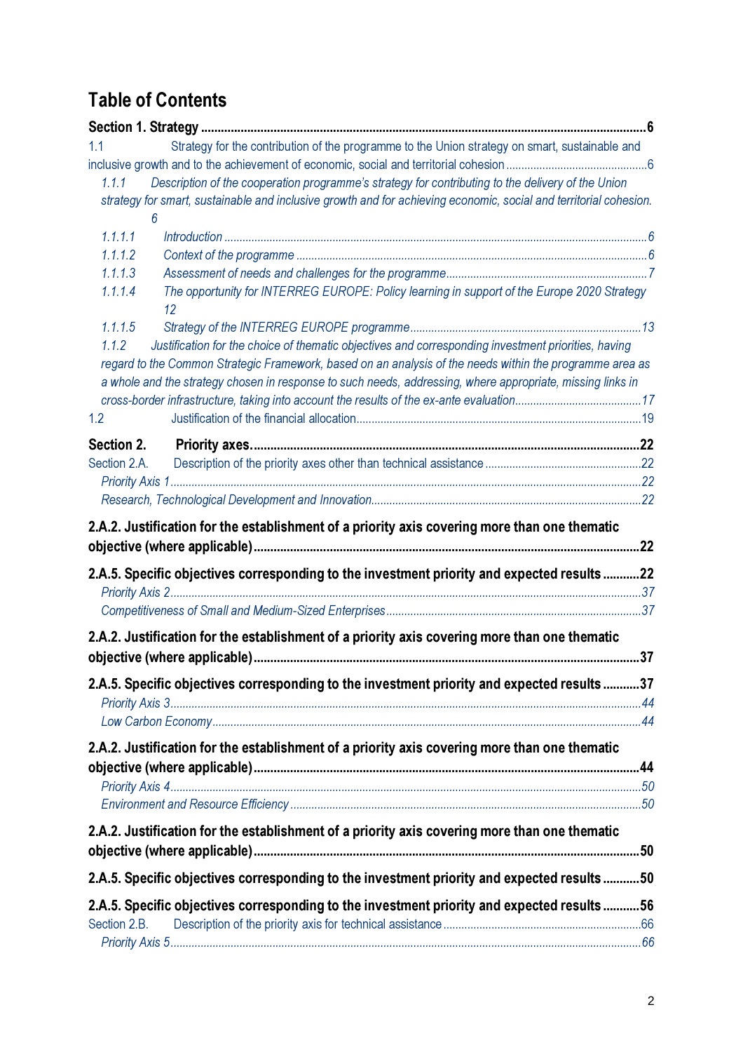# Table of Contents

**Section 1. Strategy** ..... **6**

1.1 Strategy for the contribution of the programme to the Union strategy on smart, sustainable and inclusive growth and to the achievement of economic, social and territorial cohesion ..... 6

*1.1.1 Description of the cooperation programme's strategy for contributing to the delivery of the Union strategy for smart, sustainable and inclusive growth and for achieving economic, social and territorial cohesion. 6*

*1.1.1.1 Introduction ..... 6*

*1.1.1.2 Context of the programme ..... 6*

*1.1.1.3 Assessment of needs and challenges for the programme ..... 7*

*1.1.1.4 The opportunity for INTERREG EUROPE: Policy learning in support of the Europe 2020 Strategy 12*

*1.1.1.5 Strategy of the INTERREG EUROPE programme ..... 13*

*1.1.2 Justification for the choice of thematic objectives and corresponding investment priorities, having regard to the Common Strategic Framework, based on an analysis of the needs within the programme area as a whole and the strategy chosen in response to such needs, addressing, where appropriate, missing links in cross-border infrastructure, taking into account the results of the ex-ante evaluation ..... 17*

1.2 Justification of the financial allocation ..... 19

**Section 2. Priority axes** ..... **22**

Section 2.A. Description of the priority axes other than technical assistance ..... 22

*Priority Axis 1 ..... 22*

*Research, Technological Development and Innovation ..... 22*

**2.A.2. Justification for the establishment of a priority axis covering more than one thematic objective (where applicable) ..... 22**

**2.A.5. Specific objectives corresponding to the investment priority and expected results ..... 22**

*Priority Axis 2 ..... 37*

*Competitiveness of Small and Medium-Sized Enterprises ..... 37*

**2.A.2. Justification for the establishment of a priority axis covering more than one thematic objective (where applicable) ..... 37**

**2.A.5. Specific objectives corresponding to the investment priority and expected results ..... 37**

*Priority Axis 3 ..... 44*

*Low Carbon Economy ..... 44*

**2.A.2. Justification for the establishment of a priority axis covering more than one thematic objective (where applicable) ..... 44**

*Priority Axis 4 ..... 50*

*Environment and Resource Efficiency ..... 50*

**2.A.2. Justification for the establishment of a priority axis covering more than one thematic objective (where applicable) ..... 50**

**2.A.5. Specific objectives corresponding to the investment priority and expected results ..... 50**

**2.A.5. Specific objectives corresponding to the investment priority and expected results ..... 56**

Section 2.B. Description of the priority axis for technical assistance ..... 66

*Priority Axis 5 ..... 66*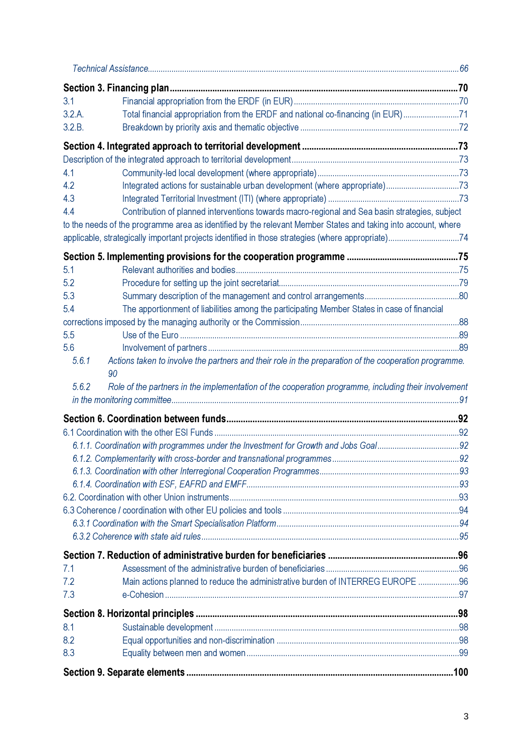*Technical Assistance* ................................................ *66*

**Section 3. Financing plan** ................................................ **70**

3.1 Financial appropriation from the ERDF (in EUR) ................................................ 70

3.2.A. Total financial appropriation from the ERDF and national co-financing (in EUR) ................................................ 71

3.2.B. Breakdown by priority axis and thematic objective ................................................ 72

**Section 4. Integrated approach to territorial development** ................................................ **73**

Description of the integrated approach to territorial development ................................................ 73

4.1 Community-led local development (where appropriate) ................................................ 73

4.2 Integrated actions for sustainable urban development (where appropriate) ................................................ 73

4.3 Integrated Territorial Investment (ITI) (where appropriate) ................................................ 73

4.4 Contribution of planned interventions towards macro-regional and Sea basin strategies, subject to the needs of the programme area as identified by the relevant Member States and taking into account, where applicable, strategically important projects identified in those strategies (where appropriate) ................................................ 74

**Section 5. Implementing provisions for the cooperation programme** ................................................ **75**

5.1 Relevant authorities and bodies ................................................ 75

5.2 Procedure for setting up the joint secretariat ................................................ 79

5.3 Summary description of the management and control arrangements ................................................ 80

5.4 The apportionment of liabilities among the participating Member States in case of financial corrections imposed by the managing authority or the Commission ................................................ 88

5.5 Use of the Euro ................................................ 89

5.6 Involvement of partners ................................................ 89

*5.6.1 Actions taken to involve the partners and their role in the preparation of the cooperation programme. 90*

*5.6.2 Role of the partners in the implementation of the cooperation programme, including their involvement in the monitoring committee ................................................ 91*

**Section 6. Coordination between funds** ................................................ **92**

6.1 Coordination with the other ESI Funds ................................................ 92

*6.1.1. Coordination with programmes under the Investment for Growth and Jobs Goal ................................................ 92*

*6.1.2. Complementarity with cross-border and transnational programmes ................................................ 92*

*6.1.3. Coordination with other Interregional Cooperation Programmes ................................................ 93*

*6.1.4. Coordination with ESF, EAFRD and EMFF ................................................ 93*

6.2. Coordination with other Union instruments ................................................ 93

6.3 Coherence / coordination with other EU policies and tools ................................................ 94

*6.3.1 Coordination with the Smart Specialisation Platform ................................................ 94*

*6.3.2 Coherence with state aid rules ................................................ 95*

**Section 7. Reduction of administrative burden for beneficiaries** ................................................ **96**

7.1 Assessment of the administrative burden of beneficiaries ................................................ 96

7.2 Main actions planned to reduce the administrative burden of INTERREG EUROPE ................................................ 96

7.3 e-Cohesion ................................................ 97

**Section 8. Horizontal principles** ................................................ **98**

8.1 Sustainable development ................................................ 98

8.2 Equal opportunities and non-discrimination ................................................ 98

8.3 Equality between men and women ................................................ 99

**Section 9. Separate elements** ................................................ **100**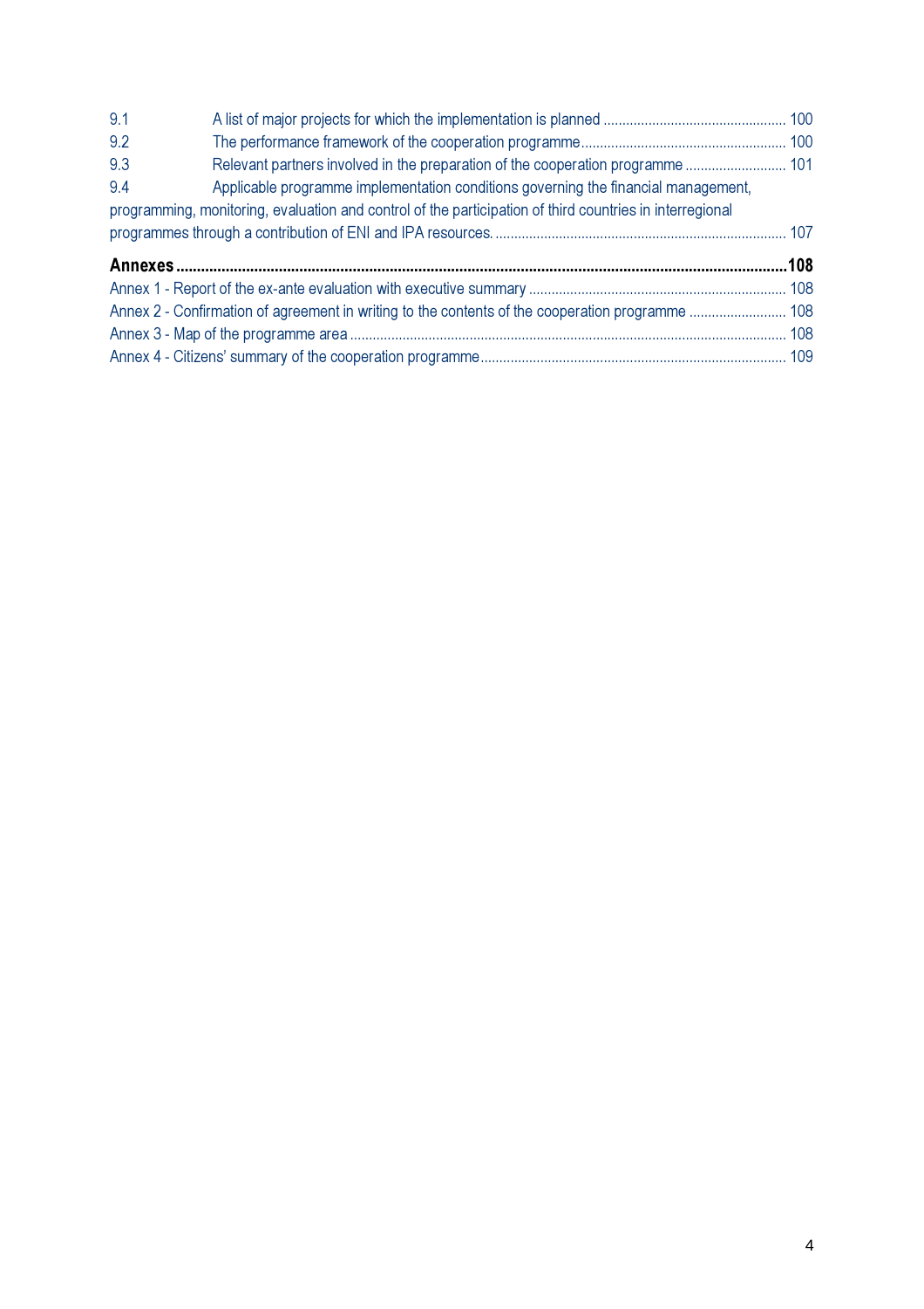9.1 A list of major projects for which the implementation is planned ............................................... 100
9.2 The performance framework of the cooperation programme...................................................... 100
9.3 Relevant partners involved in the preparation of the cooperation programme ........................... 101
9.4 Applicable programme implementation conditions governing the financial management, programming, monitoring, evaluation and control of the participation of third countries in interregional programmes through a contribution of ENI and IPA resources. ............................................................................ 107

**Annexes ................................................................................................................................................108**

Annex 1 - Report of the ex-ante evaluation with executive summary .................................................................... 108
Annex 2 - Confirmation of agreement in writing to the contents of the cooperation programme .......................... 108
Annex 3 - Map of the programme area ................................................................................................................... 108
Annex 4 - Citizens' summary of the cooperation programme................................................................................. 109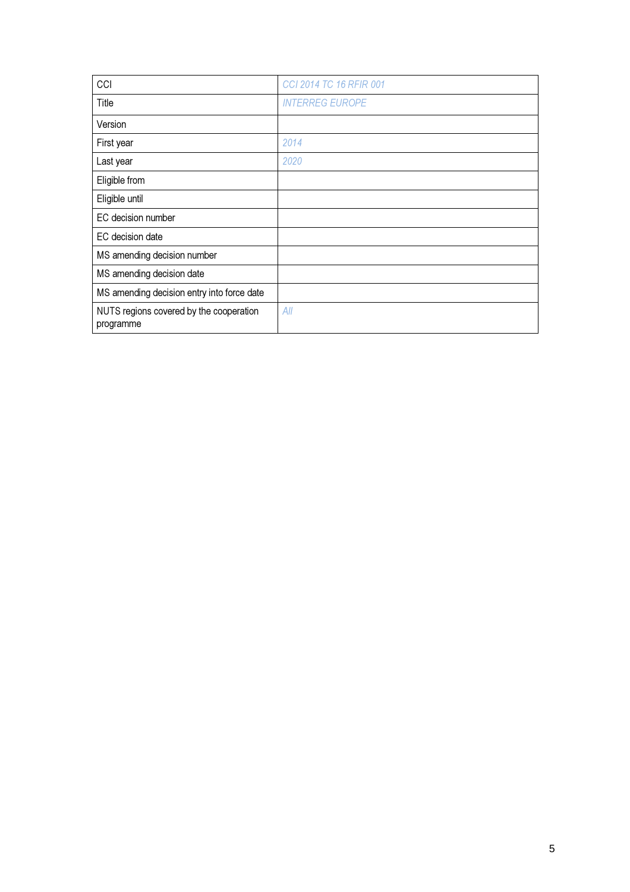| | |
|---|---|
| CCI | *CCI 2014 TC 16 RFIR 001* |
| Title | *INTERREG EUROPE* |
| Version | |
| First year | *2014* |
| Last year | *2020* |
| Eligible from | |
| Eligible until | |
| EC decision number | |
| EC decision date | |
| MS amending decision number | |
| MS amending decision date | |
| MS amending decision entry into force date | |
| NUTS regions covered by the cooperation programme | *All* |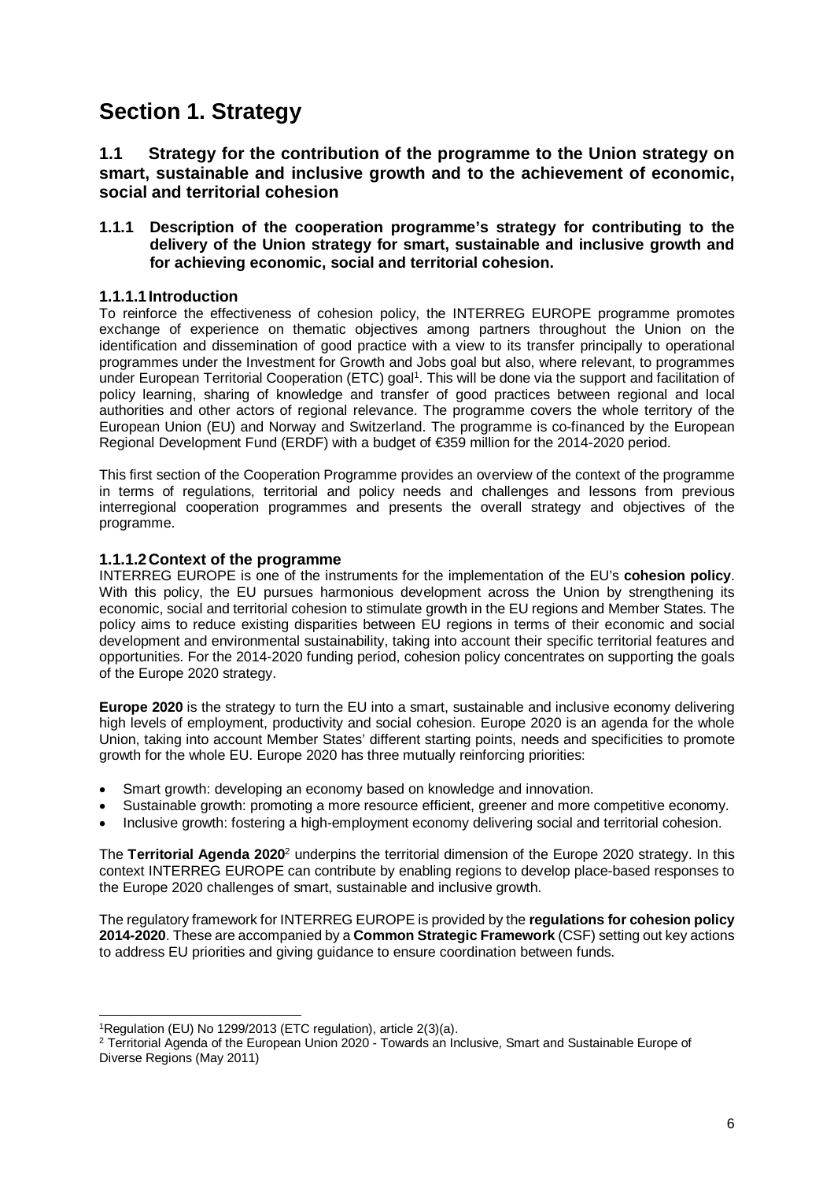# Section 1. Strategy

## 1.1 Strategy for the contribution of the programme to the Union strategy on smart, sustainable and inclusive growth and to the achievement of economic, social and territorial cohesion

### 1.1.1 Description of the cooperation programme's strategy for contributing to the delivery of the Union strategy for smart, sustainable and inclusive growth and for achieving economic, social and territorial cohesion.

#### 1.1.1.1 Introduction

To reinforce the effectiveness of cohesion policy, the INTERREG EUROPE programme promotes exchange of experience on thematic objectives among partners throughout the Union on the identification and dissemination of good practice with a view to its transfer principally to operational programmes under the Investment for Growth and Jobs goal but also, where relevant, to programmes under European Territorial Cooperation (ETC) goal[1]. This will be done via the support and facilitation of policy learning, sharing of knowledge and transfer of good practices between regional and local authorities and other actors of regional relevance. The programme covers the whole territory of the European Union (EU) and Norway and Switzerland. The programme is co-financed by the European Regional Development Fund (ERDF) with a budget of €359 million for the 2014-2020 period.

This first section of the Cooperation Programme provides an overview of the context of the programme in terms of regulations, territorial and policy needs and challenges and lessons from previous interregional cooperation programmes and presents the overall strategy and objectives of the programme.

#### 1.1.1.2 Context of the programme

INTERREG EUROPE is one of the instruments for the implementation of the EU's **cohesion policy**. With this policy, the EU pursues harmonious development across the Union by strengthening its economic, social and territorial cohesion to stimulate growth in the EU regions and Member States. The policy aims to reduce existing disparities between EU regions in terms of their economic and social development and environmental sustainability, taking into account their specific territorial features and opportunities. For the 2014-2020 funding period, cohesion policy concentrates on supporting the goals of the Europe 2020 strategy.

**Europe 2020** is the strategy to turn the EU into a smart, sustainable and inclusive economy delivering high levels of employment, productivity and social cohesion. Europe 2020 is an agenda for the whole Union, taking into account Member States' different starting points, needs and specificities to promote growth for the whole EU. Europe 2020 has three mutually reinforcing priorities:

- Smart growth: developing an economy based on knowledge and innovation.
- Sustainable growth: promoting a more resource efficient, greener and more competitive economy.
- Inclusive growth: fostering a high-employment economy delivering social and territorial cohesion.

The **Territorial Agenda 2020**[2] underpins the territorial dimension of the Europe 2020 strategy. In this context INTERREG EUROPE can contribute by enabling regions to develop place-based responses to the Europe 2020 challenges of smart, sustainable and inclusive growth.

The regulatory framework for INTERREG EUROPE is provided by the **regulations for cohesion policy 2014-2020**. These are accompanied by a **Common Strategic Framework** (CSF) setting out key actions to address EU priorities and giving guidance to ensure coordination between funds.

---

[1] Regulation (EU) No 1299/2013 (ETC regulation), article 2(3)(a).

[2] Territorial Agenda of the European Union 2020 - Towards an Inclusive, Smart and Sustainable Europe of Diverse Regions (May 2011)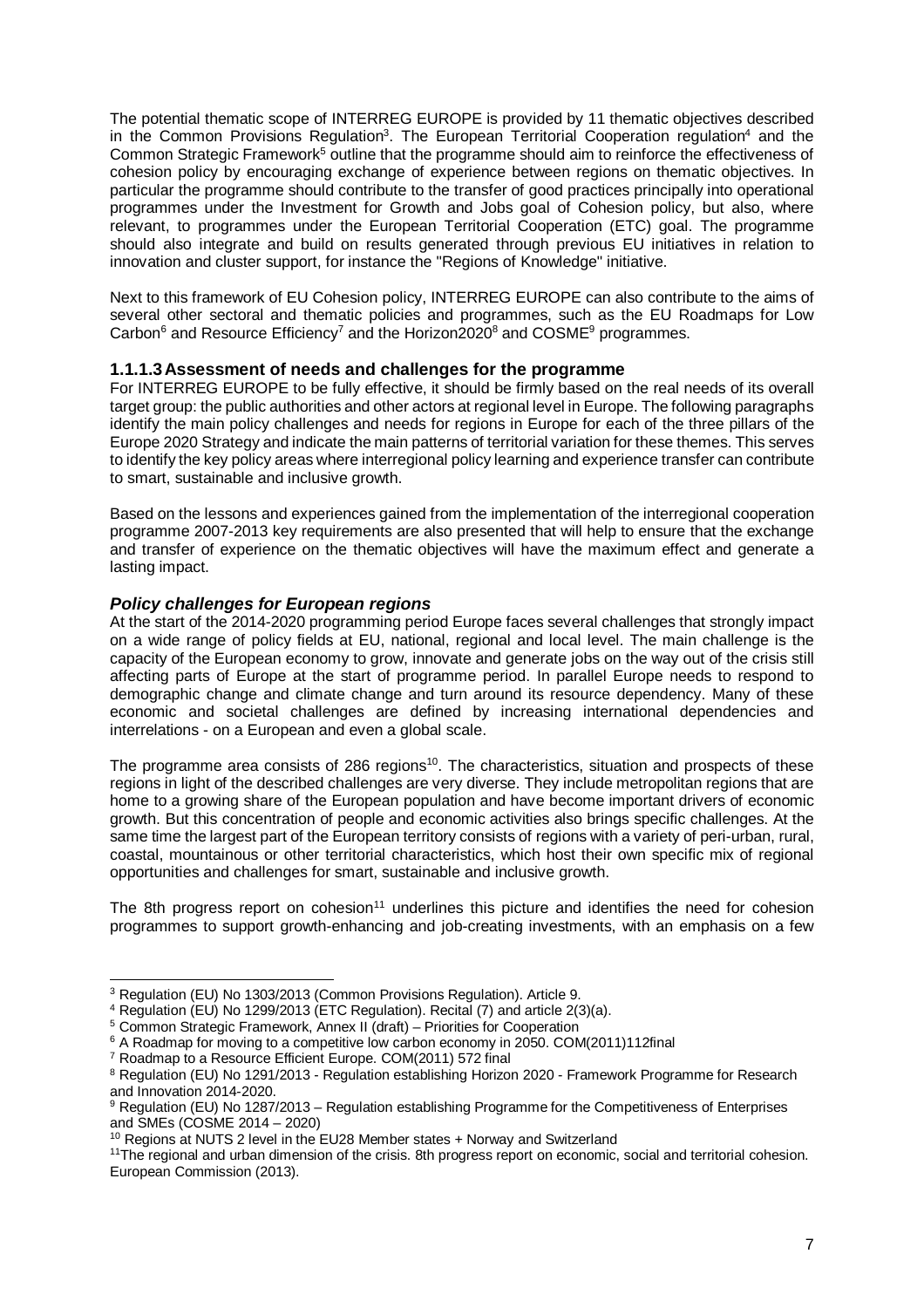The potential thematic scope of INTERREG EUROPE is provided by 11 thematic objectives described in the Common Provisions Regulation[3]. The European Territorial Cooperation regulation[4] and the Common Strategic Framework[5] outline that the programme should aim to reinforce the effectiveness of cohesion policy by encouraging exchange of experience between regions on thematic objectives. In particular the programme should contribute to the transfer of good practices principally into operational programmes under the Investment for Growth and Jobs goal of Cohesion policy, but also, where relevant, to programmes under the European Territorial Cooperation (ETC) goal. The programme should also integrate and build on results generated through previous EU initiatives in relation to innovation and cluster support, for instance the "Regions of Knowledge" initiative.

Next to this framework of EU Cohesion policy, INTERREG EUROPE can also contribute to the aims of several other sectoral and thematic policies and programmes, such as the EU Roadmaps for Low Carbon[6] and Resource Efficiency[7] and the Horizon2020[8] and COSME[9] programmes.

#### 1.1.1.3 Assessment of needs and challenges for the programme

For INTERREG EUROPE to be fully effective, it should be firmly based on the real needs of its overall target group: the public authorities and other actors at regional level in Europe. The following paragraphs identify the main policy challenges and needs for regions in Europe for each of the three pillars of the Europe 2020 Strategy and indicate the main patterns of territorial variation for these themes. This serves to identify the key policy areas where interregional policy learning and experience transfer can contribute to smart, sustainable and inclusive growth.

Based on the lessons and experiences gained from the implementation of the interregional cooperation programme 2007-2013 key requirements are also presented that will help to ensure that the exchange and transfer of experience on the thematic objectives will have the maximum effect and generate a lasting impact.

***Policy challenges for European regions***

At the start of the 2014-2020 programming period Europe faces several challenges that strongly impact on a wide range of policy fields at EU, national, regional and local level. The main challenge is the capacity of the European economy to grow, innovate and generate jobs on the way out of the crisis still affecting parts of Europe at the start of programme period. In parallel Europe needs to respond to demographic change and climate change and turn around its resource dependency. Many of these economic and societal challenges are defined by increasing international dependencies and interrelations - on a European and even a global scale.

The programme area consists of 286 regions[10]. The characteristics, situation and prospects of these regions in light of the described challenges are very diverse. They include metropolitan regions that are home to a growing share of the European population and have become important drivers of economic growth. But this concentration of people and economic activities also brings specific challenges. At the same time the largest part of the European territory consists of regions with a variety of peri-urban, rural, coastal, mountainous or other territorial characteristics, which host their own specific mix of regional opportunities and challenges for smart, sustainable and inclusive growth.

The 8th progress report on cohesion[11] underlines this picture and identifies the need for cohesion programmes to support growth-enhancing and job-creating investments, with an emphasis on a few

---

[3] Regulation (EU) No 1303/2013 (Common Provisions Regulation). Article 9.

[4] Regulation (EU) No 1299/2013 (ETC Regulation). Recital (7) and article 2(3)(a).

[5] Common Strategic Framework, Annex II (draft) – Priorities for Cooperation

[6] A Roadmap for moving to a competitive low carbon economy in 2050. COM(2011)112final

[7] Roadmap to a Resource Efficient Europe. COM(2011) 572 final

[8] Regulation (EU) No 1291/2013 - Regulation establishing Horizon 2020 - Framework Programme for Research and Innovation 2014-2020.

[9] Regulation (EU) No 1287/2013 – Regulation establishing Programme for the Competitiveness of Enterprises and SMEs (COSME 2014 – 2020)

[10] Regions at NUTS 2 level in the EU28 Member states + Norway and Switzerland

[11] The regional and urban dimension of the crisis. 8th progress report on economic, social and territorial cohesion. European Commission (2013).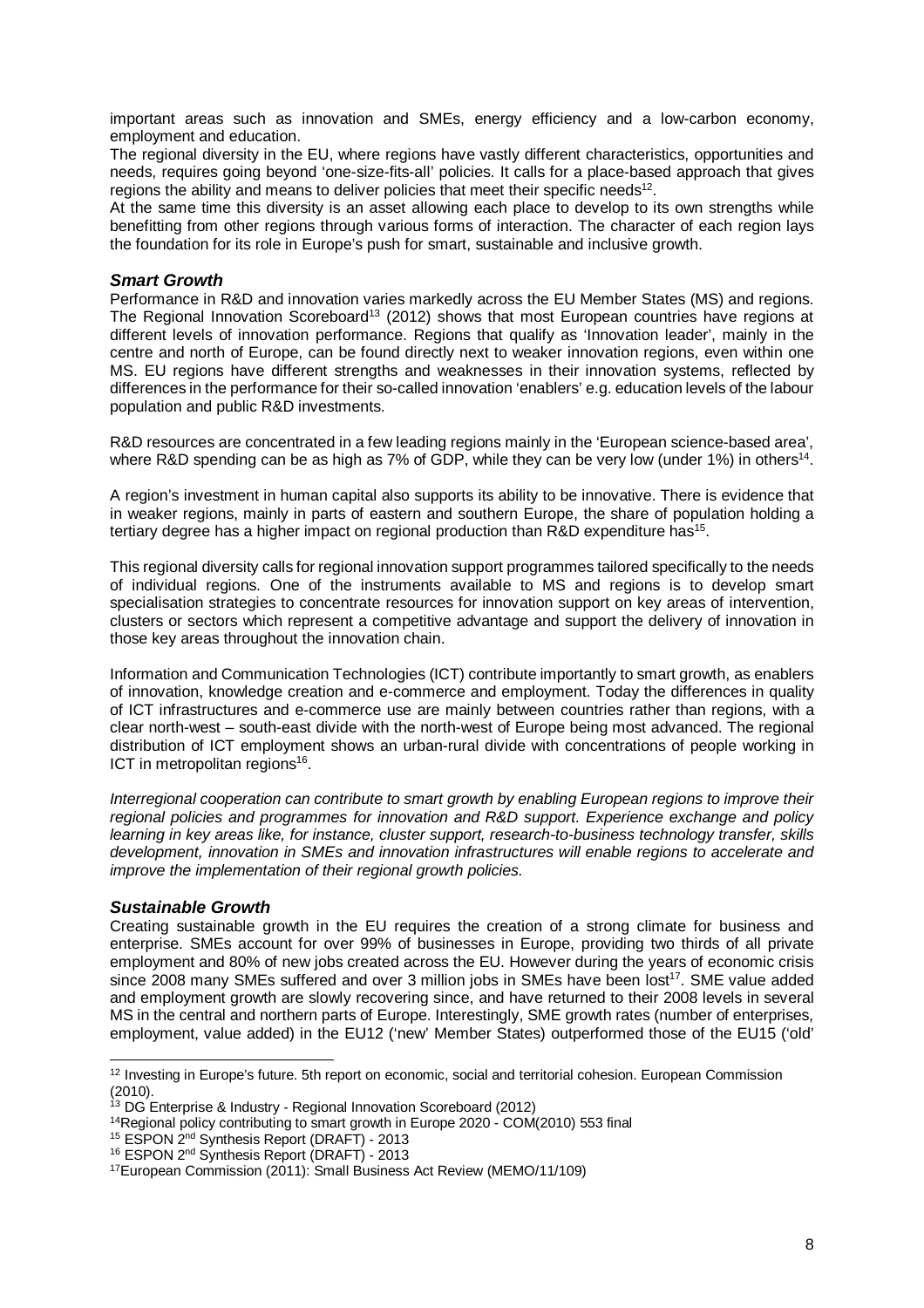important areas such as innovation and SMEs, energy efficiency and a low-carbon economy, employment and education.

The regional diversity in the EU, where regions have vastly different characteristics, opportunities and needs, requires going beyond 'one-size-fits-all' policies. It calls for a place-based approach that gives regions the ability and means to deliver policies that meet their specific needs[12].

At the same time this diversity is an asset allowing each place to develop to its own strengths while benefitting from other regions through various forms of interaction. The character of each region lays the foundation for its role in Europe's push for smart, sustainable and inclusive growth.

### *Smart Growth*

Performance in R&D and innovation varies markedly across the EU Member States (MS) and regions. The Regional Innovation Scoreboard[13] (2012) shows that most European countries have regions at different levels of innovation performance. Regions that qualify as 'Innovation leader', mainly in the centre and north of Europe, can be found directly next to weaker innovation regions, even within one MS. EU regions have different strengths and weaknesses in their innovation systems, reflected by differences in the performance for their so-called innovation 'enablers' e.g. education levels of the labour population and public R&D investments.

R&D resources are concentrated in a few leading regions mainly in the 'European science-based area', where R&D spending can be as high as 7% of GDP, while they can be very low (under 1%) in others[14].

A region's investment in human capital also supports its ability to be innovative. There is evidence that in weaker regions, mainly in parts of eastern and southern Europe, the share of population holding a tertiary degree has a higher impact on regional production than R&D expenditure has[15].

This regional diversity calls for regional innovation support programmes tailored specifically to the needs of individual regions. One of the instruments available to MS and regions is to develop smart specialisation strategies to concentrate resources for innovation support on key areas of intervention, clusters or sectors which represent a competitive advantage and support the delivery of innovation in those key areas throughout the innovation chain.

Information and Communication Technologies (ICT) contribute importantly to smart growth, as enablers of innovation, knowledge creation and e-commerce and employment. Today the differences in quality of ICT infrastructures and e-commerce use are mainly between countries rather than regions, with a clear north-west – south-east divide with the north-west of Europe being most advanced. The regional distribution of ICT employment shows an urban-rural divide with concentrations of people working in ICT in metropolitan regions[16].

*Interregional cooperation can contribute to smart growth by enabling European regions to improve their regional policies and programmes for innovation and R&D support. Experience exchange and policy learning in key areas like, for instance, cluster support, research-to-business technology transfer, skills development, innovation in SMEs and innovation infrastructures will enable regions to accelerate and improve the implementation of their regional growth policies.*

### *Sustainable Growth*

Creating sustainable growth in the EU requires the creation of a strong climate for business and enterprise. SMEs account for over 99% of businesses in Europe, providing two thirds of all private employment and 80% of new jobs created across the EU. However during the years of economic crisis since 2008 many SMEs suffered and over 3 million jobs in SMEs have been lost[17]. SME value added and employment growth are slowly recovering since, and have returned to their 2008 levels in several MS in the central and northern parts of Europe. Interestingly, SME growth rates (number of enterprises, employment, value added) in the EU12 ('new' Member States) outperformed those of the EU15 ('old'

---

[12] Investing in Europe's future. 5th report on economic, social and territorial cohesion. European Commission (2010).

[13] DG Enterprise & Industry - Regional Innovation Scoreboard (2012)

[14] Regional policy contributing to smart growth in Europe 2020 - COM(2010) 553 final

[15] ESPON 2nd Synthesis Report (DRAFT) - 2013

[16] ESPON 2nd Synthesis Report (DRAFT) - 2013

[17] European Commission (2011): Small Business Act Review (MEMO/11/109)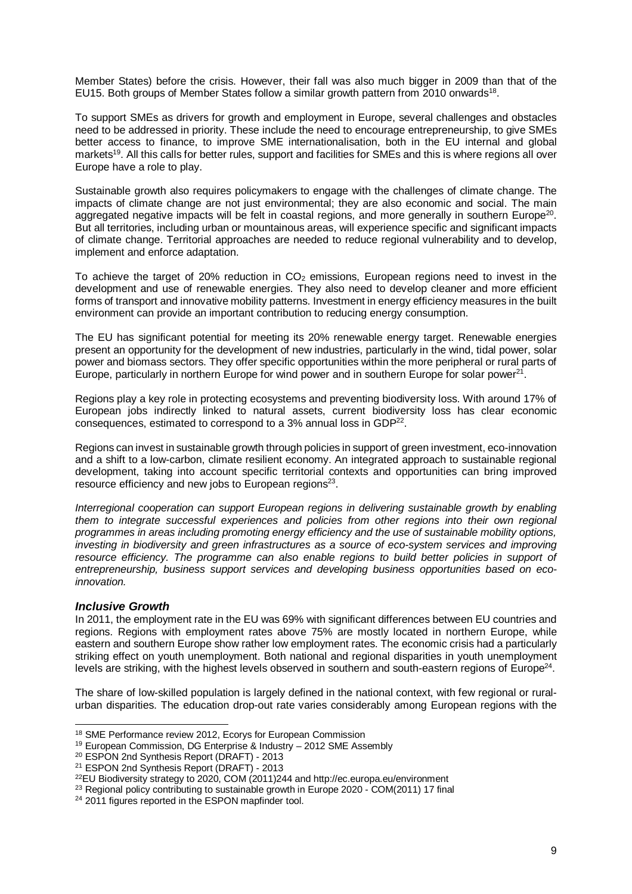Member States) before the crisis. However, their fall was also much bigger in 2009 than that of the EU15. Both groups of Member States follow a similar growth pattern from 2010 onwards[18].

To support SMEs as drivers for growth and employment in Europe, several challenges and obstacles need to be addressed in priority. These include the need to encourage entrepreneurship, to give SMEs better access to finance, to improve SME internationalisation, both in the EU internal and global markets[19]. All this calls for better rules, support and facilities for SMEs and this is where regions all over Europe have a role to play.

Sustainable growth also requires policymakers to engage with the challenges of climate change. The impacts of climate change are not just environmental; they are also economic and social. The main aggregated negative impacts will be felt in coastal regions, and more generally in southern Europe[20]. But all territories, including urban or mountainous areas, will experience specific and significant impacts of climate change. Territorial approaches are needed to reduce regional vulnerability and to develop, implement and enforce adaptation.

To achieve the target of 20% reduction in $CO_2$ emissions, European regions need to invest in the development and use of renewable energies. They also need to develop cleaner and more efficient forms of transport and innovative mobility patterns. Investment in energy efficiency measures in the built environment can provide an important contribution to reducing energy consumption.

The EU has significant potential for meeting its 20% renewable energy target. Renewable energies present an opportunity for the development of new industries, particularly in the wind, tidal power, solar power and biomass sectors. They offer specific opportunities within the more peripheral or rural parts of Europe, particularly in northern Europe for wind power and in southern Europe for solar power[21].

Regions play a key role in protecting ecosystems and preventing biodiversity loss. With around 17% of European jobs indirectly linked to natural assets, current biodiversity loss has clear economic consequences, estimated to correspond to a 3% annual loss in GDP[22].

Regions can invest in sustainable growth through policies in support of green investment, eco-innovation and a shift to a low-carbon, climate resilient economy. An integrated approach to sustainable regional development, taking into account specific territorial contexts and opportunities can bring improved resource efficiency and new jobs to European regions[23].

*Interregional cooperation can support European regions in delivering sustainable growth by enabling them to integrate successful experiences and policies from other regions into their own regional programmes in areas including promoting energy efficiency and the use of sustainable mobility options, investing in biodiversity and green infrastructures as a source of eco-system services and improving resource efficiency. The programme can also enable regions to build better policies in support of entrepreneurship, business support services and developing business opportunities based on eco-innovation.*

### *Inclusive Growth*

In 2011, the employment rate in the EU was 69% with significant differences between EU countries and regions. Regions with employment rates above 75% are mostly located in northern Europe, while eastern and southern Europe show rather low employment rates. The economic crisis had a particularly striking effect on youth unemployment. Both national and regional disparities in youth unemployment levels are striking, with the highest levels observed in southern and south-eastern regions of Europe[24].

The share of low-skilled population is largely defined in the national context, with few regional or rural-urban disparities. The education drop-out rate varies considerably among European regions with the

---

[18] SME Performance review 2012, Ecorys for European Commission

[19] European Commission, DG Enterprise & Industry – 2012 SME Assembly

[20] ESPON 2nd Synthesis Report (DRAFT) - 2013

[21] ESPON 2nd Synthesis Report (DRAFT) - 2013

[22] EU Biodiversity strategy to 2020, COM (2011)244 and http://ec.europa.eu/environment

[23] Regional policy contributing to sustainable growth in Europe 2020 - COM(2011) 17 final

[24] 2011 figures reported in the ESPON mapfinder tool.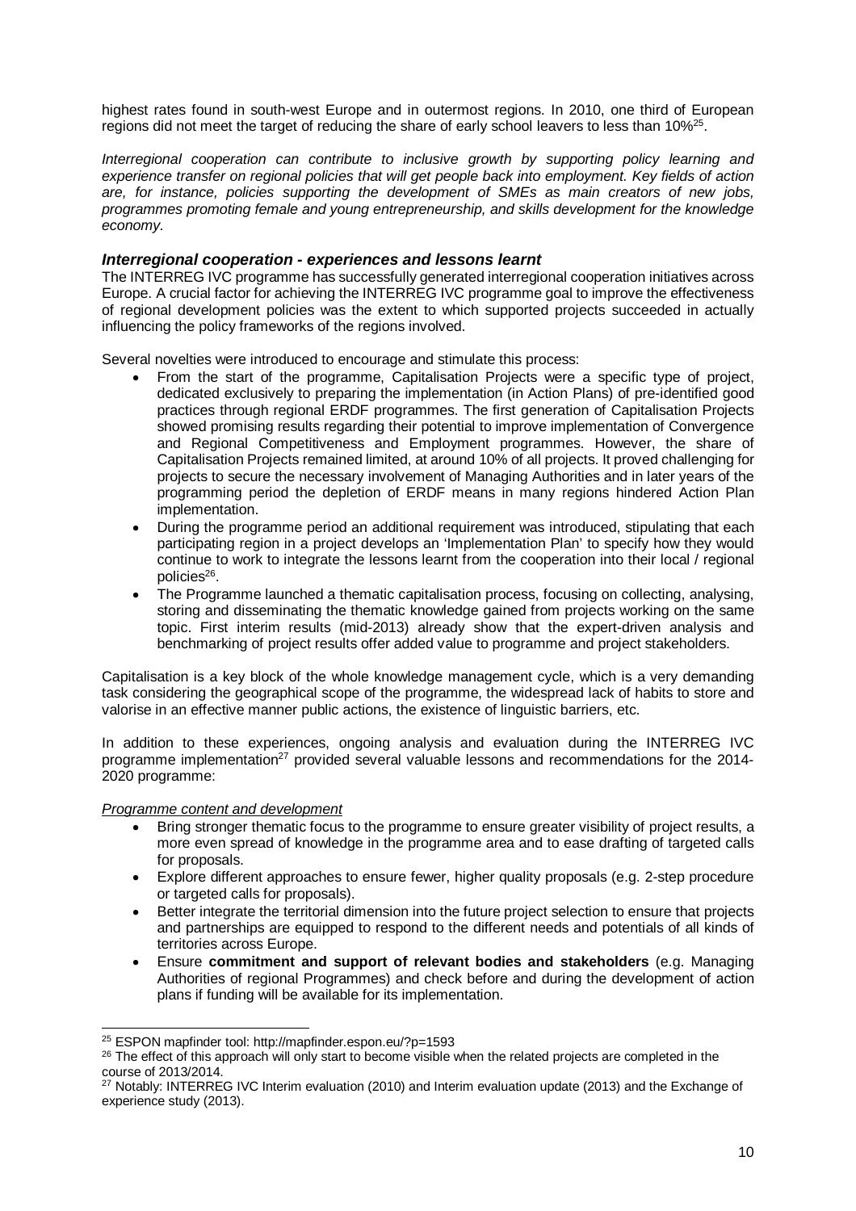highest rates found in south-west Europe and in outermost regions. In 2010, one third of European regions did not meet the target of reducing the share of early school leavers to less than 10%[25].

*Interregional cooperation can contribute to inclusive growth by supporting policy learning and experience transfer on regional policies that will get people back into employment. Key fields of action are, for instance, policies supporting the development of SMEs as main creators of new jobs, programmes promoting female and young entrepreneurship, and skills development for the knowledge economy.*

### *Interregional cooperation - experiences and lessons learnt*

The INTERREG IVC programme has successfully generated interregional cooperation initiatives across Europe. A crucial factor for achieving the INTERREG IVC programme goal to improve the effectiveness of regional development policies was the extent to which supported projects succeeded in actually influencing the policy frameworks of the regions involved.

Several novelties were introduced to encourage and stimulate this process:

- From the start of the programme, Capitalisation Projects were a specific type of project, dedicated exclusively to preparing the implementation (in Action Plans) of pre-identified good practices through regional ERDF programmes. The first generation of Capitalisation Projects showed promising results regarding their potential to improve implementation of Convergence and Regional Competitiveness and Employment programmes. However, the share of Capitalisation Projects remained limited, at around 10% of all projects. It proved challenging for projects to secure the necessary involvement of Managing Authorities and in later years of the programming period the depletion of ERDF means in many regions hindered Action Plan implementation.
- During the programme period an additional requirement was introduced, stipulating that each participating region in a project develops an 'Implementation Plan' to specify how they would continue to work to integrate the lessons learnt from the cooperation into their local / regional policies[26].
- The Programme launched a thematic capitalisation process, focusing on collecting, analysing, storing and disseminating the thematic knowledge gained from projects working on the same topic. First interim results (mid-2013) already show that the expert-driven analysis and benchmarking of project results offer added value to programme and project stakeholders.

Capitalisation is a key block of the whole knowledge management cycle, which is a very demanding task considering the geographical scope of the programme, the widespread lack of habits to store and valorise in an effective manner public actions, the existence of linguistic barriers, etc.

In addition to these experiences, ongoing analysis and evaluation during the INTERREG IVC programme implementation[27] provided several valuable lessons and recommendations for the 2014-2020 programme:

<u>*Programme content and development*</u>

- Bring stronger thematic focus to the programme to ensure greater visibility of project results, a more even spread of knowledge in the programme area and to ease drafting of targeted calls for proposals.
- Explore different approaches to ensure fewer, higher quality proposals (e.g. 2-step procedure or targeted calls for proposals).
- Better integrate the territorial dimension into the future project selection to ensure that projects and partnerships are equipped to respond to the different needs and potentials of all kinds of territories across Europe.
- Ensure **commitment and support of relevant bodies and stakeholders** (e.g. Managing Authorities of regional Programmes) and check before and during the development of action plans if funding will be available for its implementation.

---

[25] ESPON mapfinder tool: http://mapfinder.espon.eu/?p=1593

[26] The effect of this approach will only start to become visible when the related projects are completed in the course of 2013/2014.

[27] Notably: INTERREG IVC Interim evaluation (2010) and Interim evaluation update (2013) and the Exchange of experience study (2013).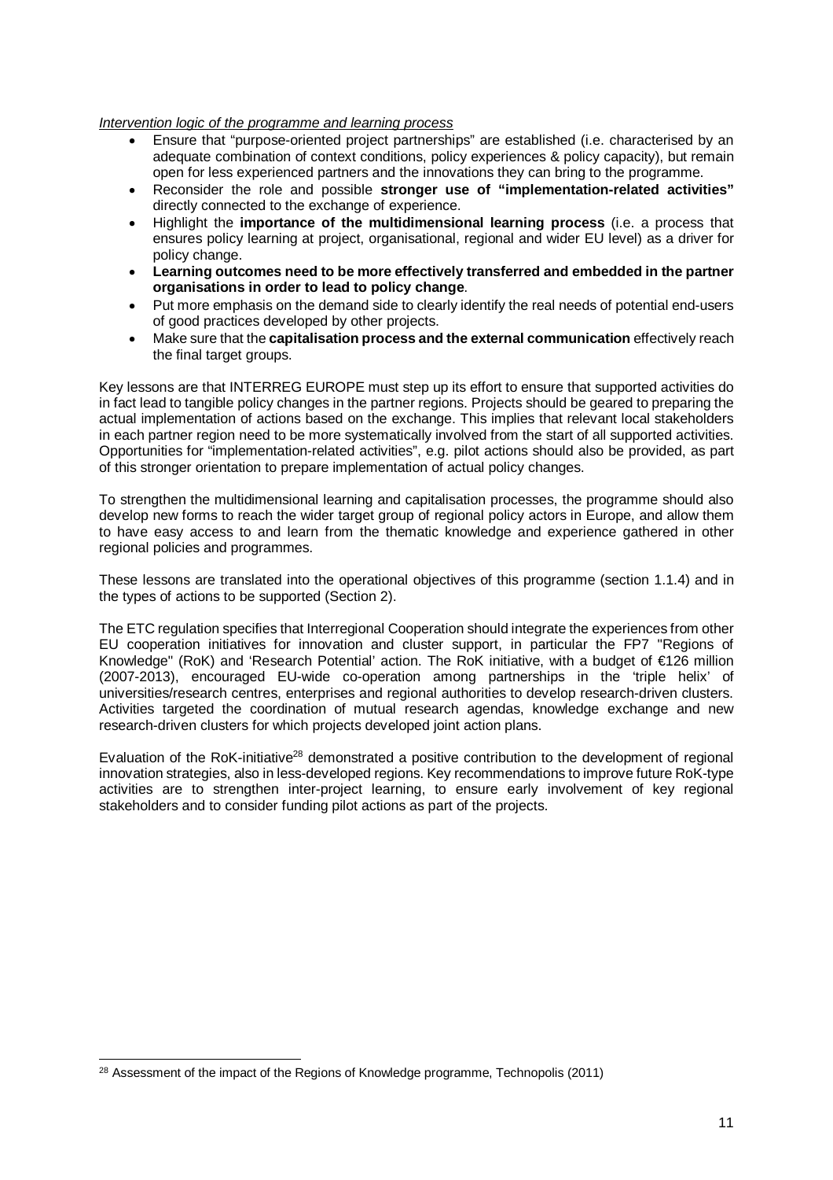*Intervention logic of the programme and learning process*

- Ensure that "purpose-oriented project partnerships" are established (i.e. characterised by an adequate combination of context conditions, policy experiences & policy capacity), but remain open for less experienced partners and the innovations they can bring to the programme.
- Reconsider the role and possible **stronger use of "implementation-related activities"** directly connected to the exchange of experience.
- Highlight the **importance of the multidimensional learning process** (i.e. a process that ensures policy learning at project, organisational, regional and wider EU level) as a driver for policy change.
- **Learning outcomes need to be more effectively transferred and embedded in the partner organisations in order to lead to policy change**.
- Put more emphasis on the demand side to clearly identify the real needs of potential end-users of good practices developed by other projects.
- Make sure that the **capitalisation process and the external communication** effectively reach the final target groups.

Key lessons are that INTERREG EUROPE must step up its effort to ensure that supported activities do in fact lead to tangible policy changes in the partner regions. Projects should be geared to preparing the actual implementation of actions based on the exchange. This implies that relevant local stakeholders in each partner region need to be more systematically involved from the start of all supported activities. Opportunities for "implementation-related activities", e.g. pilot actions should also be provided, as part of this stronger orientation to prepare implementation of actual policy changes.

To strengthen the multidimensional learning and capitalisation processes, the programme should also develop new forms to reach the wider target group of regional policy actors in Europe, and allow them to have easy access to and learn from the thematic knowledge and experience gathered in other regional policies and programmes.

These lessons are translated into the operational objectives of this programme (section 1.1.4) and in the types of actions to be supported (Section 2).

The ETC regulation specifies that Interregional Cooperation should integrate the experiences from other EU cooperation initiatives for innovation and cluster support, in particular the FP7 "Regions of Knowledge" (RoK) and 'Research Potential' action. The RoK initiative, with a budget of €126 million (2007-2013), encouraged EU-wide co-operation among partnerships in the 'triple helix' of universities/research centres, enterprises and regional authorities to develop research-driven clusters. Activities targeted the coordination of mutual research agendas, knowledge exchange and new research-driven clusters for which projects developed joint action plans.

Evaluation of the RoK-initiative[28] demonstrated a positive contribution to the development of regional innovation strategies, also in less-developed regions. Key recommendations to improve future RoK-type activities are to strengthen inter-project learning, to ensure early involvement of key regional stakeholders and to consider funding pilot actions as part of the projects.

[28] Assessment of the impact of the Regions of Knowledge programme, Technopolis (2011)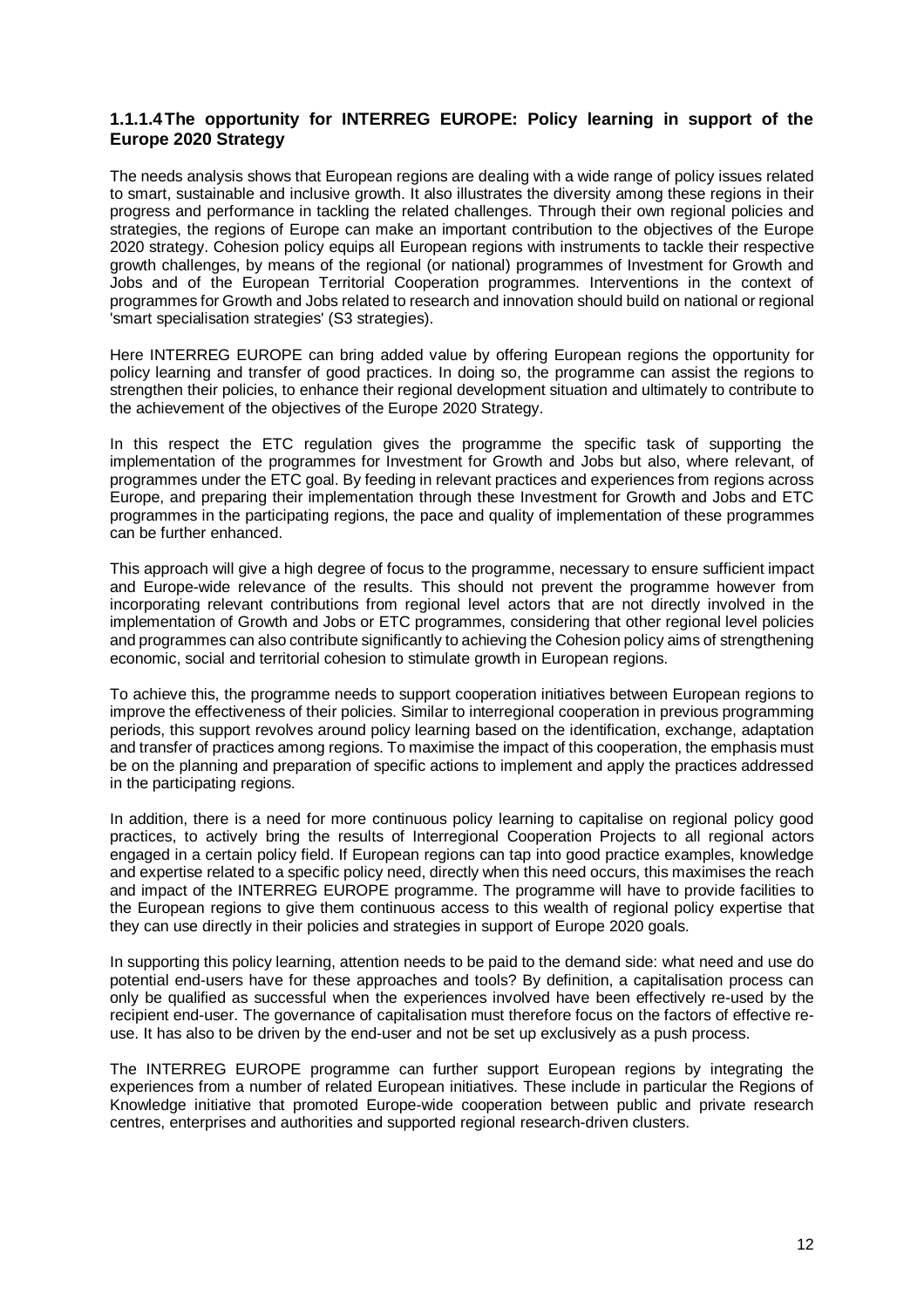#### 1.1.1.4 The opportunity for INTERREG EUROPE: Policy learning in support of the Europe 2020 Strategy

The needs analysis shows that European regions are dealing with a wide range of policy issues related to smart, sustainable and inclusive growth. It also illustrates the diversity among these regions in their progress and performance in tackling the related challenges. Through their own regional policies and strategies, the regions of Europe can make an important contribution to the objectives of the Europe 2020 strategy. Cohesion policy equips all European regions with instruments to tackle their respective growth challenges, by means of the regional (or national) programmes of Investment for Growth and Jobs and of the European Territorial Cooperation programmes. Interventions in the context of programmes for Growth and Jobs related to research and innovation should build on national or regional 'smart specialisation strategies' (S3 strategies).

Here INTERREG EUROPE can bring added value by offering European regions the opportunity for policy learning and transfer of good practices. In doing so, the programme can assist the regions to strengthen their policies, to enhance their regional development situation and ultimately to contribute to the achievement of the objectives of the Europe 2020 Strategy.

In this respect the ETC regulation gives the programme the specific task of supporting the implementation of the programmes for Investment for Growth and Jobs but also, where relevant, of programmes under the ETC goal. By feeding in relevant practices and experiences from regions across Europe, and preparing their implementation through these Investment for Growth and Jobs and ETC programmes in the participating regions, the pace and quality of implementation of these programmes can be further enhanced.

This approach will give a high degree of focus to the programme, necessary to ensure sufficient impact and Europe-wide relevance of the results. This should not prevent the programme however from incorporating relevant contributions from regional level actors that are not directly involved in the implementation of Growth and Jobs or ETC programmes, considering that other regional level policies and programmes can also contribute significantly to achieving the Cohesion policy aims of strengthening economic, social and territorial cohesion to stimulate growth in European regions.

To achieve this, the programme needs to support cooperation initiatives between European regions to improve the effectiveness of their policies. Similar to interregional cooperation in previous programming periods, this support revolves around policy learning based on the identification, exchange, adaptation and transfer of practices among regions. To maximise the impact of this cooperation, the emphasis must be on the planning and preparation of specific actions to implement and apply the practices addressed in the participating regions.

In addition, there is a need for more continuous policy learning to capitalise on regional policy good practices, to actively bring the results of Interregional Cooperation Projects to all regional actors engaged in a certain policy field. If European regions can tap into good practice examples, knowledge and expertise related to a specific policy need, directly when this need occurs, this maximises the reach and impact of the INTERREG EUROPE programme. The programme will have to provide facilities to the European regions to give them continuous access to this wealth of regional policy expertise that they can use directly in their policies and strategies in support of Europe 2020 goals.

In supporting this policy learning, attention needs to be paid to the demand side: what need and use do potential end-users have for these approaches and tools? By definition, a capitalisation process can only be qualified as successful when the experiences involved have been effectively re-used by the recipient end-user. The governance of capitalisation must therefore focus on the factors of effective re-use. It has also to be driven by the end-user and not be set up exclusively as a push process.

The INTERREG EUROPE programme can further support European regions by integrating the experiences from a number of related European initiatives. These include in particular the Regions of Knowledge initiative that promoted Europe-wide cooperation between public and private research centres, enterprises and authorities and supported regional research-driven clusters.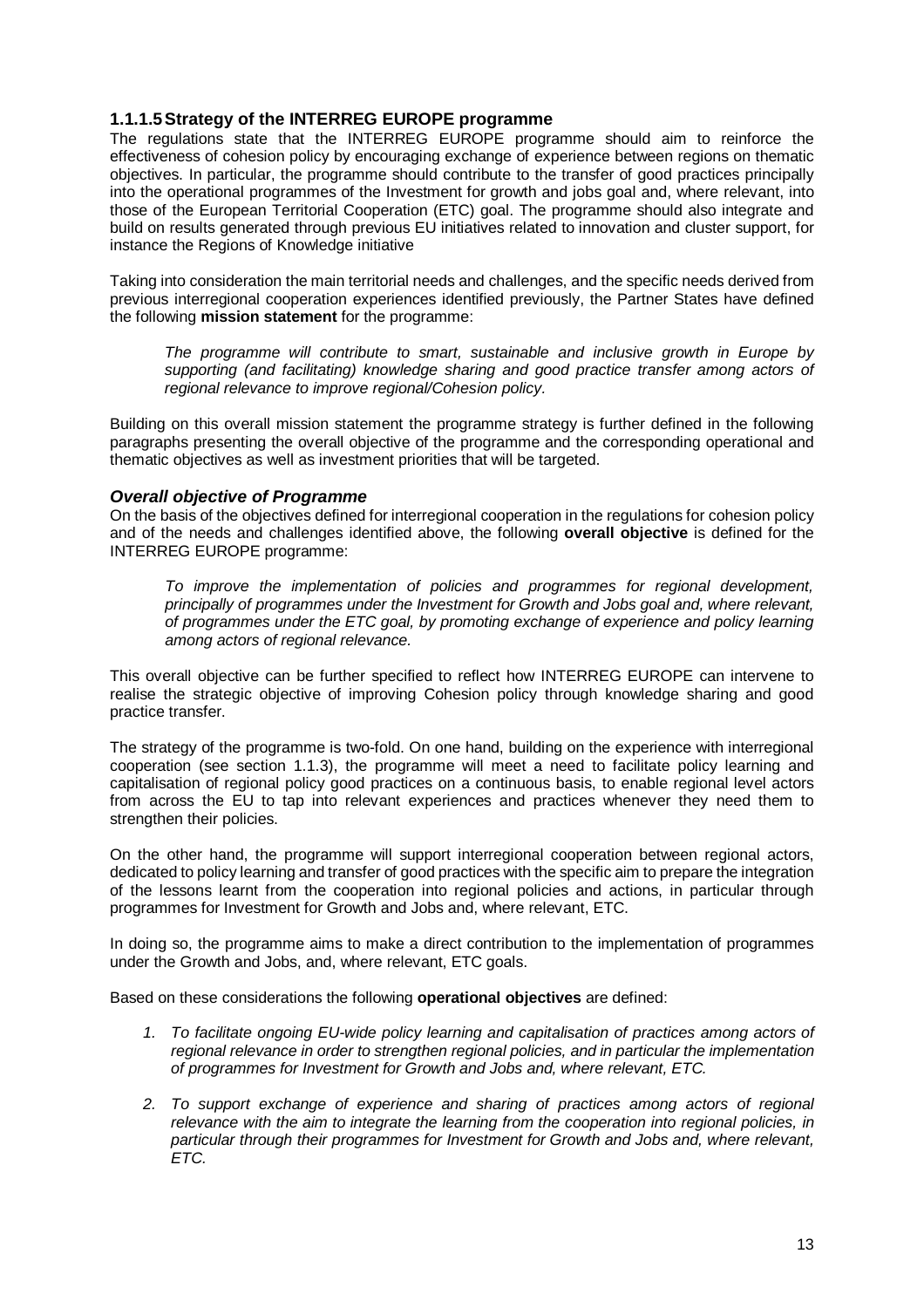#### 1.1.1.5 Strategy of the INTERREG EUROPE programme

The regulations state that the INTERREG EUROPE programme should aim to reinforce the effectiveness of cohesion policy by encouraging exchange of experience between regions on thematic objectives. In particular, the programme should contribute to the transfer of good practices principally into the operational programmes of the Investment for growth and jobs goal and, where relevant, into those of the European Territorial Cooperation (ETC) goal. The programme should also integrate and build on results generated through previous EU initiatives related to innovation and cluster support, for instance the Regions of Knowledge initiative

Taking into consideration the main territorial needs and challenges, and the specific needs derived from previous interregional cooperation experiences identified previously, the Partner States have defined the following **mission statement** for the programme:

> *The programme will contribute to smart, sustainable and inclusive growth in Europe by supporting (and facilitating) knowledge sharing and good practice transfer among actors of regional relevance to improve regional/Cohesion policy.*

Building on this overall mission statement the programme strategy is further defined in the following paragraphs presenting the overall objective of the programme and the corresponding operational and thematic objectives as well as investment priorities that will be targeted.

##### *Overall objective of Programme*

On the basis of the objectives defined for interregional cooperation in the regulations for cohesion policy and of the needs and challenges identified above, the following **overall objective** is defined for the INTERREG EUROPE programme:

> *To improve the implementation of policies and programmes for regional development, principally of programmes under the Investment for Growth and Jobs goal and, where relevant, of programmes under the ETC goal, by promoting exchange of experience and policy learning among actors of regional relevance.*

This overall objective can be further specified to reflect how INTERREG EUROPE can intervene to realise the strategic objective of improving Cohesion policy through knowledge sharing and good practice transfer.

The strategy of the programme is two-fold. On one hand, building on the experience with interregional cooperation (see section 1.1.3), the programme will meet a need to facilitate policy learning and capitalisation of regional policy good practices on a continuous basis, to enable regional level actors from across the EU to tap into relevant experiences and practices whenever they need them to strengthen their policies.

On the other hand, the programme will support interregional cooperation between regional actors, dedicated to policy learning and transfer of good practices with the specific aim to prepare the integration of the lessons learnt from the cooperation into regional policies and actions, in particular through programmes for Investment for Growth and Jobs and, where relevant, ETC.

In doing so, the programme aims to make a direct contribution to the implementation of programmes under the Growth and Jobs, and, where relevant, ETC goals.

Based on these considerations the following **operational objectives** are defined:

1. *To facilitate ongoing EU-wide policy learning and capitalisation of practices among actors of regional relevance in order to strengthen regional policies, and in particular the implementation of programmes for Investment for Growth and Jobs and, where relevant, ETC.*

2. *To support exchange of experience and sharing of practices among actors of regional relevance with the aim to integrate the learning from the cooperation into regional policies, in particular through their programmes for Investment for Growth and Jobs and, where relevant, ETC.*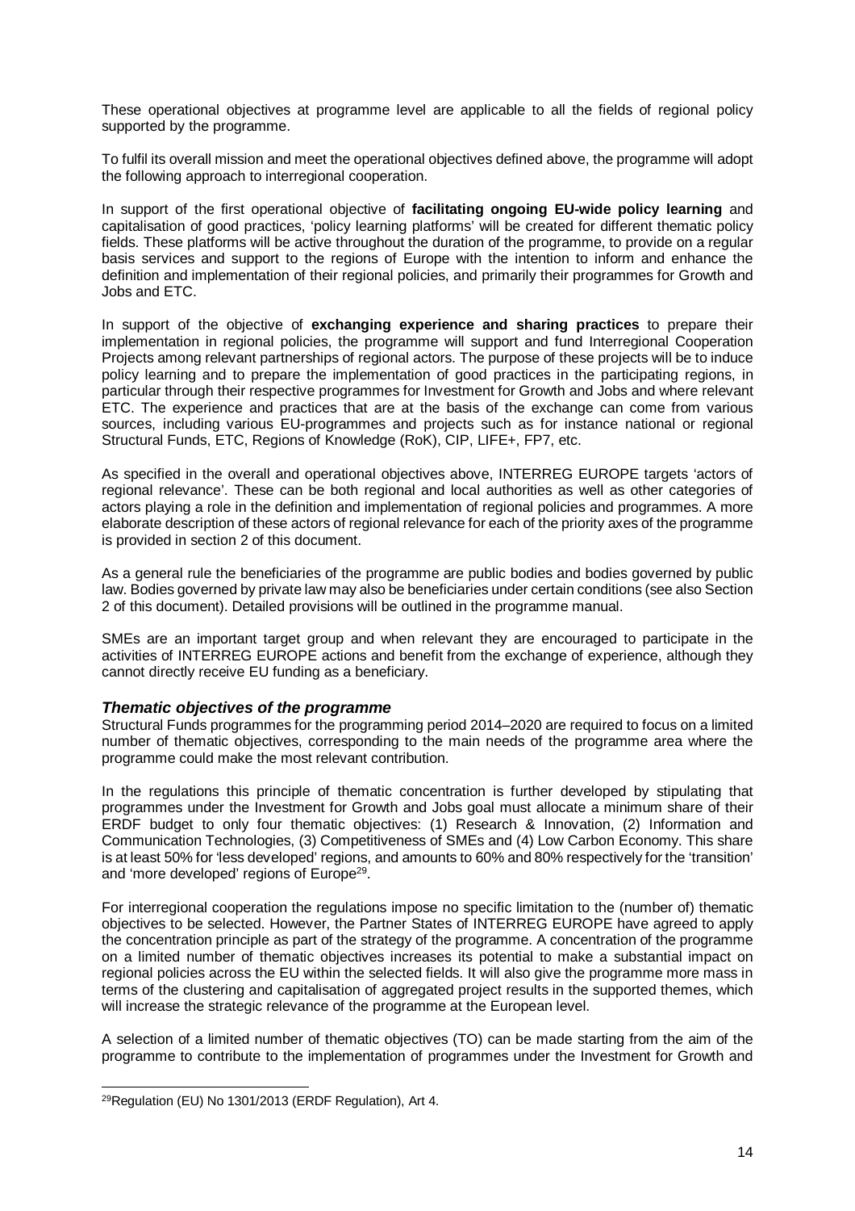These operational objectives at programme level are applicable to all the fields of regional policy supported by the programme.

To fulfil its overall mission and meet the operational objectives defined above, the programme will adopt the following approach to interregional cooperation.

In support of the first operational objective of **facilitating ongoing EU-wide policy learning** and capitalisation of good practices, 'policy learning platforms' will be created for different thematic policy fields. These platforms will be active throughout the duration of the programme, to provide on a regular basis services and support to the regions of Europe with the intention to inform and enhance the definition and implementation of their regional policies, and primarily their programmes for Growth and Jobs and ETC.

In support of the objective of **exchanging experience and sharing practices** to prepare their implementation in regional policies, the programme will support and fund Interregional Cooperation Projects among relevant partnerships of regional actors. The purpose of these projects will be to induce policy learning and to prepare the implementation of good practices in the participating regions, in particular through their respective programmes for Investment for Growth and Jobs and where relevant ETC. The experience and practices that are at the basis of the exchange can come from various sources, including various EU-programmes and projects such as for instance national or regional Structural Funds, ETC, Regions of Knowledge (RoK), CIP, LIFE+, FP7, etc.

As specified in the overall and operational objectives above, INTERREG EUROPE targets 'actors of regional relevance'. These can be both regional and local authorities as well as other categories of actors playing a role in the definition and implementation of regional policies and programmes. A more elaborate description of these actors of regional relevance for each of the priority axes of the programme is provided in section 2 of this document.

As a general rule the beneficiaries of the programme are public bodies and bodies governed by public law. Bodies governed by private law may also be beneficiaries under certain conditions (see also Section 2 of this document). Detailed provisions will be outlined in the programme manual.

SMEs are an important target group and when relevant they are encouraged to participate in the activities of INTERREG EUROPE actions and benefit from the exchange of experience, although they cannot directly receive EU funding as a beneficiary.

### *Thematic objectives of the programme*

Structural Funds programmes for the programming period 2014–2020 are required to focus on a limited number of thematic objectives, corresponding to the main needs of the programme area where the programme could make the most relevant contribution.

In the regulations this principle of thematic concentration is further developed by stipulating that programmes under the Investment for Growth and Jobs goal must allocate a minimum share of their ERDF budget to only four thematic objectives: (1) Research & Innovation, (2) Information and Communication Technologies, (3) Competitiveness of SMEs and (4) Low Carbon Economy. This share is at least 50% for 'less developed' regions, and amounts to 60% and 80% respectively for the 'transition' and 'more developed' regions of Europe[29].

For interregional cooperation the regulations impose no specific limitation to the (number of) thematic objectives to be selected. However, the Partner States of INTERREG EUROPE have agreed to apply the concentration principle as part of the strategy of the programme. A concentration of the programme on a limited number of thematic objectives increases its potential to make a substantial impact on regional policies across the EU within the selected fields. It will also give the programme more mass in terms of the clustering and capitalisation of aggregated project results in the supported themes, which will increase the strategic relevance of the programme at the European level.

A selection of a limited number of thematic objectives (TO) can be made starting from the aim of the programme to contribute to the implementation of programmes under the Investment for Growth and

[29] Regulation (EU) No 1301/2013 (ERDF Regulation), Art 4.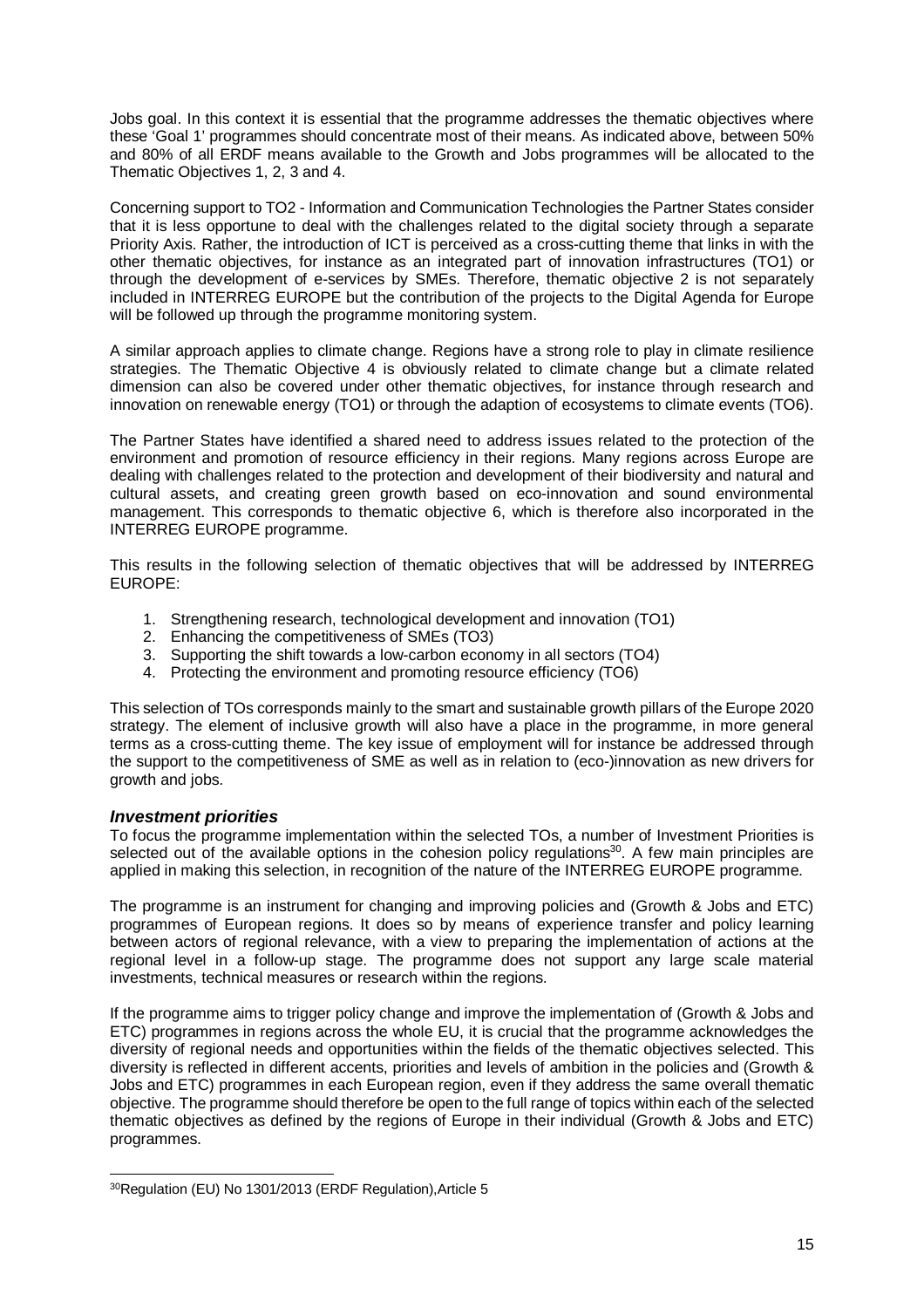Jobs goal. In this context it is essential that the programme addresses the thematic objectives where these 'Goal 1' programmes should concentrate most of their means. As indicated above, between 50% and 80% of all ERDF means available to the Growth and Jobs programmes will be allocated to the Thematic Objectives 1, 2, 3 and 4.

Concerning support to TO2 - Information and Communication Technologies the Partner States consider that it is less opportune to deal with the challenges related to the digital society through a separate Priority Axis. Rather, the introduction of ICT is perceived as a cross-cutting theme that links in with the other thematic objectives, for instance as an integrated part of innovation infrastructures (TO1) or through the development of e-services by SMEs. Therefore, thematic objective 2 is not separately included in INTERREG EUROPE but the contribution of the projects to the Digital Agenda for Europe will be followed up through the programme monitoring system.

A similar approach applies to climate change. Regions have a strong role to play in climate resilience strategies. The Thematic Objective 4 is obviously related to climate change but a climate related dimension can also be covered under other thematic objectives, for instance through research and innovation on renewable energy (TO1) or through the adaption of ecosystems to climate events (TO6).

The Partner States have identified a shared need to address issues related to the protection of the environment and promotion of resource efficiency in their regions. Many regions across Europe are dealing with challenges related to the protection and development of their biodiversity and natural and cultural assets, and creating green growth based on eco-innovation and sound environmental management. This corresponds to thematic objective 6, which is therefore also incorporated in the INTERREG EUROPE programme.

This results in the following selection of thematic objectives that will be addressed by INTERREG EUROPE:

1. Strengthening research, technological development and innovation (TO1)
2. Enhancing the competitiveness of SMEs (TO3)
3. Supporting the shift towards a low-carbon economy in all sectors (TO4)
4. Protecting the environment and promoting resource efficiency (TO6)

This selection of TOs corresponds mainly to the smart and sustainable growth pillars of the Europe 2020 strategy. The element of inclusive growth will also have a place in the programme, in more general terms as a cross-cutting theme. The key issue of employment will for instance be addressed through the support to the competitiveness of SME as well as in relation to (eco-)innovation as new drivers for growth and jobs.

### *Investment priorities*

To focus the programme implementation within the selected TOs, a number of Investment Priorities is selected out of the available options in the cohesion policy regulations[30]. A few main principles are applied in making this selection, in recognition of the nature of the INTERREG EUROPE programme.

The programme is an instrument for changing and improving policies and (Growth & Jobs and ETC) programmes of European regions. It does so by means of experience transfer and policy learning between actors of regional relevance, with a view to preparing the implementation of actions at the regional level in a follow-up stage. The programme does not support any large scale material investments, technical measures or research within the regions.

If the programme aims to trigger policy change and improve the implementation of (Growth & Jobs and ETC) programmes in regions across the whole EU, it is crucial that the programme acknowledges the diversity of regional needs and opportunities within the fields of the thematic objectives selected. This diversity is reflected in different accents, priorities and levels of ambition in the policies and (Growth & Jobs and ETC) programmes in each European region, even if they address the same overall thematic objective. The programme should therefore be open to the full range of topics within each of the selected thematic objectives as defined by the regions of Europe in their individual (Growth & Jobs and ETC) programmes.

---

[30] Regulation (EU) No 1301/2013 (ERDF Regulation), Article 5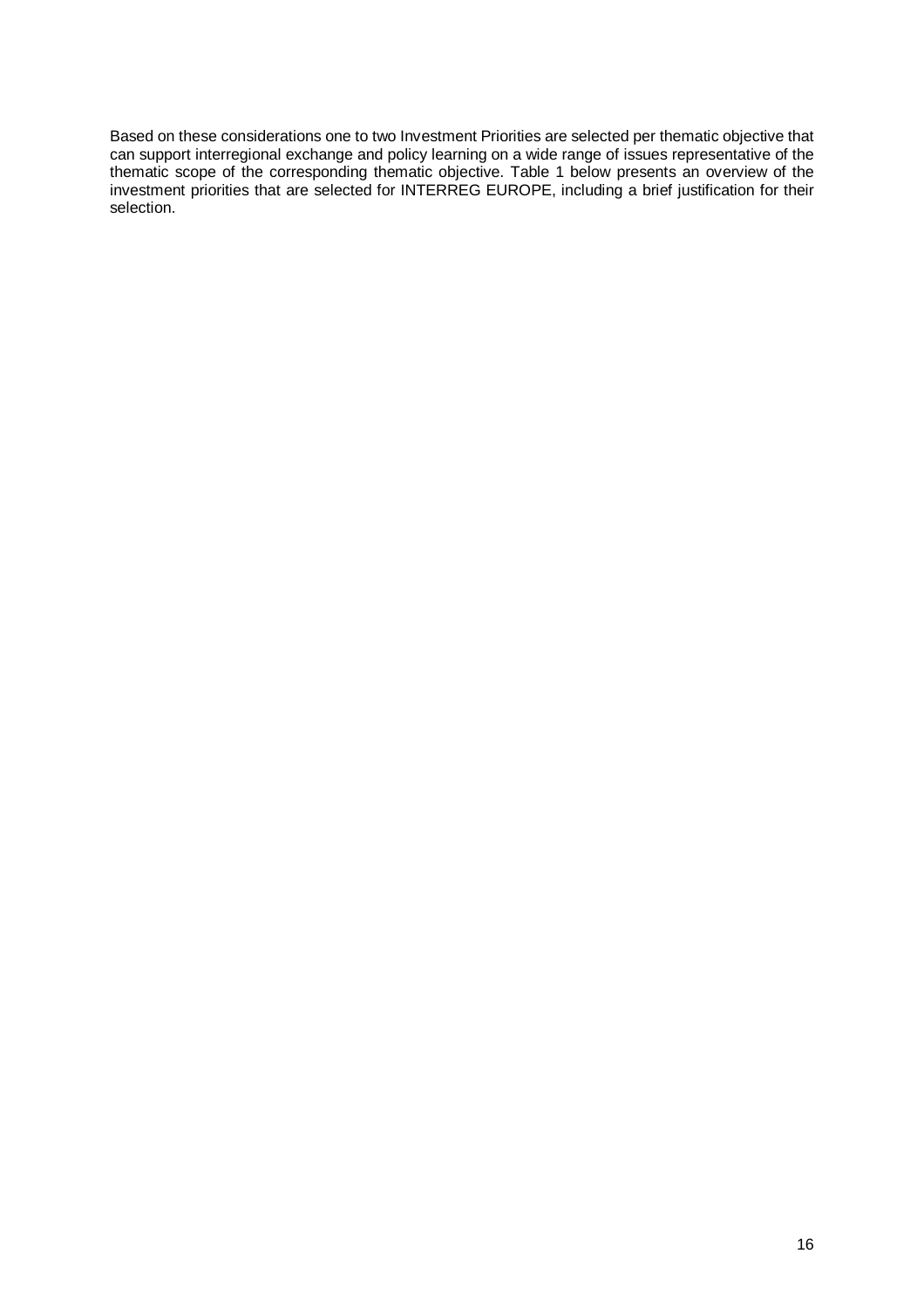Based on these considerations one to two Investment Priorities are selected per thematic objective that can support interregional exchange and policy learning on a wide range of issues representative of the thematic scope of the corresponding thematic objective. Table 1 below presents an overview of the investment priorities that are selected for INTERREG EUROPE, including a brief justification for their selection.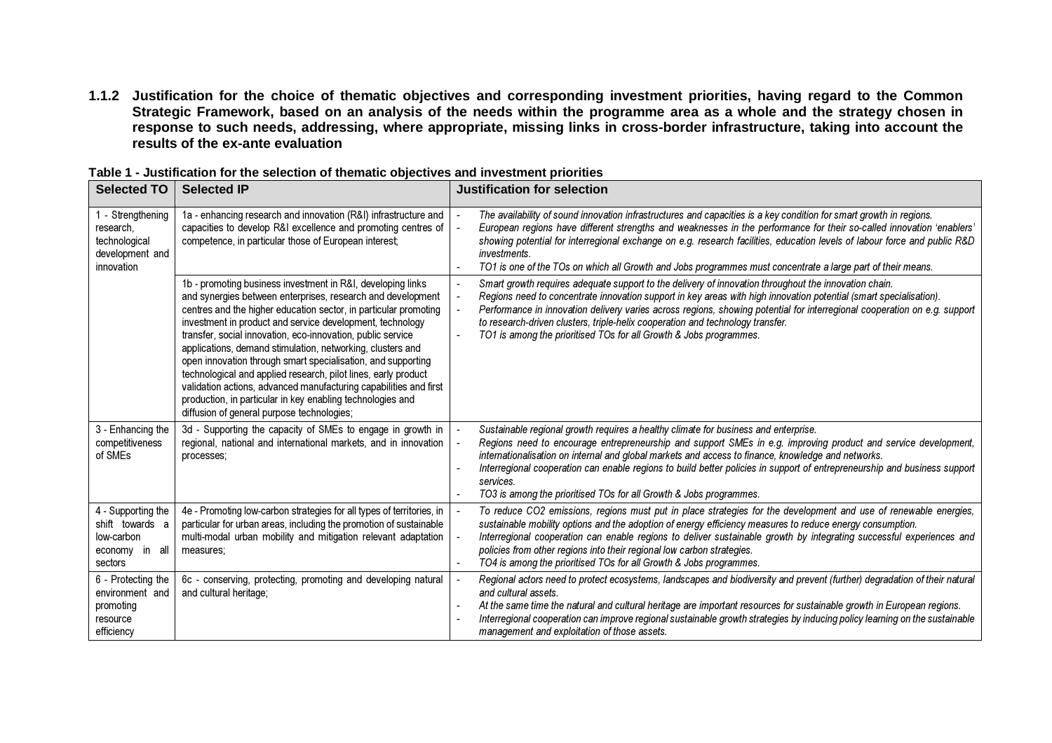### 1.1.2 Justification for the choice of thematic objectives and corresponding investment priorities, having regard to the Common Strategic Framework, based on an analysis of the needs within the programme area as a whole and the strategy chosen in response to such needs, addressing, where appropriate, missing links in cross-border infrastructure, taking into account the results of the ex-ante evaluation

**Table 1 - Justification for the selection of thematic objectives and investment priorities**

| Selected TO | Selected IP | Justification for selection |
|---|---|---|
| 1 - Strengthening research, technological development and innovation | 1a - enhancing research and innovation (R&I) infrastructure and capacities to develop R&I excellence and promoting centres of competence, in particular those of European interest; | - *The availability of sound innovation infrastructures and capacities is a key condition for smart growth in regions.*<br>- *European regions have different strengths and weaknesses in the performance for their so-called innovation 'enablers' showing potential for interregional exchange on e.g. research facilities, education levels of labour force and public R&D investments.*<br>- *TO1 is one of the TOs on which all Growth and Jobs programmes must concentrate a large part of their means.* |
| | 1b - promoting business investment in R&I, developing links and synergies between enterprises, research and development centres and the higher education sector, in particular promoting investment in product and service development, technology transfer, social innovation, eco-innovation, public service applications, demand stimulation, networking, clusters and open innovation through smart specialisation, and supporting technological and applied research, pilot lines, early product validation actions, advanced manufacturing capabilities and first production, in particular in key enabling technologies and diffusion of general purpose technologies; | - *Smart growth requires adequate support to the delivery of innovation throughout the innovation chain.*<br>- *Regions need to concentrate innovation support in key areas with high innovation potential (smart specialisation).*<br>- *Performance in innovation delivery varies across regions, showing potential for interregional cooperation on e.g. support to research-driven clusters, triple-helix cooperation and technology transfer.*<br>- *TO1 is among the prioritised TOs for all Growth & Jobs programmes.* |
| 3 - Enhancing the competitiveness of SMEs | 3d - Supporting the capacity of SMEs to engage in growth in regional, national and international markets, and in innovation processes; | - *Sustainable regional growth requires a healthy climate for business and enterprise.*<br>- *Regions need to encourage entrepreneurship and support SMEs in e.g. improving product and service development, internationalisation on internal and global markets and access to finance, knowledge and networks.*<br>- *Interregional cooperation can enable regions to build better policies in support of entrepreneurship and business support services.*<br>- *TO3 is among the prioritised TOs for all Growth & Jobs programmes.* |
| 4 - Supporting the shift towards a low-carbon economy in all sectors | 4e - Promoting low-carbon strategies for all types of territories, in particular for urban areas, including the promotion of sustainable multi-modal urban mobility and mitigation relevant adaptation measures; | - *To reduce CO2 emissions, regions must put in place strategies for the development and use of renewable energies, sustainable mobility options and the adoption of energy efficiency measures to reduce energy consumption.*<br>- *Interregional cooperation can enable regions to deliver sustainable growth by integrating successful experiences and policies from other regions into their regional low carbon strategies.*<br>- *TO4 is among the prioritised TOs for all Growth & Jobs programmes.* |
| 6 - Protecting the environment and promoting resource efficiency | 6c - conserving, protecting, promoting and developing natural and cultural heritage; | - *Regional actors need to protect ecosystems, landscapes and biodiversity and prevent (further) degradation of their natural and cultural assets.*<br>- *At the same time the natural and cultural heritage are important resources for sustainable growth in European regions.*<br>- *Interregional cooperation can improve regional sustainable growth strategies by inducing policy learning on the sustainable management and exploitation of those assets.* |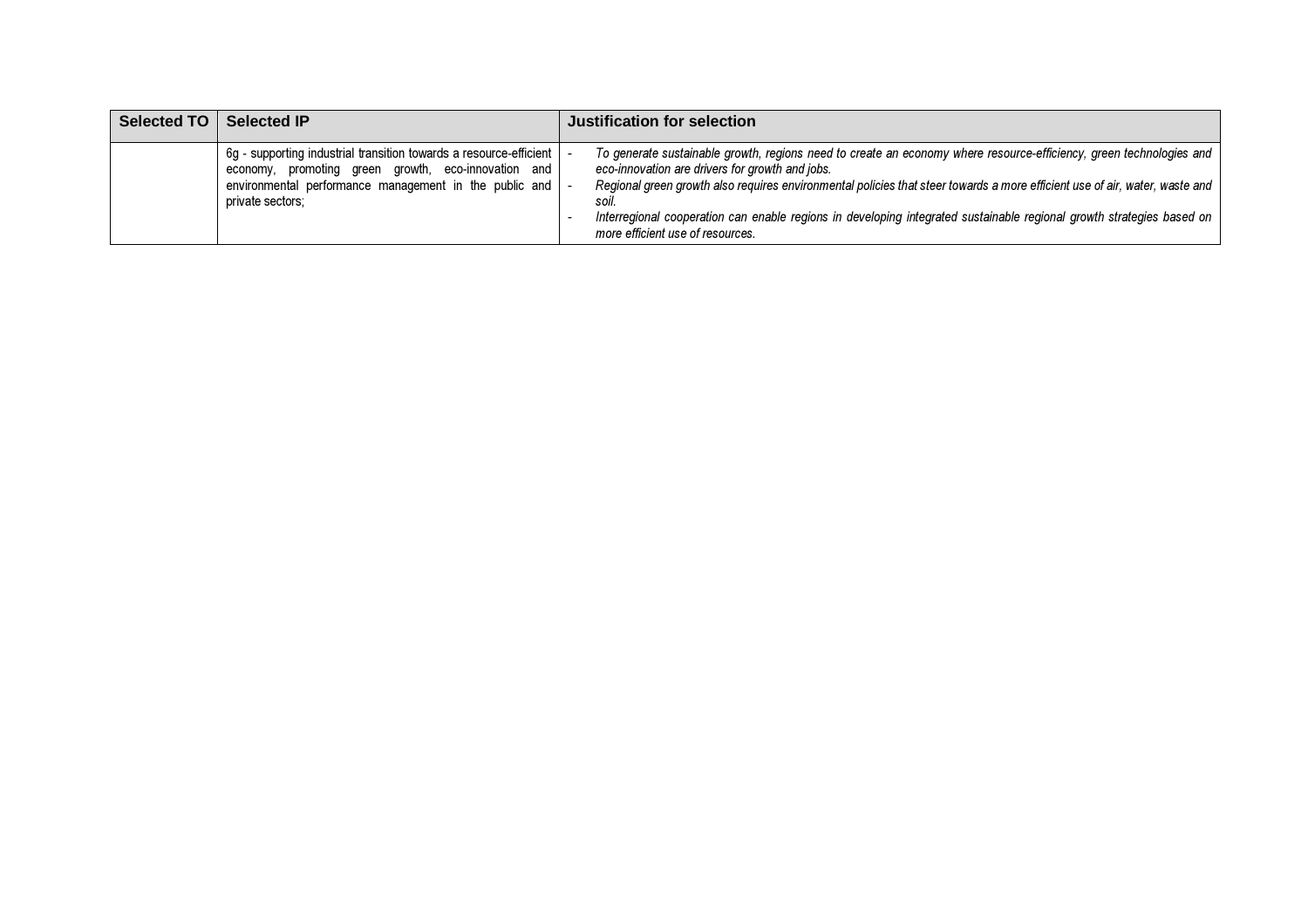| Selected TO | Selected IP | Justification for selection |
|---|---|---|
| | 6g - supporting industrial transition towards a resource-efficient economy, promoting green growth, eco-innovation and environmental performance management in the public and private sectors; | - *To generate sustainable growth, regions need to create an economy where resource-efficiency, green technologies and eco-innovation are drivers for growth and jobs.*<br>- *Regional green growth also requires environmental policies that steer towards a more efficient use of air, water, waste and soil.*<br>- *Interregional cooperation can enable regions in developing integrated sustainable regional growth strategies based on more efficient use of resources.* |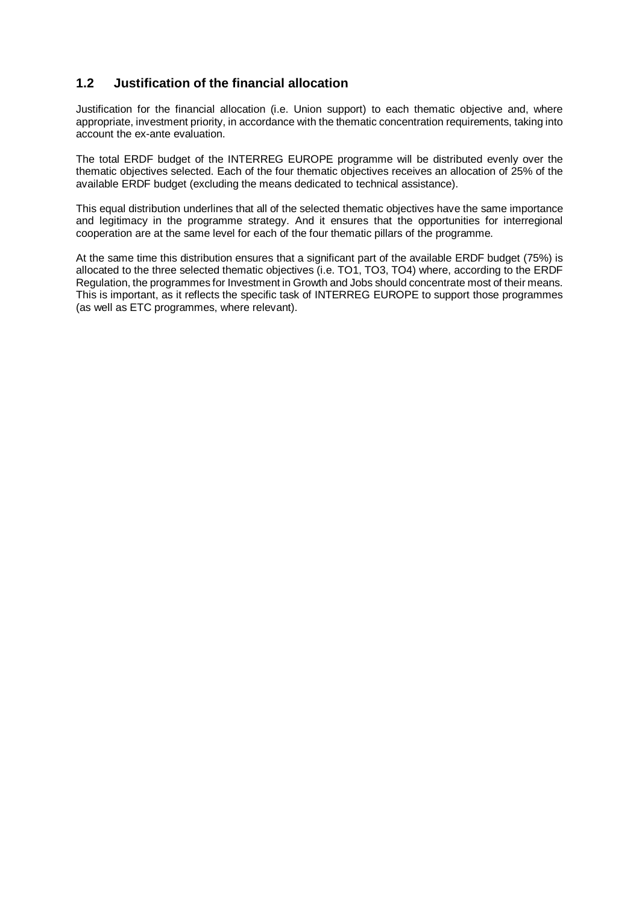## 1.2 Justification of the financial allocation

Justification for the financial allocation (i.e. Union support) to each thematic objective and, where appropriate, investment priority, in accordance with the thematic concentration requirements, taking into account the ex-ante evaluation.

The total ERDF budget of the INTERREG EUROPE programme will be distributed evenly over the thematic objectives selected. Each of the four thematic objectives receives an allocation of 25% of the available ERDF budget (excluding the means dedicated to technical assistance).

This equal distribution underlines that all of the selected thematic objectives have the same importance and legitimacy in the programme strategy. And it ensures that the opportunities for interregional cooperation are at the same level for each of the four thematic pillars of the programme.

At the same time this distribution ensures that a significant part of the available ERDF budget (75%) is allocated to the three selected thematic objectives (i.e. TO1, TO3, TO4) where, according to the ERDF Regulation, the programmes for Investment in Growth and Jobs should concentrate most of their means. This is important, as it reflects the specific task of INTERREG EUROPE to support those programmes (as well as ETC programmes, where relevant).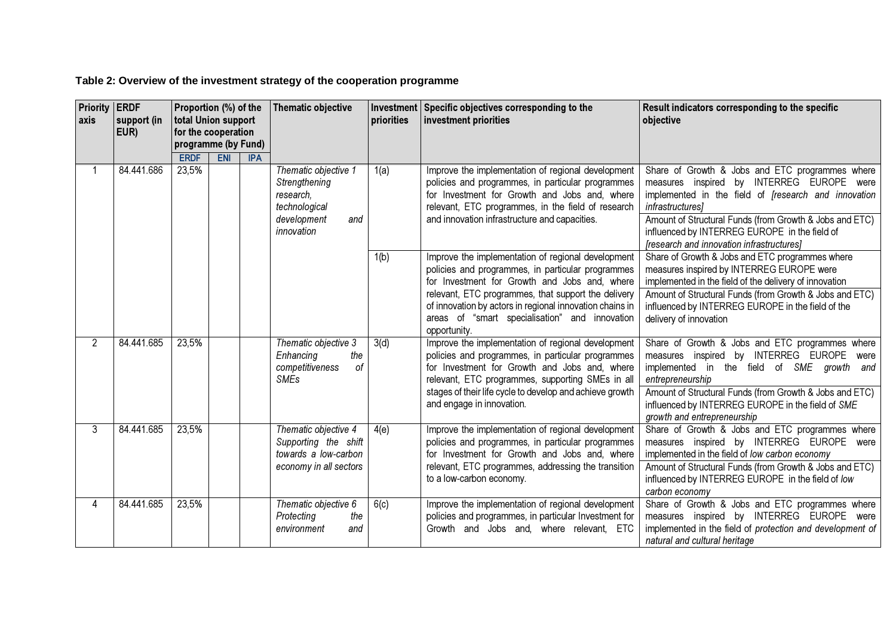**Table 2: Overview of the investment strategy of the cooperation programme**

| Priority axis | ERDF support (in EUR) | Proportion (%) of the total Union support for the cooperation programme (by Fund) | | | Thematic objective | Investment priorities | Specific objectives corresponding to the investment priorities | Result indicators corresponding to the specific objective |
|---|---|---|---|---|---|---|---|---|
| | | ERDF | ENI | IPA | | | | |
| 1 | 84.441.686 | 23,5% | | | *Thematic objective 1 Strengthening research, technological development and innovation* | 1(a) | Improve the implementation of regional development policies and programmes, in particular programmes for Investment for Growth and Jobs and, where relevant, ETC programmes, in the field of research and innovation infrastructure and capacities. | Share of Growth & Jobs and ETC programmes where measures inspired by INTERREG EUROPE were implemented in the field of *[research and innovation infrastructures]*<br>Amount of Structural Funds (from Growth & Jobs and ETC) influenced by INTERREG EUROPE in the field of *[research and innovation infrastructures]* |
| | | | | | | 1(b) | Improve the implementation of regional development policies and programmes, in particular programmes for Investment for Growth and Jobs and, where relevant, ETC programmes, that support the delivery of innovation by actors in regional innovation chains in areas of "smart specialisation" and innovation opportunity. | Share of Growth & Jobs and ETC programmes where measures inspired by INTERREG EUROPE were implemented in the field of the delivery of innovation<br>Amount of Structural Funds (from Growth & Jobs and ETC) influenced by INTERREG EUROPE in the field of the delivery of innovation |
| 2 | 84.441.685 | 23,5% | | | *Thematic objective 3 Enhancing the competitiveness of SMEs* | 3(d) | Improve the implementation of regional development policies and programmes, in particular programmes for Investment for Growth and Jobs and, where relevant, ETC programmes, supporting SMEs in all stages of their life cycle to develop and achieve growth and engage in innovation. | Share of Growth & Jobs and ETC programmes where measures inspired by INTERREG EUROPE were implemented in the field of *SME growth and entrepreneurship*<br>Amount of Structural Funds (from Growth & Jobs and ETC) influenced by INTERREG EUROPE in the field of *SME growth and entrepreneurship* |
| 3 | 84.441.685 | 23,5% | | | *Thematic objective 4 Supporting the shift towards a low-carbon economy in all sectors* | 4(e) | Improve the implementation of regional development policies and programmes, in particular programmes for Investment for Growth and Jobs and, where relevant, ETC programmes, addressing the transition to a low-carbon economy. | Share of Growth & Jobs and ETC programmes where measures inspired by INTERREG EUROPE were implemented in the field of *low carbon economy*<br>Amount of Structural Funds (from Growth & Jobs and ETC) influenced by INTERREG EUROPE in the field of *low carbon economy* |
| 4 | 84.441.685 | 23,5% | | | *Thematic objective 6 Protecting the environment and* | 6(c) | Improve the implementation of regional development policies and programmes, in particular Investment for Growth and Jobs and, where relevant, ETC | Share of Growth & Jobs and ETC programmes where measures inspired by INTERREG EUROPE were implemented in the field of *protection and development of natural and cultural heritage* |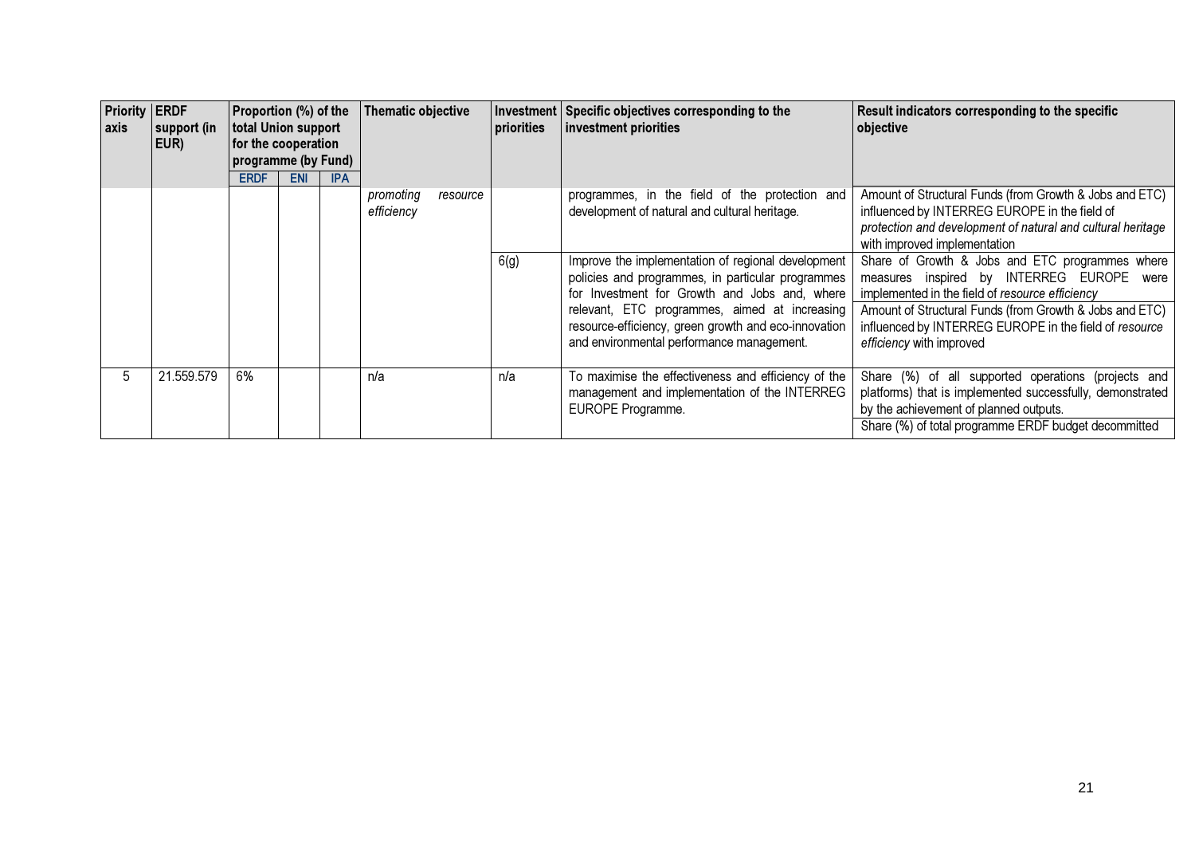| Priority axis | ERDF support (in EUR) | Proportion (%) of the total Union support for the cooperation programme (by Fund) | | | Thematic objective | Investment priorities | Specific objectives corresponding to the investment priorities | Result indicators corresponding to the specific objective |
|---|---|---|---|---|---|---|---|---|
| | | ERDF | ENI | IPA | | | | |
| | | | | | *promoting resource efficiency* | | programmes, in the field of the protection and development of natural and cultural heritage. | Amount of Structural Funds (from Growth & Jobs and ETC) influenced by INTERREG EUROPE in the field of *protection and development of natural and cultural heritage* with improved implementation |
| | | | | | | 6(g) | Improve the implementation of regional development policies and programmes, in particular programmes for Investment for Growth and Jobs and, where relevant, ETC programmes, aimed at increasing resource-efficiency, green growth and eco-innovation and environmental performance management. | Share of Growth & Jobs and ETC programmes where measures inspired by INTERREG EUROPE were implemented in the field of *resource efficiency* |
| | | | | | | | | Amount of Structural Funds (from Growth & Jobs and ETC) influenced by INTERREG EUROPE in the field of *resource efficiency* with improved |
| 5 | 21.559.579 | 6% | | | n/a | n/a | To maximise the effectiveness and efficiency of the management and implementation of the INTERREG EUROPE Programme. | Share (%) of all supported operations (projects and platforms) that is implemented successfully, demonstrated by the achievement of planned outputs. |
| | | | | | | | | Share (%) of total programme ERDF budget decommitted |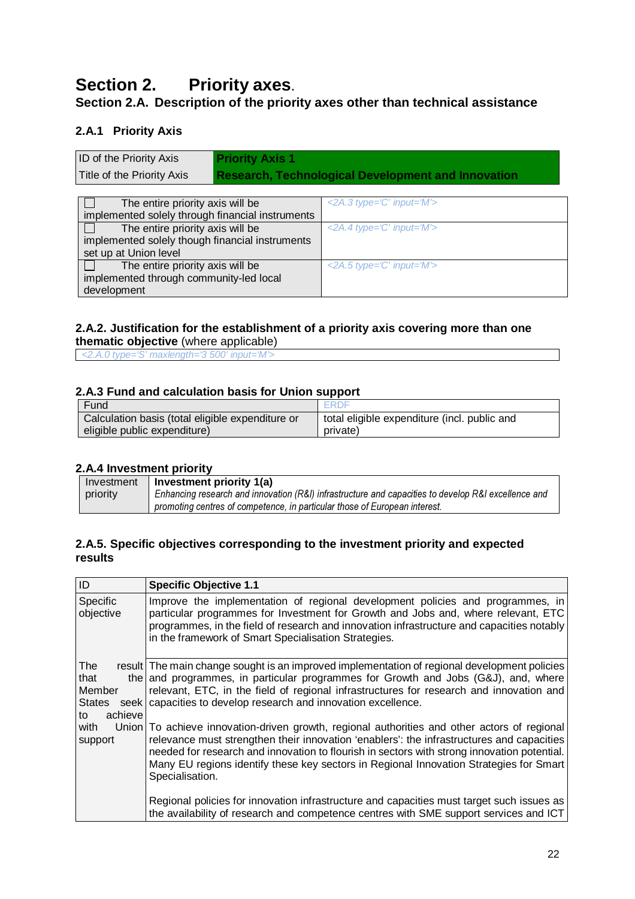# Section 2. Priority axes.

## Section 2.A. Description of the priority axes other than technical assistance

### 2.A.1 Priority Axis

| ID of the Priority Axis | **Priority Axis 1** |
|---|---|
| Title of the Priority Axis | **Research, Technological Development and Innovation** |

| | |
|---|---|
| ☐ The entire priority axis will be implemented solely through financial instruments | *<2A.3 type='C' input='M'>* |
| ☐ The entire priority axis will be implemented solely though financial instruments set up at Union level | *<2A.4 type='C' input='M'>* |
| ☐ The entire priority axis will be implemented through community-led local development | *<2A.5 type='C' input='M'>* |

### 2.A.2. Justification for the establishment of a priority axis covering more than one thematic objective (where applicable)

*<2.A.0 type='S' maxlength='3 500' input='M'>*

### 2.A.3 Fund and calculation basis for Union support

| Fund | ERDF |
|---|---|
| Calculation basis (total eligible expenditure or eligible public expenditure) | total eligible expenditure (incl. public and private) |

### 2.A.4 Investment priority

| Investment priority | **Investment priority 1(a)**<br>*Enhancing research and innovation (R&I) infrastructure and capacities to develop R&I excellence and promoting centres of competence, in particular those of European interest.* |
|---|---|

### 2.A.5. Specific objectives corresponding to the investment priority and expected results

| ID | **Specific Objective 1.1** |
|---|---|
| Specific objective | Improve the implementation of regional development policies and programmes, in particular programmes for Investment for Growth and Jobs and, where relevant, ETC programmes, in the field of research and innovation infrastructure and capacities notably in the framework of Smart Specialisation Strategies. |
| The result that the Member States seek to achieve with Union support | The main change sought is an improved implementation of regional development policies and programmes, in particular programmes for Growth and Jobs (G&J), and, where relevant, ETC, in the field of regional infrastructures for research and innovation and capacities to develop research and innovation excellence.<br><br>To achieve innovation-driven growth, regional authorities and other actors of regional relevance must strengthen their innovation 'enablers': the infrastructures and capacities needed for research and innovation to flourish in sectors with strong innovation potential. Many EU regions identify these key sectors in Regional Innovation Strategies for Smart Specialisation.<br><br>Regional policies for innovation infrastructure and capacities must target such issues as the availability of research and competence centres with SME support services and ICT |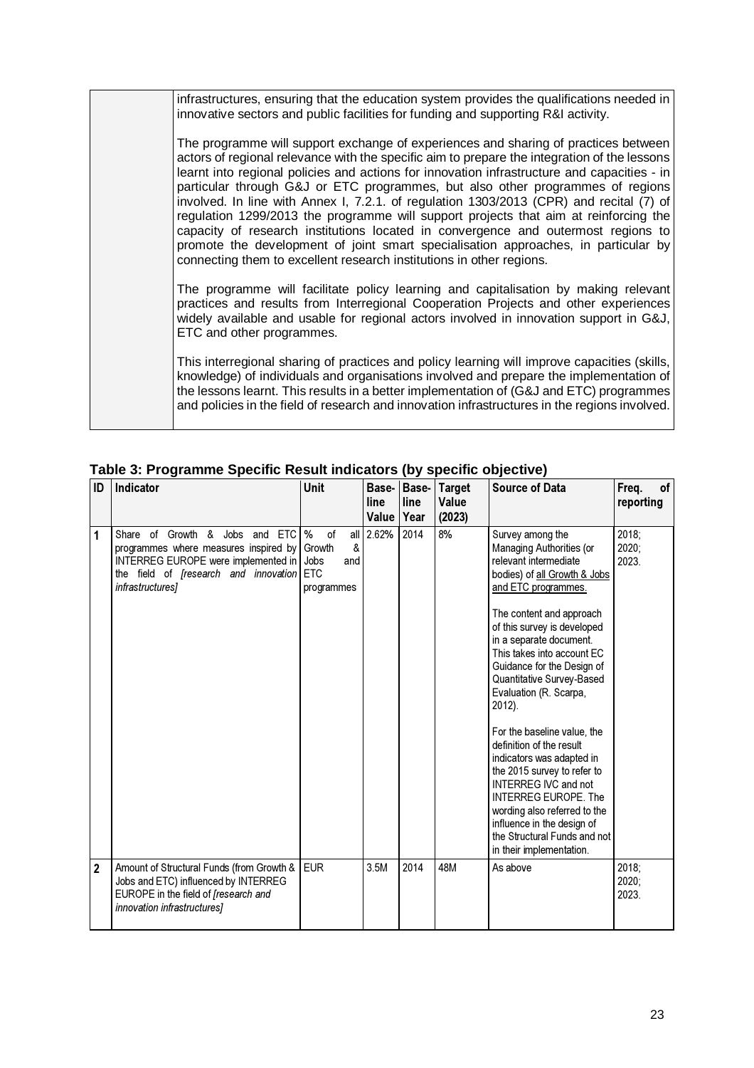| | |
|---|---|
| | infrastructures, ensuring that the education system provides the qualifications needed in innovative sectors and public facilities for funding and supporting R&I activity.<br><br>The programme will support exchange of experiences and sharing of practices between actors of regional relevance with the specific aim to prepare the integration of the lessons learnt into regional policies and actions for innovation infrastructure and capacities - in particular through G&J or ETC programmes, but also other programmes of regions involved. In line with Annex I, 7.2.1. of regulation 1303/2013 (CPR) and recital (7) of regulation 1299/2013 the programme will support projects that aim at reinforcing the capacity of research institutions located in convergence and outermost regions to promote the development of joint smart specialisation approaches, in particular by connecting them to excellent research institutions in other regions.<br><br>The programme will facilitate policy learning and capitalisation by making relevant practices and results from Interregional Cooperation Projects and other experiences widely available and usable for regional actors involved in innovation support in G&J, ETC and other programmes.<br><br>This interregional sharing of practices and policy learning will improve capacities (skills, knowledge) of individuals and organisations involved and prepare the implementation of the lessons learnt. This results in a better implementation of (G&J and ETC) programmes and policies in the field of research and innovation infrastructures in the regions involved. |

**Table 3: Programme Specific Result indicators (by specific objective)**

| ID | Indicator | Unit | Base-line Value | Base-line Year | Target Value (2023) | Source of Data | Freq. of reporting |
|---|---|---|---|---|---|---|---|
| 1 | Share of Growth & Jobs and ETC programmes where measures inspired by INTERREG EUROPE were implemented in the field of *[research and innovation infrastructures]* | % of all Growth & Jobs and ETC programmes | 2.62% | 2014 | 8% | Survey among the Managing Authorities (or relevant intermediate bodies) of <u>all Growth & Jobs and ETC programmes.</u><br><br>The content and approach of this survey is developed in a separate document. This takes into account EC Guidance for the Design of Quantitative Survey-Based Evaluation (R. Scarpa, 2012).<br><br>For the baseline value, the definition of the result indicators was adapted in the 2015 survey to refer to INTERREG IVC and not INTERREG EUROPE. The wording also referred to the influence in the design of the Structural Funds and not in their implementation. | 2018; 2020; 2023. |
| 2 | Amount of Structural Funds (from Growth & Jobs and ETC) influenced by INTERREG EUROPE in the field of *[research and innovation infrastructures]* | EUR | 3.5M | 2014 | 48M | As above | 2018; 2020; 2023. |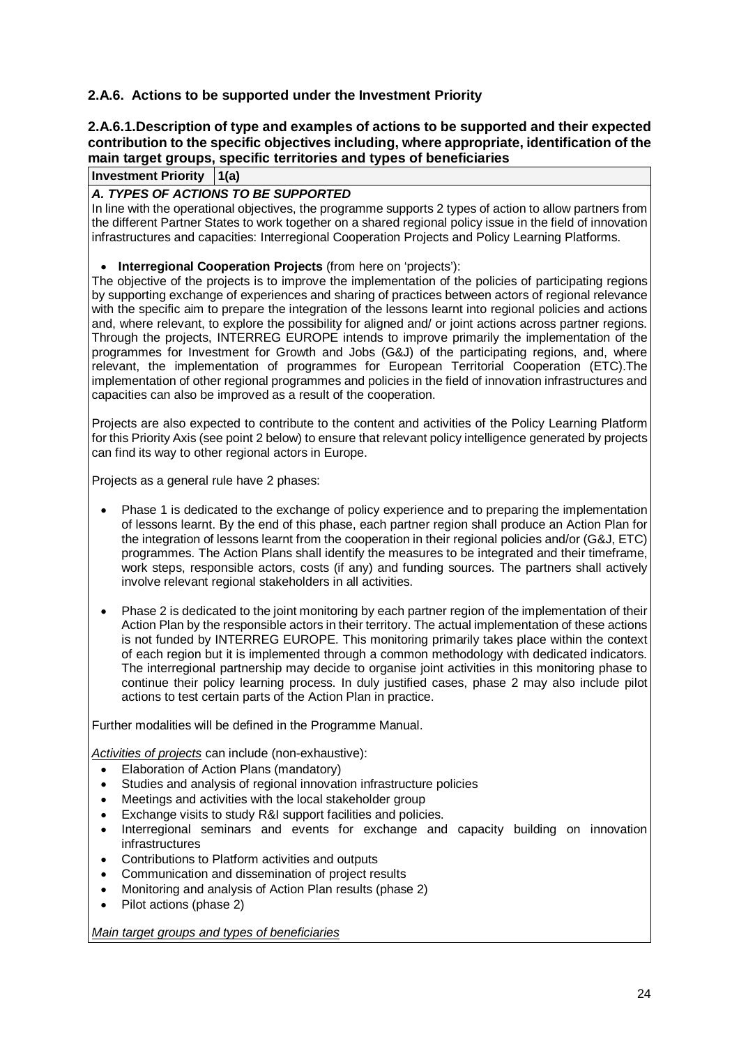### 2.A.6. Actions to be supported under the Investment Priority

### 2.A.6.1. Description of type and examples of actions to be supported and their expected contribution to the specific objectives including, where appropriate, identification of the main target groups, specific territories and types of beneficiaries

| **Investment Priority** | **1(a)** |
|---|---|

***A. TYPES OF ACTIONS TO BE SUPPORTED***

In line with the operational objectives, the programme supports 2 types of action to allow partners from the different Partner States to work together on a shared regional policy issue in the field of innovation infrastructures and capacities: Interregional Cooperation Projects and Policy Learning Platforms.

- **Interregional Cooperation Projects** (from here on 'projects'):

The objective of the projects is to improve the implementation of the policies of participating regions by supporting exchange of experiences and sharing of practices between actors of regional relevance with the specific aim to prepare the integration of the lessons learnt into regional policies and actions and, where relevant, to explore the possibility for aligned and/ or joint actions across partner regions. Through the projects, INTERREG EUROPE intends to improve primarily the implementation of the programmes for Investment for Growth and Jobs (G&J) of the participating regions, and, where relevant, the implementation of programmes for European Territorial Cooperation (ETC).The implementation of other regional programmes and policies in the field of innovation infrastructures and capacities can also be improved as a result of the cooperation.

Projects are also expected to contribute to the content and activities of the Policy Learning Platform for this Priority Axis (see point 2 below) to ensure that relevant policy intelligence generated by projects can find its way to other regional actors in Europe.

Projects as a general rule have 2 phases:

- Phase 1 is dedicated to the exchange of policy experience and to preparing the implementation of lessons learnt. By the end of this phase, each partner region shall produce an Action Plan for the integration of lessons learnt from the cooperation in their regional policies and/or (G&J, ETC) programmes. The Action Plans shall identify the measures to be integrated and their timeframe, work steps, responsible actors, costs (if any) and funding sources. The partners shall actively involve relevant regional stakeholders in all activities.
- Phase 2 is dedicated to the joint monitoring by each partner region of the implementation of their Action Plan by the responsible actors in their territory. The actual implementation of these actions is not funded by INTERREG EUROPE. This monitoring primarily takes place within the context of each region but it is implemented through a common methodology with dedicated indicators. The interregional partnership may decide to organise joint activities in this monitoring phase to continue their policy learning process. In duly justified cases, phase 2 may also include pilot actions to test certain parts of the Action Plan in practice.

Further modalities will be defined in the Programme Manual.

*Activities of projects* can include (non-exhaustive):

- Elaboration of Action Plans (mandatory)
- Studies and analysis of regional innovation infrastructure policies
- Meetings and activities with the local stakeholder group
- Exchange visits to study R&I support facilities and policies.
- Interregional seminars and events for exchange and capacity building on innovation infrastructures
- Contributions to Platform activities and outputs
- Communication and dissemination of project results
- Monitoring and analysis of Action Plan results (phase 2)
- Pilot actions (phase 2)

*Main target groups and types of beneficiaries*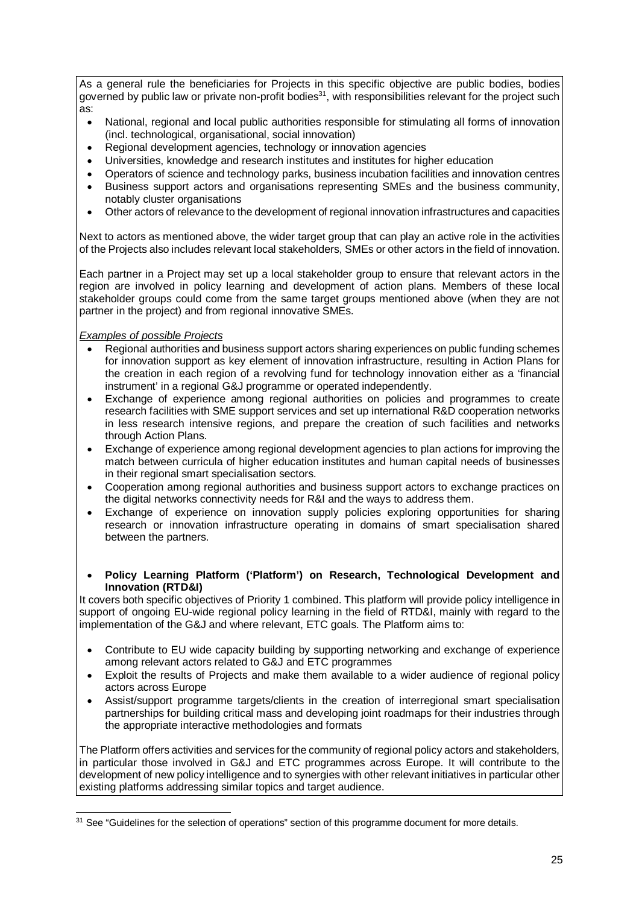As a general rule the beneficiaries for Projects in this specific objective are public bodies, bodies governed by public law or private non-profit bodies[31], with responsibilities relevant for the project such as:

- National, regional and local public authorities responsible for stimulating all forms of innovation (incl. technological, organisational, social innovation)
- Regional development agencies, technology or innovation agencies
- Universities, knowledge and research institutes and institutes for higher education
- Operators of science and technology parks, business incubation facilities and innovation centres
- Business support actors and organisations representing SMEs and the business community, notably cluster organisations
- Other actors of relevance to the development of regional innovation infrastructures and capacities

Next to actors as mentioned above, the wider target group that can play an active role in the activities of the Projects also includes relevant local stakeholders, SMEs or other actors in the field of innovation.

Each partner in a Project may set up a local stakeholder group to ensure that relevant actors in the region are involved in policy learning and development of action plans. Members of these local stakeholder groups could come from the same target groups mentioned above (when they are not partner in the project) and from regional innovative SMEs.

*Examples of possible Projects*

- Regional authorities and business support actors sharing experiences on public funding schemes for innovation support as key element of innovation infrastructure, resulting in Action Plans for the creation in each region of a revolving fund for technology innovation either as a 'financial instrument' in a regional G&J programme or operated independently.
- Exchange of experience among regional authorities on policies and programmes to create research facilities with SME support services and set up international R&D cooperation networks in less research intensive regions, and prepare the creation of such facilities and networks through Action Plans.
- Exchange of experience among regional development agencies to plan actions for improving the match between curricula of higher education institutes and human capital needs of businesses in their regional smart specialisation sectors.
- Cooperation among regional authorities and business support actors to exchange practices on the digital networks connectivity needs for R&I and the ways to address them.
- Exchange of experience on innovation supply policies exploring opportunities for sharing research or innovation infrastructure operating in domains of smart specialisation shared between the partners.

- **Policy Learning Platform ('Platform') on Research, Technological Development and Innovation (RTD&I)**

It covers both specific objectives of Priority 1 combined. This platform will provide policy intelligence in support of ongoing EU-wide regional policy learning in the field of RTD&I, mainly with regard to the implementation of the G&J and where relevant, ETC goals. The Platform aims to:

- Contribute to EU wide capacity building by supporting networking and exchange of experience among relevant actors related to G&J and ETC programmes
- Exploit the results of Projects and make them available to a wider audience of regional policy actors across Europe
- Assist/support programme targets/clients in the creation of interregional smart specialisation partnerships for building critical mass and developing joint roadmaps for their industries through the appropriate interactive methodologies and formats

The Platform offers activities and services for the community of regional policy actors and stakeholders, in particular those involved in G&J and ETC programmes across Europe. It will contribute to the development of new policy intelligence and to synergies with other relevant initiatives in particular other existing platforms addressing similar topics and target audience.

[31] See "Guidelines for the selection of operations" section of this programme document for more details.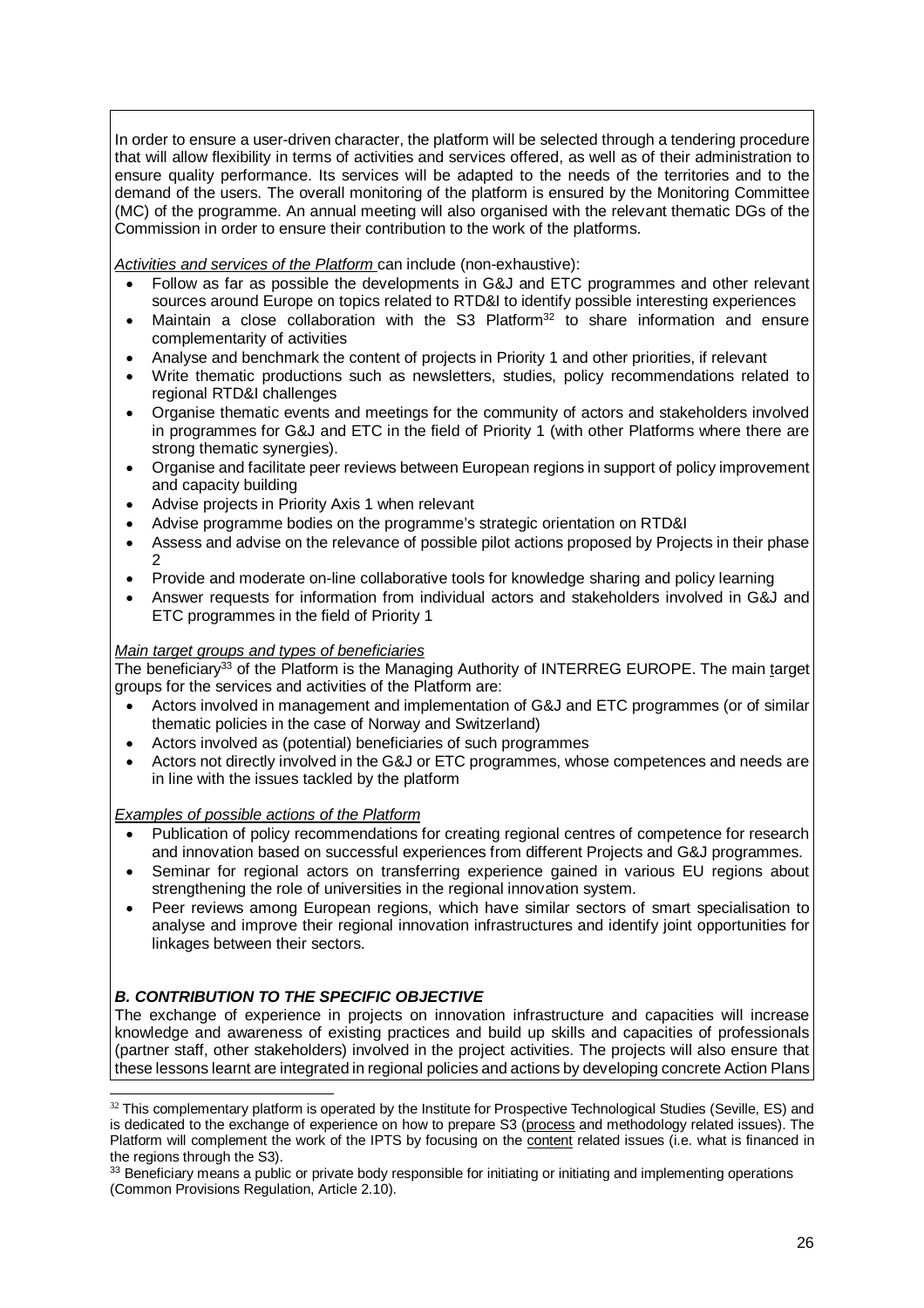In order to ensure a user-driven character, the platform will be selected through a tendering procedure that will allow flexibility in terms of activities and services offered, as well as of their administration to ensure quality performance. Its services will be adapted to the needs of the territories and to the demand of the users. The overall monitoring of the platform is ensured by the Monitoring Committee (MC) of the programme. An annual meeting will also organised with the relevant thematic DGs of the Commission in order to ensure their contribution to the work of the platforms.

*Activities and services of the Platform* can include (non-exhaustive):

- Follow as far as possible the developments in G&J and ETC programmes and other relevant sources around Europe on topics related to RTD&I to identify possible interesting experiences
- Maintain a close collaboration with the S3 Platform[32] to share information and ensure complementarity of activities
- Analyse and benchmark the content of projects in Priority 1 and other priorities, if relevant
- Write thematic productions such as newsletters, studies, policy recommendations related to regional RTD&I challenges
- Organise thematic events and meetings for the community of actors and stakeholders involved in programmes for G&J and ETC in the field of Priority 1 (with other Platforms where there are strong thematic synergies).
- Organise and facilitate peer reviews between European regions in support of policy improvement and capacity building
- Advise projects in Priority Axis 1 when relevant
- Advise programme bodies on the programme's strategic orientation on RTD&I
- Assess and advise on the relevance of possible pilot actions proposed by Projects in their phase 2
- Provide and moderate on-line collaborative tools for knowledge sharing and policy learning
- Answer requests for information from individual actors and stakeholders involved in G&J and ETC programmes in the field of Priority 1

*Main target groups and types of beneficiaries*

The beneficiary[33] of the Platform is the Managing Authority of INTERREG EUROPE. The main target groups for the services and activities of the Platform are:

- Actors involved in management and implementation of G&J and ETC programmes (or of similar thematic policies in the case of Norway and Switzerland)
- Actors involved as (potential) beneficiaries of such programmes
- Actors not directly involved in the G&J or ETC programmes, whose competences and needs are in line with the issues tackled by the platform

*Examples of possible actions of the Platform*

- Publication of policy recommendations for creating regional centres of competence for research and innovation based on successful experiences from different Projects and G&J programmes.
- Seminar for regional actors on transferring experience gained in various EU regions about strengthening the role of universities in the regional innovation system.
- Peer reviews among European regions, which have similar sectors of smart specialisation to analyse and improve their regional innovation infrastructures and identify joint opportunities for linkages between their sectors.

***B. CONTRIBUTION TO THE SPECIFIC OBJECTIVE***

The exchange of experience in projects on innovation infrastructure and capacities will increase knowledge and awareness of existing practices and build up skills and capacities of professionals (partner staff, other stakeholders) involved in the project activities. The projects will also ensure that these lessons learnt are integrated in regional policies and actions by developing concrete Action Plans

---

[32] This complementary platform is operated by the Institute for Prospective Technological Studies (Seville, ES) and is dedicated to the exchange of experience on how to prepare S3 (process and methodology related issues). The Platform will complement the work of the IPTS by focusing on the content related issues (i.e. what is financed in the regions through the S3).

[33] Beneficiary means a public or private body responsible for initiating or initiating and implementing operations (Common Provisions Regulation, Article 2.10).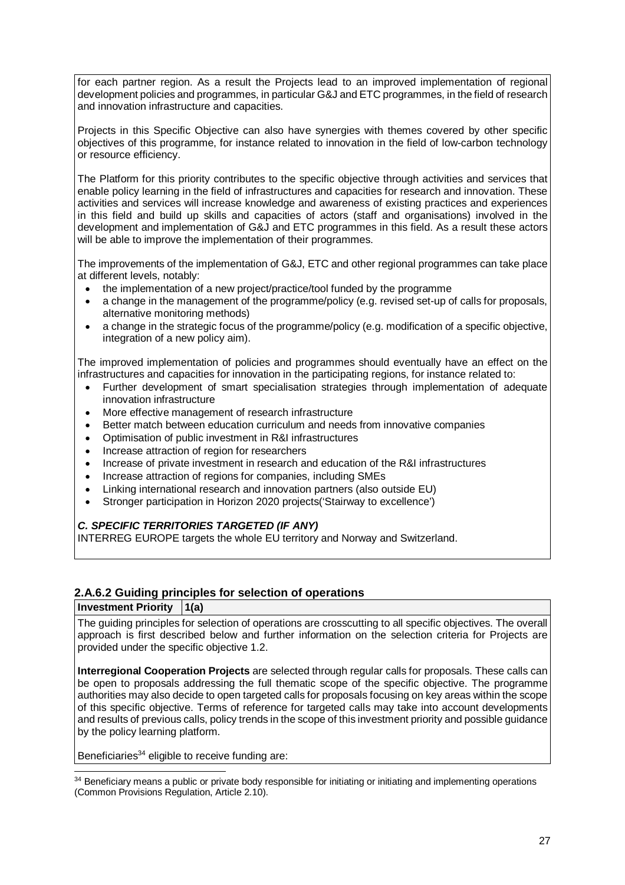for each partner region. As a result the Projects lead to an improved implementation of regional development policies and programmes, in particular G&J and ETC programmes, in the field of research and innovation infrastructure and capacities.

Projects in this Specific Objective can also have synergies with themes covered by other specific objectives of this programme, for instance related to innovation in the field of low-carbon technology or resource efficiency.

The Platform for this priority contributes to the specific objective through activities and services that enable policy learning in the field of infrastructures and capacities for research and innovation. These activities and services will increase knowledge and awareness of existing practices and experiences in this field and build up skills and capacities of actors (staff and organisations) involved in the development and implementation of G&J and ETC programmes in this field. As a result these actors will be able to improve the implementation of their programmes.

The improvements of the implementation of G&J, ETC and other regional programmes can take place at different levels, notably:

- the implementation of a new project/practice/tool funded by the programme
- a change in the management of the programme/policy (e.g. revised set-up of calls for proposals, alternative monitoring methods)
- a change in the strategic focus of the programme/policy (e.g. modification of a specific objective, integration of a new policy aim).

The improved implementation of policies and programmes should eventually have an effect on the infrastructures and capacities for innovation in the participating regions, for instance related to:

- Further development of smart specialisation strategies through implementation of adequate innovation infrastructure
- More effective management of research infrastructure
- Better match between education curriculum and needs from innovative companies
- Optimisation of public investment in R&I infrastructures
- Increase attraction of region for researchers
- Increase of private investment in research and education of the R&I infrastructures
- Increase attraction of regions for companies, including SMEs
- Linking international research and innovation partners (also outside EU)
- Stronger participation in Horizon 2020 projects('Stairway to excellence')

***C. SPECIFIC TERRITORIES TARGETED (IF ANY)***

INTERREG EUROPE targets the whole EU territory and Norway and Switzerland.

### 2.A.6.2 Guiding principles for selection of operations

| **Investment Priority** | **1(a)** |
|---|---|

The guiding principles for selection of operations are crosscutting to all specific objectives. The overall approach is first described below and further information on the selection criteria for Projects are provided under the specific objective 1.2.

**Interregional Cooperation Projects** are selected through regular calls for proposals. These calls can be open to proposals addressing the full thematic scope of the specific objective. The programme authorities may also decide to open targeted calls for proposals focusing on key areas within the scope of this specific objective. Terms of reference for targeted calls may take into account developments and results of previous calls, policy trends in the scope of this investment priority and possible guidance by the policy learning platform.

Beneficiaries[34] eligible to receive funding are:

[34] Beneficiary means a public or private body responsible for initiating or initiating and implementing operations (Common Provisions Regulation, Article 2.10).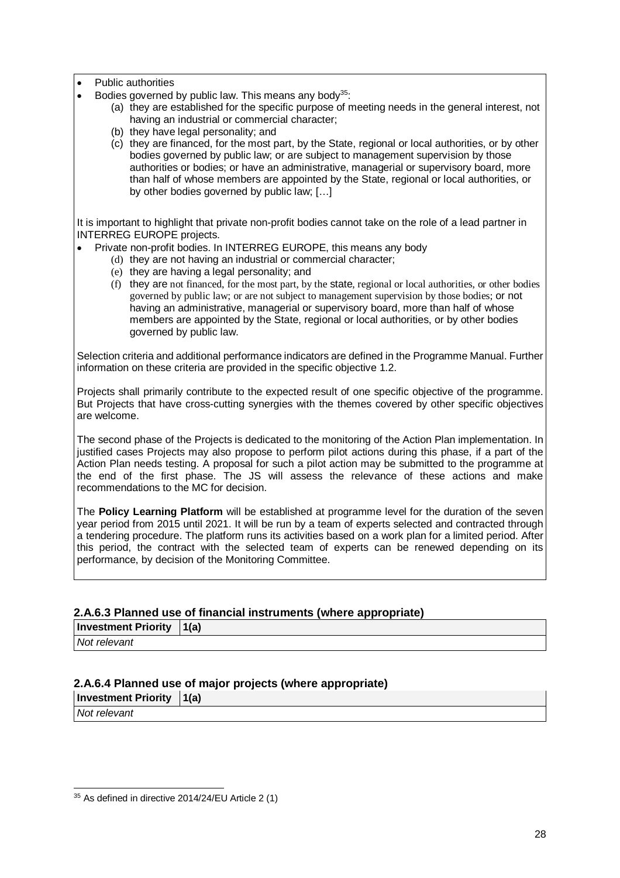- Public authorities
- Bodies governed by public law. This means any body[35]:
  - (a) they are established for the specific purpose of meeting needs in the general interest, not having an industrial or commercial character;
  - (b) they have legal personality; and
  - (c) they are financed, for the most part, by the State, regional or local authorities, or by other bodies governed by public law; or are subject to management supervision by those authorities or bodies; or have an administrative, managerial or supervisory board, more than half of whose members are appointed by the State, regional or local authorities, or by other bodies governed by public law; […]

It is important to highlight that private non-profit bodies cannot take on the role of a lead partner in INTERREG EUROPE projects.

- Private non-profit bodies. In INTERREG EUROPE, this means any body
  - (d) they are not having an industrial or commercial character;
  - (e) they are having a legal personality; and
  - (f) they are not financed, for the most part, by the state, regional or local authorities, or other bodies governed by public law; or are not subject to management supervision by those bodies; or not having an administrative, managerial or supervisory board, more than half of whose members are appointed by the State, regional or local authorities, or by other bodies governed by public law.

Selection criteria and additional performance indicators are defined in the Programme Manual. Further information on these criteria are provided in the specific objective 1.2.

Projects shall primarily contribute to the expected result of one specific objective of the programme. But Projects that have cross-cutting synergies with the themes covered by other specific objectives are welcome.

The second phase of the Projects is dedicated to the monitoring of the Action Plan implementation. In justified cases Projects may also propose to perform pilot actions during this phase, if a part of the Action Plan needs testing. A proposal for such a pilot action may be submitted to the programme at the end of the first phase. The JS will assess the relevance of these actions and make recommendations to the MC for decision.

The **Policy Learning Platform** will be established at programme level for the duration of the seven year period from 2015 until 2021. It will be run by a team of experts selected and contracted through a tendering procedure. The platform runs its activities based on a work plan for a limited period. After this period, the contract with the selected team of experts can be renewed depending on its performance, by decision of the Monitoring Committee.

### 2.A.6.3 Planned use of financial instruments (where appropriate)

| **Investment Priority** | **1(a)** |
| --- | --- |
| *Not relevant* | |

### 2.A.6.4 Planned use of major projects (where appropriate)

| **Investment Priority** | **1(a)** |
| --- | --- |
| *Not relevant* | |

[35] As defined in directive 2014/24/EU Article 2 (1)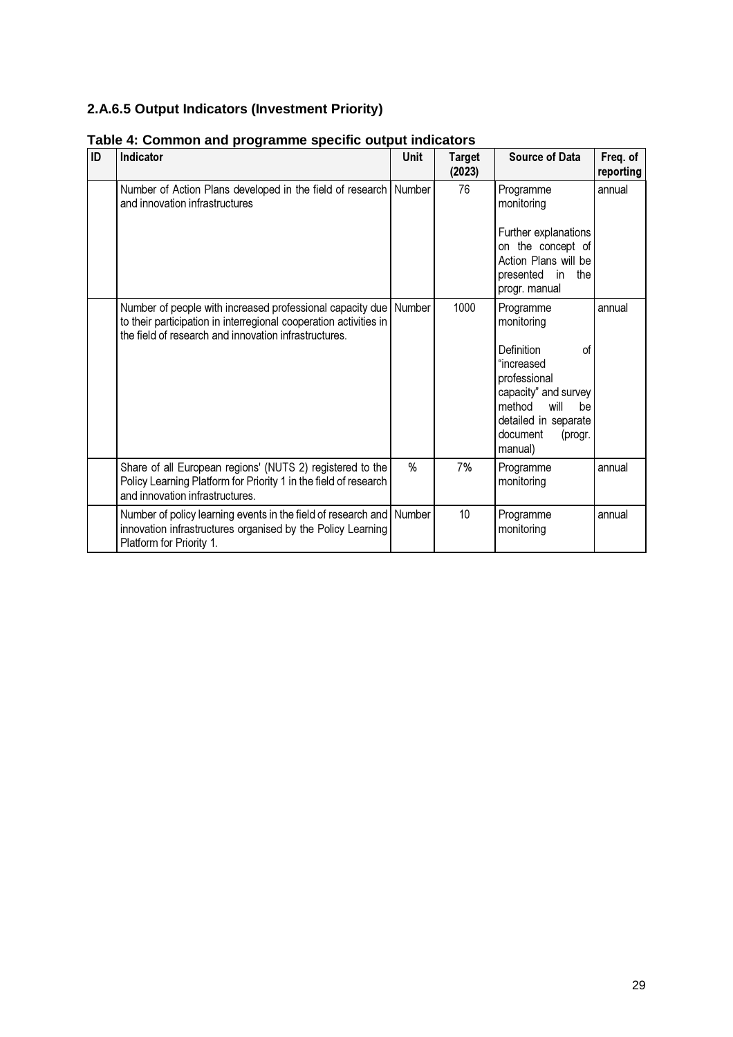### 2.A.6.5 Output Indicators (Investment Priority)

**Table 4: Common and programme specific output indicators**

| ID | Indicator | Unit | Target (2023) | Source of Data | Freq. of reporting |
|---|---|---|---|---|---|
| | Number of Action Plans developed in the field of research and innovation infrastructures | Number | 76 | Programme monitoring<br><br>Further explanations on the concept of Action Plans will be presented in the progr. manual | annual |
| | Number of people with increased professional capacity due to their participation in interregional cooperation activities in the field of research and innovation infrastructures. | Number | 1000 | Programme monitoring<br><br>Definition of "increased professional capacity" and survey method will be detailed in separate document (progr. manual) | annual |
| | Share of all European regions' (NUTS 2) registered to the Policy Learning Platform for Priority 1 in the field of research and innovation infrastructures. | % | 7% | Programme monitoring | annual |
| | Number of policy learning events in the field of research and innovation infrastructures organised by the Policy Learning Platform for Priority 1. | Number | 10 | Programme monitoring | annual |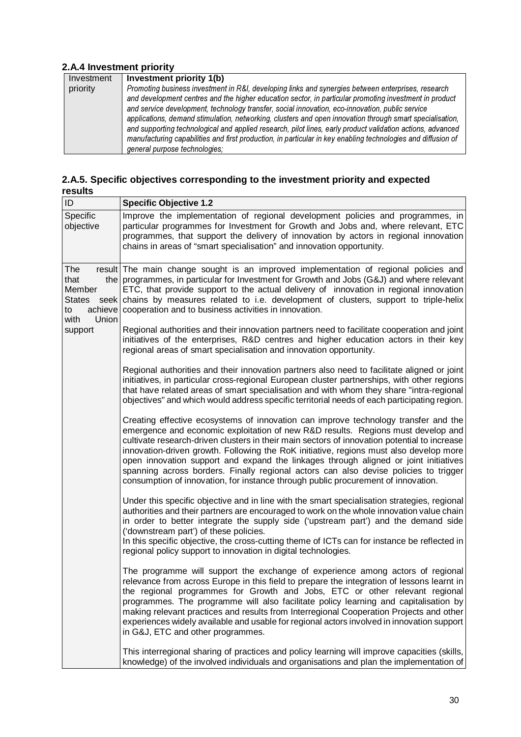### 2.A.4 Investment priority

| Investment priority | **Investment priority 1(b)**<br>*Promoting business investment in R&I, developing links and synergies between enterprises, research and development centres and the higher education sector, in particular promoting investment in product and service development, technology transfer, social innovation, eco-innovation, public service applications, demand stimulation, networking, clusters and open innovation through smart specialisation, and supporting technological and applied research, pilot lines, early product validation actions, advanced manufacturing capabilities and first production, in particular in key enabling technologies and diffusion of general purpose technologies;* |
|---|---|

### 2.A.5. Specific objectives corresponding to the investment priority and expected results

| ID | **Specific Objective 1.2** |
|---|---|
| Specific objective | Improve the implementation of regional development policies and programmes, in particular programmes for Investment for Growth and Jobs and, where relevant, ETC programmes, that support the delivery of innovation by actors in regional innovation chains in areas of "smart specialisation" and innovation opportunity. |
| The result that the Member States seek to achieve with Union support | The main change sought is an improved implementation of regional policies and programmes, in particular for Investment for Growth and Jobs (G&J) and where relevant ETC, that provide support to the actual delivery of innovation in regional innovation chains by measures related to i.e. development of clusters, support to triple-helix cooperation and to business activities in innovation.<br><br>Regional authorities and their innovation partners need to facilitate cooperation and joint initiatives of the enterprises, R&D centres and higher education actors in their key regional areas of smart specialisation and innovation opportunity.<br><br>Regional authorities and their innovation partners also need to facilitate aligned or joint initiatives, in particular cross-regional European cluster partnerships, with other regions that have related areas of smart specialisation and with whom they share "intra-regional objectives" and which would address specific territorial needs of each participating region.<br><br>Creating effective ecosystems of innovation can improve technology transfer and the emergence and economic exploitation of new R&D results. Regions must develop and cultivate research-driven clusters in their main sectors of innovation potential to increase innovation-driven growth. Following the RoK initiative, regions must also develop more open innovation support and expand the linkages through aligned or joint initiatives spanning across borders. Finally regional actors can also devise policies to trigger consumption of innovation, for instance through public procurement of innovation.<br><br>Under this specific objective and in line with the smart specialisation strategies, regional authorities and their partners are encouraged to work on the whole innovation value chain in order to better integrate the supply side ('upstream part') and the demand side ('downstream part') of these policies.<br>In this specific objective, the cross-cutting theme of ICTs can for instance be reflected in regional policy support to innovation in digital technologies.<br><br>The programme will support the exchange of experience among actors of regional relevance from across Europe in this field to prepare the integration of lessons learnt in the regional programmes for Growth and Jobs, ETC or other relevant regional programmes. The programme will also facilitate policy learning and capitalisation by making relevant practices and results from Interregional Cooperation Projects and other experiences widely available and usable for regional actors involved in innovation support in G&J, ETC and other programmes.<br><br>This interregional sharing of practices and policy learning will improve capacities (skills, knowledge) of the involved individuals and organisations and plan the implementation of |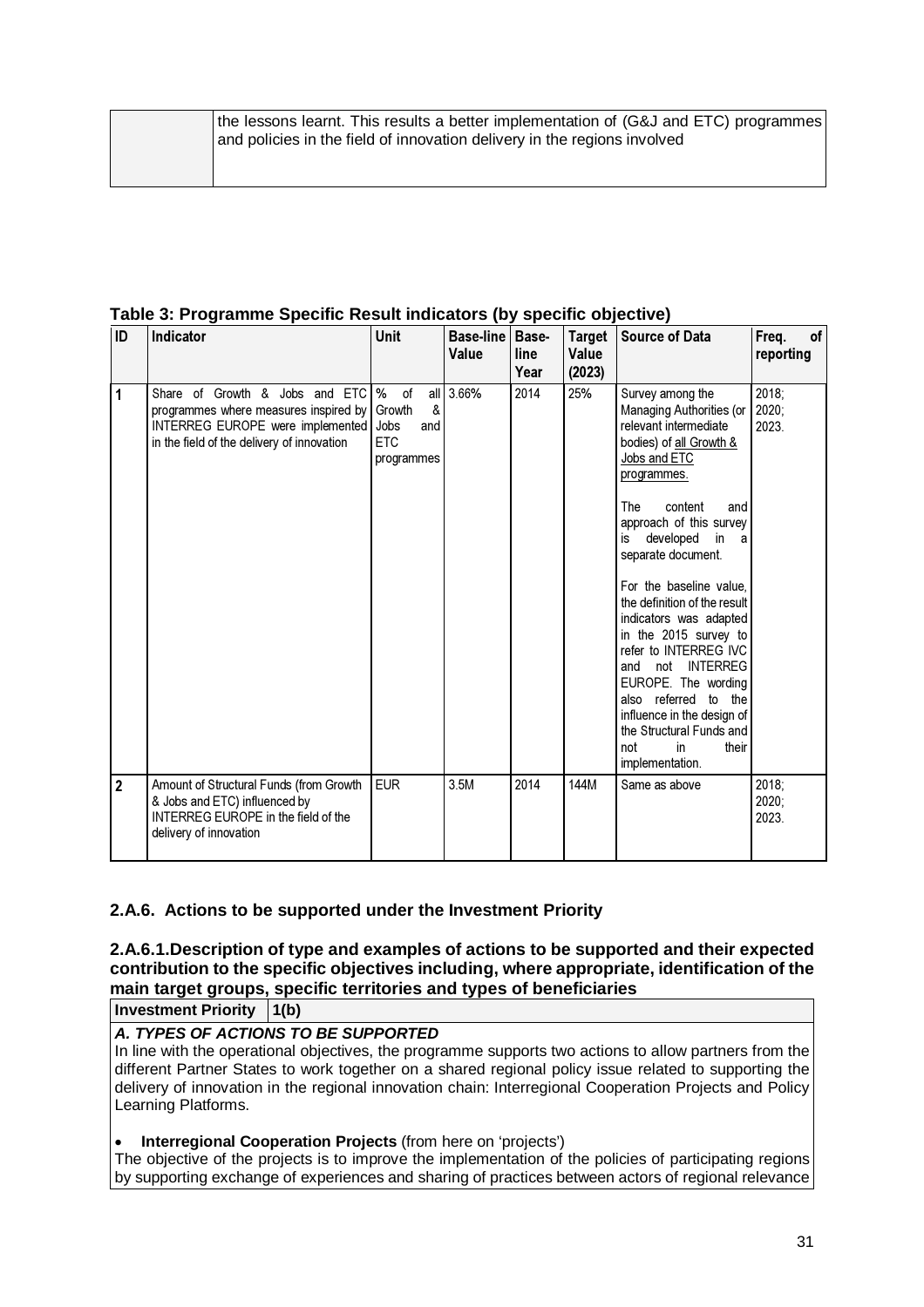| | the lessons learnt. This results a better implementation of (G&J and ETC) programmes and policies in the field of innovation delivery in the regions involved |
|---|---|

**Table 3: Programme Specific Result indicators (by specific objective)**

| ID | Indicator | Unit | Base-line Value | Base-line Year | Target Value (2023) | Source of Data | Freq. of reporting |
|---|---|---|---|---|---|---|---|
| 1 | Share of Growth & Jobs and ETC programmes where measures inspired by INTERREG EUROPE were implemented in the field of the delivery of innovation | % of all Growth & Jobs and ETC programmes | 3.66% | 2014 | 25% | Survey among the Managing Authorities (or relevant intermediate bodies) of <u>all Growth & Jobs and ETC programmes.</u><br><br>The content and approach of this survey is developed in a separate document.<br><br>For the baseline value, the definition of the result indicators was adapted in the 2015 survey to refer to INTERREG IVC and not INTERREG EUROPE. The wording also referred to the influence in the design of the Structural Funds and not in their implementation. | 2018; 2020; 2023. |
| 2 | Amount of Structural Funds (from Growth & Jobs and ETC) influenced by INTERREG EUROPE in the field of the delivery of innovation | EUR | 3.5M | 2014 | 144M | Same as above | 2018; 2020; 2023. |

### 2.A.6. Actions to be supported under the Investment Priority

### 2.A.6.1.Description of type and examples of actions to be supported and their expected contribution to the specific objectives including, where appropriate, identification of the main target groups, specific territories and types of beneficiaries

**Investment Priority** | **1(b)**

***A. TYPES OF ACTIONS TO BE SUPPORTED***

In line with the operational objectives, the programme supports two actions to allow partners from the different Partner States to work together on a shared regional policy issue related to supporting the delivery of innovation in the regional innovation chain: Interregional Cooperation Projects and Policy Learning Platforms.

- **Interregional Cooperation Projects** (from here on 'projects')

The objective of the projects is to improve the implementation of the policies of participating regions by supporting exchange of experiences and sharing of practices between actors of regional relevance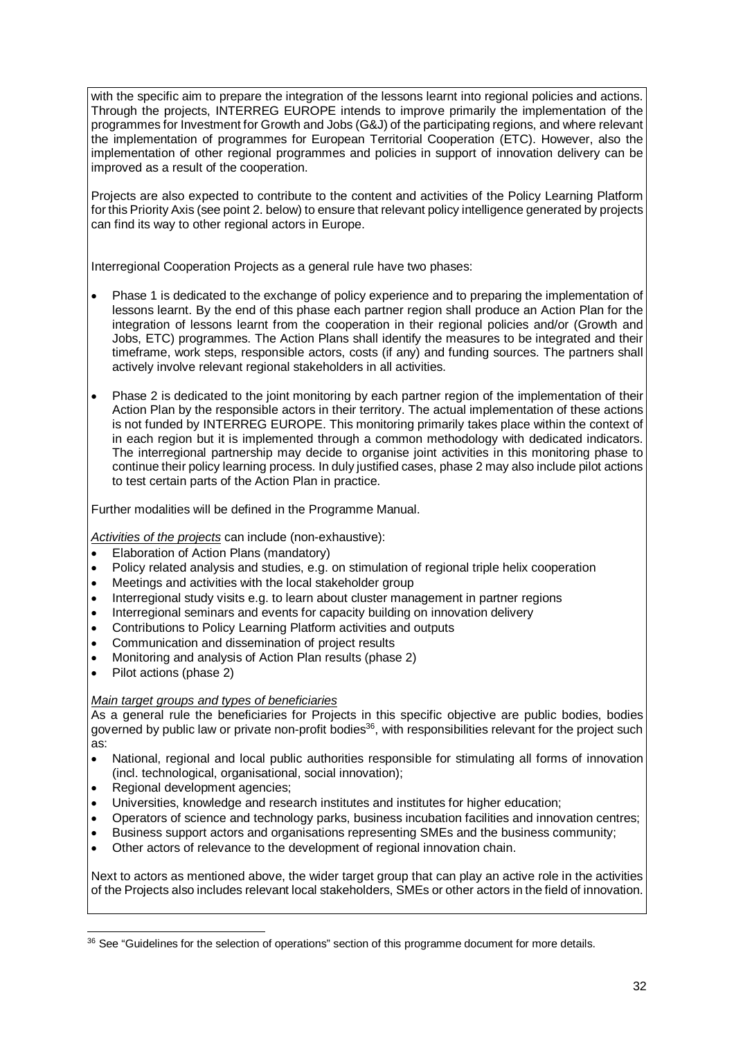with the specific aim to prepare the integration of the lessons learnt into regional policies and actions. Through the projects, INTERREG EUROPE intends to improve primarily the implementation of the programmes for Investment for Growth and Jobs (G&J) of the participating regions, and where relevant the implementation of programmes for European Territorial Cooperation (ETC). However, also the implementation of other regional programmes and policies in support of innovation delivery can be improved as a result of the cooperation.

Projects are also expected to contribute to the content and activities of the Policy Learning Platform for this Priority Axis (see point 2. below) to ensure that relevant policy intelligence generated by projects can find its way to other regional actors in Europe.

Interregional Cooperation Projects as a general rule have two phases:

- Phase 1 is dedicated to the exchange of policy experience and to preparing the implementation of lessons learnt. By the end of this phase each partner region shall produce an Action Plan for the integration of lessons learnt from the cooperation in their regional policies and/or (Growth and Jobs, ETC) programmes. The Action Plans shall identify the measures to be integrated and their timeframe, work steps, responsible actors, costs (if any) and funding sources. The partners shall actively involve relevant regional stakeholders in all activities.
- Phase 2 is dedicated to the joint monitoring by each partner region of the implementation of their Action Plan by the responsible actors in their territory. The actual implementation of these actions is not funded by INTERREG EUROPE. This monitoring primarily takes place within the context of in each region but it is implemented through a common methodology with dedicated indicators. The interregional partnership may decide to organise joint activities in this monitoring phase to continue their policy learning process. In duly justified cases, phase 2 may also include pilot actions to test certain parts of the Action Plan in practice.

Further modalities will be defined in the Programme Manual.

*Activities of the projects* can include (non-exhaustive):

- Elaboration of Action Plans (mandatory)
- Policy related analysis and studies, e.g. on stimulation of regional triple helix cooperation
- Meetings and activities with the local stakeholder group
- Interregional study visits e.g. to learn about cluster management in partner regions
- Interregional seminars and events for capacity building on innovation delivery
- Contributions to Policy Learning Platform activities and outputs
- Communication and dissemination of project results
- Monitoring and analysis of Action Plan results (phase 2)
- Pilot actions (phase 2)

*Main target groups and types of beneficiaries*

As a general rule the beneficiaries for Projects in this specific objective are public bodies, bodies governed by public law or private non-profit bodies[36], with responsibilities relevant for the project such as:

- National, regional and local public authorities responsible for stimulating all forms of innovation (incl. technological, organisational, social innovation);
- Regional development agencies;
- Universities, knowledge and research institutes and institutes for higher education;
- Operators of science and technology parks, business incubation facilities and innovation centres;
- Business support actors and organisations representing SMEs and the business community;
- Other actors of relevance to the development of regional innovation chain.

Next to actors as mentioned above, the wider target group that can play an active role in the activities of the Projects also includes relevant local stakeholders, SMEs or other actors in the field of innovation.

[36] See "Guidelines for the selection of operations" section of this programme document for more details.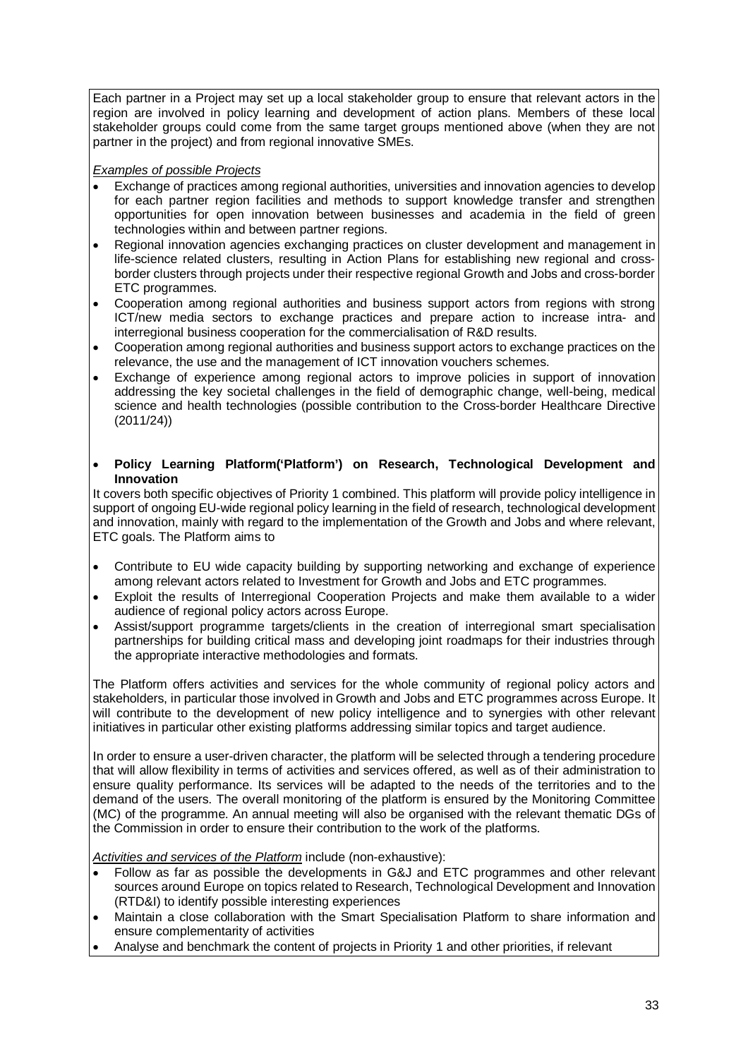Each partner in a Project may set up a local stakeholder group to ensure that relevant actors in the region are involved in policy learning and development of action plans. Members of these local stakeholder groups could come from the same target groups mentioned above (when they are not partner in the project) and from regional innovative SMEs.

*Examples of possible Projects*

- Exchange of practices among regional authorities, universities and innovation agencies to develop for each partner region facilities and methods to support knowledge transfer and strengthen opportunities for open innovation between businesses and academia in the field of green technologies within and between partner regions.
- Regional innovation agencies exchanging practices on cluster development and management in life-science related clusters, resulting in Action Plans for establishing new regional and cross-border clusters through projects under their respective regional Growth and Jobs and cross-border ETC programmes.
- Cooperation among regional authorities and business support actors from regions with strong ICT/new media sectors to exchange practices and prepare action to increase intra- and interregional business cooperation for the commercialisation of R&D results.
- Cooperation among regional authorities and business support actors to exchange practices on the relevance, the use and the management of ICT innovation vouchers schemes.
- Exchange of experience among regional actors to improve policies in support of innovation addressing the key societal challenges in the field of demographic change, well-being, medical science and health technologies (possible contribution to the Cross-border Healthcare Directive (2011/24))

- **Policy Learning Platform('Platform') on Research, Technological Development and Innovation**

It covers both specific objectives of Priority 1 combined. This platform will provide policy intelligence in support of ongoing EU-wide regional policy learning in the field of research, technological development and innovation, mainly with regard to the implementation of the Growth and Jobs and where relevant, ETC goals. The Platform aims to

- Contribute to EU wide capacity building by supporting networking and exchange of experience among relevant actors related to Investment for Growth and Jobs and ETC programmes.
- Exploit the results of Interregional Cooperation Projects and make them available to a wider audience of regional policy actors across Europe.
- Assist/support programme targets/clients in the creation of interregional smart specialisation partnerships for building critical mass and developing joint roadmaps for their industries through the appropriate interactive methodologies and formats.

The Platform offers activities and services for the whole community of regional policy actors and stakeholders, in particular those involved in Growth and Jobs and ETC programmes across Europe. It will contribute to the development of new policy intelligence and to synergies with other relevant initiatives in particular other existing platforms addressing similar topics and target audience.

In order to ensure a user-driven character, the platform will be selected through a tendering procedure that will allow flexibility in terms of activities and services offered, as well as of their administration to ensure quality performance. Its services will be adapted to the needs of the territories and to the demand of the users. The overall monitoring of the platform is ensured by the Monitoring Committee (MC) of the programme. An annual meeting will also be organised with the relevant thematic DGs of the Commission in order to ensure their contribution to the work of the platforms.

*Activities and services of the Platform* include (non-exhaustive):

- Follow as far as possible the developments in G&J and ETC programmes and other relevant sources around Europe on topics related to Research, Technological Development and Innovation (RTD&I) to identify possible interesting experiences
- Maintain a close collaboration with the Smart Specialisation Platform to share information and ensure complementarity of activities
- Analyse and benchmark the content of projects in Priority 1 and other priorities, if relevant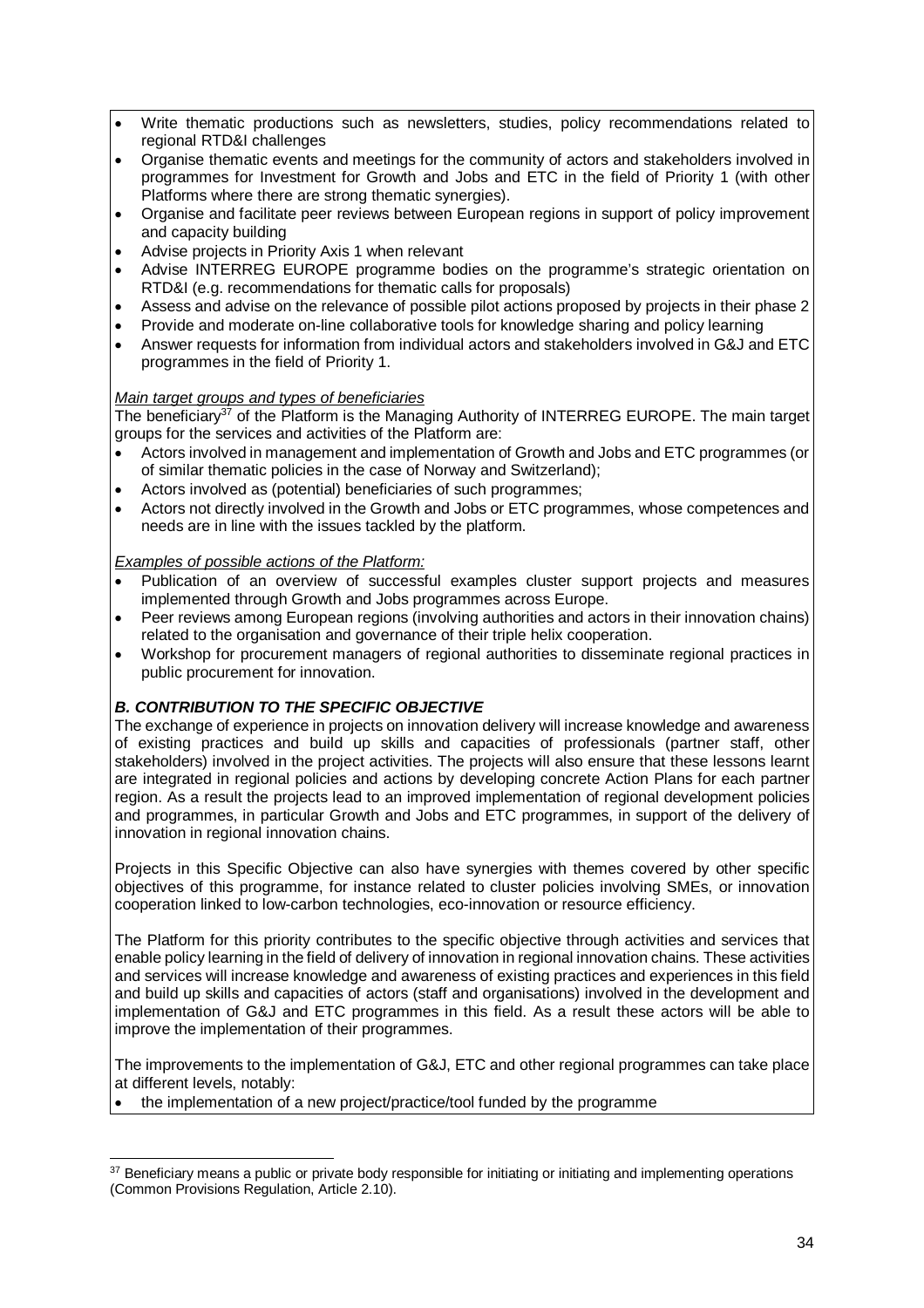- Write thematic productions such as newsletters, studies, policy recommendations related to regional RTD&I challenges
- Organise thematic events and meetings for the community of actors and stakeholders involved in programmes for Investment for Growth and Jobs and ETC in the field of Priority 1 (with other Platforms where there are strong thematic synergies).
- Organise and facilitate peer reviews between European regions in support of policy improvement and capacity building
- Advise projects in Priority Axis 1 when relevant
- Advise INTERREG EUROPE programme bodies on the programme's strategic orientation on RTD&I (e.g. recommendations for thematic calls for proposals)
- Assess and advise on the relevance of possible pilot actions proposed by projects in their phase 2
- Provide and moderate on-line collaborative tools for knowledge sharing and policy learning
- Answer requests for information from individual actors and stakeholders involved in G&J and ETC programmes in the field of Priority 1.

_Main target groups and types of beneficiaries_

The beneficiary[37] of the Platform is the Managing Authority of INTERREG EUROPE. The main target groups for the services and activities of the Platform are:

- Actors involved in management and implementation of Growth and Jobs and ETC programmes (or of similar thematic policies in the case of Norway and Switzerland);
- Actors involved as (potential) beneficiaries of such programmes;
- Actors not directly involved in the Growth and Jobs or ETC programmes, whose competences and needs are in line with the issues tackled by the platform.

_Examples of possible actions of the Platform:_

- Publication of an overview of successful examples cluster support projects and measures implemented through Growth and Jobs programmes across Europe.
- Peer reviews among European regions (involving authorities and actors in their innovation chains) related to the organisation and governance of their triple helix cooperation.
- Workshop for procurement managers of regional authorities to disseminate regional practices in public procurement for innovation.

***B. CONTRIBUTION TO THE SPECIFIC OBJECTIVE***

The exchange of experience in projects on innovation delivery will increase knowledge and awareness of existing practices and build up skills and capacities of professionals (partner staff, other stakeholders) involved in the project activities. The projects will also ensure that these lessons learnt are integrated in regional policies and actions by developing concrete Action Plans for each partner region. As a result the projects lead to an improved implementation of regional development policies and programmes, in particular Growth and Jobs and ETC programmes, in support of the delivery of innovation in regional innovation chains.

Projects in this Specific Objective can also have synergies with themes covered by other specific objectives of this programme, for instance related to cluster policies involving SMEs, or innovation cooperation linked to low-carbon technologies, eco-innovation or resource efficiency.

The Platform for this priority contributes to the specific objective through activities and services that enable policy learning in the field of delivery of innovation in regional innovation chains. These activities and services will increase knowledge and awareness of existing practices and experiences in this field and build up skills and capacities of actors (staff and organisations) involved in the development and implementation of G&J and ETC programmes in this field. As a result these actors will be able to improve the implementation of their programmes.

The improvements to the implementation of G&J, ETC and other regional programmes can take place at different levels, notably:

- the implementation of a new project/practice/tool funded by the programme

[37] Beneficiary means a public or private body responsible for initiating or initiating and implementing operations (Common Provisions Regulation, Article 2.10).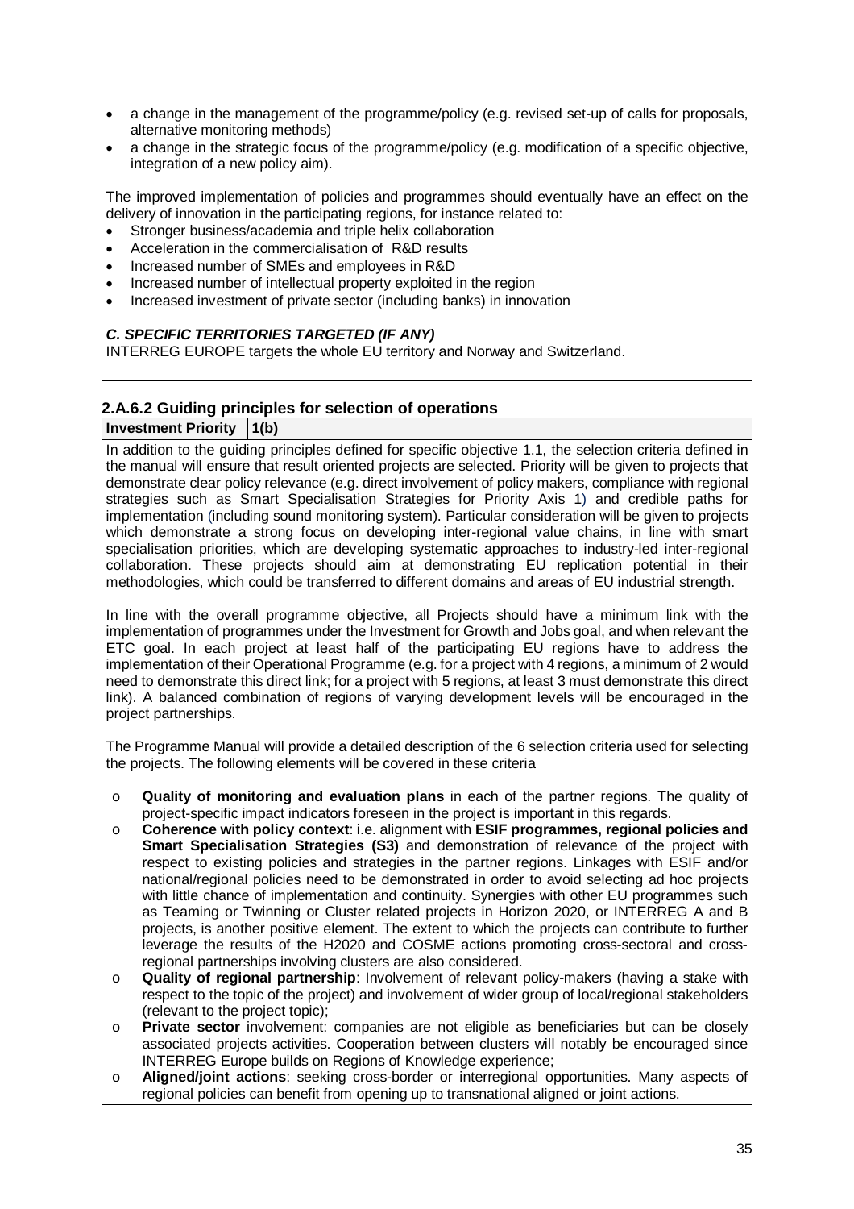- a change in the management of the programme/policy (e.g. revised set-up of calls for proposals, alternative monitoring methods)
- a change in the strategic focus of the programme/policy (e.g. modification of a specific objective, integration of a new policy aim).

The improved implementation of policies and programmes should eventually have an effect on the delivery of innovation in the participating regions, for instance related to:

- Stronger business/academia and triple helix collaboration
- Acceleration in the commercialisation of R&D results
- Increased number of SMEs and employees in R&D
- Increased number of intellectual property exploited in the region
- Increased investment of private sector (including banks) in innovation

***C. SPECIFIC TERRITORIES TARGETED (IF ANY)***

INTERREG EUROPE targets the whole EU territory and Norway and Switzerland.

### 2.A.6.2 Guiding principles for selection of operations

| **Investment Priority** | **1(b)** |
|---|---|

In addition to the guiding principles defined for specific objective 1.1, the selection criteria defined in the manual will ensure that result oriented projects are selected. Priority will be given to projects that demonstrate clear policy relevance (e.g. direct involvement of policy makers, compliance with regional strategies such as Smart Specialisation Strategies for Priority Axis 1) and credible paths for implementation (including sound monitoring system). Particular consideration will be given to projects which demonstrate a strong focus on developing inter-regional value chains, in line with smart specialisation priorities, which are developing systematic approaches to industry-led inter-regional collaboration. These projects should aim at demonstrating EU replication potential in their methodologies, which could be transferred to different domains and areas of EU industrial strength.

In line with the overall programme objective, all Projects should have a minimum link with the implementation of programmes under the Investment for Growth and Jobs goal, and when relevant the ETC goal. In each project at least half of the participating EU regions have to address the implementation of their Operational Programme (e.g. for a project with 4 regions, a minimum of 2 would need to demonstrate this direct link; for a project with 5 regions, at least 3 must demonstrate this direct link). A balanced combination of regions of varying development levels will be encouraged in the project partnerships.

The Programme Manual will provide a detailed description of the 6 selection criteria used for selecting the projects. The following elements will be covered in these criteria

- **Quality of monitoring and evaluation plans** in each of the partner regions. The quality of project-specific impact indicators foreseen in the project is important in this regards.
- **Coherence with policy context**: i.e. alignment with **ESIF programmes, regional policies and Smart Specialisation Strategies (S3)** and demonstration of relevance of the project with respect to existing policies and strategies in the partner regions. Linkages with ESIF and/or national/regional policies need to be demonstrated in order to avoid selecting ad hoc projects with little chance of implementation and continuity. Synergies with other EU programmes such as Teaming or Twinning or Cluster related projects in Horizon 2020, or INTERREG A and B projects, is another positive element. The extent to which the projects can contribute to further leverage the results of the H2020 and COSME actions promoting cross-sectoral and cross-regional partnerships involving clusters are also considered.
- **Quality of regional partnership**: Involvement of relevant policy-makers (having a stake with respect to the topic of the project) and involvement of wider group of local/regional stakeholders (relevant to the project topic);
- **Private sector** involvement: companies are not eligible as beneficiaries but can be closely associated projects activities. Cooperation between clusters will notably be encouraged since INTERREG Europe builds on Regions of Knowledge experience;
- **Aligned/joint actions**: seeking cross-border or interregional opportunities. Many aspects of regional policies can benefit from opening up to transnational aligned or joint actions.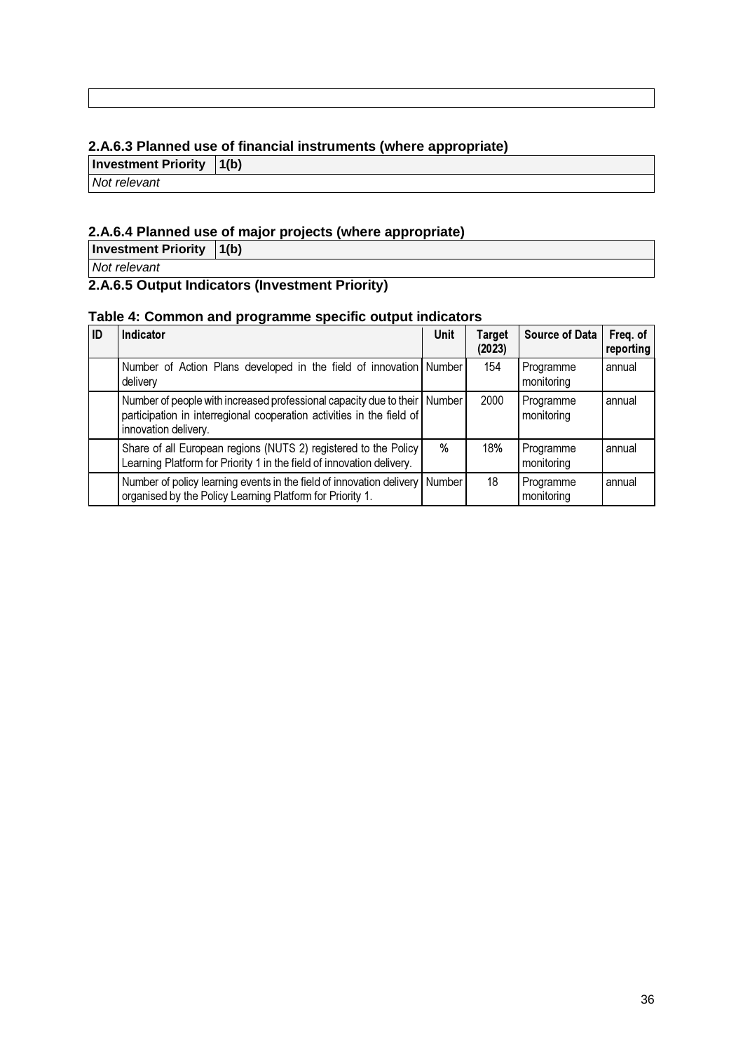### 2.A.6.3 Planned use of financial instruments (where appropriate)

| Investment Priority | 1(b) |
|---|---|
| *Not relevant* | |

### 2.A.6.4 Planned use of major projects (where appropriate)

| Investment Priority | 1(b) |
|---|---|
| *Not relevant* | |

### 2.A.6.5 Output Indicators (Investment Priority)

**Table 4: Common and programme specific output indicators**

| ID | Indicator | Unit | Target (2023) | Source of Data | Freq. of reporting |
|---|---|---|---|---|---|
| | Number of Action Plans developed in the field of innovation delivery | Number | 154 | Programme monitoring | annual |
| | Number of people with increased professional capacity due to their participation in interregional cooperation activities in the field of innovation delivery. | Number | 2000 | Programme monitoring | annual |
| | Share of all European regions (NUTS 2) registered to the Policy Learning Platform for Priority 1 in the field of innovation delivery. | % | 18% | Programme monitoring | annual |
| | Number of policy learning events in the field of innovation delivery organised by the Policy Learning Platform for Priority 1. | Number | 18 | Programme monitoring | annual |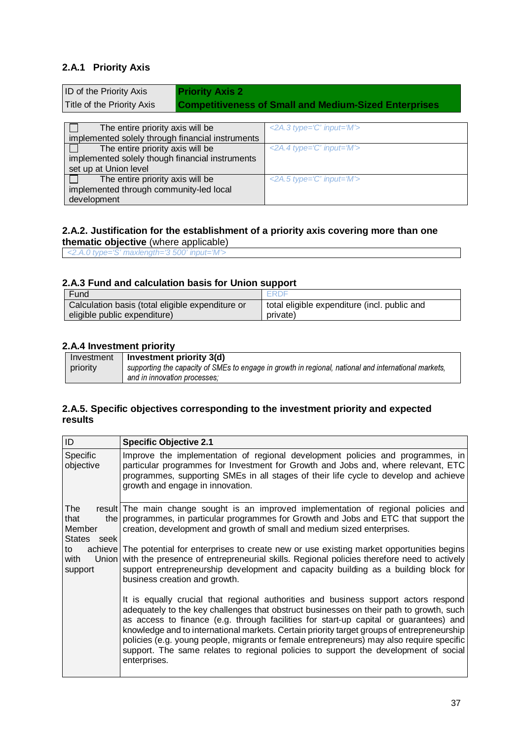### 2.A.1 Priority Axis

| ID of the Priority Axis | **Priority Axis 2** |
|---|---|
| Title of the Priority Axis | **Competitiveness of Small and Medium-Sized Enterprises** |

| | |
|---|---|
| ☐ The entire priority axis will be implemented solely through financial instruments | *<2A.3 type='C' input='M'>* |
| ☐ The entire priority axis will be implemented solely though financial instruments set up at Union level | *<2A.4 type='C' input='M'>* |
| ☐ The entire priority axis will be implemented through community-led local development | *<2A.5 type='C' input='M'>* |

### 2.A.2. Justification for the establishment of a priority axis covering more than one thematic objective (where applicable)

| *<2.A.0 type='S' maxlength='3 500' input='M'>* |
|---|

### 2.A.3 Fund and calculation basis for Union support

| Fund | ERDF |
|---|---|
| Calculation basis (total eligible expenditure or eligible public expenditure) | total eligible expenditure (incl. public and private) |

### 2.A.4 Investment priority

| Investment priority | **Investment priority 3(d)** *supporting the capacity of SMEs to engage in growth in regional, national and international markets, and in innovation processes;* |
|---|---|

### 2.A.5. Specific objectives corresponding to the investment priority and expected results

| ID | **Specific Objective 2.1** |
|---|---|
| Specific objective | Improve the implementation of regional development policies and programmes, in particular programmes for Investment for Growth and Jobs and, where relevant, ETC programmes, supporting SMEs in all stages of their life cycle to develop and achieve growth and engage in innovation. |
| The result that the Member States seek to achieve with Union support | The main change sought is an improved implementation of regional policies and programmes, in particular programmes for Growth and Jobs and ETC that support the creation, development and growth of small and medium sized enterprises.<br><br>The potential for enterprises to create new or use existing market opportunities begins with the presence of entrepreneurial skills. Regional policies therefore need to actively support entrepreneurship development and capacity building as a building block for business creation and growth.<br><br>It is equally crucial that regional authorities and business support actors respond adequately to the key challenges that obstruct businesses on their path to growth, such as access to finance (e.g. through facilities for start-up capital or guarantees) and knowledge and to international markets. Certain priority target groups of entrepreneurship policies (e.g. young people, migrants or female entrepreneurs) may also require specific support. The same relates to regional policies to support the development of social enterprises. |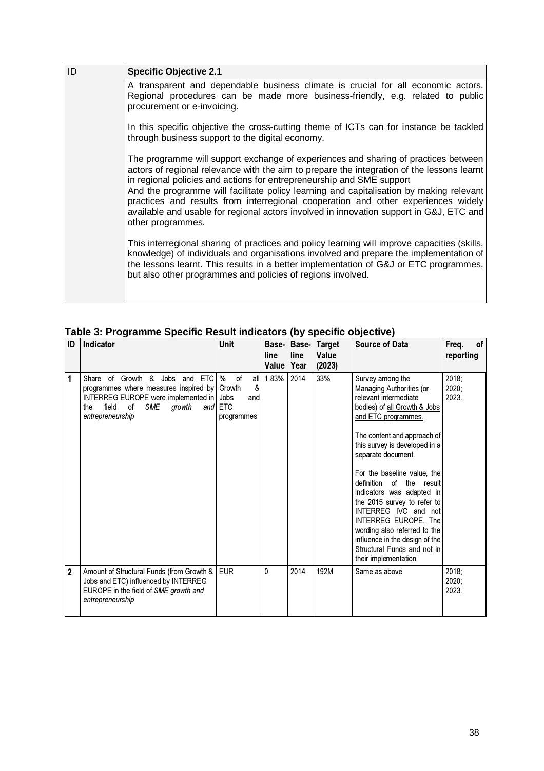| ID | Specific Objective 2.1 |
| --- | --- |
| | A transparent and dependable business climate is crucial for all economic actors. Regional procedures can be made more business-friendly, e.g. related to public procurement or e-invoicing.<br><br>In this specific objective the cross-cutting theme of ICTs can for instance be tackled through business support to the digital economy.<br><br>The programme will support exchange of experiences and sharing of practices between actors of regional relevance with the aim to prepare the integration of the lessons learnt in regional policies and actions for entrepreneurship and SME support<br>And the programme will facilitate policy learning and capitalisation by making relevant practices and results from interregional cooperation and other experiences widely available and usable for regional actors involved in innovation support in G&J, ETC and other programmes.<br><br>This interregional sharing of practices and policy learning will improve capacities (skills, knowledge) of individuals and organisations involved and prepare the implementation of the lessons learnt. This results in a better implementation of G&J or ETC programmes, but also other programmes and policies of regions involved. |

**Table 3: Programme Specific Result indicators (by specific objective)**

| ID | Indicator | Unit | Base-line Value | Base-line Year | Target Value (2023) | Source of Data | Freq. of reporting |
| --- | --- | --- | --- | --- | --- | --- | --- |
| 1 | Share of Growth & Jobs and ETC programmes where measures inspired by INTERREG EUROPE were implemented in the field of *SME growth and entrepreneurship* | % of all Growth & Jobs and ETC programmes | 1.83% | 2014 | 33% | Survey among the Managing Authorities (or relevant intermediate bodies) of <u>all Growth & Jobs and ETC programmes.</u><br><br>The content and approach of this survey is developed in a separate document.<br><br>For the baseline value, the definition of the result indicators was adapted in the 2015 survey to refer to INTERREG IVC and not INTERREG EUROPE. The wording also referred to the influence in the design of the Structural Funds and not in their implementation. | 2018; 2020; 2023. |
| 2 | Amount of Structural Funds (from Growth & Jobs and ETC) influenced by INTERREG EUROPE in the field of *SME growth and entrepreneurship* | EUR | 0 | 2014 | 192M | Same as above | 2018; 2020; 2023. |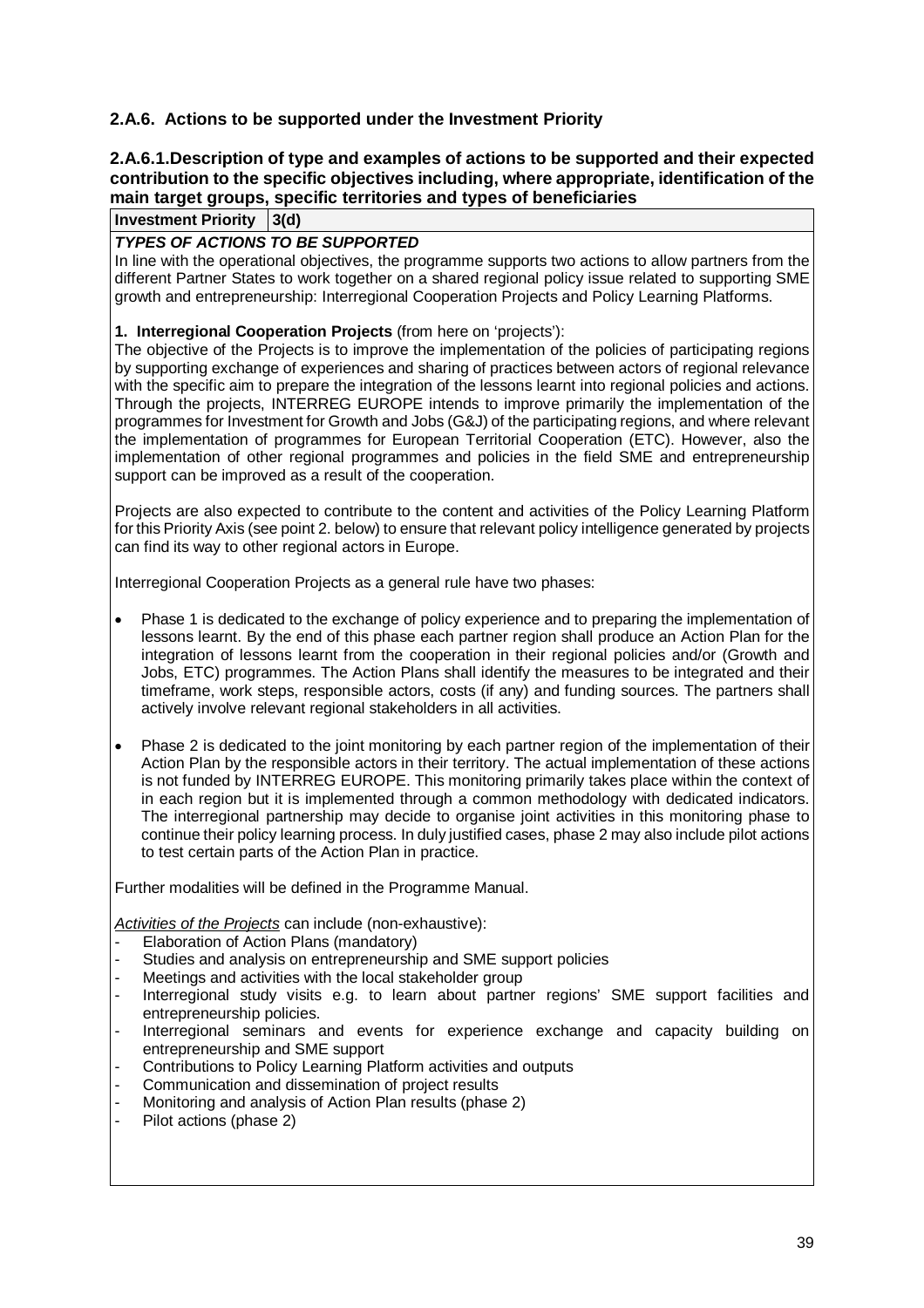## 2.A.6. Actions to be supported under the Investment Priority

### 2.A.6.1. Description of type and examples of actions to be supported and their expected contribution to the specific objectives including, where appropriate, identification of the main target groups, specific territories and types of beneficiaries

| **Investment Priority** | **3(d)** |
|---|---|

***TYPES OF ACTIONS TO BE SUPPORTED***

In line with the operational objectives, the programme supports two actions to allow partners from the different Partner States to work together on a shared regional policy issue related to supporting SME growth and entrepreneurship: Interregional Cooperation Projects and Policy Learning Platforms.

**1. Interregional Cooperation Projects** (from here on 'projects'):

The objective of the Projects is to improve the implementation of the policies of participating regions by supporting exchange of experiences and sharing of practices between actors of regional relevance with the specific aim to prepare the integration of the lessons learnt into regional policies and actions. Through the projects, INTERREG EUROPE intends to improve primarily the implementation of the programmes for Investment for Growth and Jobs (G&J) of the participating regions, and where relevant the implementation of programmes for European Territorial Cooperation (ETC). However, also the implementation of other regional programmes and policies in the field SME and entrepreneurship support can be improved as a result of the cooperation.

Projects are also expected to contribute to the content and activities of the Policy Learning Platform for this Priority Axis (see point 2. below) to ensure that relevant policy intelligence generated by projects can find its way to other regional actors in Europe.

Interregional Cooperation Projects as a general rule have two phases:

- Phase 1 is dedicated to the exchange of policy experience and to preparing the implementation of lessons learnt. By the end of this phase each partner region shall produce an Action Plan for the integration of lessons learnt from the cooperation in their regional policies and/or (Growth and Jobs, ETC) programmes. The Action Plans shall identify the measures to be integrated and their timeframe, work steps, responsible actors, costs (if any) and funding sources. The partners shall actively involve relevant regional stakeholders in all activities.
- Phase 2 is dedicated to the joint monitoring by each partner region of the implementation of their Action Plan by the responsible actors in their territory. The actual implementation of these actions is not funded by INTERREG EUROPE. This monitoring primarily takes place within the context of in each region but it is implemented through a common methodology with dedicated indicators. The interregional partnership may decide to organise joint activities in this monitoring phase to continue their policy learning process. In duly justified cases, phase 2 may also include pilot actions to test certain parts of the Action Plan in practice.

Further modalities will be defined in the Programme Manual.

*Activities of the Projects* can include (non-exhaustive):

- Elaboration of Action Plans (mandatory)
- Studies and analysis on entrepreneurship and SME support policies
- Meetings and activities with the local stakeholder group
- Interregional study visits e.g. to learn about partner regions' SME support facilities and entrepreneurship policies.
- Interregional seminars and events for experience exchange and capacity building on entrepreneurship and SME support
- Contributions to Policy Learning Platform activities and outputs
- Communication and dissemination of project results
- Monitoring and analysis of Action Plan results (phase 2)
- Pilot actions (phase 2)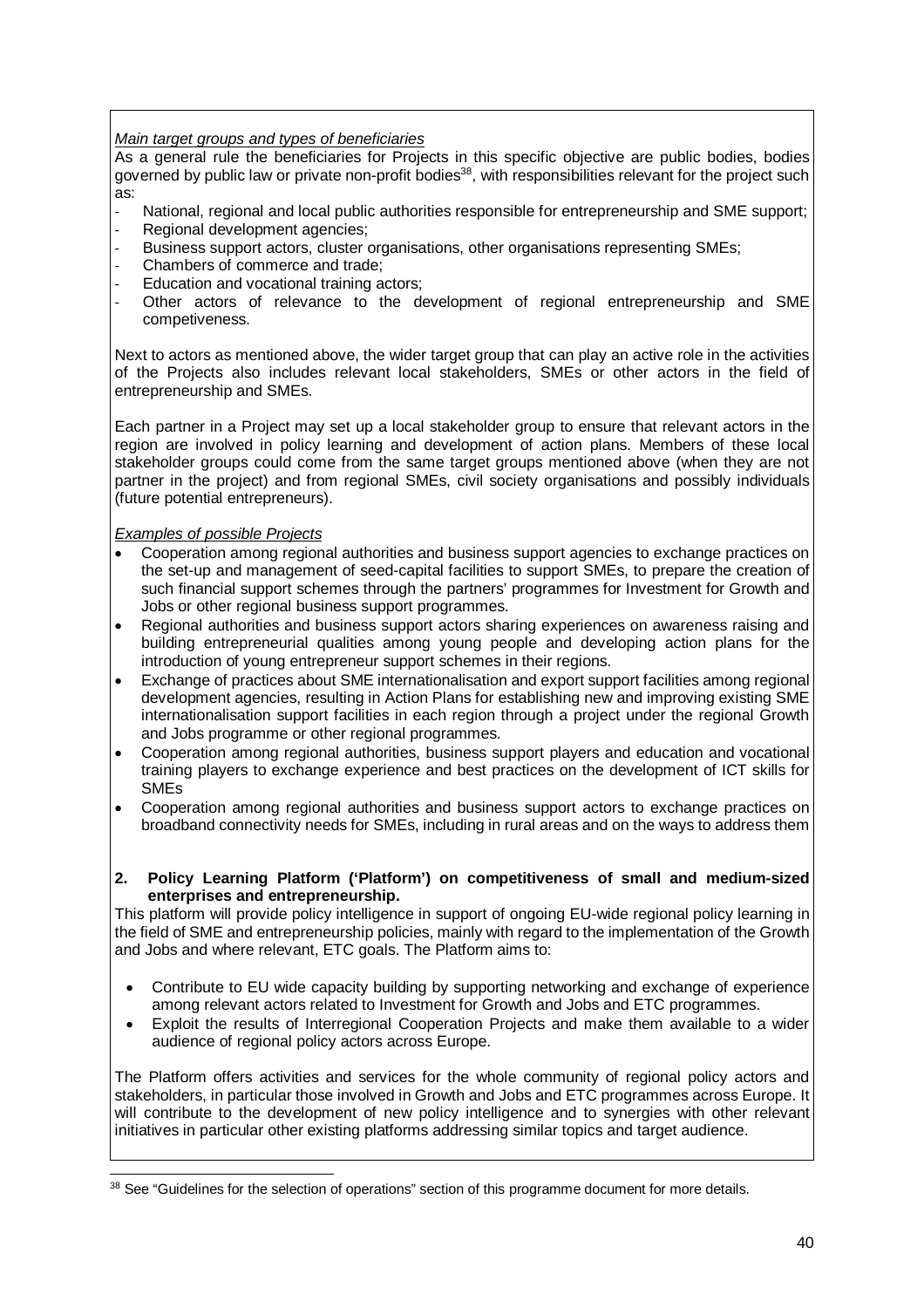*Main target groups and types of beneficiaries*

As a general rule the beneficiaries for Projects in this specific objective are public bodies, bodies governed by public law or private non-profit bodies[38], with responsibilities relevant for the project such as:

- National, regional and local public authorities responsible for entrepreneurship and SME support;
- Regional development agencies;
- Business support actors, cluster organisations, other organisations representing SMEs;
- Chambers of commerce and trade;
- Education and vocational training actors;
- Other actors of relevance to the development of regional entrepreneurship and SME competiveness.

Next to actors as mentioned above, the wider target group that can play an active role in the activities of the Projects also includes relevant local stakeholders, SMEs or other actors in the field of entrepreneurship and SMEs.

Each partner in a Project may set up a local stakeholder group to ensure that relevant actors in the region are involved in policy learning and development of action plans. Members of these local stakeholder groups could come from the same target groups mentioned above (when they are not partner in the project) and from regional SMEs, civil society organisations and possibly individuals (future potential entrepreneurs).

*Examples of possible Projects*

- Cooperation among regional authorities and business support agencies to exchange practices on the set-up and management of seed-capital facilities to support SMEs, to prepare the creation of such financial support schemes through the partners' programmes for Investment for Growth and Jobs or other regional business support programmes.
- Regional authorities and business support actors sharing experiences on awareness raising and building entrepreneurial qualities among young people and developing action plans for the introduction of young entrepreneur support schemes in their regions.
- Exchange of practices about SME internationalisation and export support facilities among regional development agencies, resulting in Action Plans for establishing new and improving existing SME internationalisation support facilities in each region through a project under the regional Growth and Jobs programme or other regional programmes.
- Cooperation among regional authorities, business support players and education and vocational training players to exchange experience and best practices on the development of ICT skills for SMEs
- Cooperation among regional authorities and business support actors to exchange practices on broadband connectivity needs for SMEs, including in rural areas and on the ways to address them

**2. Policy Learning Platform ('Platform') on competitiveness of small and medium-sized enterprises and entrepreneurship.**

This platform will provide policy intelligence in support of ongoing EU-wide regional policy learning in the field of SME and entrepreneurship policies, mainly with regard to the implementation of the Growth and Jobs and where relevant, ETC goals. The Platform aims to:

- Contribute to EU wide capacity building by supporting networking and exchange of experience among relevant actors related to Investment for Growth and Jobs and ETC programmes.
- Exploit the results of Interregional Cooperation Projects and make them available to a wider audience of regional policy actors across Europe.

The Platform offers activities and services for the whole community of regional policy actors and stakeholders, in particular those involved in Growth and Jobs and ETC programmes across Europe. It will contribute to the development of new policy intelligence and to synergies with other relevant initiatives in particular other existing platforms addressing similar topics and target audience.

[38] See "Guidelines for the selection of operations" section of this programme document for more details.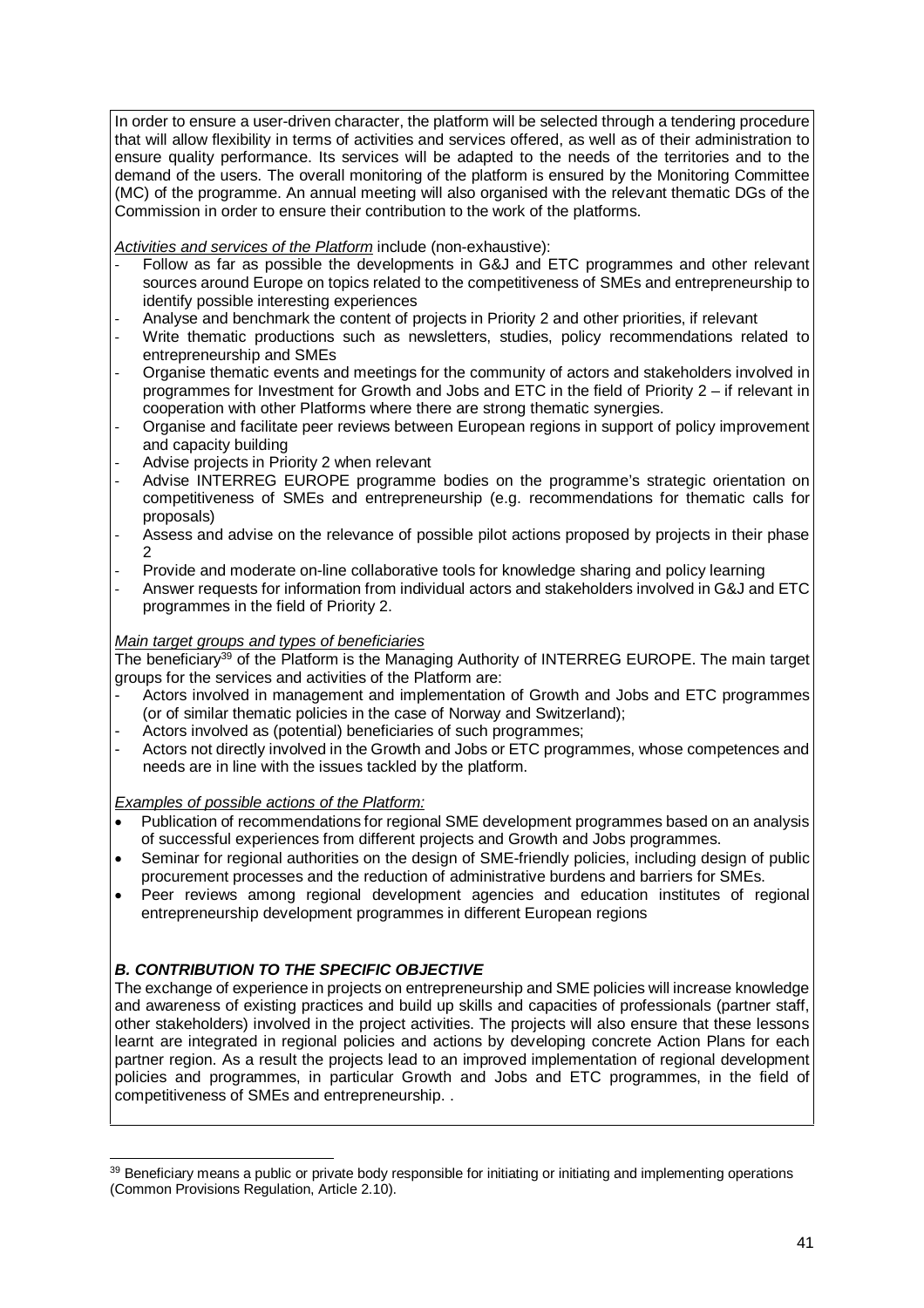In order to ensure a user-driven character, the platform will be selected through a tendering procedure that will allow flexibility in terms of activities and services offered, as well as of their administration to ensure quality performance. Its services will be adapted to the needs of the territories and to the demand of the users. The overall monitoring of the platform is ensured by the Monitoring Committee (MC) of the programme. An annual meeting will also organised with the relevant thematic DGs of the Commission in order to ensure their contribution to the work of the platforms.

*Activities and services of the Platform* include (non-exhaustive):

- Follow as far as possible the developments in G&J and ETC programmes and other relevant sources around Europe on topics related to the competitiveness of SMEs and entrepreneurship to identify possible interesting experiences
- Analyse and benchmark the content of projects in Priority 2 and other priorities, if relevant
- Write thematic productions such as newsletters, studies, policy recommendations related to entrepreneurship and SMEs
- Organise thematic events and meetings for the community of actors and stakeholders involved in programmes for Investment for Growth and Jobs and ETC in the field of Priority 2 – if relevant in cooperation with other Platforms where there are strong thematic synergies.
- Organise and facilitate peer reviews between European regions in support of policy improvement and capacity building
- Advise projects in Priority 2 when relevant
- Advise INTERREG EUROPE programme bodies on the programme's strategic orientation on competitiveness of SMEs and entrepreneurship (e.g. recommendations for thematic calls for proposals)
- Assess and advise on the relevance of possible pilot actions proposed by projects in their phase 2
- Provide and moderate on-line collaborative tools for knowledge sharing and policy learning
- Answer requests for information from individual actors and stakeholders involved in G&J and ETC programmes in the field of Priority 2.

*Main target groups and types of beneficiaries*

The beneficiary[39] of the Platform is the Managing Authority of INTERREG EUROPE. The main target groups for the services and activities of the Platform are:

- Actors involved in management and implementation of Growth and Jobs and ETC programmes (or of similar thematic policies in the case of Norway and Switzerland);
- Actors involved as (potential) beneficiaries of such programmes;
- Actors not directly involved in the Growth and Jobs or ETC programmes, whose competences and needs are in line with the issues tackled by the platform.

*Examples of possible actions of the Platform:*

- Publication of recommendations for regional SME development programmes based on an analysis of successful experiences from different projects and Growth and Jobs programmes.
- Seminar for regional authorities on the design of SME-friendly policies, including design of public procurement processes and the reduction of administrative burdens and barriers for SMEs.
- Peer reviews among regional development agencies and education institutes of regional entrepreneurship development programmes in different European regions

***B. CONTRIBUTION TO THE SPECIFIC OBJECTIVE***

The exchange of experience in projects on entrepreneurship and SME policies will increase knowledge and awareness of existing practices and build up skills and capacities of professionals (partner staff, other stakeholders) involved in the project activities. The projects will also ensure that these lessons learnt are integrated in regional policies and actions by developing concrete Action Plans for each partner region. As a result the projects lead to an improved implementation of regional development policies and programmes, in particular Growth and Jobs and ETC programmes, in the field of competitiveness of SMEs and entrepreneurship. .

[39] Beneficiary means a public or private body responsible for initiating or initiating and implementing operations (Common Provisions Regulation, Article 2.10).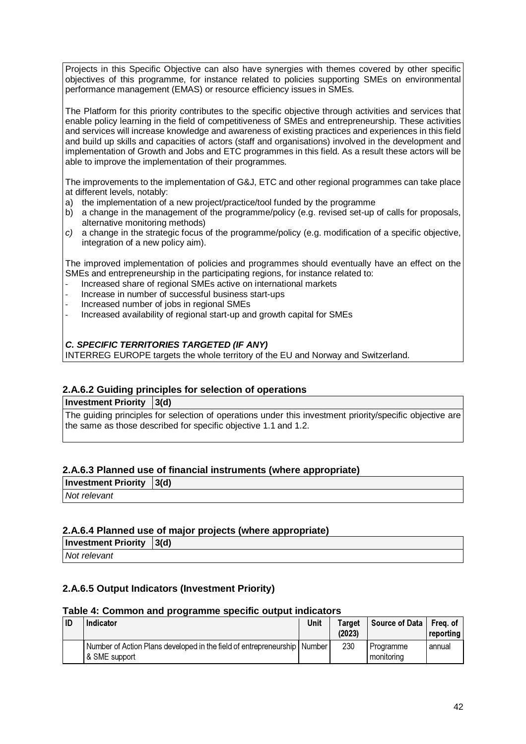Projects in this Specific Objective can also have synergies with themes covered by other specific objectives of this programme, for instance related to policies supporting SMEs on environmental performance management (EMAS) or resource efficiency issues in SMEs.

The Platform for this priority contributes to the specific objective through activities and services that enable policy learning in the field of competitiveness of SMEs and entrepreneurship. These activities and services will increase knowledge and awareness of existing practices and experiences in this field and build up skills and capacities of actors (staff and organisations) involved in the development and implementation of Growth and Jobs and ETC programmes in this field. As a result these actors will be able to improve the implementation of their programmes.

The improvements to the implementation of G&J, ETC and other regional programmes can take place at different levels, notably:

a) the implementation of a new project/practice/tool funded by the programme
b) a change in the management of the programme/policy (e.g. revised set-up of calls for proposals, alternative monitoring methods)
*c)* a change in the strategic focus of the programme/policy (e.g. modification of a specific objective, integration of a new policy aim).

The improved implementation of policies and programmes should eventually have an effect on the SMEs and entrepreneurship in the participating regions, for instance related to:

- Increased share of regional SMEs active on international markets
- Increase in number of successful business start-ups
- Increased number of jobs in regional SMEs
- Increased availability of regional start-up and growth capital for SMEs

***C. SPECIFIC TERRITORIES TARGETED (IF ANY)***

INTERREG EUROPE targets the whole territory of the EU and Norway and Switzerland.

### 2.A.6.2 Guiding principles for selection of operations

| **Investment Priority** | **3(d)** |
|---|---|
| The guiding principles for selection of operations under this investment priority/specific objective are the same as those described for specific objective 1.1 and 1.2. | |

### 2.A.6.3 Planned use of financial instruments (where appropriate)

| **Investment Priority** | **3(d)** |
|---|---|
| *Not relevant* | |

### 2.A.6.4 Planned use of major projects (where appropriate)

| **Investment Priority** | **3(d)** |
|---|---|
| *Not relevant* | |

### 2.A.6.5 Output Indicators (Investment Priority)

**Table 4: Common and programme specific output indicators**

| ID | Indicator | Unit | Target (2023) | Source of Data | Freq. of reporting |
|---|---|---|---|---|---|
| | Number of Action Plans developed in the field of entrepreneurship & SME support | Number | 230 | Programme monitoring | annual |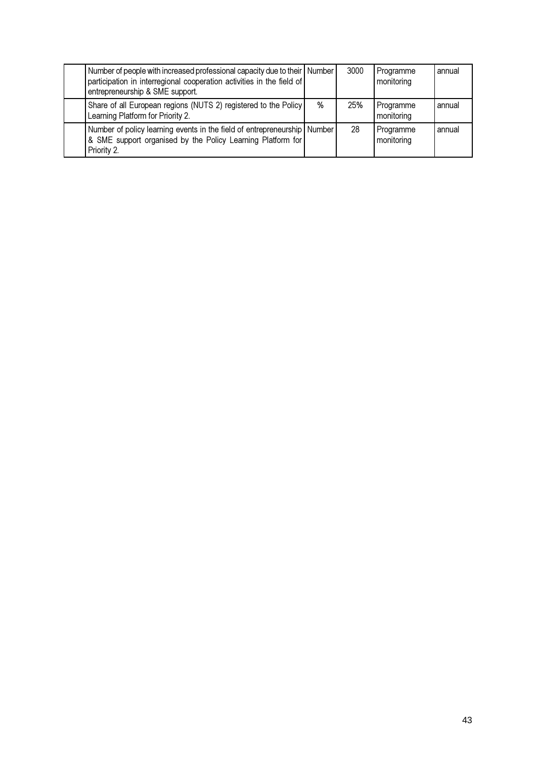| | | | | | |
|---|---|---|---|---|---|
| | Number of people with increased professional capacity due to their participation in interregional cooperation activities in the field of entrepreneurship & SME support. | Number | 3000 | Programme monitoring | annual |
| | Share of all European regions (NUTS 2) registered to the Policy Learning Platform for Priority 2. | % | 25% | Programme monitoring | annual |
| | Number of policy learning events in the field of entrepreneurship & SME support organised by the Policy Learning Platform for Priority 2. | Number | 28 | Programme monitoring | annual |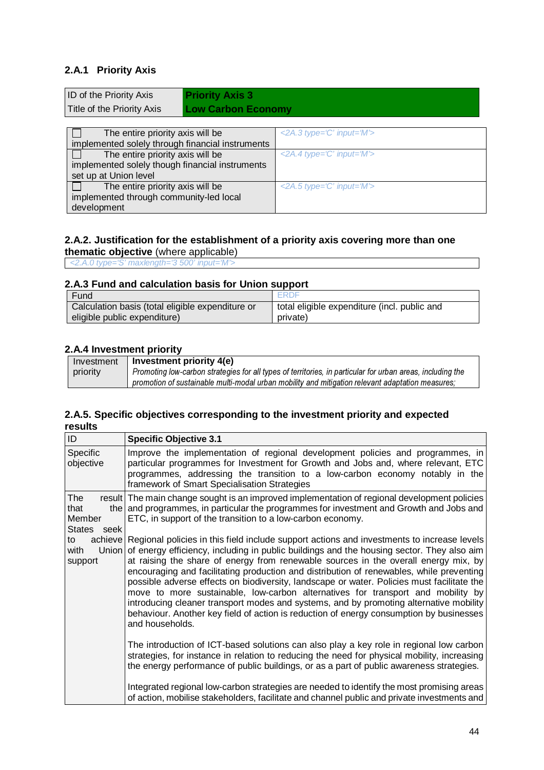### 2.A.1 Priority Axis

| ID of the Priority Axis | **Priority Axis 3** |
|---|---|
| Title of the Priority Axis | **Low Carbon Economy** |

| | |
|---|---|
| ☐ The entire priority axis will be implemented solely through financial instruments | <2A.3 type='C' input='M'> |
| ☐ The entire priority axis will be implemented solely though financial instruments set up at Union level | <2A.4 type='C' input='M'> |
| ☐ The entire priority axis will be implemented through community-led local development | <2A.5 type='C' input='M'> |

### 2.A.2. Justification for the establishment of a priority axis covering more than one thematic objective (where applicable)

<2.A.0 type='S' maxlength='3 500' input='M'>

### 2.A.3 Fund and calculation basis for Union support

| Fund | ERDF |
|---|---|
| Calculation basis (total eligible expenditure or eligible public expenditure) | total eligible expenditure (incl. public and private) |

### 2.A.4 Investment priority

| Investment priority | **Investment priority 4(e)**<br>*Promoting low-carbon strategies for all types of territories, in particular for urban areas, including the promotion of sustainable multi-modal urban mobility and mitigation relevant adaptation measures;* |
|---|---|

### 2.A.5. Specific objectives corresponding to the investment priority and expected results

| ID | **Specific Objective 3.1** |
|---|---|
| Specific objective | Improve the implementation of regional development policies and programmes, in particular programmes for Investment for Growth and Jobs and, where relevant, ETC programmes, addressing the transition to a low-carbon economy notably in the framework of Smart Specialisation Strategies |
| The result that the Member States seek to achieve with Union support | The main change sought is an improved implementation of regional development policies and programmes, in particular the programmes for investment and Growth and Jobs and ETC, in support of the transition to a low-carbon economy.<br><br>Regional policies in this field include support actions and investments to increase levels of energy efficiency, including in public buildings and the housing sector. They also aim at raising the share of energy from renewable sources in the overall energy mix, by encouraging and facilitating production and distribution of renewables, while preventing possible adverse effects on biodiversity, landscape or water. Policies must facilitate the move to more sustainable, low-carbon alternatives for transport and mobility by introducing cleaner transport modes and systems, and by promoting alternative mobility behaviour. Another key field of action is reduction of energy consumption by businesses and households.<br><br>The introduction of ICT-based solutions can also play a key role in regional low carbon strategies, for instance in relation to reducing the need for physical mobility, increasing the energy performance of public buildings, or as a part of public awareness strategies.<br><br>Integrated regional low-carbon strategies are needed to identify the most promising areas of action, mobilise stakeholders, facilitate and channel public and private investments and |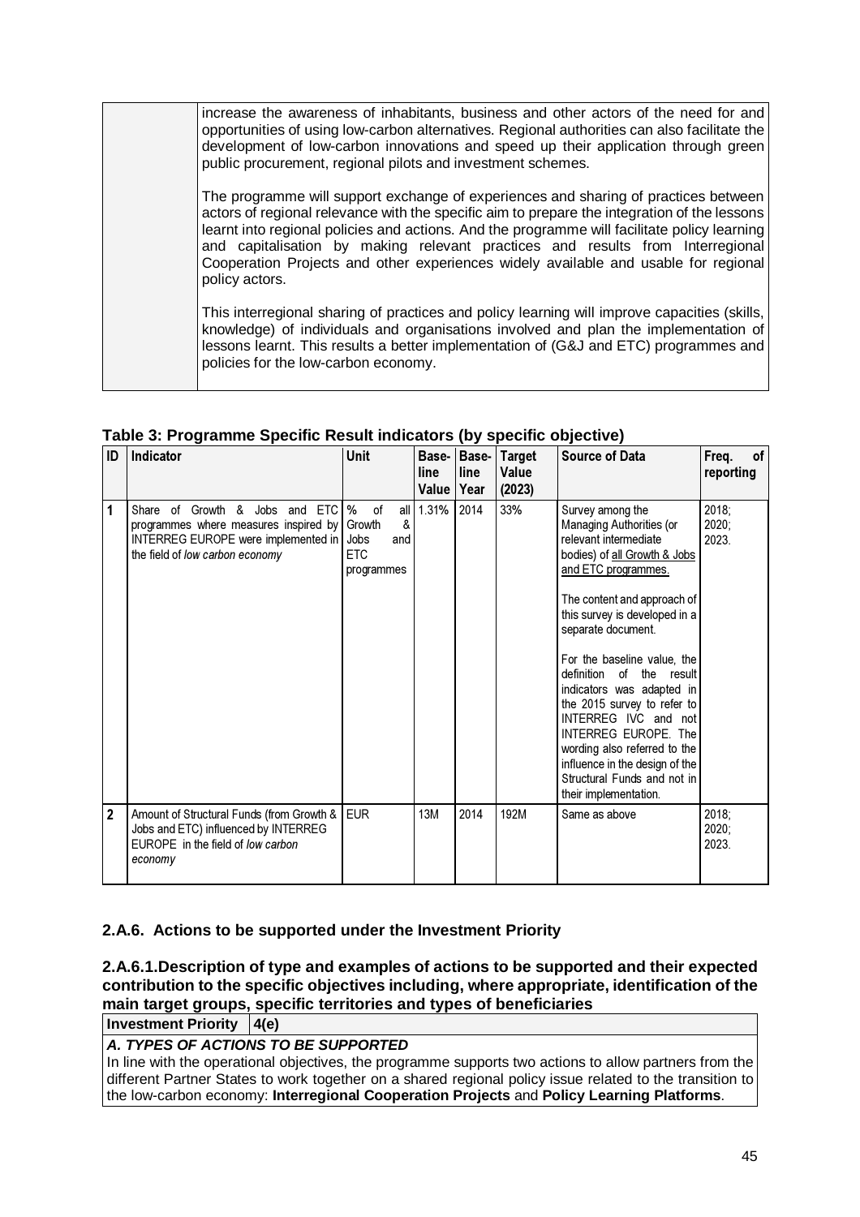| | increase the awareness of inhabitants, business and other actors of the need for and opportunities of using low-carbon alternatives. Regional authorities can also facilitate the development of low-carbon innovations and speed up their application through green public procurement, regional pilots and investment schemes.<br><br>The programme will support exchange of experiences and sharing of practices between actors of regional relevance with the specific aim to prepare the integration of the lessons learnt into regional policies and actions. And the programme will facilitate policy learning and capitalisation by making relevant practices and results from Interregional Cooperation Projects and other experiences widely available and usable for regional policy actors.<br><br>This interregional sharing of practices and policy learning will improve capacities (skills, knowledge) of individuals and organisations involved and plan the implementation of lessons learnt. This results a better implementation of (G&J and ETC) programmes and policies for the low-carbon economy. |
|---|---|

**Table 3: Programme Specific Result indicators (by specific objective)**

| ID | Indicator | Unit | Base-line Value | Base-line Year | Target Value (2023) | Source of Data | Freq. of reporting |
|---|---|---|---|---|---|---|---|
| 1 | Share of Growth & Jobs and ETC programmes where measures inspired by INTERREG EUROPE were implemented in the field of *low carbon economy* | % of all Growth & Jobs and ETC programmes | 1.31% | 2014 | 33% | Survey among the Managing Authorities (or relevant intermediate bodies) of all Growth & Jobs and ETC programmes.<br><br>The content and approach of this survey is developed in a separate document.<br><br>For the baseline value, the definition of the result indicators was adapted in the 2015 survey to refer to INTERREG IVC and not INTERREG EUROPE. The wording also referred to the influence in the design of the Structural Funds and not in their implementation. | 2018; 2020; 2023. |
| 2 | Amount of Structural Funds (from Growth & Jobs and ETC) influenced by INTERREG EUROPE in the field of *low carbon economy* | EUR | 13M | 2014 | 192M | Same as above | 2018; 2020; 2023. |

### 2.A.6. Actions to be supported under the Investment Priority

#### 2.A.6.1. Description of type and examples of actions to be supported and their expected contribution to the specific objectives including, where appropriate, identification of the main target groups, specific territories and types of beneficiaries

| **Investment Priority** | **4(e)** |
|---|---|

***A. TYPES OF ACTIONS TO BE SUPPORTED***

In line with the operational objectives, the programme supports two actions to allow partners from the different Partner States to work together on a shared regional policy issue related to the transition to the low-carbon economy: **Interregional Cooperation Projects** and **Policy Learning Platforms**.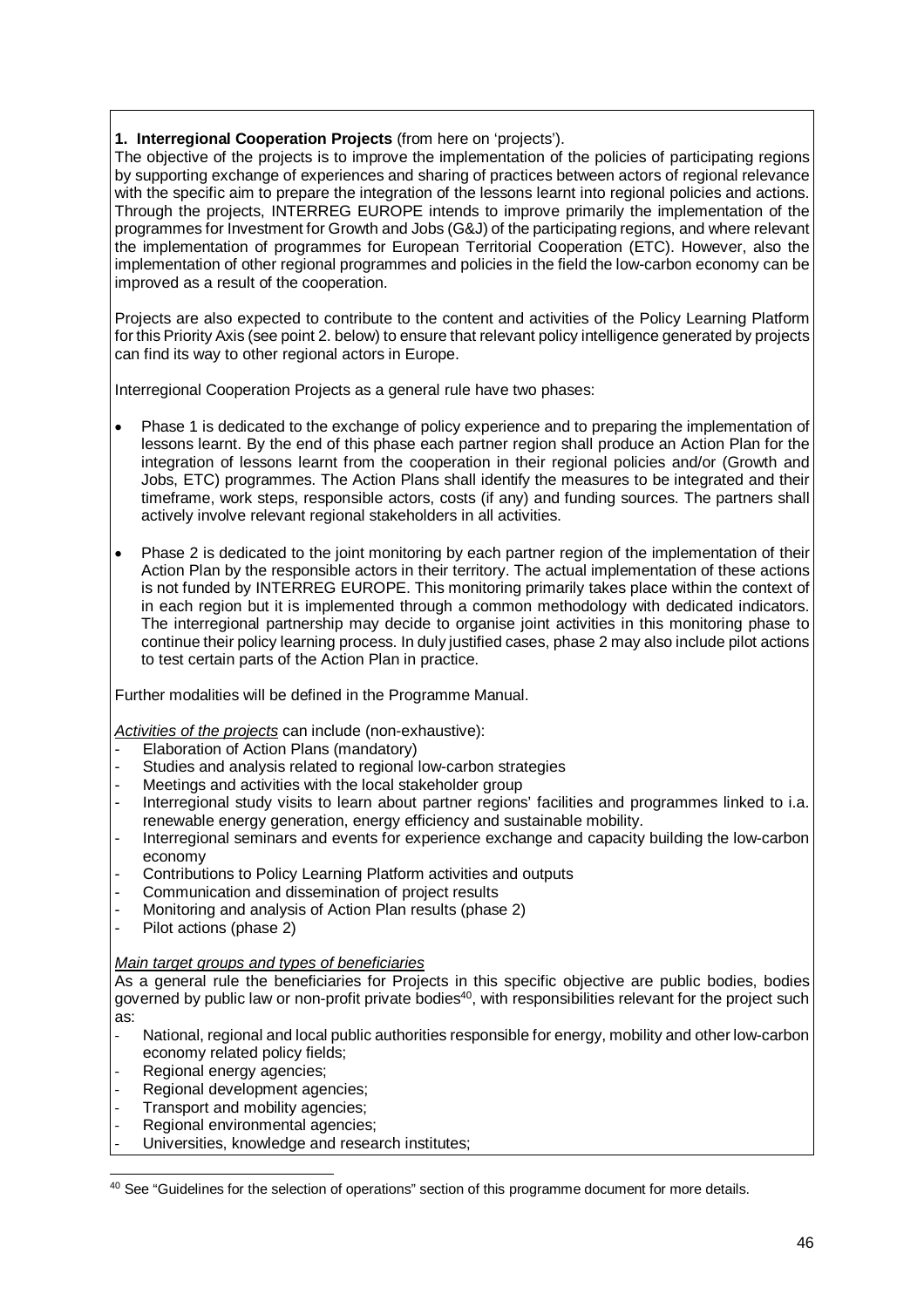**1. Interregional Cooperation Projects** (from here on 'projects').

The objective of the projects is to improve the implementation of the policies of participating regions by supporting exchange of experiences and sharing of practices between actors of regional relevance with the specific aim to prepare the integration of the lessons learnt into regional policies and actions. Through the projects, INTERREG EUROPE intends to improve primarily the implementation of the programmes for Investment for Growth and Jobs (G&J) of the participating regions, and where relevant the implementation of programmes for European Territorial Cooperation (ETC). However, also the implementation of other regional programmes and policies in the field the low-carbon economy can be improved as a result of the cooperation.

Projects are also expected to contribute to the content and activities of the Policy Learning Platform for this Priority Axis (see point 2. below) to ensure that relevant policy intelligence generated by projects can find its way to other regional actors in Europe.

Interregional Cooperation Projects as a general rule have two phases:

- Phase 1 is dedicated to the exchange of policy experience and to preparing the implementation of lessons learnt. By the end of this phase each partner region shall produce an Action Plan for the integration of lessons learnt from the cooperation in their regional policies and/or (Growth and Jobs, ETC) programmes. The Action Plans shall identify the measures to be integrated and their timeframe, work steps, responsible actors, costs (if any) and funding sources. The partners shall actively involve relevant regional stakeholders in all activities.
- Phase 2 is dedicated to the joint monitoring by each partner region of the implementation of their Action Plan by the responsible actors in their territory. The actual implementation of these actions is not funded by INTERREG EUROPE. This monitoring primarily takes place within the context of in each region but it is implemented through a common methodology with dedicated indicators. The interregional partnership may decide to organise joint activities in this monitoring phase to continue their policy learning process. In duly justified cases, phase 2 may also include pilot actions to test certain parts of the Action Plan in practice.

Further modalities will be defined in the Programme Manual.

*Activities of the projects* can include (non-exhaustive):

- Elaboration of Action Plans (mandatory)
- Studies and analysis related to regional low-carbon strategies
- Meetings and activities with the local stakeholder group
- Interregional study visits to learn about partner regions' facilities and programmes linked to i.a. renewable energy generation, energy efficiency and sustainable mobility.
- Interregional seminars and events for experience exchange and capacity building the low-carbon economy
- Contributions to Policy Learning Platform activities and outputs
- Communication and dissemination of project results
- Monitoring and analysis of Action Plan results (phase 2)
- Pilot actions (phase 2)

*Main target groups and types of beneficiaries*

As a general rule the beneficiaries for Projects in this specific objective are public bodies, bodies governed by public law or non-profit private bodies[40], with responsibilities relevant for the project such as:

- National, regional and local public authorities responsible for energy, mobility and other low-carbon economy related policy fields;
- Regional energy agencies;
- Regional development agencies;
- Transport and mobility agencies;
- Regional environmental agencies;
- Universities, knowledge and research institutes;

[40] See "Guidelines for the selection of operations" section of this programme document for more details.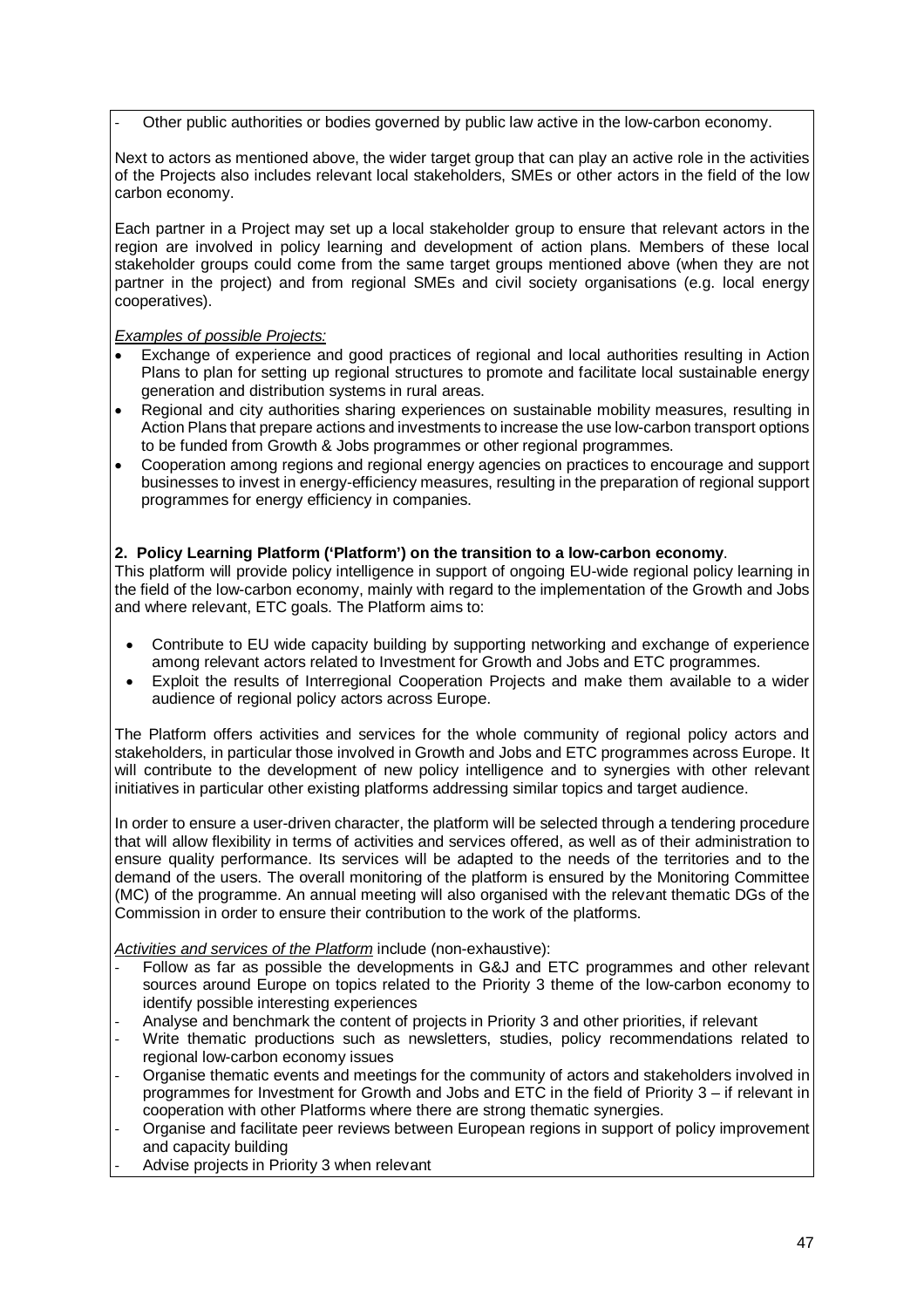- Other public authorities or bodies governed by public law active in the low-carbon economy.

Next to actors as mentioned above, the wider target group that can play an active role in the activities of the Projects also includes relevant local stakeholders, SMEs or other actors in the field of the low carbon economy.

Each partner in a Project may set up a local stakeholder group to ensure that relevant actors in the region are involved in policy learning and development of action plans. Members of these local stakeholder groups could come from the same target groups mentioned above (when they are not partner in the project) and from regional SMEs and civil society organisations (e.g. local energy cooperatives).

*Examples of possible Projects:*

- Exchange of experience and good practices of regional and local authorities resulting in Action Plans to plan for setting up regional structures to promote and facilitate local sustainable energy generation and distribution systems in rural areas.
- Regional and city authorities sharing experiences on sustainable mobility measures, resulting in Action Plans that prepare actions and investments to increase the use low-carbon transport options to be funded from Growth & Jobs programmes or other regional programmes.
- Cooperation among regions and regional energy agencies on practices to encourage and support businesses to invest in energy-efficiency measures, resulting in the preparation of regional support programmes for energy efficiency in companies.

**2. Policy Learning Platform ('Platform') on the transition to a low-carbon economy**.

This platform will provide policy intelligence in support of ongoing EU-wide regional policy learning in the field of the low-carbon economy, mainly with regard to the implementation of the Growth and Jobs and where relevant, ETC goals. The Platform aims to:

- Contribute to EU wide capacity building by supporting networking and exchange of experience among relevant actors related to Investment for Growth and Jobs and ETC programmes.
- Exploit the results of Interregional Cooperation Projects and make them available to a wider audience of regional policy actors across Europe.

The Platform offers activities and services for the whole community of regional policy actors and stakeholders, in particular those involved in Growth and Jobs and ETC programmes across Europe. It will contribute to the development of new policy intelligence and to synergies with other relevant initiatives in particular other existing platforms addressing similar topics and target audience.

In order to ensure a user-driven character, the platform will be selected through a tendering procedure that will allow flexibility in terms of activities and services offered, as well as of their administration to ensure quality performance. Its services will be adapted to the needs of the territories and to the demand of the users. The overall monitoring of the platform is ensured by the Monitoring Committee (MC) of the programme. An annual meeting will also organised with the relevant thematic DGs of the Commission in order to ensure their contribution to the work of the platforms.

*Activities and services of the Platform* include (non-exhaustive):

- Follow as far as possible the developments in G&J and ETC programmes and other relevant sources around Europe on topics related to the Priority 3 theme of the low-carbon economy to identify possible interesting experiences
- Analyse and benchmark the content of projects in Priority 3 and other priorities, if relevant
- Write thematic productions such as newsletters, studies, policy recommendations related to regional low-carbon economy issues
- Organise thematic events and meetings for the community of actors and stakeholders involved in programmes for Investment for Growth and Jobs and ETC in the field of Priority 3 – if relevant in cooperation with other Platforms where there are strong thematic synergies.
- Organise and facilitate peer reviews between European regions in support of policy improvement and capacity building
- Advise projects in Priority 3 when relevant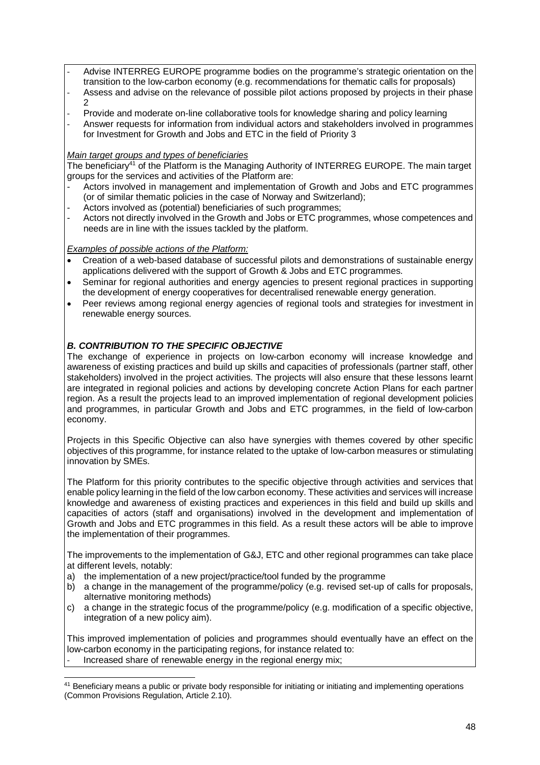- Advise INTERREG EUROPE programme bodies on the programme's strategic orientation on the transition to the low-carbon economy (e.g. recommendations for thematic calls for proposals)
- Assess and advise on the relevance of possible pilot actions proposed by projects in their phase 2
- Provide and moderate on-line collaborative tools for knowledge sharing and policy learning
- Answer requests for information from individual actors and stakeholders involved in programmes for Investment for Growth and Jobs and ETC in the field of Priority 3

*Main target groups and types of beneficiaries*

The beneficiary[41] of the Platform is the Managing Authority of INTERREG EUROPE. The main target groups for the services and activities of the Platform are:

- Actors involved in management and implementation of Growth and Jobs and ETC programmes (or of similar thematic policies in the case of Norway and Switzerland);
- Actors involved as (potential) beneficiaries of such programmes;
- Actors not directly involved in the Growth and Jobs or ETC programmes, whose competences and needs are in line with the issues tackled by the platform.

*Examples of possible actions of the Platform:*

- Creation of a web-based database of successful pilots and demonstrations of sustainable energy applications delivered with the support of Growth & Jobs and ETC programmes.
- Seminar for regional authorities and energy agencies to present regional practices in supporting the development of energy cooperatives for decentralised renewable energy generation.
- Peer reviews among regional energy agencies of regional tools and strategies for investment in renewable energy sources.

***B. CONTRIBUTION TO THE SPECIFIC OBJECTIVE***

The exchange of experience in projects on low-carbon economy will increase knowledge and awareness of existing practices and build up skills and capacities of professionals (partner staff, other stakeholders) involved in the project activities. The projects will also ensure that these lessons learnt are integrated in regional policies and actions by developing concrete Action Plans for each partner region. As a result the projects lead to an improved implementation of regional development policies and programmes, in particular Growth and Jobs and ETC programmes, in the field of low-carbon economy.

Projects in this Specific Objective can also have synergies with themes covered by other specific objectives of this programme, for instance related to the uptake of low-carbon measures or stimulating innovation by SMEs.

The Platform for this priority contributes to the specific objective through activities and services that enable policy learning in the field of the low carbon economy. These activities and services will increase knowledge and awareness of existing practices and experiences in this field and build up skills and capacities of actors (staff and organisations) involved in the development and implementation of Growth and Jobs and ETC programmes in this field. As a result these actors will be able to improve the implementation of their programmes.

The improvements to the implementation of G&J, ETC and other regional programmes can take place at different levels, notably:

a) the implementation of a new project/practice/tool funded by the programme
b) a change in the management of the programme/policy (e.g. revised set-up of calls for proposals, alternative monitoring methods)
c) a change in the strategic focus of the programme/policy (e.g. modification of a specific objective, integration of a new policy aim).

This improved implementation of policies and programmes should eventually have an effect on the low-carbon economy in the participating regions, for instance related to:

- Increased share of renewable energy in the regional energy mix;

[41] Beneficiary means a public or private body responsible for initiating or initiating and implementing operations (Common Provisions Regulation, Article 2.10).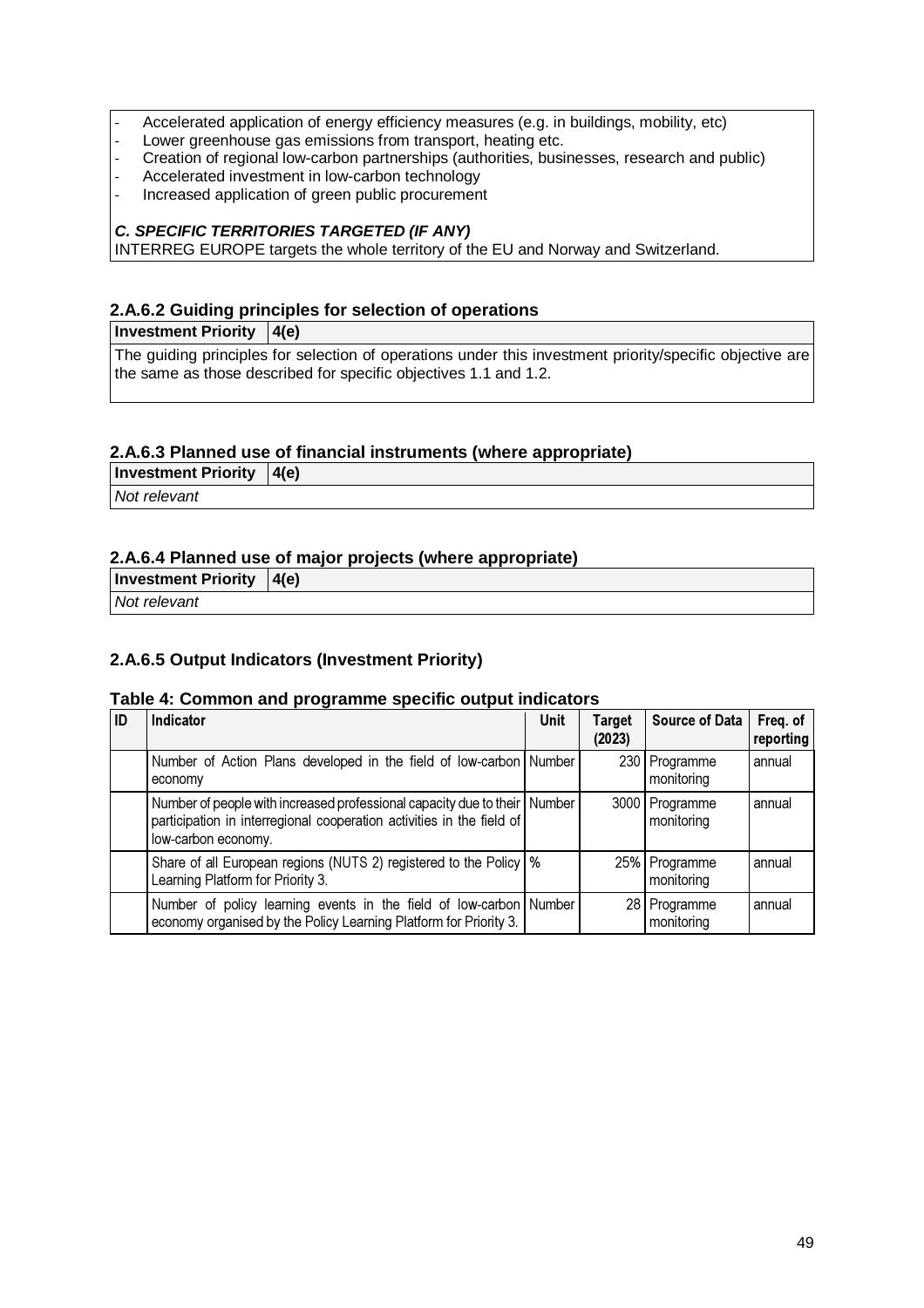- Accelerated application of energy efficiency measures (e.g. in buildings, mobility, etc)
- Lower greenhouse gas emissions from transport, heating etc.
- Creation of regional low-carbon partnerships (authorities, businesses, research and public)
- Accelerated investment in low-carbon technology
- Increased application of green public procurement

***C. SPECIFIC TERRITORIES TARGETED (IF ANY)***

INTERREG EUROPE targets the whole territory of the EU and Norway and Switzerland.

### 2.A.6.2 Guiding principles for selection of operations

| **Investment Priority** | **4(e)** |
|---|---|
| The guiding principles for selection of operations under this investment priority/specific objective are the same as those described for specific objectives 1.1 and 1.2. | |

### 2.A.6.3 Planned use of financial instruments (where appropriate)

| **Investment Priority** | **4(e)** |
|---|---|
| *Not relevant* | |

### 2.A.6.4 Planned use of major projects (where appropriate)

| **Investment Priority** | **4(e)** |
|---|---|
| *Not relevant* | |

### 2.A.6.5 Output Indicators (Investment Priority)

**Table 4: Common and programme specific output indicators**

| ID | Indicator | Unit | Target (2023) | Source of Data | Freq. of reporting |
|---|---|---|---|---|---|
| | Number of Action Plans developed in the field of low-carbon economy | Number | 230 | Programme monitoring | annual |
| | Number of people with increased professional capacity due to their participation in interregional cooperation activities in the field of low-carbon economy. | Number | 3000 | Programme monitoring | annual |
| | Share of all European regions (NUTS 2) registered to the Policy Learning Platform for Priority 3. | % | 25% | Programme monitoring | annual |
| | Number of policy learning events in the field of low-carbon economy organised by the Policy Learning Platform for Priority 3. | Number | 28 | Programme monitoring | annual |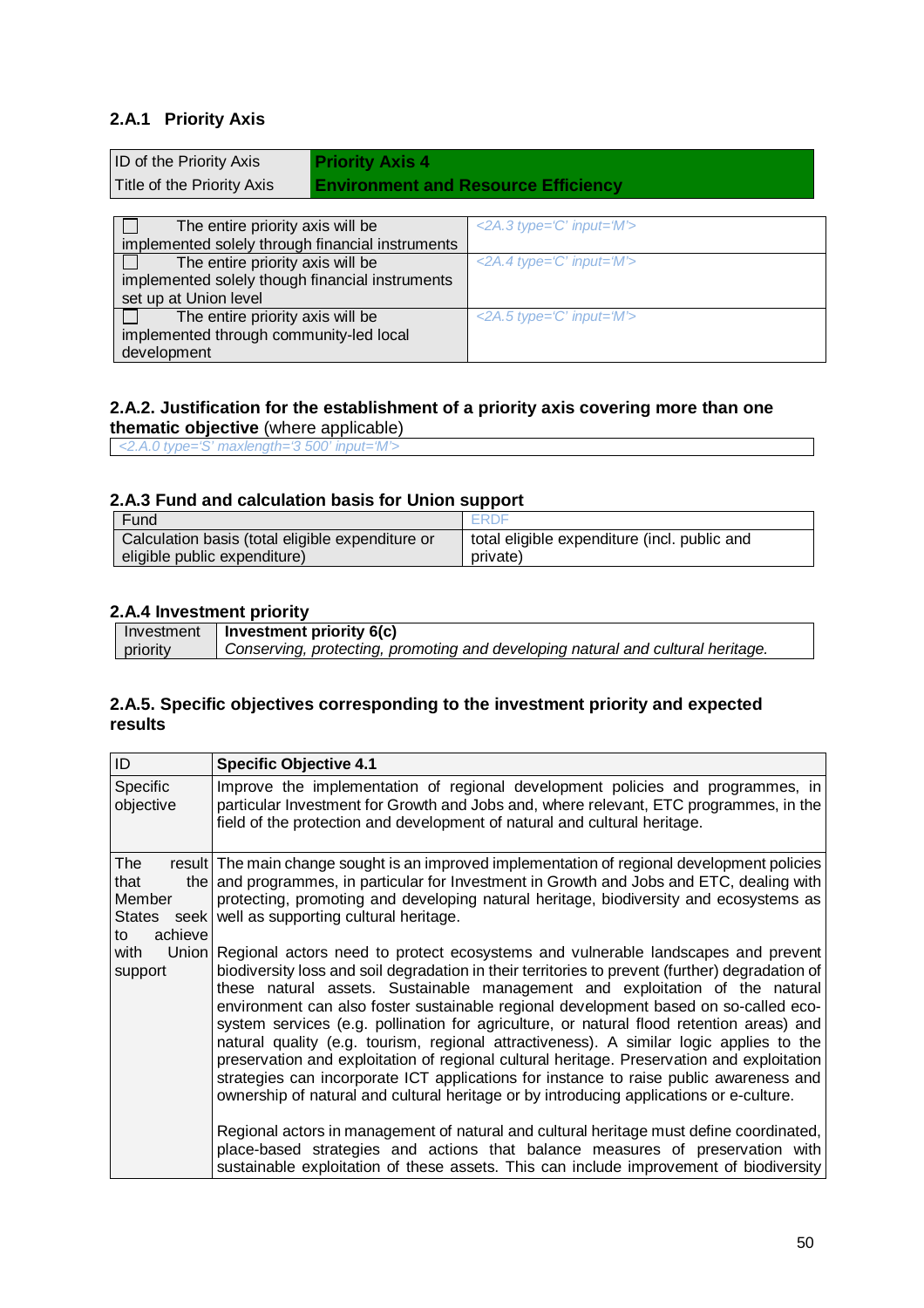### 2.A.1 Priority Axis

| ID of the Priority Axis | **Priority Axis 4** |
|---|---|
| Title of the Priority Axis | **Environment and Resource Efficiency** |

| | |
|---|---|
| ☐ The entire priority axis will be implemented solely through financial instruments | *<2A.3 type='C' input='M'>* |
| ☐ The entire priority axis will be implemented solely though financial instruments set up at Union level | *<2A.4 type='C' input='M'>* |
| ☐ The entire priority axis will be implemented through community-led local development | *<2A.5 type='C' input='M'>* |

### 2.A.2. Justification for the establishment of a priority axis covering more than one thematic objective (where applicable)

| *<2.A.0 type='S' maxlength='3 500' input='M'>* |
|---|

### 2.A.3 Fund and calculation basis for Union support

| Fund | ERDF |
|---|---|
| Calculation basis (total eligible expenditure or eligible public expenditure) | total eligible expenditure (incl. public and private) |

### 2.A.4 Investment priority

| Investment priority | **Investment priority 6(c)**<br>*Conserving, protecting, promoting and developing natural and cultural heritage.* |
|---|---|

### 2.A.5. Specific objectives corresponding to the investment priority and expected results

| ID | **Specific Objective 4.1** |
|---|---|
| Specific objective | Improve the implementation of regional development policies and programmes, in particular Investment for Growth and Jobs and, where relevant, ETC programmes, in the field of the protection and development of natural and cultural heritage. |
| The result that the Member States seek to achieve with Union support | The main change sought is an improved implementation of regional development policies and programmes, in particular for Investment in Growth and Jobs and ETC, dealing with protecting, promoting and developing natural heritage, biodiversity and ecosystems as well as supporting cultural heritage.<br><br>Regional actors need to protect ecosystems and vulnerable landscapes and prevent biodiversity loss and soil degradation in their territories to prevent (further) degradation of these natural assets. Sustainable management and exploitation of the natural environment can also foster sustainable regional development based on so-called eco-system services (e.g. pollination for agriculture, or natural flood retention areas) and natural quality (e.g. tourism, regional attractiveness). A similar logic applies to the preservation and exploitation of regional cultural heritage. Preservation and exploitation strategies can incorporate ICT applications for instance to raise public awareness and ownership of natural and cultural heritage or by introducing applications or e-culture.<br><br>Regional actors in management of natural and cultural heritage must define coordinated, place-based strategies and actions that balance measures of preservation with sustainable exploitation of these assets. This can include improvement of biodiversity |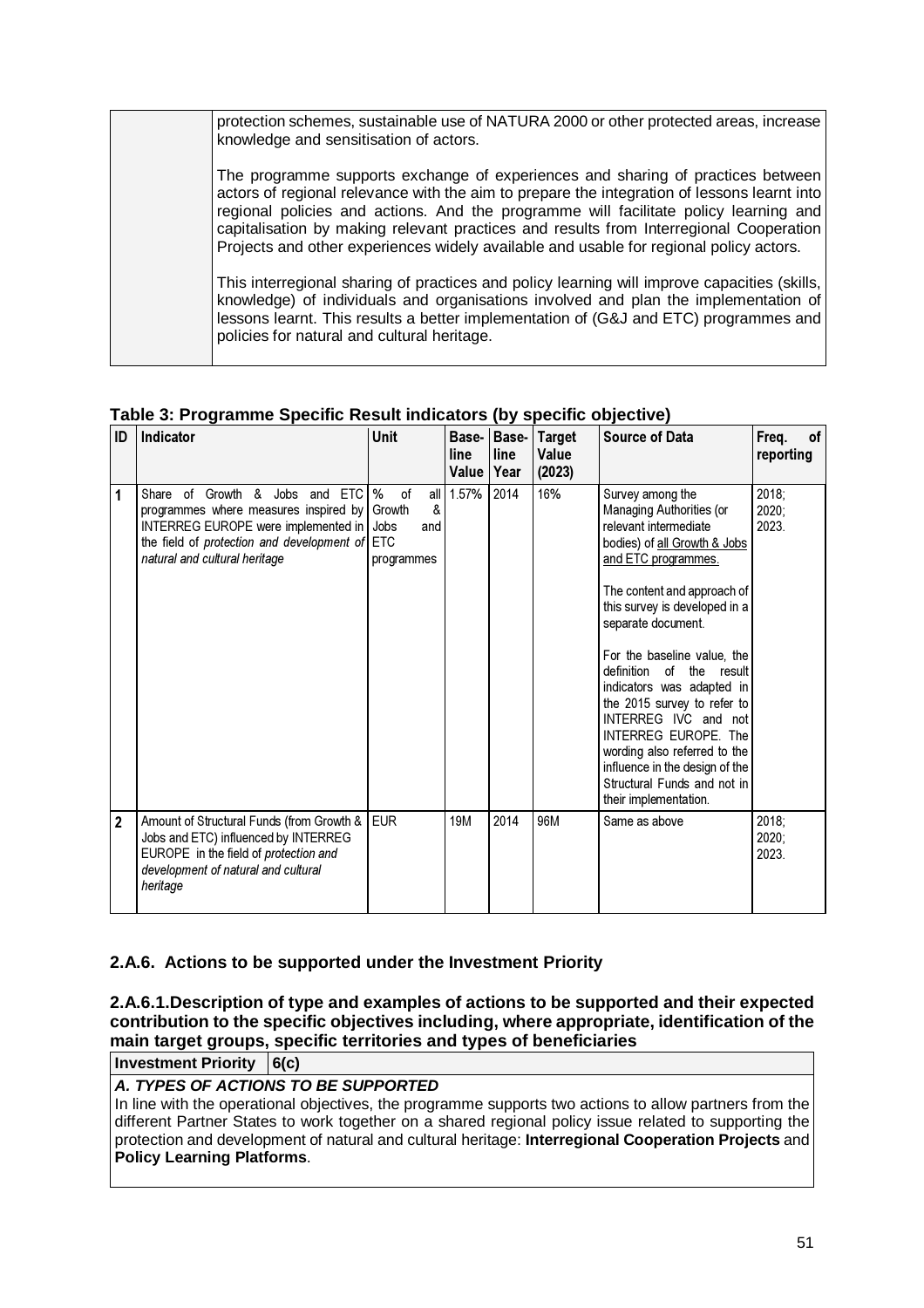| | protection schemes, sustainable use of NATURA 2000 or other protected areas, increase knowledge and sensitisation of actors.<br><br>The programme supports exchange of experiences and sharing of practices between actors of regional relevance with the aim to prepare the integration of lessons learnt into regional policies and actions. And the programme will facilitate policy learning and capitalisation by making relevant practices and results from Interregional Cooperation Projects and other experiences widely available and usable for regional policy actors.<br><br>This interregional sharing of practices and policy learning will improve capacities (skills, knowledge) of individuals and organisations involved and plan the implementation of lessons learnt. This results a better implementation of (G&J and ETC) programmes and policies for natural and cultural heritage. |
|---|---|

**Table 3: Programme Specific Result indicators (by specific objective)**

| ID | Indicator | Unit | Base-line Value | Base-line Year | Target Value (2023) | Source of Data | Freq. of reporting |
|---|---|---|---|---|---|---|---|
| 1 | Share of Growth & Jobs and ETC programmes where measures inspired by INTERREG EUROPE were implemented in the field of *protection and development of natural and cultural heritage* | % of all Growth & Jobs and ETC programmes | 1.57% | 2014 | 16% | Survey among the Managing Authorities (or relevant intermediate bodies) of all Growth & Jobs and ETC programmes.<br><br>The content and approach of this survey is developed in a separate document.<br><br>For the baseline value, the definition of the result indicators was adapted in the 2015 survey to refer to INTERREG IVC and not INTERREG EUROPE. The wording also referred to the influence in the design of the Structural Funds and not in their implementation. | 2018; 2020; 2023. |
| 2 | Amount of Structural Funds (from Growth & Jobs and ETC) influenced by INTERREG EUROPE in the field of *protection and development of natural and cultural heritage* | EUR | 19M | 2014 | 96M | Same as above | 2018; 2020; 2023. |

### 2.A.6. Actions to be supported under the Investment Priority

#### 2.A.6.1. Description of type and examples of actions to be supported and their expected contribution to the specific objectives including, where appropriate, identification of the main target groups, specific territories and types of beneficiaries

| **Investment Priority** | **6(c)** |
|---|---|

***A. TYPES OF ACTIONS TO BE SUPPORTED***

In line with the operational objectives, the programme supports two actions to allow partners from the different Partner States to work together on a shared regional policy issue related to supporting the protection and development of natural and cultural heritage: **Interregional Cooperation Projects** and **Policy Learning Platforms**.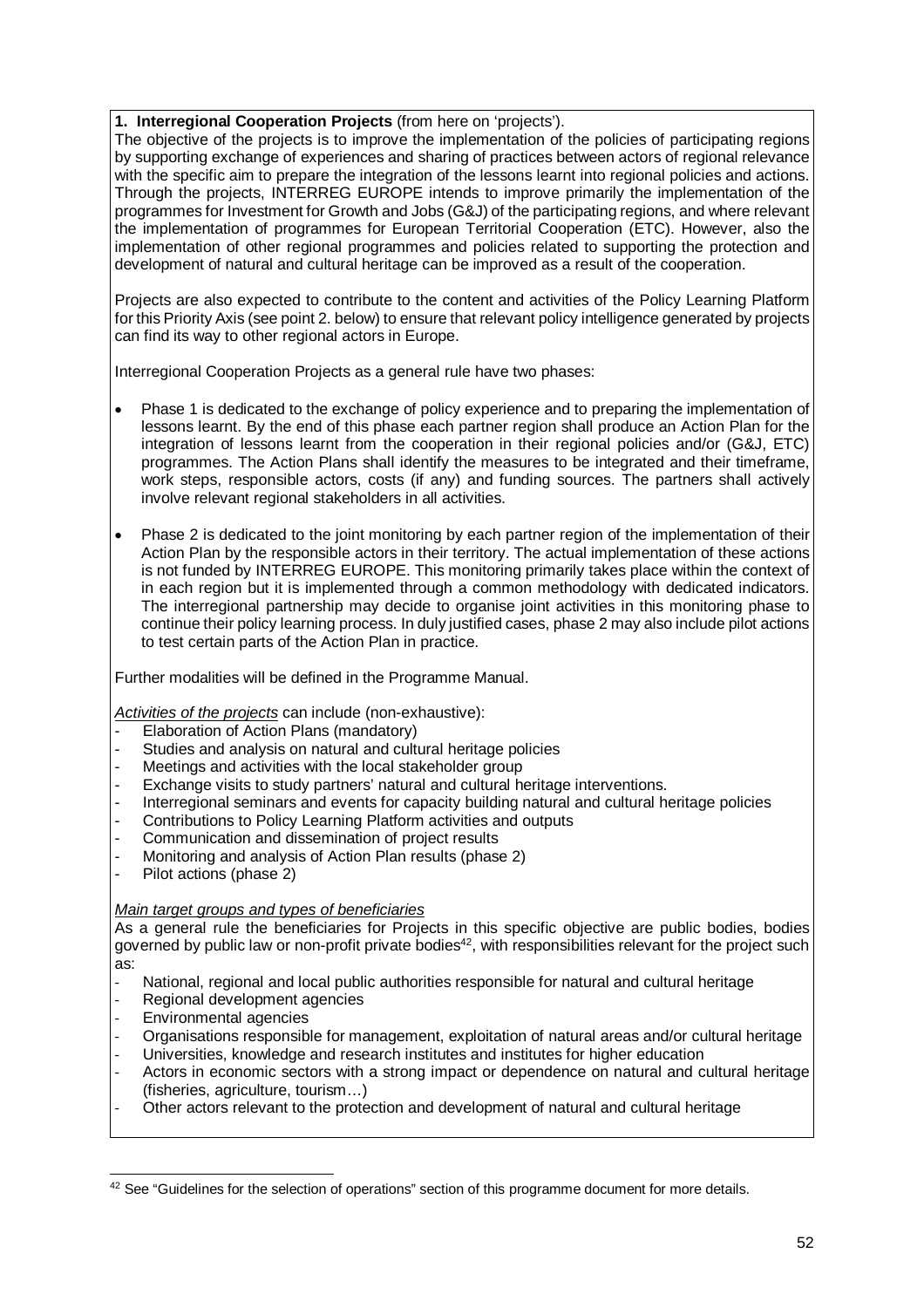**1. Interregional Cooperation Projects** (from here on 'projects').

The objective of the projects is to improve the implementation of the policies of participating regions by supporting exchange of experiences and sharing of practices between actors of regional relevance with the specific aim to prepare the integration of the lessons learnt into regional policies and actions. Through the projects, INTERREG EUROPE intends to improve primarily the implementation of the programmes for Investment for Growth and Jobs (G&J) of the participating regions, and where relevant the implementation of programmes for European Territorial Cooperation (ETC). However, also the implementation of other regional programmes and policies related to supporting the protection and development of natural and cultural heritage can be improved as a result of the cooperation.

Projects are also expected to contribute to the content and activities of the Policy Learning Platform for this Priority Axis (see point 2. below) to ensure that relevant policy intelligence generated by projects can find its way to other regional actors in Europe.

Interregional Cooperation Projects as a general rule have two phases:

- Phase 1 is dedicated to the exchange of policy experience and to preparing the implementation of lessons learnt. By the end of this phase each partner region shall produce an Action Plan for the integration of lessons learnt from the cooperation in their regional policies and/or (G&J, ETC) programmes. The Action Plans shall identify the measures to be integrated and their timeframe, work steps, responsible actors, costs (if any) and funding sources. The partners shall actively involve relevant regional stakeholders in all activities.
- Phase 2 is dedicated to the joint monitoring by each partner region of the implementation of their Action Plan by the responsible actors in their territory. The actual implementation of these actions is not funded by INTERREG EUROPE. This monitoring primarily takes place within the context of in each region but it is implemented through a common methodology with dedicated indicators. The interregional partnership may decide to organise joint activities in this monitoring phase to continue their policy learning process. In duly justified cases, phase 2 may also include pilot actions to test certain parts of the Action Plan in practice.

Further modalities will be defined in the Programme Manual.

*Activities of the projects* can include (non-exhaustive):

- Elaboration of Action Plans (mandatory)
- Studies and analysis on natural and cultural heritage policies
- Meetings and activities with the local stakeholder group
- Exchange visits to study partners' natural and cultural heritage interventions.
- Interregional seminars and events for capacity building natural and cultural heritage policies
- Contributions to Policy Learning Platform activities and outputs
- Communication and dissemination of project results
- Monitoring and analysis of Action Plan results (phase 2)
- Pilot actions (phase 2)

*Main target groups and types of beneficiaries*

As a general rule the beneficiaries for Projects in this specific objective are public bodies, bodies governed by public law or non-profit private bodies[42], with responsibilities relevant for the project such as:

- National, regional and local public authorities responsible for natural and cultural heritage
- Regional development agencies
- Environmental agencies
- Organisations responsible for management, exploitation of natural areas and/or cultural heritage
- Universities, knowledge and research institutes and institutes for higher education
- Actors in economic sectors with a strong impact or dependence on natural and cultural heritage (fisheries, agriculture, tourism…)
- Other actors relevant to the protection and development of natural and cultural heritage

[42] See "Guidelines for the selection of operations" section of this programme document for more details.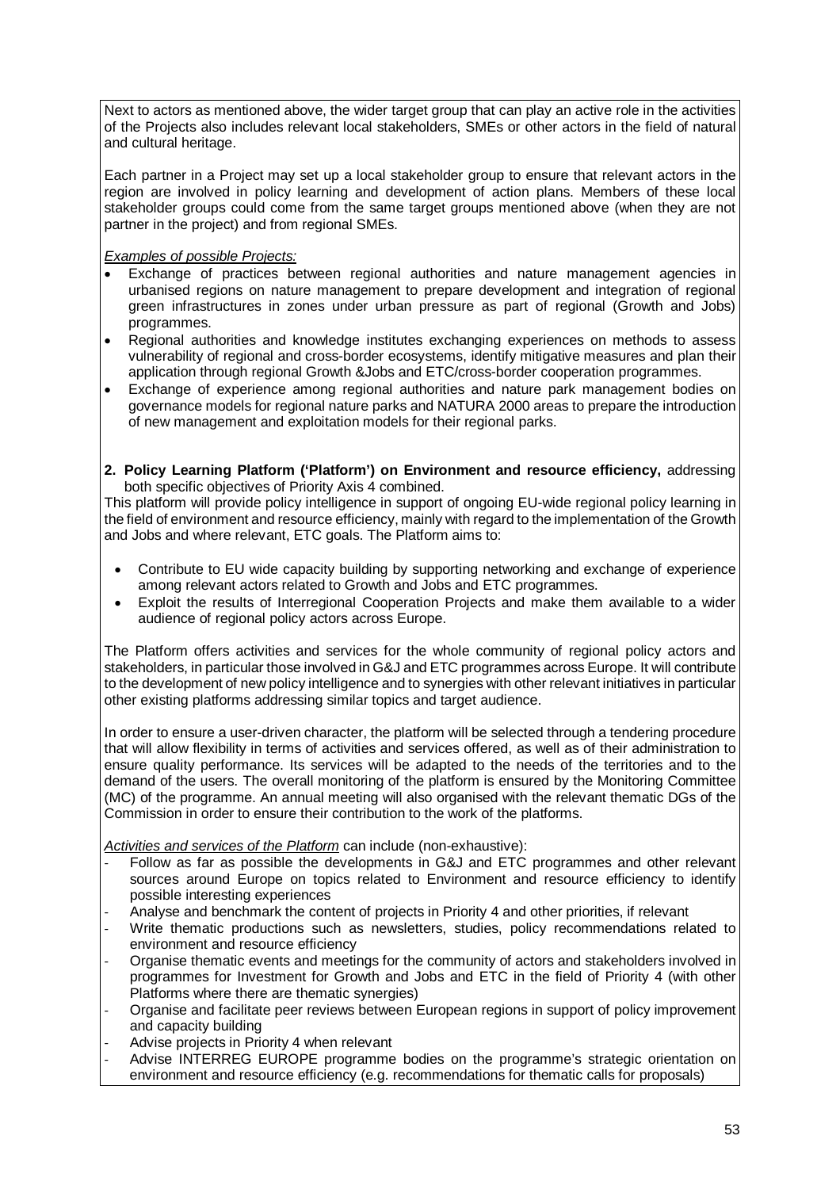Next to actors as mentioned above, the wider target group that can play an active role in the activities of the Projects also includes relevant local stakeholders, SMEs or other actors in the field of natural and cultural heritage.

Each partner in a Project may set up a local stakeholder group to ensure that relevant actors in the region are involved in policy learning and development of action plans. Members of these local stakeholder groups could come from the same target groups mentioned above (when they are not partner in the project) and from regional SMEs.

*Examples of possible Projects:*

- Exchange of practices between regional authorities and nature management agencies in urbanised regions on nature management to prepare development and integration of regional green infrastructures in zones under urban pressure as part of regional (Growth and Jobs) programmes.
- Regional authorities and knowledge institutes exchanging experiences on methods to assess vulnerability of regional and cross-border ecosystems, identify mitigative measures and plan their application through regional Growth &Jobs and ETC/cross-border cooperation programmes.
- Exchange of experience among regional authorities and nature park management bodies on governance models for regional nature parks and NATURA 2000 areas to prepare the introduction of new management and exploitation models for their regional parks.

**2. Policy Learning Platform ('Platform') on Environment and resource efficiency,** addressing both specific objectives of Priority Axis 4 combined.

This platform will provide policy intelligence in support of ongoing EU-wide regional policy learning in the field of environment and resource efficiency, mainly with regard to the implementation of the Growth and Jobs and where relevant, ETC goals. The Platform aims to:

- Contribute to EU wide capacity building by supporting networking and exchange of experience among relevant actors related to Growth and Jobs and ETC programmes.
- Exploit the results of Interregional Cooperation Projects and make them available to a wider audience of regional policy actors across Europe.

The Platform offers activities and services for the whole community of regional policy actors and stakeholders, in particular those involved in G&J and ETC programmes across Europe. It will contribute to the development of new policy intelligence and to synergies with other relevant initiatives in particular other existing platforms addressing similar topics and target audience.

In order to ensure a user-driven character, the platform will be selected through a tendering procedure that will allow flexibility in terms of activities and services offered, as well as of their administration to ensure quality performance. Its services will be adapted to the needs of the territories and to the demand of the users. The overall monitoring of the platform is ensured by the Monitoring Committee (MC) of the programme. An annual meeting will also organised with the relevant thematic DGs of the Commission in order to ensure their contribution to the work of the platforms.

*Activities and services of the Platform* can include (non-exhaustive):

- Follow as far as possible the developments in G&J and ETC programmes and other relevant sources around Europe on topics related to Environment and resource efficiency to identify possible interesting experiences
- Analyse and benchmark the content of projects in Priority 4 and other priorities, if relevant
- Write thematic productions such as newsletters, studies, policy recommendations related to environment and resource efficiency
- Organise thematic events and meetings for the community of actors and stakeholders involved in programmes for Investment for Growth and Jobs and ETC in the field of Priority 4 (with other Platforms where there are thematic synergies)
- Organise and facilitate peer reviews between European regions in support of policy improvement and capacity building
- Advise projects in Priority 4 when relevant
- Advise INTERREG EUROPE programme bodies on the programme's strategic orientation on environment and resource efficiency (e.g. recommendations for thematic calls for proposals)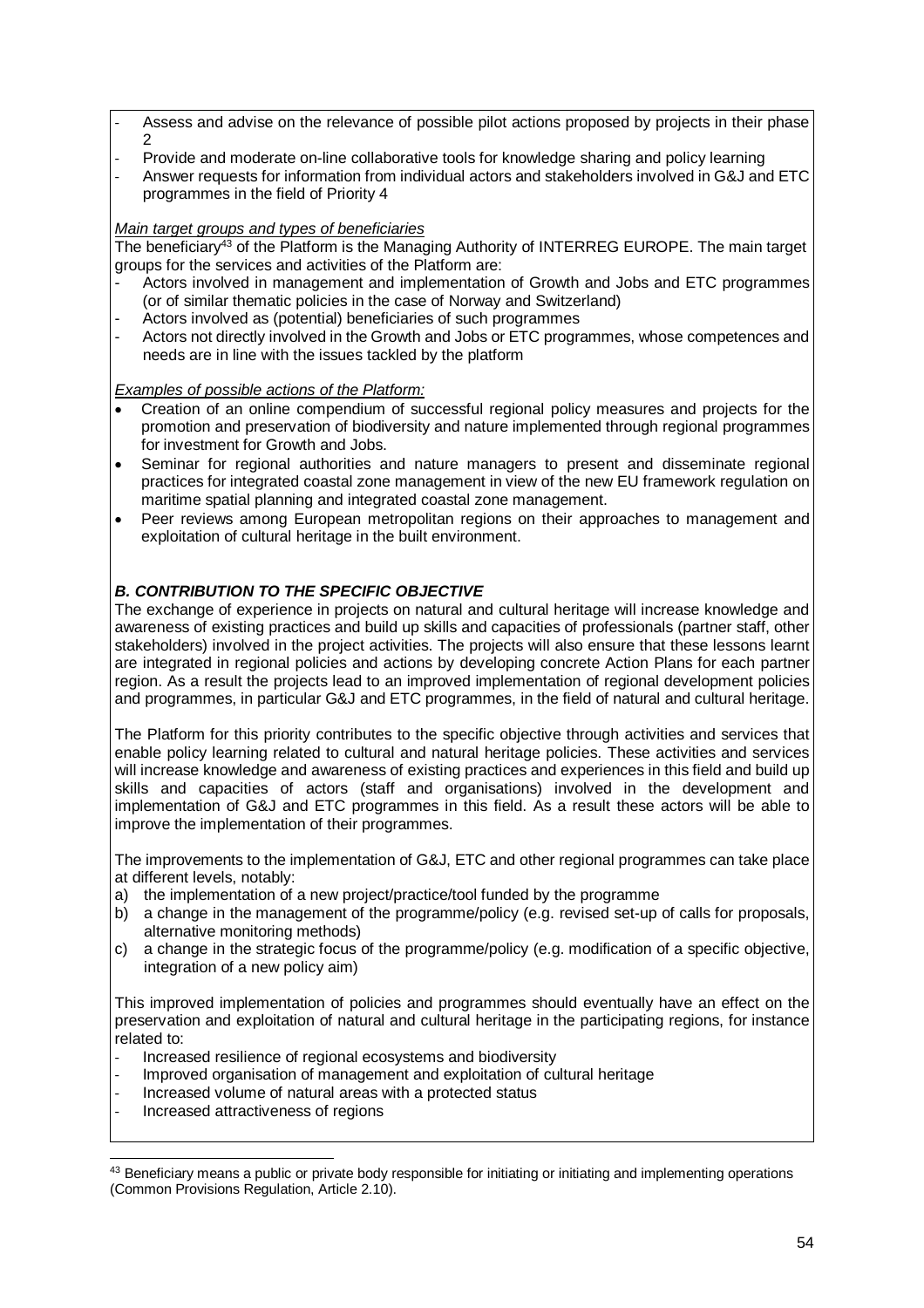- Assess and advise on the relevance of possible pilot actions proposed by projects in their phase 2
- Provide and moderate on-line collaborative tools for knowledge sharing and policy learning
- Answer requests for information from individual actors and stakeholders involved in G&J and ETC programmes in the field of Priority 4

*Main target groups and types of beneficiaries*

The beneficiary[43] of the Platform is the Managing Authority of INTERREG EUROPE. The main target groups for the services and activities of the Platform are:

- Actors involved in management and implementation of Growth and Jobs and ETC programmes (or of similar thematic policies in the case of Norway and Switzerland)
- Actors involved as (potential) beneficiaries of such programmes
- Actors not directly involved in the Growth and Jobs or ETC programmes, whose competences and needs are in line with the issues tackled by the platform

*Examples of possible actions of the Platform:*

- Creation of an online compendium of successful regional policy measures and projects for the promotion and preservation of biodiversity and nature implemented through regional programmes for investment for Growth and Jobs.
- Seminar for regional authorities and nature managers to present and disseminate regional practices for integrated coastal zone management in view of the new EU framework regulation on maritime spatial planning and integrated coastal zone management.
- Peer reviews among European metropolitan regions on their approaches to management and exploitation of cultural heritage in the built environment.

***B. CONTRIBUTION TO THE SPECIFIC OBJECTIVE***

The exchange of experience in projects on natural and cultural heritage will increase knowledge and awareness of existing practices and build up skills and capacities of professionals (partner staff, other stakeholders) involved in the project activities. The projects will also ensure that these lessons learnt are integrated in regional policies and actions by developing concrete Action Plans for each partner region. As a result the projects lead to an improved implementation of regional development policies and programmes, in particular G&J and ETC programmes, in the field of natural and cultural heritage.

The Platform for this priority contributes to the specific objective through activities and services that enable policy learning related to cultural and natural heritage policies. These activities and services will increase knowledge and awareness of existing practices and experiences in this field and build up skills and capacities of actors (staff and organisations) involved in the development and implementation of G&J and ETC programmes in this field. As a result these actors will be able to improve the implementation of their programmes.

The improvements to the implementation of G&J, ETC and other regional programmes can take place at different levels, notably:

a) the implementation of a new project/practice/tool funded by the programme
b) a change in the management of the programme/policy (e.g. revised set-up of calls for proposals, alternative monitoring methods)
c) a change in the strategic focus of the programme/policy (e.g. modification of a specific objective, integration of a new policy aim)

This improved implementation of policies and programmes should eventually have an effect on the preservation and exploitation of natural and cultural heritage in the participating regions, for instance related to:

- Increased resilience of regional ecosystems and biodiversity
- Improved organisation of management and exploitation of cultural heritage
- Increased volume of natural areas with a protected status
- Increased attractiveness of regions

[43] Beneficiary means a public or private body responsible for initiating or initiating and implementing operations (Common Provisions Regulation, Article 2.10).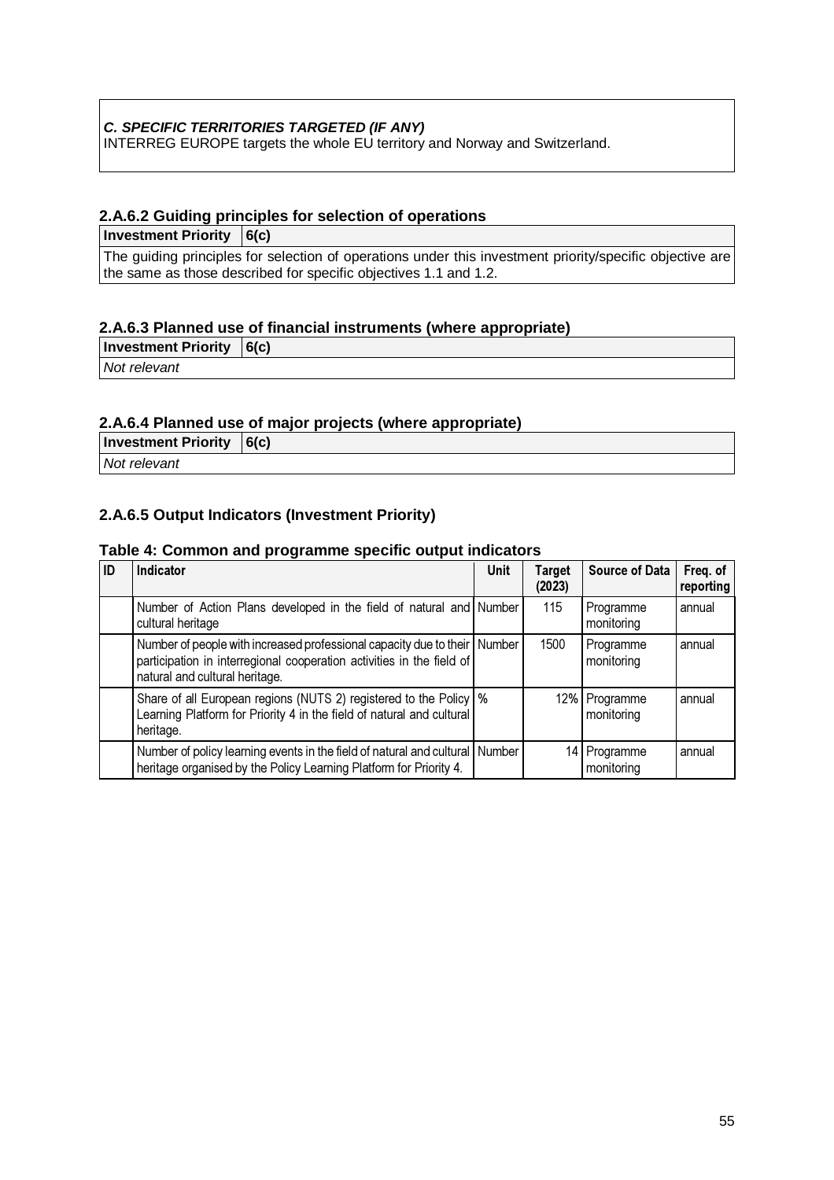***C. SPECIFIC TERRITORIES TARGETED (IF ANY)***
INTERREG EUROPE targets the whole EU territory and Norway and Switzerland.

### 2.A.6.2 Guiding principles for selection of operations

| **Investment Priority** | **6(c)** |
|---|---|
| The guiding principles for selection of operations under this investment priority/specific objective are the same as those described for specific objectives 1.1 and 1.2. | |

### 2.A.6.3 Planned use of financial instruments (where appropriate)

| **Investment Priority** | **6(c)** |
|---|---|
| *Not relevant* | |

### 2.A.6.4 Planned use of major projects (where appropriate)

| **Investment Priority** | **6(c)** |
|---|---|
| *Not relevant* | |

### 2.A.6.5 Output Indicators (Investment Priority)

**Table 4: Common and programme specific output indicators**

| ID | Indicator | Unit | Target (2023) | Source of Data | Freq. of reporting |
|---|---|---|---|---|---|
| | Number of Action Plans developed in the field of natural and cultural heritage | Number | 115 | Programme monitoring | annual |
| | Number of people with increased professional capacity due to their participation in interregional cooperation activities in the field of natural and cultural heritage. | Number | 1500 | Programme monitoring | annual |
| | Share of all European regions (NUTS 2) registered to the Policy Learning Platform for Priority 4 in the field of natural and cultural heritage. | % | 12% | Programme monitoring | annual |
| | Number of policy learning events in the field of natural and cultural heritage organised by the Policy Learning Platform for Priority 4. | Number | 14 | Programme monitoring | annual |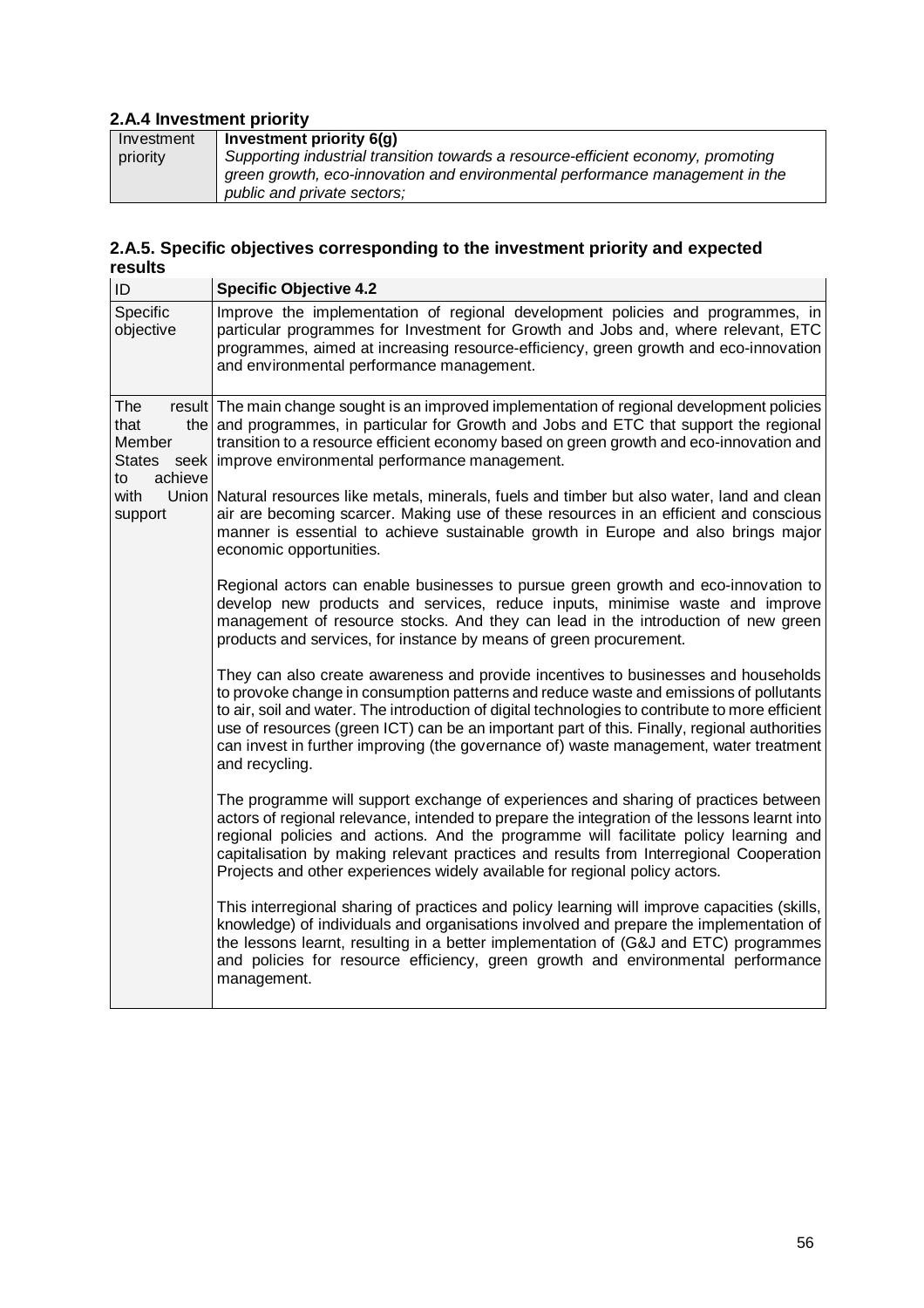### 2.A.4 Investment priority

| Investment priority | **Investment priority 6(g)**<br>*Supporting industrial transition towards a resource-efficient economy, promoting green growth, eco-innovation and environmental performance management in the public and private sectors;* |
|---|---|

### 2.A.5. Specific objectives corresponding to the investment priority and expected results

| ID | **Specific Objective 4.2** |
|---|---|
| Specific objective | Improve the implementation of regional development policies and programmes, in particular programmes for Investment for Growth and Jobs and, where relevant, ETC programmes, aimed at increasing resource-efficiency, green growth and eco-innovation and environmental performance management. |
| The result that the Member States seek to achieve with Union support | The main change sought is an improved implementation of regional development policies and programmes, in particular for Growth and Jobs and ETC that support the regional transition to a resource efficient economy based on green growth and eco-innovation and improve environmental performance management.<br><br>Natural resources like metals, minerals, fuels and timber but also water, land and clean air are becoming scarcer. Making use of these resources in an efficient and conscious manner is essential to achieve sustainable growth in Europe and also brings major economic opportunities.<br><br>Regional actors can enable businesses to pursue green growth and eco-innovation to develop new products and services, reduce inputs, minimise waste and improve management of resource stocks. And they can lead in the introduction of new green products and services, for instance by means of green procurement.<br><br>They can also create awareness and provide incentives to businesses and households to provoke change in consumption patterns and reduce waste and emissions of pollutants to air, soil and water. The introduction of digital technologies to contribute to more efficient use of resources (green ICT) can be an important part of this. Finally, regional authorities can invest in further improving (the governance of) waste management, water treatment and recycling.<br><br>The programme will support exchange of experiences and sharing of practices between actors of regional relevance, intended to prepare the integration of the lessons learnt into regional policies and actions. And the programme will facilitate policy learning and capitalisation by making relevant practices and results from Interregional Cooperation Projects and other experiences widely available for regional policy actors.<br><br>This interregional sharing of practices and policy learning will improve capacities (skills, knowledge) of individuals and organisations involved and prepare the implementation of the lessons learnt, resulting in a better implementation of (G&J and ETC) programmes and policies for resource efficiency, green growth and environmental performance management. |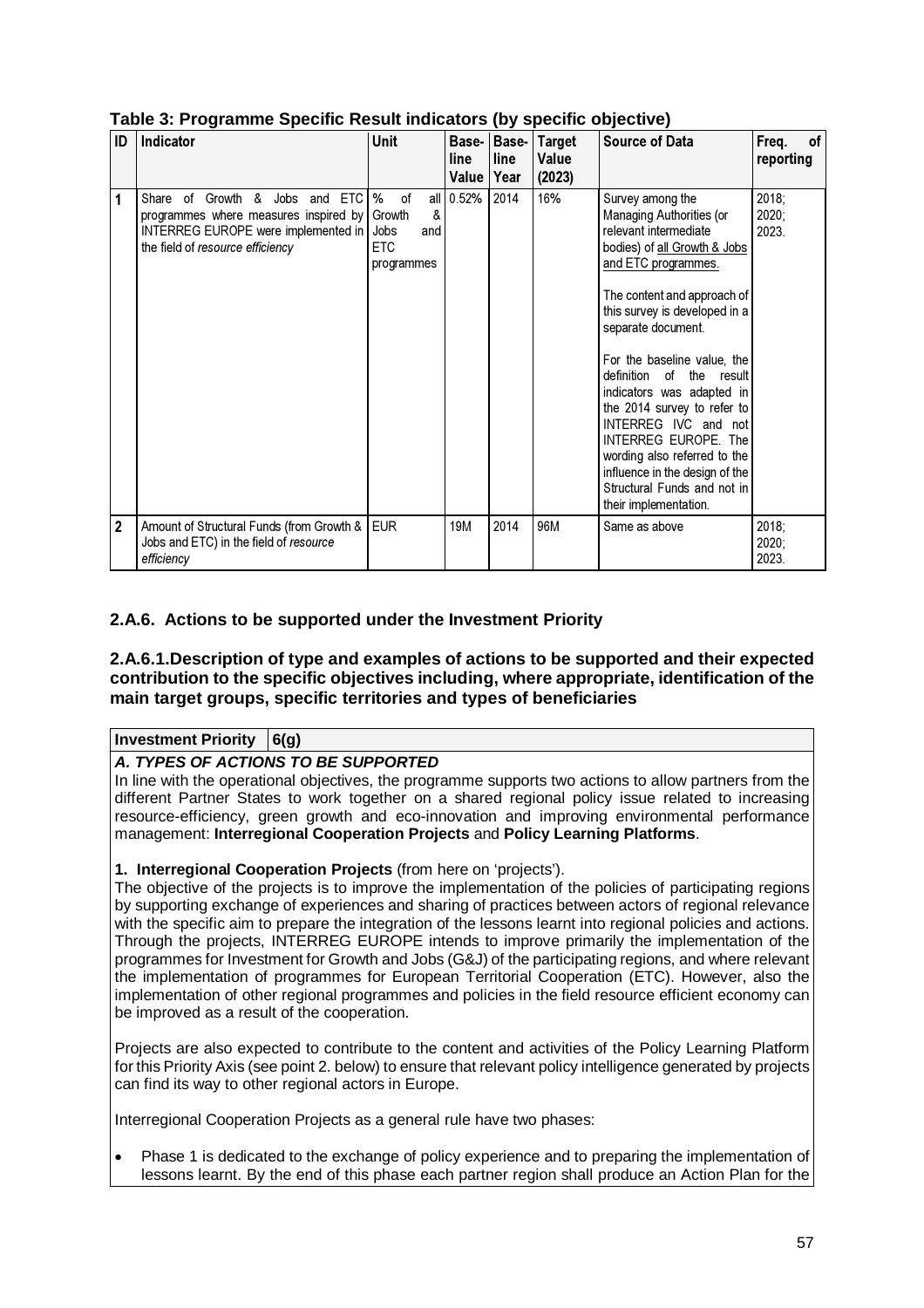**Table 3: Programme Specific Result indicators (by specific objective)**

| ID | Indicator | Unit | Base-line Value | Base-line Year | Target Value (2023) | Source of Data | Freq. of reporting |
|---|---|---|---|---|---|---|---|
| 1 | Share of Growth & Jobs and ETC programmes where measures inspired by INTERREG EUROPE were implemented in the field of *resource efficiency* | % of all Growth & Jobs and ETC programmes | 0.52% | 2014 | 16% | Survey among the Managing Authorities (or relevant intermediate bodies) of <u>all Growth & Jobs and ETC programmes.</u><br><br>The content and approach of this survey is developed in a separate document.<br><br>For the baseline value, the definition of the result indicators was adapted in the 2014 survey to refer to INTERREG IVC and not INTERREG EUROPE. The wording also referred to the influence in the design of the Structural Funds and not in their implementation. | 2018; 2020; 2023. |
| 2 | Amount of Structural Funds (from Growth & Jobs and ETC) in the field of *resource efficiency* | EUR | 19M | 2014 | 96M | Same as above | 2018; 2020; 2023. |

### 2.A.6. Actions to be supported under the Investment Priority

#### 2.A.6.1.Description of type and examples of actions to be supported and their expected contribution to the specific objectives including, where appropriate, identification of the main target groups, specific territories and types of beneficiaries

| **Investment Priority** | **6(g)** |
|---|---|

***A. TYPES OF ACTIONS TO BE SUPPORTED***

In line with the operational objectives, the programme supports two actions to allow partners from the different Partner States to work together on a shared regional policy issue related to increasing resource-efficiency, green growth and eco-innovation and improving environmental performance management: **Interregional Cooperation Projects** and **Policy Learning Platforms**.

**1. Interregional Cooperation Projects** (from here on 'projects').

The objective of the projects is to improve the implementation of the policies of participating regions by supporting exchange of experiences and sharing of practices between actors of regional relevance with the specific aim to prepare the integration of the lessons learnt into regional policies and actions. Through the projects, INTERREG EUROPE intends to improve primarily the implementation of the programmes for Investment for Growth and Jobs (G&J) of the participating regions, and where relevant the implementation of programmes for European Territorial Cooperation (ETC). However, also the implementation of other regional programmes and policies in the field resource efficient economy can be improved as a result of the cooperation.

Projects are also expected to contribute to the content and activities of the Policy Learning Platform for this Priority Axis (see point 2. below) to ensure that relevant policy intelligence generated by projects can find its way to other regional actors in Europe.

Interregional Cooperation Projects as a general rule have two phases:

- Phase 1 is dedicated to the exchange of policy experience and to preparing the implementation of lessons learnt. By the end of this phase each partner region shall produce an Action Plan for the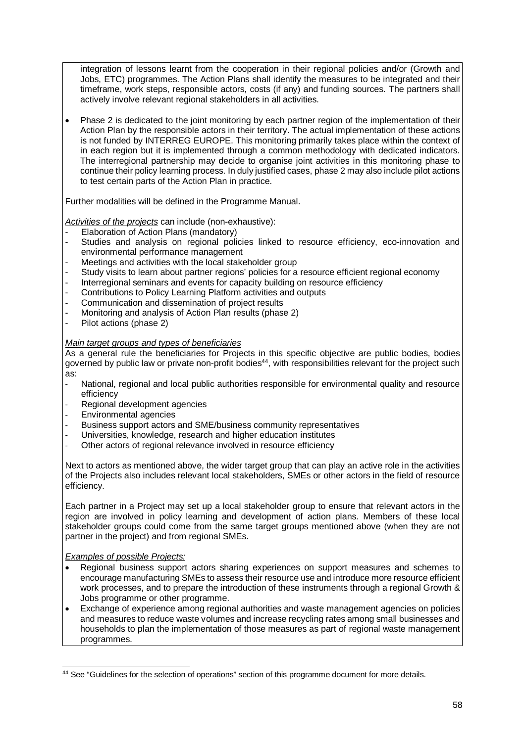integration of lessons learnt from the cooperation in their regional policies and/or (Growth and Jobs, ETC) programmes. The Action Plans shall identify the measures to be integrated and their timeframe, work steps, responsible actors, costs (if any) and funding sources. The partners shall actively involve relevant regional stakeholders in all activities.

- Phase 2 is dedicated to the joint monitoring by each partner region of the implementation of their Action Plan by the responsible actors in their territory. The actual implementation of these actions is not funded by INTERREG EUROPE. This monitoring primarily takes place within the context of in each region but it is implemented through a common methodology with dedicated indicators. The interregional partnership may decide to organise joint activities in this monitoring phase to continue their policy learning process. In duly justified cases, phase 2 may also include pilot actions to test certain parts of the Action Plan in practice.

Further modalities will be defined in the Programme Manual.

*Activities of the projects* can include (non-exhaustive):

- Elaboration of Action Plans (mandatory)
- Studies and analysis on regional policies linked to resource efficiency, eco-innovation and environmental performance management
- Meetings and activities with the local stakeholder group
- Study visits to learn about partner regions' policies for a resource efficient regional economy
- Interregional seminars and events for capacity building on resource efficiency
- Contributions to Policy Learning Platform activities and outputs
- Communication and dissemination of project results
- Monitoring and analysis of Action Plan results (phase 2)
- Pilot actions (phase 2)

*Main target groups and types of beneficiaries*

As a general rule the beneficiaries for Projects in this specific objective are public bodies, bodies governed by public law or private non-profit bodies[44], with responsibilities relevant for the project such as:

- National, regional and local public authorities responsible for environmental quality and resource efficiency
- Regional development agencies
- Environmental agencies
- Business support actors and SME/business community representatives
- Universities, knowledge, research and higher education institutes
- Other actors of regional relevance involved in resource efficiency

Next to actors as mentioned above, the wider target group that can play an active role in the activities of the Projects also includes relevant local stakeholders, SMEs or other actors in the field of resource efficiency.

Each partner in a Project may set up a local stakeholder group to ensure that relevant actors in the region are involved in policy learning and development of action plans. Members of these local stakeholder groups could come from the same target groups mentioned above (when they are not partner in the project) and from regional SMEs.

*Examples of possible Projects:*

- Regional business support actors sharing experiences on support measures and schemes to encourage manufacturing SMEs to assess their resource use and introduce more resource efficient work processes, and to prepare the introduction of these instruments through a regional Growth & Jobs programme or other programme.
- Exchange of experience among regional authorities and waste management agencies on policies and measures to reduce waste volumes and increase recycling rates among small businesses and households to plan the implementation of those measures as part of regional waste management programmes.

[44] See "Guidelines for the selection of operations" section of this programme document for more details.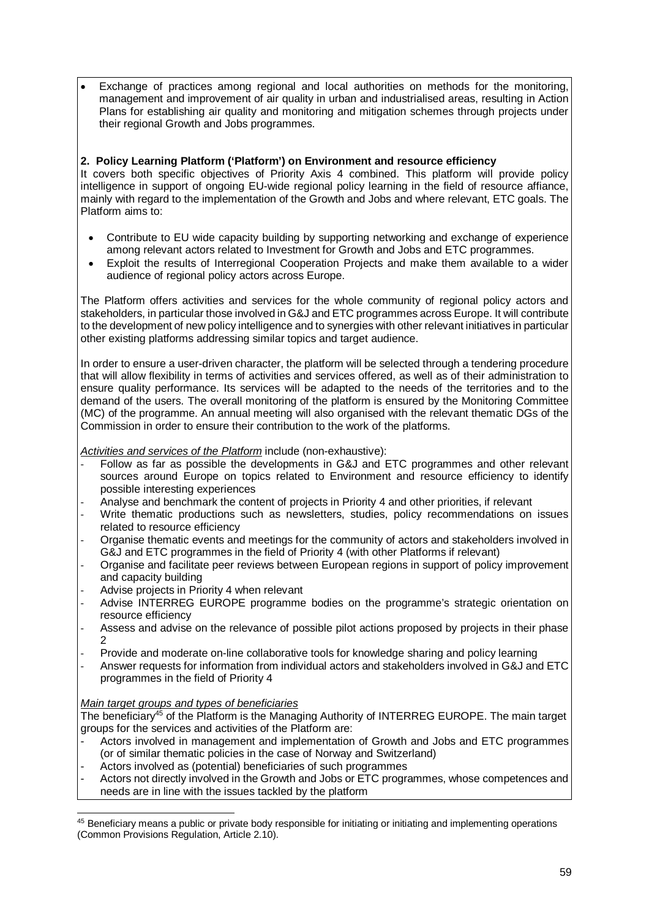- Exchange of practices among regional and local authorities on methods for the monitoring, management and improvement of air quality in urban and industrialised areas, resulting in Action Plans for establishing air quality and monitoring and mitigation schemes through projects under their regional Growth and Jobs programmes.

**2. Policy Learning Platform ('Platform') on Environment and resource efficiency**

It covers both specific objectives of Priority Axis 4 combined. This platform will provide policy intelligence in support of ongoing EU-wide regional policy learning in the field of resource affiance, mainly with regard to the implementation of the Growth and Jobs and where relevant, ETC goals. The Platform aims to:

- Contribute to EU wide capacity building by supporting networking and exchange of experience among relevant actors related to Investment for Growth and Jobs and ETC programmes.
- Exploit the results of Interregional Cooperation Projects and make them available to a wider audience of regional policy actors across Europe.

The Platform offers activities and services for the whole community of regional policy actors and stakeholders, in particular those involved in G&J and ETC programmes across Europe. It will contribute to the development of new policy intelligence and to synergies with other relevant initiatives in particular other existing platforms addressing similar topics and target audience.

In order to ensure a user-driven character, the platform will be selected through a tendering procedure that will allow flexibility in terms of activities and services offered, as well as of their administration to ensure quality performance. Its services will be adapted to the needs of the territories and to the demand of the users. The overall monitoring of the platform is ensured by the Monitoring Committee (MC) of the programme. An annual meeting will also organised with the relevant thematic DGs of the Commission in order to ensure their contribution to the work of the platforms.

*Activities and services of the Platform* include (non-exhaustive):

- Follow as far as possible the developments in G&J and ETC programmes and other relevant sources around Europe on topics related to Environment and resource efficiency to identify possible interesting experiences
- Analyse and benchmark the content of projects in Priority 4 and other priorities, if relevant
- Write thematic productions such as newsletters, studies, policy recommendations on issues related to resource efficiency
- Organise thematic events and meetings for the community of actors and stakeholders involved in G&J and ETC programmes in the field of Priority 4 (with other Platforms if relevant)
- Organise and facilitate peer reviews between European regions in support of policy improvement and capacity building
- Advise projects in Priority 4 when relevant
- Advise INTERREG EUROPE programme bodies on the programme's strategic orientation on resource efficiency
- Assess and advise on the relevance of possible pilot actions proposed by projects in their phase 2
- Provide and moderate on-line collaborative tools for knowledge sharing and policy learning
- Answer requests for information from individual actors and stakeholders involved in G&J and ETC programmes in the field of Priority 4

*Main target groups and types of beneficiaries*

The beneficiary[45] of the Platform is the Managing Authority of INTERREG EUROPE. The main target groups for the services and activities of the Platform are:

- Actors involved in management and implementation of Growth and Jobs and ETC programmes (or of similar thematic policies in the case of Norway and Switzerland)
- Actors involved as (potential) beneficiaries of such programmes
- Actors not directly involved in the Growth and Jobs or ETC programmes, whose competences and needs are in line with the issues tackled by the platform

[45] Beneficiary means a public or private body responsible for initiating or initiating and implementing operations (Common Provisions Regulation, Article 2.10).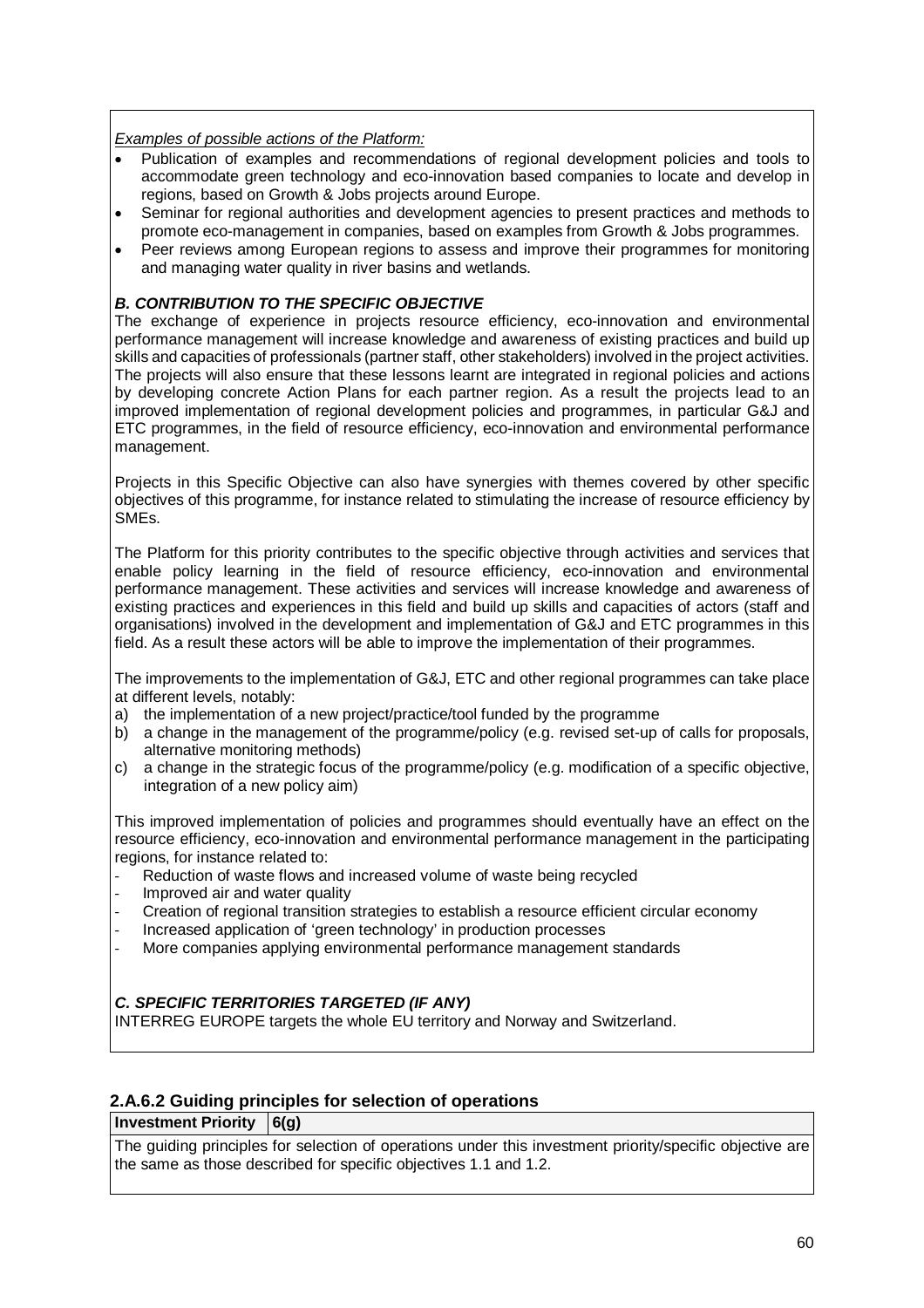*Examples of possible actions of the Platform:*

- Publication of examples and recommendations of regional development policies and tools to accommodate green technology and eco-innovation based companies to locate and develop in regions, based on Growth & Jobs projects around Europe.
- Seminar for regional authorities and development agencies to present practices and methods to promote eco-management in companies, based on examples from Growth & Jobs programmes.
- Peer reviews among European regions to assess and improve their programmes for monitoring and managing water quality in river basins and wetlands.

***B. CONTRIBUTION TO THE SPECIFIC OBJECTIVE***

The exchange of experience in projects resource efficiency, eco-innovation and environmental performance management will increase knowledge and awareness of existing practices and build up skills and capacities of professionals (partner staff, other stakeholders) involved in the project activities. The projects will also ensure that these lessons learnt are integrated in regional policies and actions by developing concrete Action Plans for each partner region. As a result the projects lead to an improved implementation of regional development policies and programmes, in particular G&J and ETC programmes, in the field of resource efficiency, eco-innovation and environmental performance management.

Projects in this Specific Objective can also have synergies with themes covered by other specific objectives of this programme, for instance related to stimulating the increase of resource efficiency by SMEs.

The Platform for this priority contributes to the specific objective through activities and services that enable policy learning in the field of resource efficiency, eco-innovation and environmental performance management. These activities and services will increase knowledge and awareness of existing practices and experiences in this field and build up skills and capacities of actors (staff and organisations) involved in the development and implementation of G&J and ETC programmes in this field. As a result these actors will be able to improve the implementation of their programmes.

The improvements to the implementation of G&J, ETC and other regional programmes can take place at different levels, notably:

a) the implementation of a new project/practice/tool funded by the programme
b) a change in the management of the programme/policy (e.g. revised set-up of calls for proposals, alternative monitoring methods)
c) a change in the strategic focus of the programme/policy (e.g. modification of a specific objective, integration of a new policy aim)

This improved implementation of policies and programmes should eventually have an effect on the resource efficiency, eco-innovation and environmental performance management in the participating regions, for instance related to:

- Reduction of waste flows and increased volume of waste being recycled
- Improved air and water quality
- Creation of regional transition strategies to establish a resource efficient circular economy
- Increased application of 'green technology' in production processes
- More companies applying environmental performance management standards

***C. SPECIFIC TERRITORIES TARGETED (IF ANY)***

INTERREG EUROPE targets the whole EU territory and Norway and Switzerland.

### 2.A.6.2 Guiding principles for selection of operations

| **Investment Priority** | **6(g)** |
| --- | --- |
| The guiding principles for selection of operations under this investment priority/specific objective are the same as those described for specific objectives 1.1 and 1.2. | |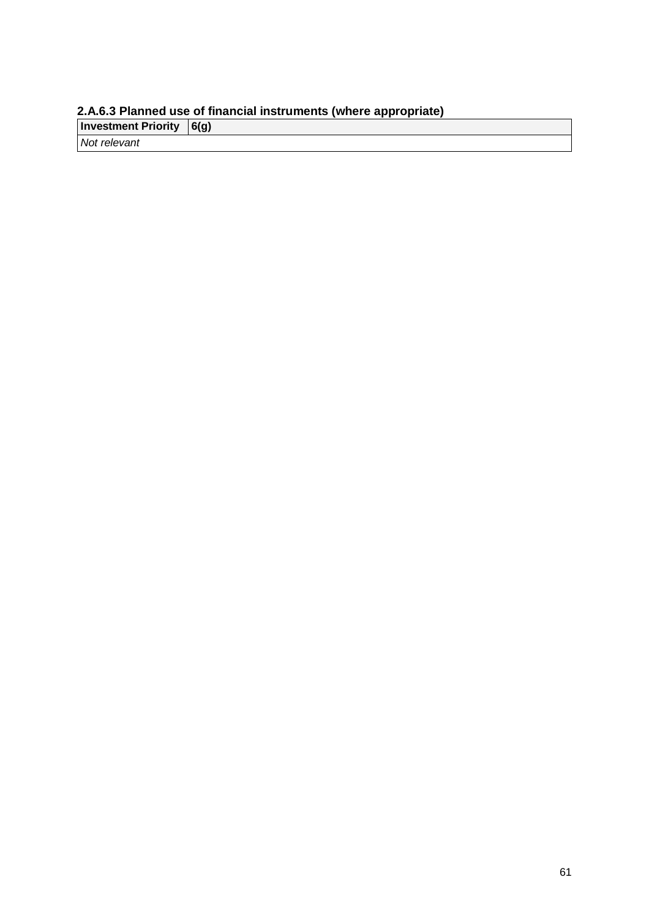#### 2.A.6.3 Planned use of financial instruments (where appropriate)

| Investment Priority | 6(g) |
|---|---|
| *Not relevant* | |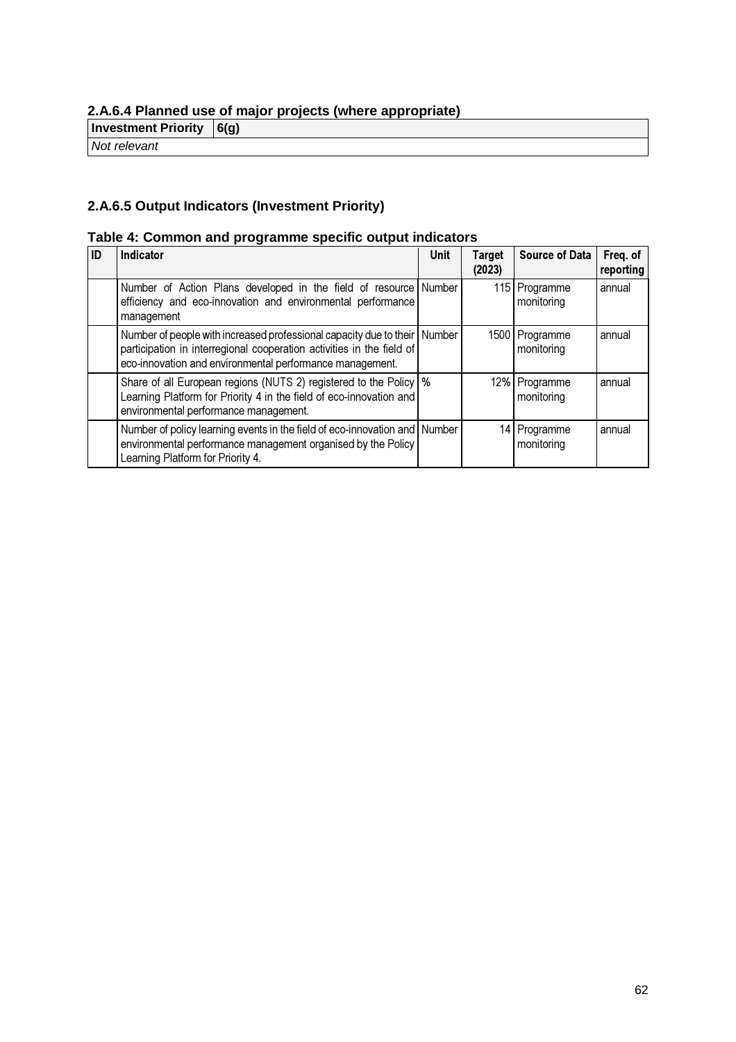### 2.A.6.4 Planned use of major projects (where appropriate)

| Investment Priority | 6(g) |
|---|---|
| *Not relevant* | |

### 2.A.6.5 Output Indicators (Investment Priority)

**Table 4: Common and programme specific output indicators**

| ID | Indicator | Unit | Target (2023) | Source of Data | Freq. of reporting |
|---|---|---|---|---|---|
| | Number of Action Plans developed in the field of resource efficiency and eco-innovation and environmental performance management | Number | 115 | Programme monitoring | annual |
| | Number of people with increased professional capacity due to their participation in interregional cooperation activities in the field of eco-innovation and environmental performance management. | Number | 1500 | Programme monitoring | annual |
| | Share of all European regions (NUTS 2) registered to the Policy Learning Platform for Priority 4 in the field of eco-innovation and environmental performance management. | % | 12% | Programme monitoring | annual |
| | Number of policy learning events in the field of eco-innovation and environmental performance management organised by the Policy Learning Platform for Priority 4. | Number | 14 | Programme monitoring | annual |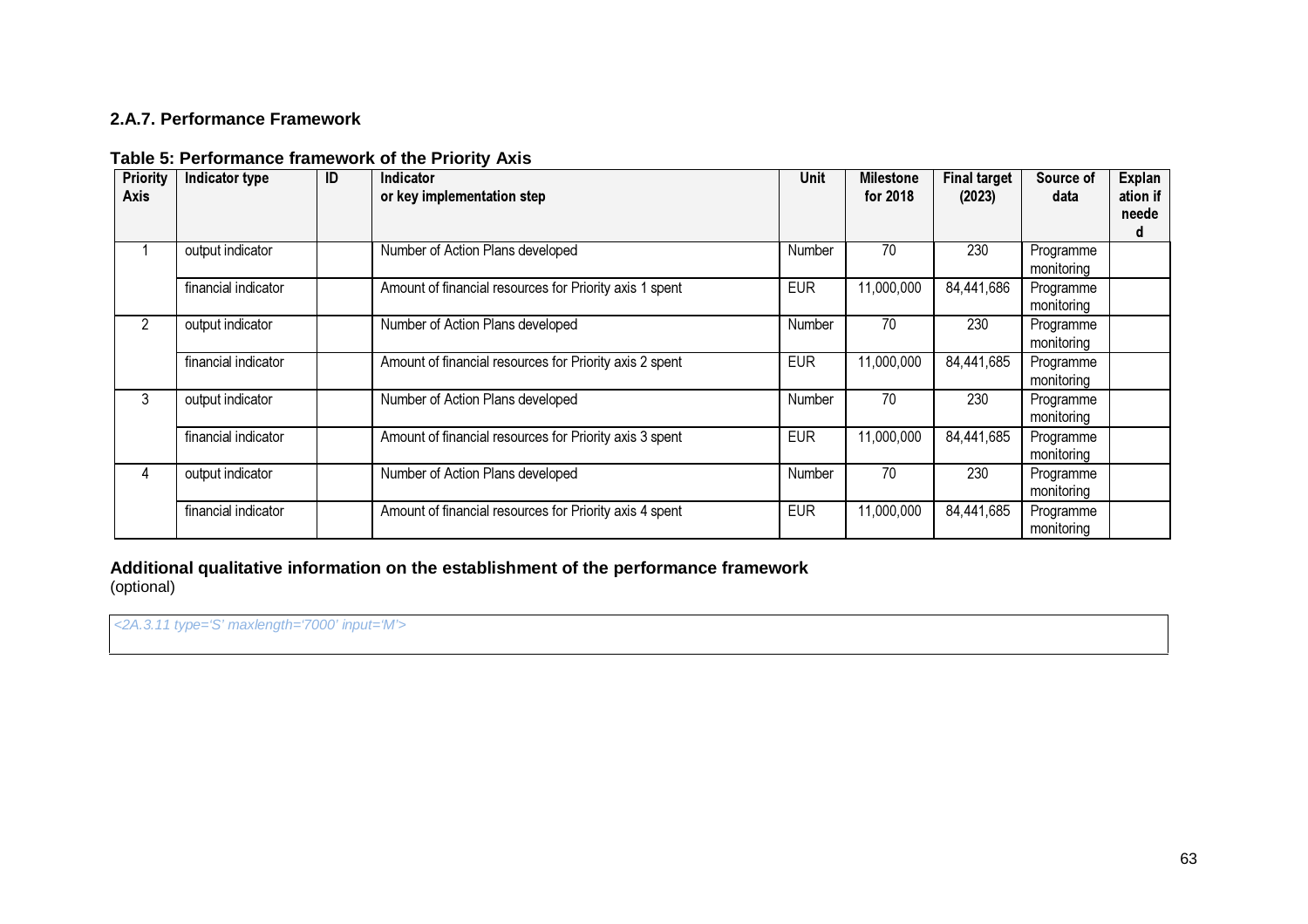### 2.A.7. Performance Framework

**Table 5: Performance framework of the Priority Axis**

| Priority Axis | Indicator type | ID | Indicator or key implementation step | Unit | Milestone for 2018 | Final target (2023) | Source of data | Explanation if needed |
|---|---|---|---|---|---|---|---|---|
| 1 | output indicator | | Number of Action Plans developed | Number | 70 | 230 | Programme monitoring | |
| | financial indicator | | Amount of financial resources for Priority axis 1 spent | EUR | 11,000,000 | 84,441,686 | Programme monitoring | |
| 2 | output indicator | | Number of Action Plans developed | Number | 70 | 230 | Programme monitoring | |
| | financial indicator | | Amount of financial resources for Priority axis 2 spent | EUR | 11,000,000 | 84,441,685 | Programme monitoring | |
| 3 | output indicator | | Number of Action Plans developed | Number | 70 | 230 | Programme monitoring | |
| | financial indicator | | Amount of financial resources for Priority axis 3 spent | EUR | 11,000,000 | 84,441,685 | Programme monitoring | |
| 4 | output indicator | | Number of Action Plans developed | Number | 70 | 230 | Programme monitoring | |
| | financial indicator | | Amount of financial resources for Priority axis 4 spent | EUR | 11,000,000 | 84,441,685 | Programme monitoring | |

**Additional qualitative information on the establishment of the performance framework**
(optional)

*<2A.3.11 type='S' maxlength='7000' input='M'>*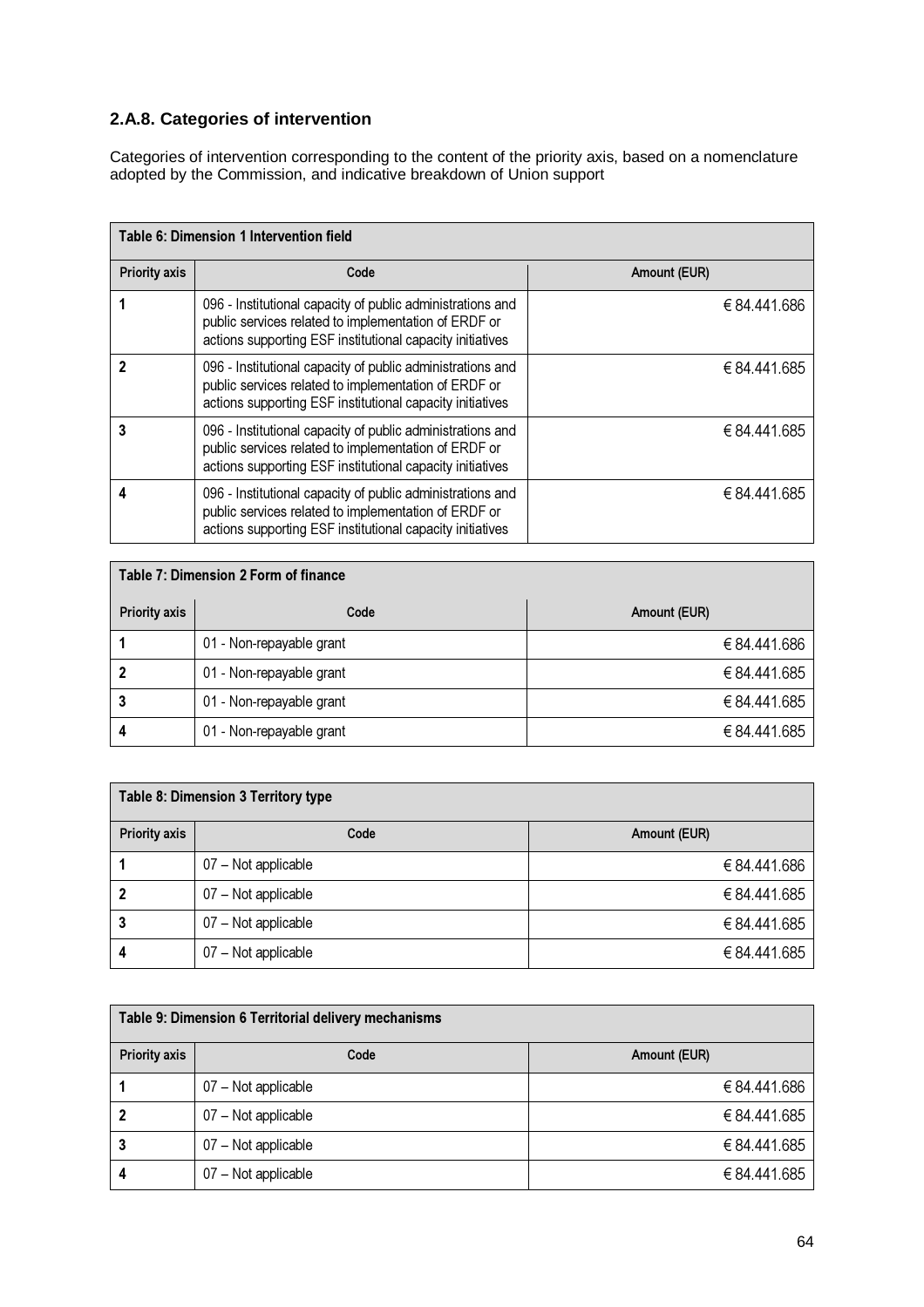### 2.A.8. Categories of intervention

Categories of intervention corresponding to the content of the priority axis, based on a nomenclature adopted by the Commission, and indicative breakdown of Union support

| Table 6: Dimension 1 Intervention field | | |
|---|---|---|
| **Priority axis** | **Code** | **Amount (EUR)** |
| 1 | 096 - Institutional capacity of public administrations and public services related to implementation of ERDF or actions supporting ESF institutional capacity initiatives | € 84.441.686 |
| 2 | 096 - Institutional capacity of public administrations and public services related to implementation of ERDF or actions supporting ESF institutional capacity initiatives | € 84.441.685 |
| 3 | 096 - Institutional capacity of public administrations and public services related to implementation of ERDF or actions supporting ESF institutional capacity initiatives | € 84.441.685 |
| 4 | 096 - Institutional capacity of public administrations and public services related to implementation of ERDF or actions supporting ESF institutional capacity initiatives | € 84.441.685 |

| Table 7: Dimension 2 Form of finance | | |
|---|---|---|
| **Priority axis** | **Code** | **Amount (EUR)** |
| 1 | 01 - Non-repayable grant | € 84.441.686 |
| 2 | 01 - Non-repayable grant | € 84.441.685 |
| 3 | 01 - Non-repayable grant | € 84.441.685 |
| 4 | 01 - Non-repayable grant | € 84.441.685 |

| Table 8: Dimension 3 Territory type | | |
|---|---|---|
| **Priority axis** | **Code** | **Amount (EUR)** |
| 1 | 07 – Not applicable | € 84.441.686 |
| 2 | 07 – Not applicable | € 84.441.685 |
| 3 | 07 – Not applicable | € 84.441.685 |
| 4 | 07 – Not applicable | € 84.441.685 |

| Table 9: Dimension 6 Territorial delivery mechanisms | | |
|---|---|---|
| **Priority axis** | **Code** | **Amount (EUR)** |
| 1 | 07 – Not applicable | € 84.441.686 |
| 2 | 07 – Not applicable | € 84.441.685 |
| 3 | 07 – Not applicable | € 84.441.685 |
| 4 | 07 – Not applicable | € 84.441.685 |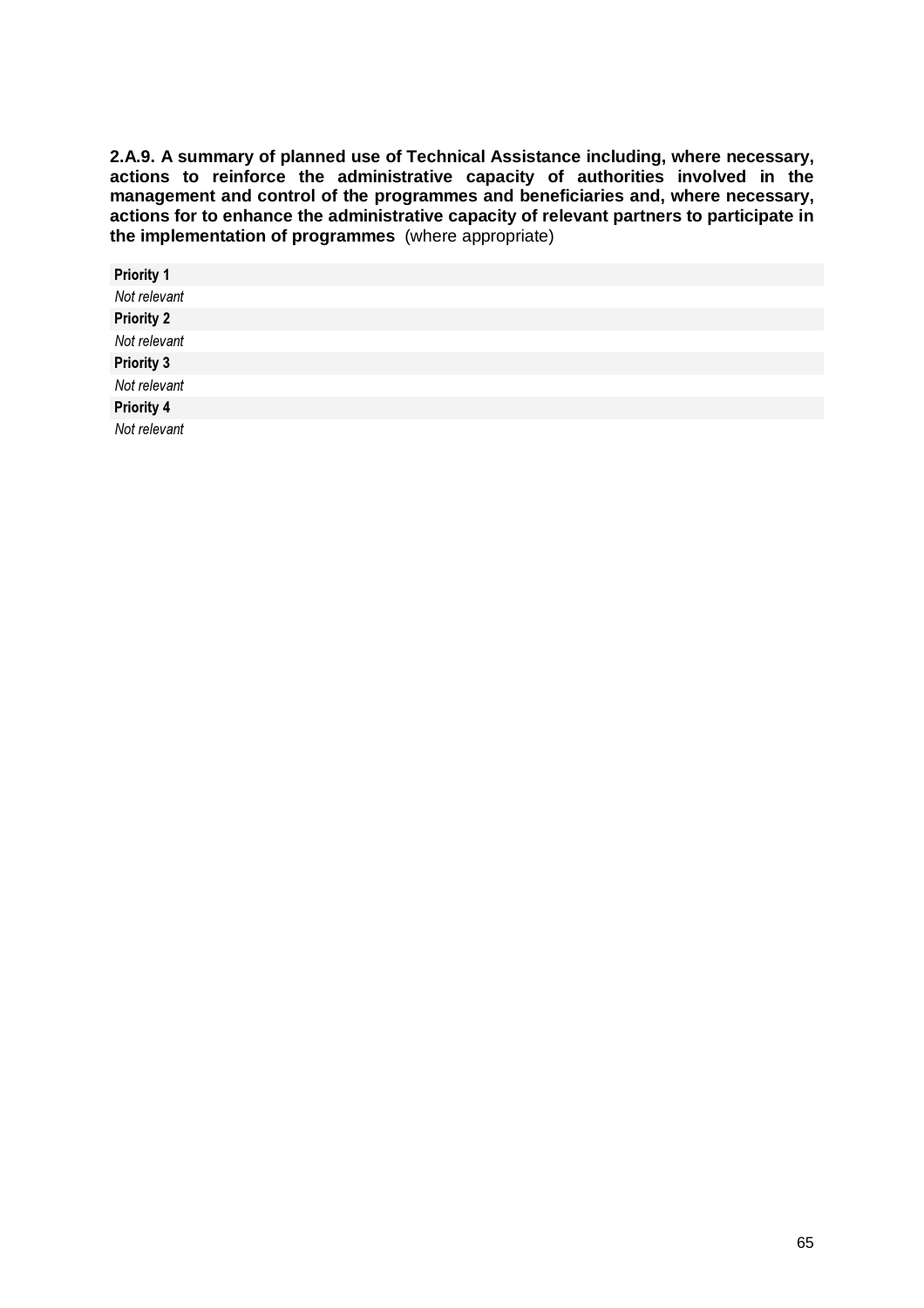**2.A.9. A summary of planned use of Technical Assistance including, where necessary, actions to reinforce the administrative capacity of authorities involved in the management and control of the programmes and beneficiaries and, where necessary, actions for to enhance the administrative capacity of relevant partners to participate in the implementation of programmes** (where appropriate)

| **Priority 1** |
|---|
| *Not relevant* |
| **Priority 2** |
| *Not relevant* |
| **Priority 3** |
| *Not relevant* |
| **Priority 4** |
| *Not relevant* |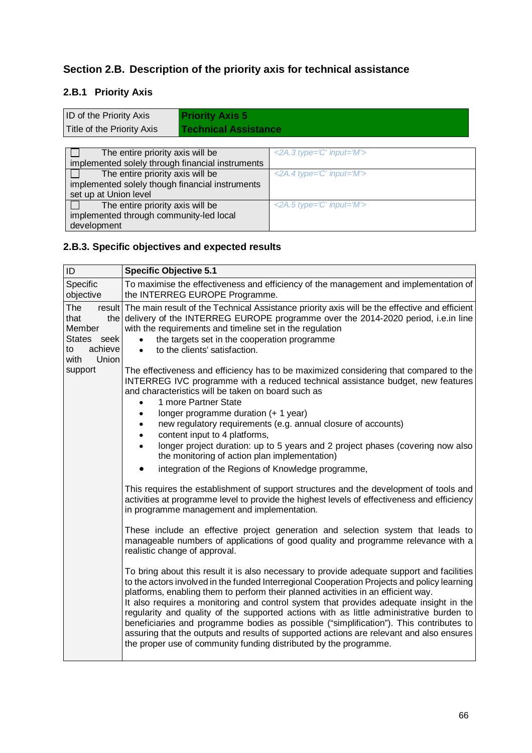## Section 2.B. Description of the priority axis for technical assistance

### 2.B.1 Priority Axis

| ID of the Priority Axis | **Priority Axis 5** |
|---|---|
| Title of the Priority Axis | **Technical Assistance** |

| | |
|---|---|
| ☐ The entire priority axis will be implemented solely through financial instruments | *<2A.3 type='C' input='M'>* |
| ☐ The entire priority axis will be implemented solely though financial instruments set up at Union level | *<2A.4 type='C' input='M'>* |
| ☐ The entire priority axis will be implemented through community-led local development | *<2A.5 type='C' input='M'>* |

### 2.B.3. Specific objectives and expected results

| ID | **Specific Objective 5.1** |
|---|---|
| Specific objective | To maximise the effectiveness and efficiency of the management and implementation of the INTERREG EUROPE Programme. |
| The result that the Member States seek to achieve with Union support | The main result of the Technical Assistance priority axis will be the effective and efficient delivery of the INTERREG EUROPE programme over the 2014-2020 period, i.e.in line with the requirements and timeline set in the regulation<br>• the targets set in the cooperation programme<br>• to the clients' satisfaction.<br><br>The effectiveness and efficiency has to be maximized considering that compared to the INTERREG IVC programme with a reduced technical assistance budget, new features and characteristics will be taken on board such as<br>• 1 more Partner State<br>• longer programme duration (+ 1 year)<br>• new regulatory requirements (e.g. annual closure of accounts)<br>• content input to 4 platforms,<br>• longer project duration: up to 5 years and 2 project phases (covering now also the monitoring of action plan implementation)<br>• integration of the Regions of Knowledge programme,<br><br>This requires the establishment of support structures and the development of tools and activities at programme level to provide the highest levels of effectiveness and efficiency in programme management and implementation.<br><br>These include an effective project generation and selection system that leads to manageable numbers of applications of good quality and programme relevance with a realistic change of approval.<br><br>To bring about this result it is also necessary to provide adequate support and facilities to the actors involved in the funded Interregional Cooperation Projects and policy learning platforms, enabling them to perform their planned activities in an efficient way.<br>It also requires a monitoring and control system that provides adequate insight in the regularity and quality of the supported actions with as little administrative burden to beneficiaries and programme bodies as possible ("simplification"). This contributes to assuring that the outputs and results of supported actions are relevant and also ensures the proper use of community funding distributed by the programme. |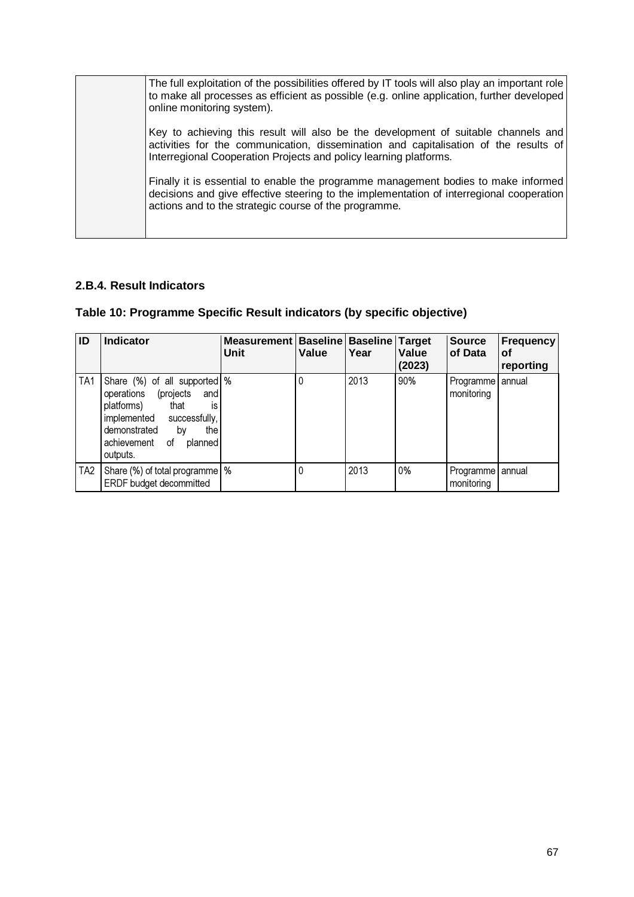| | |
|---|---|
| | The full exploitation of the possibilities offered by IT tools will also play an important role to make all processes as efficient as possible (e.g. online application, further developed online monitoring system).<br><br>Key to achieving this result will also be the development of suitable channels and activities for the communication, dissemination and capitalisation of the results of Interregional Cooperation Projects and policy learning platforms.<br><br>Finally it is essential to enable the programme management bodies to make informed decisions and give effective steering to the implementation of interregional cooperation actions and to the strategic course of the programme. |

### 2.B.4. Result Indicators

**Table 10: Programme Specific Result indicators (by specific objective)**

| ID | Indicator | Measurement Unit | Baseline Value | Baseline Year | Target Value (2023) | Source of Data | Frequency of reporting |
|---|---|---|---|---|---|---|---|
| TA1 | Share (%) of all supported operations (projects and platforms) that is implemented successfully, demonstrated by the achievement of planned outputs. | % | 0 | 2013 | 90% | Programme monitoring | annual |
| TA2 | Share (%) of total programme ERDF budget decommitted | % | 0 | 2013 | 0% | Programme monitoring | annual |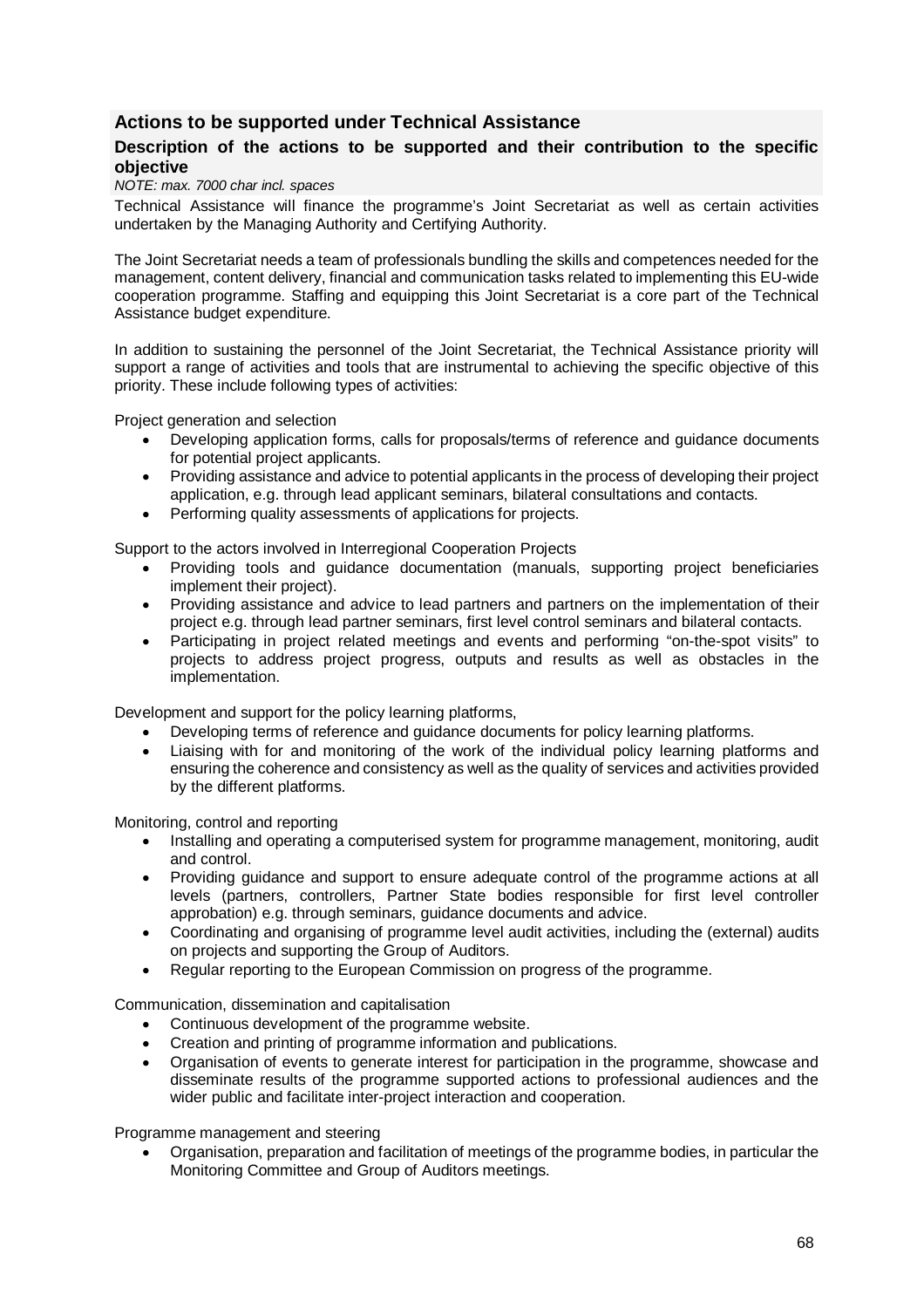### Actions to be supported under Technical Assistance

#### Description of the actions to be supported and their contribution to the specific objective

*NOTE: max. 7000 char incl. spaces*

Technical Assistance will finance the programme's Joint Secretariat as well as certain activities undertaken by the Managing Authority and Certifying Authority.

The Joint Secretariat needs a team of professionals bundling the skills and competences needed for the management, content delivery, financial and communication tasks related to implementing this EU-wide cooperation programme. Staffing and equipping this Joint Secretariat is a core part of the Technical Assistance budget expenditure.

In addition to sustaining the personnel of the Joint Secretariat, the Technical Assistance priority will support a range of activities and tools that are instrumental to achieving the specific objective of this priority. These include following types of activities:

Project generation and selection

- Developing application forms, calls for proposals/terms of reference and guidance documents for potential project applicants.
- Providing assistance and advice to potential applicants in the process of developing their project application, e.g. through lead applicant seminars, bilateral consultations and contacts.
- Performing quality assessments of applications for projects.

Support to the actors involved in Interregional Cooperation Projects

- Providing tools and guidance documentation (manuals, supporting project beneficiaries implement their project).
- Providing assistance and advice to lead partners and partners on the implementation of their project e.g. through lead partner seminars, first level control seminars and bilateral contacts.
- Participating in project related meetings and events and performing "on-the-spot visits" to projects to address project progress, outputs and results as well as obstacles in the implementation.

Development and support for the policy learning platforms,

- Developing terms of reference and guidance documents for policy learning platforms.
- Liaising with for and monitoring of the work of the individual policy learning platforms and ensuring the coherence and consistency as well as the quality of services and activities provided by the different platforms.

Monitoring, control and reporting

- Installing and operating a computerised system for programme management, monitoring, audit and control.
- Providing guidance and support to ensure adequate control of the programme actions at all levels (partners, controllers, Partner State bodies responsible for first level controller approbation) e.g. through seminars, guidance documents and advice.
- Coordinating and organising of programme level audit activities, including the (external) audits on projects and supporting the Group of Auditors.
- Regular reporting to the European Commission on progress of the programme.

Communication, dissemination and capitalisation

- Continuous development of the programme website.
- Creation and printing of programme information and publications.
- Organisation of events to generate interest for participation in the programme, showcase and disseminate results of the programme supported actions to professional audiences and the wider public and facilitate inter-project interaction and cooperation.

Programme management and steering

- Organisation, preparation and facilitation of meetings of the programme bodies, in particular the Monitoring Committee and Group of Auditors meetings.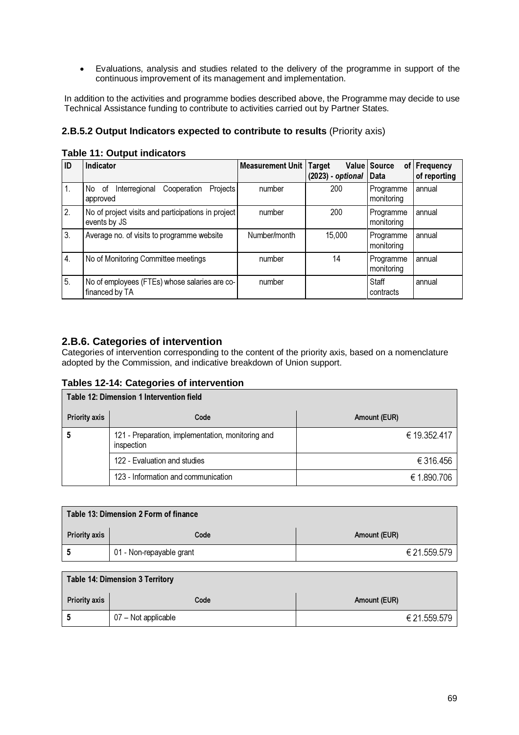- Evaluations, analysis and studies related to the delivery of the programme in support of the continuous improvement of its management and implementation.

In addition to the activities and programme bodies described above, the Programme may decide to use Technical Assistance funding to contribute to activities carried out by Partner States.

### 2.B.5.2 Output Indicators expected to contribute to results (Priority axis)

**Table 11: Output indicators**

| ID | Indicator | Measurement Unit | Target Value (2023) - *optional* | Source of Data | Frequency of reporting |
|---|---|---|---|---|---|
| 1. | No of Interregional Cooperation Projects approved | number | 200 | Programme monitoring | annual |
| 2. | No of project visits and participations in project events by JS | number | 200 | Programme monitoring | annual |
| 3. | Average no. of visits to programme website | Number/month | 15,000 | Programme monitoring | annual |
| 4. | No of Monitoring Committee meetings | number | 14 | Programme monitoring | annual |
| 5. | No of employees (FTEs) whose salaries are co-financed by TA | number | | Staff contracts | annual |

## 2.B.6. Categories of intervention

Categories of intervention corresponding to the content of the priority axis, based on a nomenclature adopted by the Commission, and indicative breakdown of Union support.

### Tables 12-14: Categories of intervention

**Table 12: Dimension 1 Intervention field**

| Priority axis | Code | Amount (EUR) |
|---|---|---|
| 5 | 121 - Preparation, implementation, monitoring and inspection | € 19.352.417 |
| | 122 - Evaluation and studies | € 316.456 |
| | 123 - Information and communication | € 1.890.706 |

**Table 13: Dimension 2 Form of finance**

| Priority axis | Code | Amount (EUR) |
|---|---|---|
| 5 | 01 - Non-repayable grant | € 21.559.579 |

**Table 14: Dimension 3 Territory**

| Priority axis | Code | Amount (EUR) |
|---|---|---|
| 5 | 07 – Not applicable | € 21.559.579 |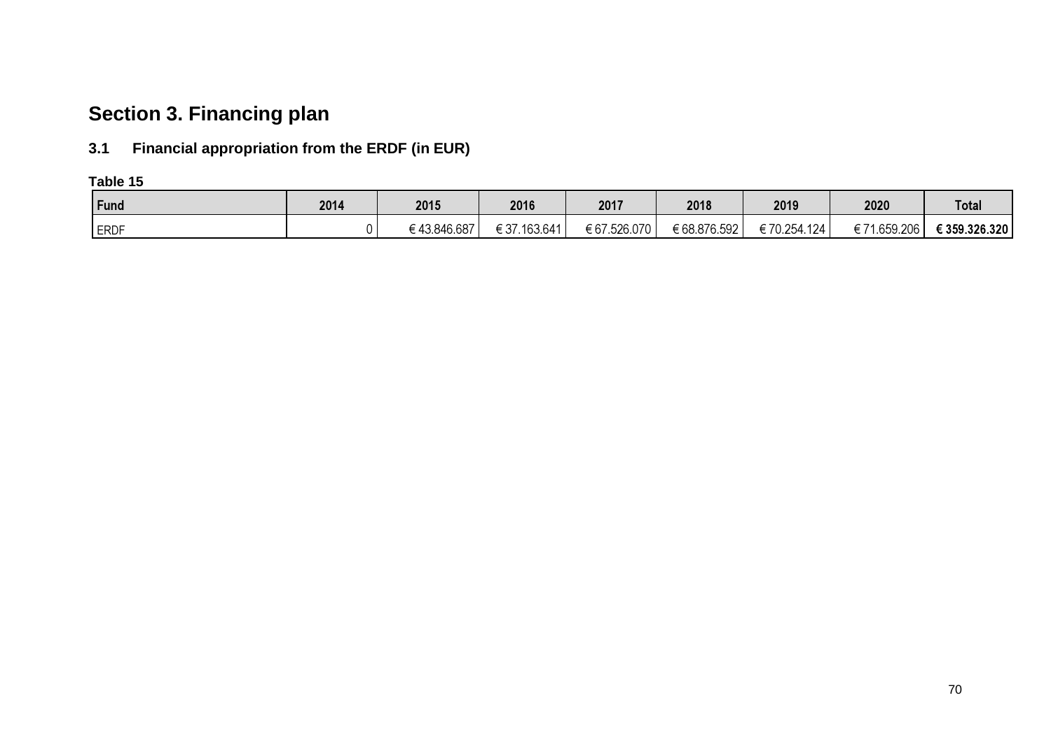# Section 3. Financing plan

## 3.1 Financial appropriation from the ERDF (in EUR)

**Table 15**

| Fund | 2014 | 2015 | 2016 | 2017 | 2018 | 2019 | 2020 | Total |
|---|---|---|---|---|---|---|---|---|
| ERDF | 0 | € 43.846.687 | € 37.163.641 | € 67.526.070 | € 68.876.592 | € 70.254.124 | € 71.659.206 | **€ 359.326.320** |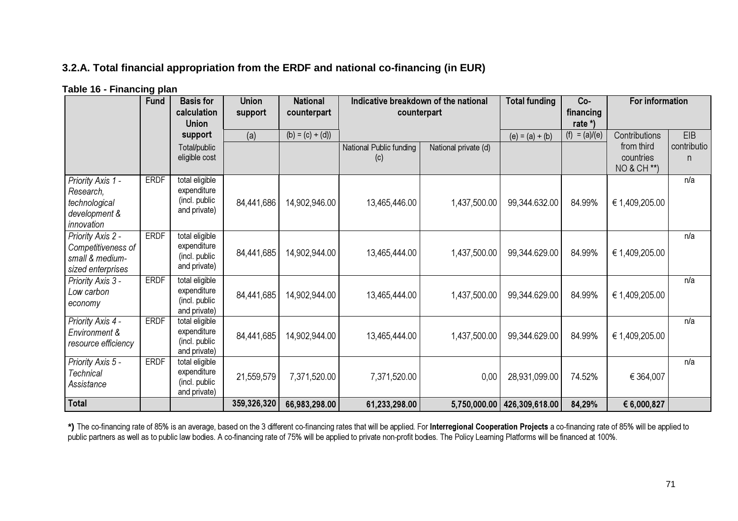### 3.2.A. Total financial appropriation from the ERDF and national co-financing (in EUR)

**Table 16 - Financing plan**

| | Fund | Basis for calculation Union support | Union support | National counterpart | Indicative breakdown of the national counterpart | | Total funding | Co-financing rate *) | For information | |
|---|---|---|---|---|---|---|---|---|---|---|
| | | | (a) | (b) = (c) + (d)) | | | (e) = (a) + (b) | (f) = (a)/(e) | Contributions from third countries NO & CH **) | EIB contribution |
| | | Total/public eligible cost | | | National Public funding (c) | National private (d) | | | | |
| *Priority Axis 1 - Research, technological development & innovation* | ERDF | total eligible expenditure (incl. public and private) | 84,441,686 | 14,902,946.00 | 13,465,446.00 | 1,437,500.00 | 99,344.632.00 | 84.99% | € 1,409,205.00 | n/a |
| *Priority Axis 2 - Competitiveness of small & medium-sized enterprises* | ERDF | total eligible expenditure (incl. public and private) | 84,441,685 | 14,902,944.00 | 13,465,444.00 | 1,437,500.00 | 99,344.629.00 | 84.99% | € 1,409,205.00 | n/a |
| *Priority Axis 3 - Low carbon economy* | ERDF | total eligible expenditure (incl. public and private) | 84,441,685 | 14,902,944.00 | 13,465,444.00 | 1,437,500.00 | 99,344.629.00 | 84.99% | € 1,409,205.00 | n/a |
| *Priority Axis 4 - Environment & resource efficiency* | ERDF | total eligible expenditure (incl. public and private) | 84,441,685 | 14,902,944.00 | 13,465,444.00 | 1,437,500.00 | 99,344.629.00 | 84.99% | € 1,409,205.00 | n/a |
| *Priority Axis 5 - Technical Assistance* | ERDF | total eligible expenditure (incl. public and private) | 21,559,579 | 7,371,520.00 | 7,371,520.00 | 0,00 | 28,931,099.00 | 74.52% | € 364,007 | n/a |
| **Total** | | | **359,326,320** | **66,983,298.00** | **61,233,298.00** | **5,750,000.00** | **426,309,618.00** | **84,29%** | **€ 6,000,827** | |

***)** The co-financing rate of 85% is an average, based on the 3 different co-financing rates that will be applied. For **Interregional Cooperation Projects** a co-financing rate of 85% will be applied to public partners as well as to public law bodies. A co-financing rate of 75% will be applied to private non-profit bodies. The Policy Learning Platforms will be financed at 100%.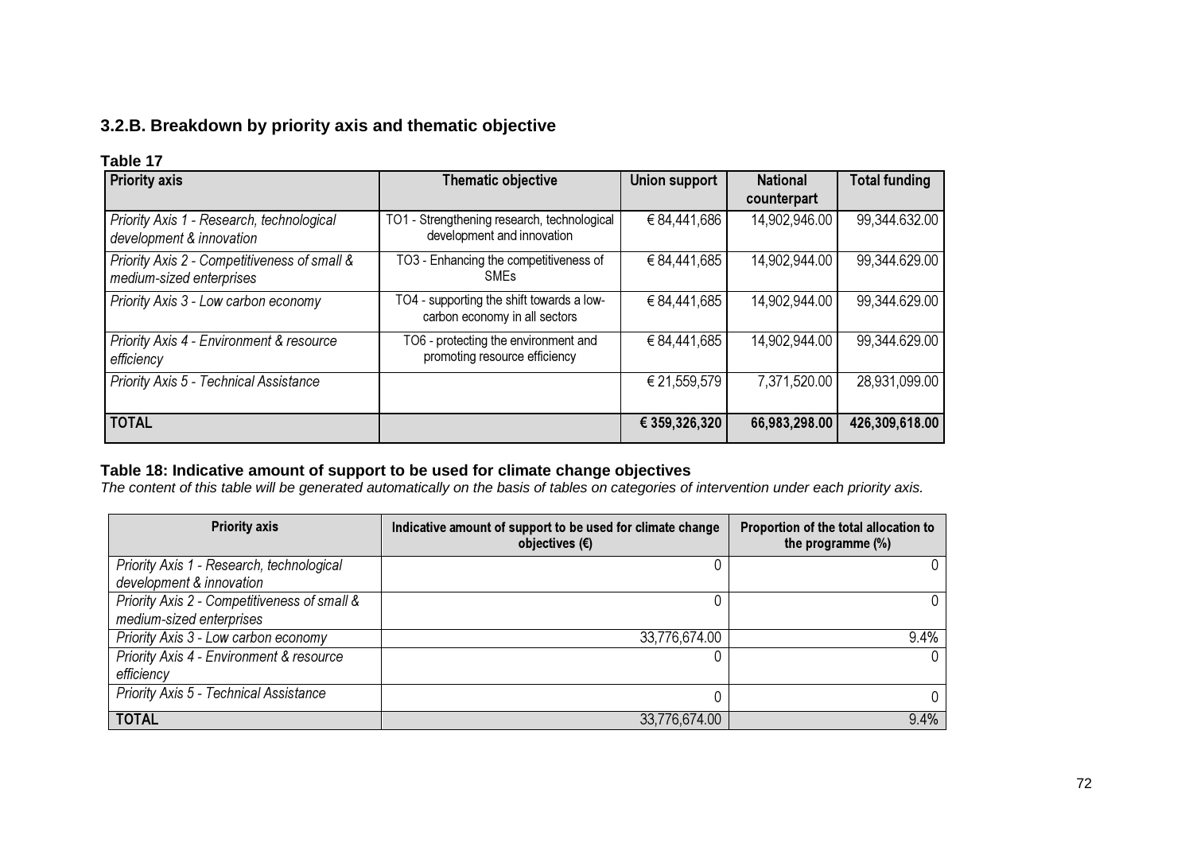### 3.2.B. Breakdown by priority axis and thematic objective

**Table 17**

| **Priority axis** | **Thematic objective** | **Union support** | **National counterpart** | **Total funding** |
|---|---|---|---|---|
| *Priority Axis 1 - Research, technological development & innovation* | TO1 - Strengthening research, technological development and innovation | € 84,441,686 | 14,902,946.00 | 99,344.632.00 |
| *Priority Axis 2 - Competitiveness of small & medium-sized enterprises* | TO3 - Enhancing the competitiveness of SMEs | € 84,441,685 | 14,902,944.00 | 99,344.629.00 |
| *Priority Axis 3 - Low carbon economy* | TO4 - supporting the shift towards a low-carbon economy in all sectors | € 84,441,685 | 14,902,944.00 | 99,344.629.00 |
| *Priority Axis 4 - Environment & resource efficiency* | TO6 - protecting the environment and promoting resource efficiency | € 84,441,685 | 14,902,944.00 | 99,344.629.00 |
| *Priority Axis 5 - Technical Assistance* | | € 21,559,579 | 7,371,520.00 | 28,931,099.00 |
| **TOTAL** | | **€ 359,326,320** | **66,983,298.00** | **426,309,618.00** |

**Table 18: Indicative amount of support to be used for climate change objectives**

*The content of this table will be generated automatically on the basis of tables on categories of intervention under each priority axis.*

| **Priority axis** | **Indicative amount of support to be used for climate change objectives (€)** | **Proportion of the total allocation to the programme (%)** |
|---|---|---|
| *Priority Axis 1 - Research, technological development & innovation* | 0 | 0 |
| *Priority Axis 2 - Competitiveness of small & medium-sized enterprises* | 0 | 0 |
| *Priority Axis 3 - Low carbon economy* | 33,776,674.00 | 9.4% |
| *Priority Axis 4 - Environment & resource efficiency* | 0 | 0 |
| *Priority Axis 5 - Technical Assistance* | 0 | 0 |
| **TOTAL** | 33,776,674.00 | 9.4% |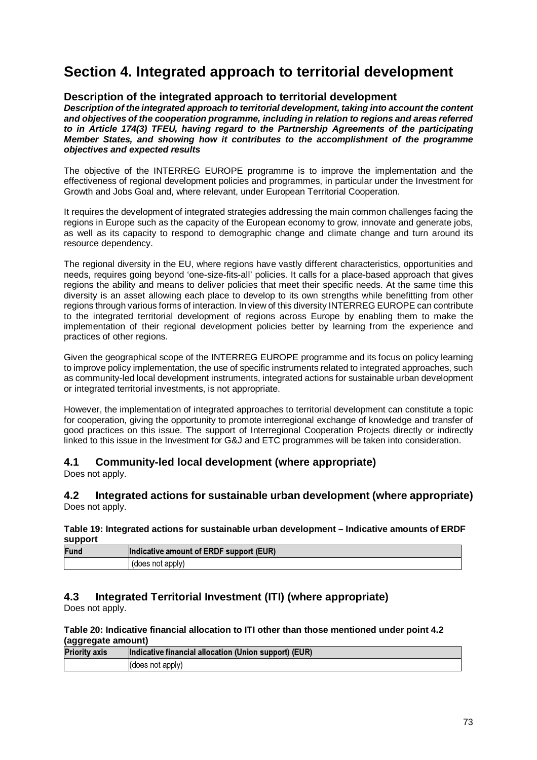# Section 4. Integrated approach to territorial development

### Description of the integrated approach to territorial development

***Description of the integrated approach to territorial development, taking into account the content and objectives of the cooperation programme, including in relation to regions and areas referred to in Article 174(3) TFEU, having regard to the Partnership Agreements of the participating Member States, and showing how it contributes to the accomplishment of the programme objectives and expected results***

The objective of the INTERREG EUROPE programme is to improve the implementation and the effectiveness of regional development policies and programmes, in particular under the Investment for Growth and Jobs Goal and, where relevant, under European Territorial Cooperation.

It requires the development of integrated strategies addressing the main common challenges facing the regions in Europe such as the capacity of the European economy to grow, innovate and generate jobs, as well as its capacity to respond to demographic change and climate change and turn around its resource dependency.

The regional diversity in the EU, where regions have vastly different characteristics, opportunities and needs, requires going beyond 'one-size-fits-all' policies. It calls for a place-based approach that gives regions the ability and means to deliver policies that meet their specific needs. At the same time this diversity is an asset allowing each place to develop to its own strengths while benefitting from other regions through various forms of interaction. In view of this diversity INTERREG EUROPE can contribute to the integrated territorial development of regions across Europe by enabling them to make the implementation of their regional development policies better by learning from the experience and practices of other regions.

Given the geographical scope of the INTERREG EUROPE programme and its focus on policy learning to improve policy implementation, the use of specific instruments related to integrated approaches, such as community-led local development instruments, integrated actions for sustainable urban development or integrated territorial investments, is not appropriate.

However, the implementation of integrated approaches to territorial development can constitute a topic for cooperation, giving the opportunity to promote interregional exchange of knowledge and transfer of good practices on this issue. The support of Interregional Cooperation Projects directly or indirectly linked to this issue in the Investment for G&J and ETC programmes will be taken into consideration.

## 4.1 Community-led local development (where appropriate)

Does not apply.

## 4.2 Integrated actions for sustainable urban development (where appropriate)

Does not apply.

**Table 19: Integrated actions for sustainable urban development – Indicative amounts of ERDF support**

| Fund | Indicative amount of ERDF support (EUR) |
|---|---|
| | (does not apply) |

## 4.3 Integrated Territorial Investment (ITI) (where appropriate)

Does not apply.

**Table 20: Indicative financial allocation to ITI other than those mentioned under point 4.2 (aggregate amount)**

| Priority axis | Indicative financial allocation (Union support) (EUR) |
|---|---|
| | (does not apply) |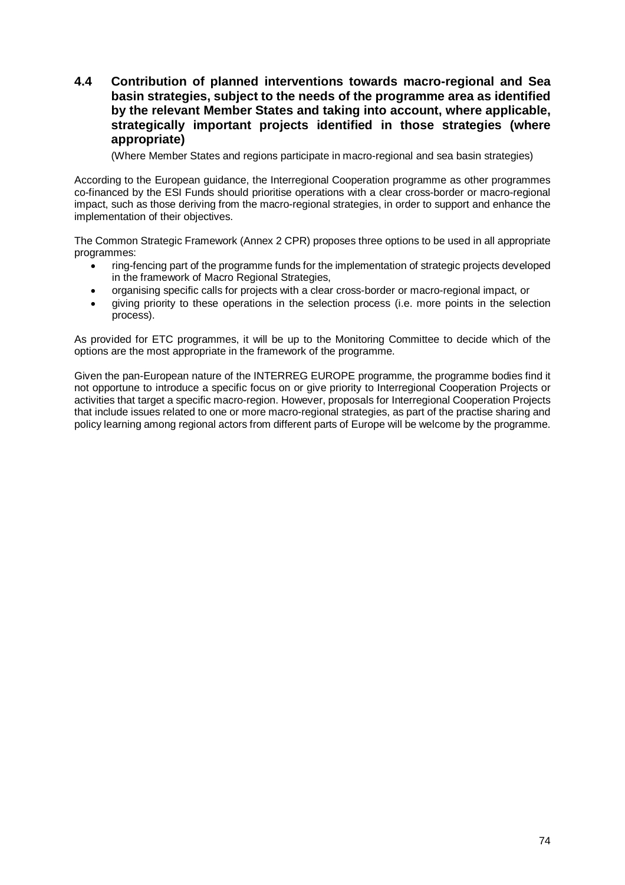## 4.4 Contribution of planned interventions towards macro-regional and Sea basin strategies, subject to the needs of the programme area as identified by the relevant Member States and taking into account, where applicable, strategically important projects identified in those strategies (where appropriate)

(Where Member States and regions participate in macro-regional and sea basin strategies)

According to the European guidance, the Interregional Cooperation programme as other programmes co-financed by the ESI Funds should prioritise operations with a clear cross-border or macro-regional impact, such as those deriving from the macro-regional strategies, in order to support and enhance the implementation of their objectives.

The Common Strategic Framework (Annex 2 CPR) proposes three options to be used in all appropriate programmes:

- ring-fencing part of the programme funds for the implementation of strategic projects developed in the framework of Macro Regional Strategies,
- organising specific calls for projects with a clear cross-border or macro-regional impact, or
- giving priority to these operations in the selection process (i.e. more points in the selection process).

As provided for ETC programmes, it will be up to the Monitoring Committee to decide which of the options are the most appropriate in the framework of the programme.

Given the pan-European nature of the INTERREG EUROPE programme, the programme bodies find it not opportune to introduce a specific focus on or give priority to Interregional Cooperation Projects or activities that target a specific macro-region. However, proposals for Interregional Cooperation Projects that include issues related to one or more macro-regional strategies, as part of the practise sharing and policy learning among regional actors from different parts of Europe will be welcome by the programme.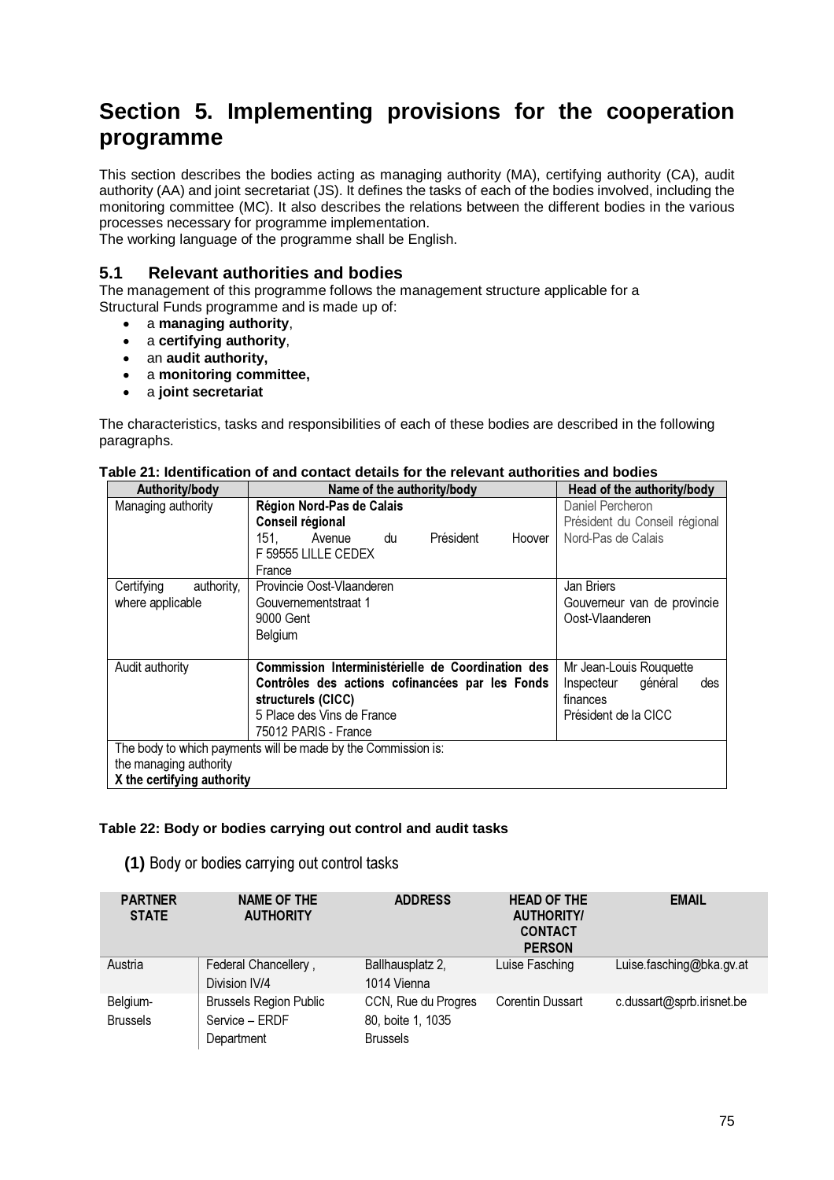# Section 5. Implementing provisions for the cooperation programme

This section describes the bodies acting as managing authority (MA), certifying authority (CA), audit authority (AA) and joint secretariat (JS). It defines the tasks of each of the bodies involved, including the monitoring committee (MC). It also describes the relations between the different bodies in the various processes necessary for programme implementation.
The working language of the programme shall be English.

## 5.1 Relevant authorities and bodies

The management of this programme follows the management structure applicable for a Structural Funds programme and is made up of:

- a **managing authority**,
- a **certifying authority**,
- an **audit authority,**
- a **monitoring committee,**
- a **joint secretariat**

The characteristics, tasks and responsibilities of each of these bodies are described in the following paragraphs.

**Table 21: Identification of and contact details for the relevant authorities and bodies**

| Authority/body | Name of the authority/body | Head of the authority/body |
|---|---|---|
| Managing authority | **Région Nord-Pas de Calais**<br>**Conseil régional**<br>151, Avenue du Président Hoover<br>F 59555 LILLE CEDEX<br>France | Daniel Percheron<br>Président du Conseil régional Nord-Pas de Calais |
| Certifying authority, where applicable | Provincie Oost-Vlaanderen<br>Gouvernementstraat 1<br>9000 Gent<br>Belgium | Jan Briers<br>Gouverneur van de provincie Oost-Vlaanderen |
| Audit authority | **Commission Interministérielle de Coordination des Contrôles des actions cofinancées par les Fonds structurels (CICC)**<br>5 Place des Vins de France<br>75012 PARIS - France | Mr Jean-Louis Rouquette<br>Inspecteur général des finances<br>Président de la CICC |
| The body to which payments will be made by the Commission is:<br>the managing authority<br>**X the certifying authority** | | |

**Table 22: Body or bodies carrying out control and audit tasks**

**(1)** Body or bodies carrying out control tasks

| PARTNER STATE | NAME OF THE AUTHORITY | ADDRESS | HEAD OF THE AUTHORITY/ CONTACT PERSON | EMAIL |
|---|---|---|---|---|
| Austria | Federal Chancellery , Division IV/4 | Ballhausplatz 2, 1014 Vienna | Luise Fasching | Luise.fasching@bka.gv.at |
| Belgium-Brussels | Brussels Region Public Service – ERDF Department | CCN, Rue du Progres 80, boite 1, 1035 Brussels | Corentin Dussart | c.dussart@sprb.irisnet.be |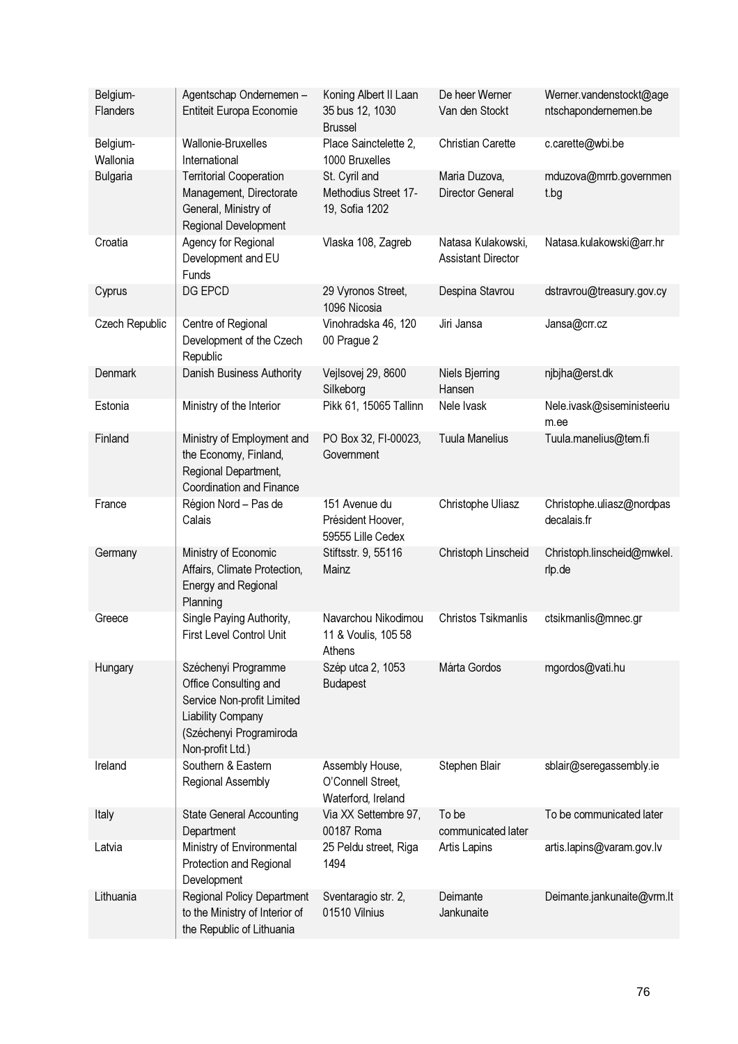| | | | | |
|---|---|---|---|---|
| Belgium-Flanders | Agentschap Ondernemen – Entiteit Europa Economie | Koning Albert II Laan 35 bus 12, 1030 Brussel | De heer Werner Van den Stockt | Werner.vandenstockt@agentschapondernemen.be |
| Belgium-Wallonia | Wallonie-Bruxelles International | Place Sainctelette 2, 1000 Bruxelles | Christian Carette | c.carette@wbi.be |
| Bulgaria | Territorial Cooperation Management, Directorate General, Ministry of Regional Development | St. Cyril and Methodius Street 17-19, Sofia 1202 | Maria Duzova, Director General | mduzova@mrrb.government.bg |
| Croatia | Agency for Regional Development and EU Funds | Vlaska 108, Zagreb | Natasa Kulakowski, Assistant Director | Natasa.kulakowski@arr.hr |
| Cyprus | DG EPCD | 29 Vyronos Street, 1096 Nicosia | Despina Stavrou | dstravrou@treasury.gov.cy |
| Czech Republic | Centre of Regional Development of the Czech Republic | Vinohradska 46, 120 00 Prague 2 | Jiri Jansa | Jansa@crr.cz |
| Denmark | Danish Business Authority | Vejlsovej 29, 8600 Silkeborg | Niels Bjerring Hansen | njbjha@erst.dk |
| Estonia | Ministry of the Interior | Pikk 61, 15065 Tallinn | Nele Ivask | Nele.ivask@siseministeerium.ee |
| Finland | Ministry of Employment and the Economy, Finland, Regional Department, Coordination and Finance | PO Box 32, FI-00023, Government | Tuula Manelius | Tuula.manelius@tem.fi |
| France | Région Nord – Pas de Calais | 151 Avenue du Président Hoover, 59555 Lille Cedex | Christophe Uliasz | Christophe.uliasz@nordpasdecalais.fr |
| Germany | Ministry of Economic Affairs, Climate Protection, Energy and Regional Planning | Stiftsstr. 9, 55116 Mainz | Christoph Linscheid | Christoph.linscheid@mwkel.rlp.de |
| Greece | Single Paying Authority, First Level Control Unit | Navarchou Nikodimou 11 & Voulis, 105 58 Athens | Christos Tsikmanlis | ctsikmanlis@mnec.gr |
| Hungary | Széchenyi Programme Office Consulting and Service Non-profit Limited Liability Company (Széchenyi Programiroda Non-profit Ltd.) | Szép utca 2, 1053 Budapest | Márta Gordos | mgordos@vati.hu |
| Ireland | Southern & Eastern Regional Assembly | Assembly House, O'Connell Street, Waterford, Ireland | Stephen Blair | sblair@seregassembly.ie |
| Italy | State General Accounting Department | Via XX Settembre 97, 00187 Roma | To be communicated later | To be communicated later |
| Latvia | Ministry of Environmental Protection and Regional Development | 25 Peldu street, Riga 1494 | Artis Lapins | artis.lapins@varam.gov.lv |
| Lithuania | Regional Policy Department to the Ministry of Interior of the Republic of Lithuania | Sventaragio str. 2, 01510 Vilnius | Deimante Jankunaite | Deimante.jankunaite@vrm.lt |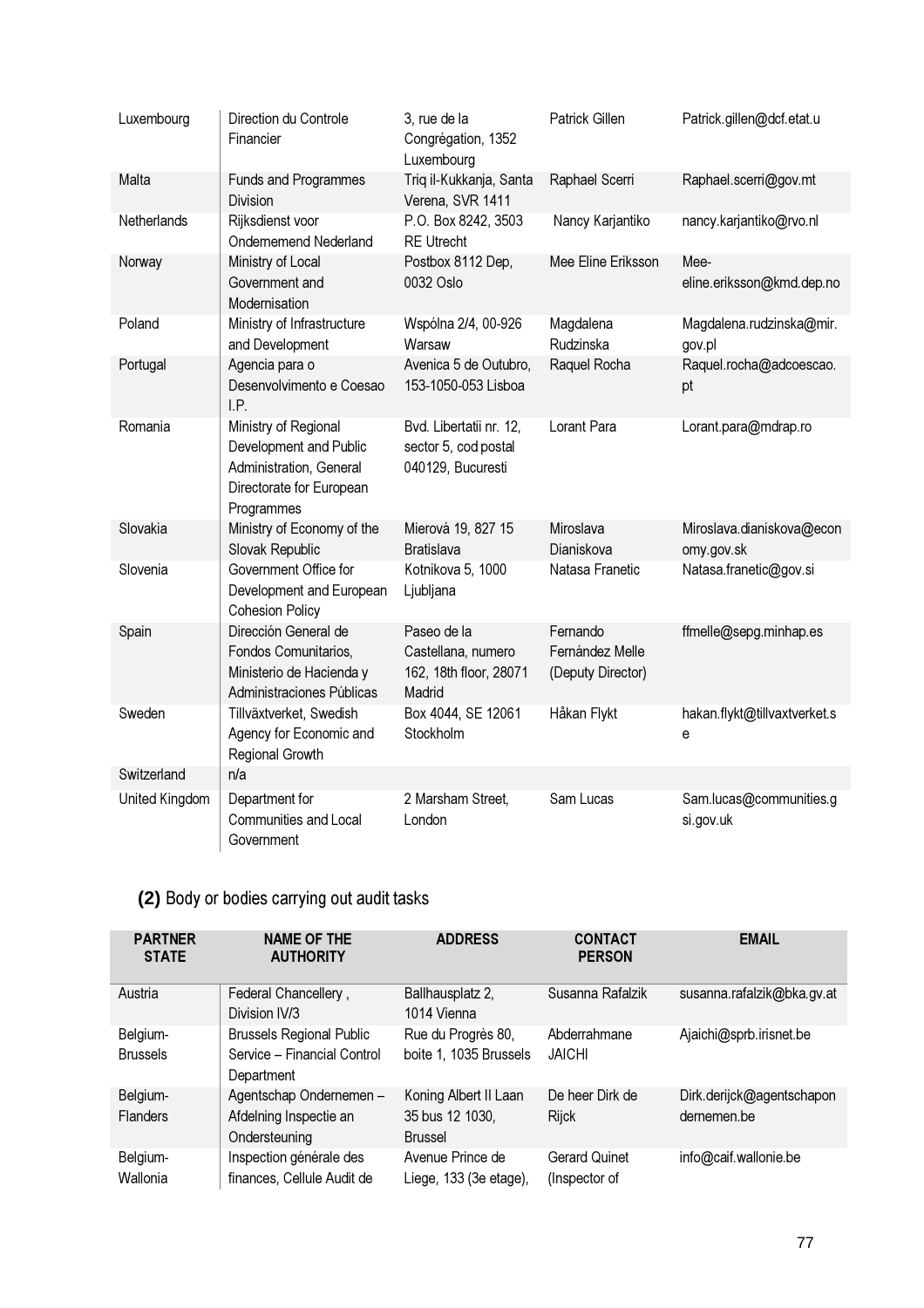| | | | | |
|---|---|---|---|---|
| Luxembourg | Direction du Controle Financier | 3, rue de la Congrégation, 1352 Luxembourg | Patrick Gillen | Patrick.gillen@dcf.etat.u |
| Malta | Funds and Programmes Division | Triq il-Kukkanja, Santa Verena, SVR 1411 | Raphael Scerri | Raphael.scerri@gov.mt |
| Netherlands | Rijksdienst voor Ondernemend Nederland | P.O. Box 8242, 3503 RE Utrecht | Nancy Karjantiko | nancy.karjantiko@rvo.nl |
| Norway | Ministry of Local Government and Modernisation | Postbox 8112 Dep, 0032 Oslo | Mee Eline Eriksson | Mee-eline.eriksson@kmd.dep.no |
| Poland | Ministry of Infrastructure and Development | Wspólna 2/4, 00-926 Warsaw | Magdalena Rudzinska | Magdalena.rudzinska@mir.gov.pl |
| Portugal | Agencia para o Desenvolvimento e Coesao I.P. | Avenica 5 de Outubro, 153-1050-053 Lisboa | Raquel Rocha | Raquel.rocha@adcoescao.pt |
| Romania | Ministry of Regional Development and Public Administration, General Directorate for European Programmes | Bvd. Libertatii nr. 12, sector 5, cod postal 040129, Bucuresti | Lorant Para | Lorant.para@mdrap.ro |
| Slovakia | Ministry of Economy of the Slovak Republic | Mierová 19, 827 15 Bratislava | Miroslava Dianiskova | Miroslava.dianiskova@economy.gov.sk |
| Slovenia | Government Office for Development and European Cohesion Policy | Kotnikova 5, 1000 Ljubljana | Natasa Franetic | Natasa.franetic@gov.si |
| Spain | Dirección General de Fondos Comunitarios, Ministerio de Hacienda y Administraciones Públicas | Paseo de la Castellana, numero 162, 18th floor, 28071 Madrid | Fernando Fernández Melle (Deputy Director) | ffmelle@sepg.minhap.es |
| Sweden | Tillväxtverket, Swedish Agency for Economic and Regional Growth | Box 4044, SE 12061 Stockholm | Håkan Flykt | hakan.flykt@tillvaxtverket.se |
| Switzerland | n/a | | | |
| United Kingdom | Department for Communities and Local Government | 2 Marsham Street, London | Sam Lucas | Sam.lucas@communities.gsi.gov.uk |

## (2) Body or bodies carrying out audit tasks

| PARTNER STATE | NAME OF THE AUTHORITY | ADDRESS | CONTACT PERSON | EMAIL |
|---|---|---|---|---|
| Austria | Federal Chancellery , Division IV/3 | Ballhausplatz 2, 1014 Vienna | Susanna Rafalzik | susanna.rafalzik@bka.gv.at |
| Belgium-Brussels | Brussels Regional Public Service – Financial Control Department | Rue du Progrès 80, boite 1, 1035 Brussels | Abderrahmane JAICHI | Ajaichi@sprb.irisnet.be |
| Belgium-Flanders | Agentschap Ondernemen – Afdelning Inspectie an Ondersteuning | Koning Albert II Laan 35 bus 12 1030, Brussel | De heer Dirk de Rijck | Dirk.derijck@agentschapondernemen.be |
| Belgium-Wallonia | Inspection générale des finances, Cellule Audit de | Avenue Prince de Liege, 133 (3e etage), | Gerard Quinet (Inspector of | info@caif.wallonie.be |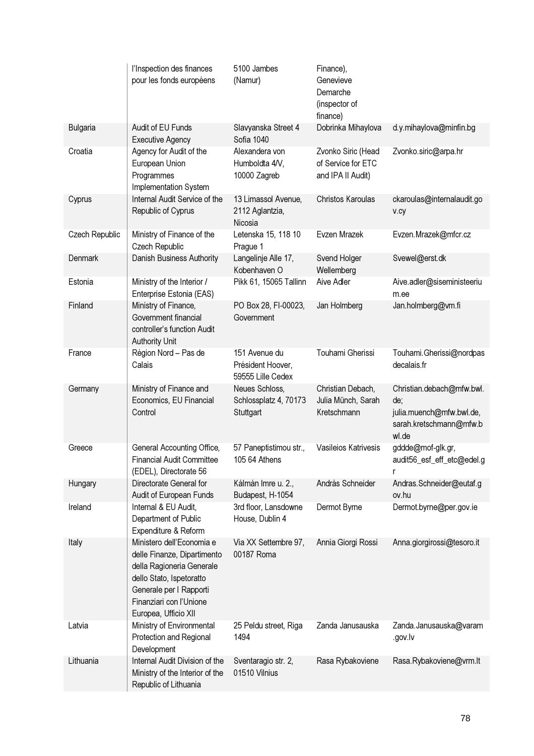| | | | | |
|---|---|---|---|---|
| | l'Inspection des finances pour les fonds européens | 5100 Jambes (Namur) | Finance), Genevieve Demarche (inspector of finance) | |
| Bulgaria | Audit of EU Funds Executive Agency | Slavyanska Street 4 Sofia 1040 | Dobrinka Mihaylova | d.y.mihaylova@minfin.bg |
| Croatia | Agency for Audit of the European Union Programmes Implementation System | Alexandera von Humboldta 4/V, 10000 Zagreb | Zvonko Siric (Head of Service for ETC and IPA II Audit) | Zvonko.siric@arpa.hr |
| Cyprus | Internal Audit Service of the Republic of Cyprus | 13 Limassol Avenue, 2112 Aglantzia, Nicosia | Christos Karoulas | ckaroulas@internalaudit.gov.cy |
| Czech Republic | Ministry of Finance of the Czech Republic | Letenska 15, 118 10 Prague 1 | Evzen Mrazek | Evzen.Mrazek@mfcr.cz |
| Denmark | Danish Business Authority | Langelinje Alle 17, Kobenhaven O | Svend Holger Wellemberg | Svewel@erst.dk |
| Estonia | Ministry of the Interior / Enterprise Estonia (EAS) | Pikk 61, 15065 Tallinn | Aive Adler | Aive.adler@siseministeerium.ee |
| Finland | Ministry of Finance, Government financial controller's function Audit Authority Unit | PO Box 28, FI-00023, Government | Jan Holmberg | Jan.holmberg@vm.fi |
| France | Région Nord – Pas de Calais | 151 Avenue du Président Hoover, 59555 Lille Cedex | Touhami Gherissi | Touhami.Gherissi@nordpasdecalais.fr |
| Germany | Ministry of Finance and Economics, EU Financial Control | Neues Schloss, Schlossplatz 4, 70173 Stuttgart | Christian Debach, Julia Münch, Sarah Kretschmann | Christian.debach@mfw.bwl.de; julia.muench@mfw.bwl.de, sarah.kretschmann@mfw.bwl.de |
| Greece | General Accounting Office, Financial Audit Committee (EDEL), Directorate 56 | 57 Paneptistimou str., 105 64 Athens | Vasileios Katrivesis | gddde@mof-glk.gr, audit56_esf_eff_etc@edel.gr |
| Hungary | Directorate General for Audit of European Funds | Kálmán Imre u. 2., Budapest, H-1054 | András Schneider | Andras.Schneider@eutaf.gov.hu |
| Ireland | Internal & EU Audit, Department of Public Expenditure & Reform | 3rd floor, Lansdowne House, Dublin 4 | Dermot Byrne | Dermot.byrne@per.gov.ie |
| Italy | Ministero dell'Economia e delle Finanze, Dipartimento della Ragioneria Generale dello Stato, Ispetoratto Generale per I Rapporti Finanziari con l'Unione Europea, Ufficio XII | Via XX Settembre 97, 00187 Roma | Annia Giorgi Rossi | Anna.giorgirossi@tesoro.it |
| Latvia | Ministry of Environmental Protection and Regional Development | 25 Peldu street, Riga 1494 | Zanda Janusauska | Zanda.Janusauska@varam.gov.lv |
| Lithuania | Internal Audit Division of the Ministry of the Interior of the Republic of Lithuania | Sventaragio str. 2, 01510 Vilnius | Rasa Rybakoviene | Rasa.Rybakoviene@vrm.lt |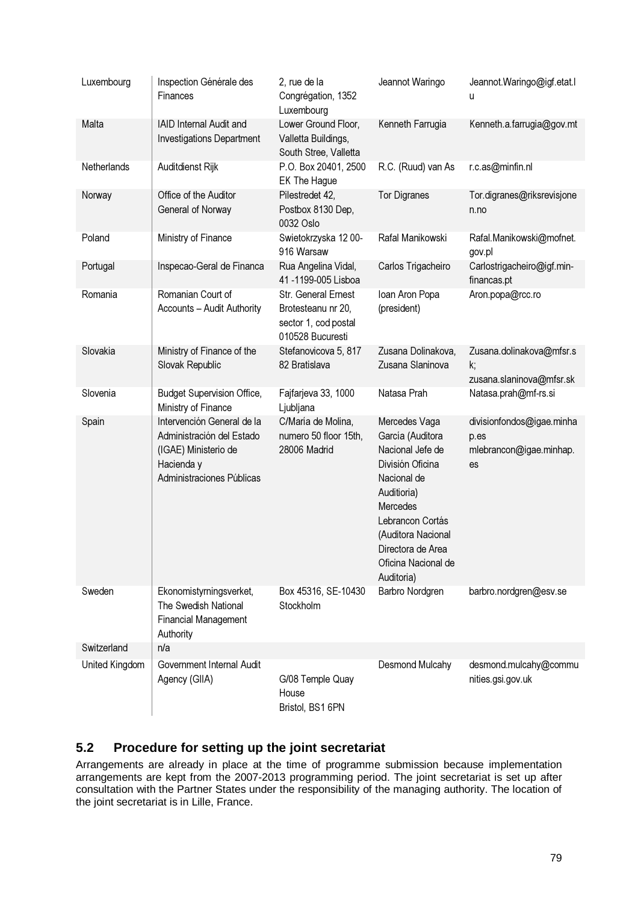| | | | | |
|---|---|---|---|---|
| Luxembourg | Inspection Générale des Finances | 2, rue de la Congrégation, 1352 Luxembourg | Jeannot Waringo | Jeannot.Waringo@igf.etat.lu |
| Malta | IAID Internal Audit and Investigations Department | Lower Ground Floor, Valletta Buildings, South Stree, Valletta | Kenneth Farrugia | Kenneth.a.farrugia@gov.mt |
| Netherlands | Auditdienst Rijk | P.O. Box 20401, 2500 EK The Hague | R.C. (Ruud) van As | r.c.as@minfin.nl |
| Norway | Office of the Auditor General of Norway | Pilestredet 42, Postbox 8130 Dep, 0032 Oslo | Tor Digranes | Tor.digranes@riksrevisjonen.no |
| Poland | Ministry of Finance | Swietokrzyska 12 00-916 Warsaw | Rafal Manikowski | Rafal.Manikowski@mofnet.gov.pl |
| Portugal | Inspecao-Geral de Financa | Rua Angelina Vidal, 41 -1199-005 Lisboa | Carlos Trigacheiro | Carlostrigacheiro@igf.min-financas.pt |
| Romania | Romanian Court of Accounts – Audit Authority | Str. General Ernest Brotesteanu nr 20, sector 1, cod postal 010528 Bucuresti | Ioan Aron Popa (president) | Aron.popa@rcc.ro |
| Slovakia | Ministry of Finance of the Slovak Republic | Stefanovicova 5, 817 82 Bratislava | Zusana Dolinakova, Zusana Slaninova | Zusana.dolinakova@mfsr.sk; zusana.slaninova@mfsr.sk |
| Slovenia | Budget Supervision Office, Ministry of Finance | Fajfarjeva 33, 1000 Ljubljana | Natasa Prah | Natasa.prah@mf-rs.si |
| Spain | Intervención General de la Administración del Estado (IGAE) Ministerio de Hacienda y Administraciones Públicas | C/María de Molina, numero 50 floor 15th, 28006 Madrid | Mercedes Vaga García (Auditora Nacional Jefe de División Oficina Nacional de Auditioria) Mercedes Lebrancon Cortás (Auditora Nacional Directora de Area Oficina Nacional de Auditoria) | divisionfondos@igae.minhap.es mlebrancon@igae.minhap.es |
| Sweden | Ekonomistyrningsverket, The Swedish National Financial Management Authority | Box 45316, SE-10430 Stockholm | Barbro Nordgren | barbro.nordgren@esv.se |
| Switzerland | n/a | | | |
| United Kingdom | Government Internal Audit Agency (GIIA) | G/08 Temple Quay House Bristol, BS1 6PN | Desmond Mulcahy | desmond.mulcahy@communities.gsi.gov.uk |

## 5.2 Procedure for setting up the joint secretariat

Arrangements are already in place at the time of programme submission because implementation arrangements are kept from the 2007-2013 programming period. The joint secretariat is set up after consultation with the Partner States under the responsibility of the managing authority. The location of the joint secretariat is in Lille, France.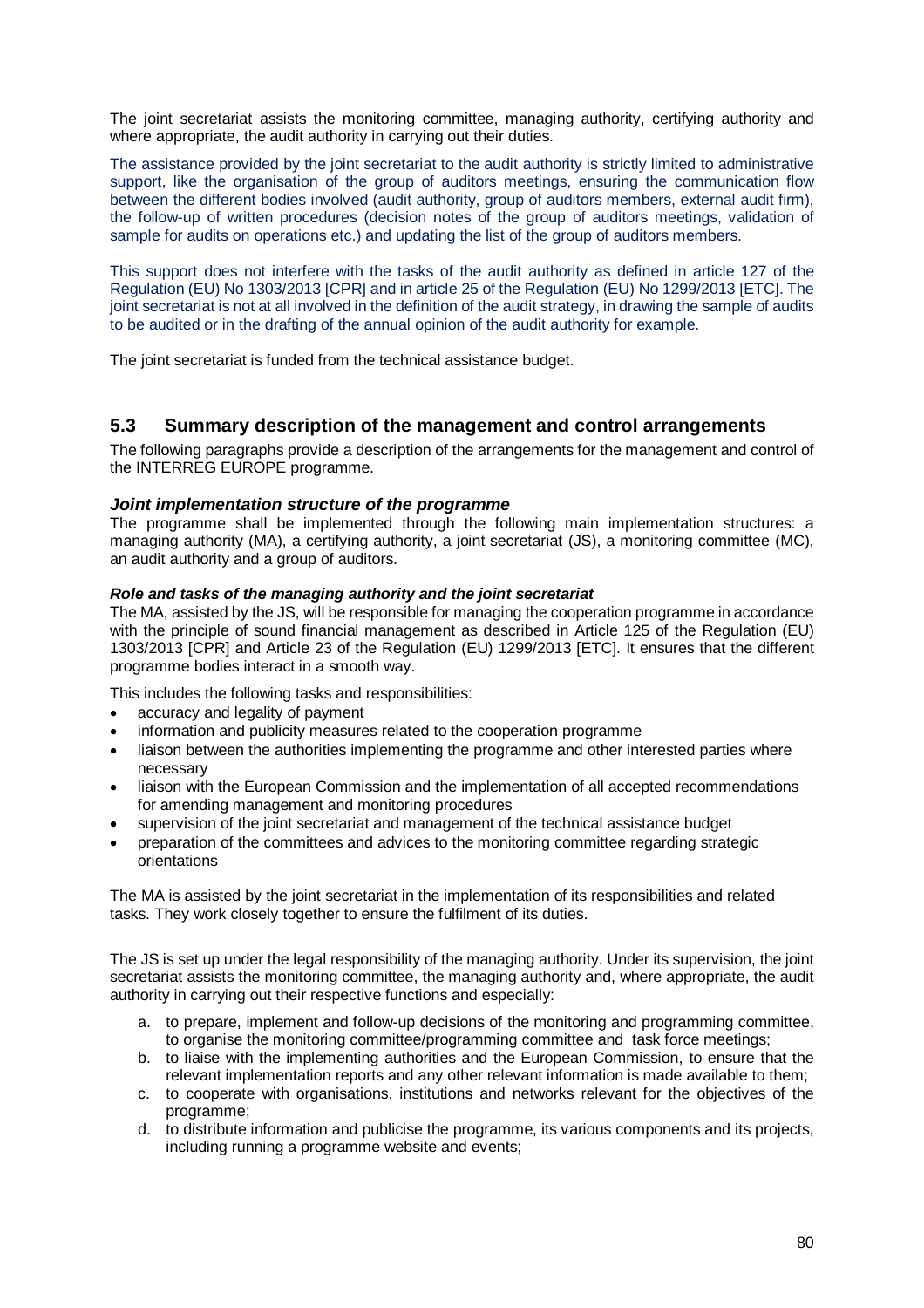The joint secretariat assists the monitoring committee, managing authority, certifying authority and where appropriate, the audit authority in carrying out their duties.

The assistance provided by the joint secretariat to the audit authority is strictly limited to administrative support, like the organisation of the group of auditors meetings, ensuring the communication flow between the different bodies involved (audit authority, group of auditors members, external audit firm), the follow-up of written procedures (decision notes of the group of auditors meetings, validation of sample for audits on operations etc.) and updating the list of the group of auditors members.

This support does not interfere with the tasks of the audit authority as defined in article 127 of the Regulation (EU) No 1303/2013 [CPR] and in article 25 of the Regulation (EU) No 1299/2013 [ETC]. The joint secretariat is not at all involved in the definition of the audit strategy, in drawing the sample of audits to be audited or in the drafting of the annual opinion of the audit authority for example.

The joint secretariat is funded from the technical assistance budget.

## 5.3 Summary description of the management and control arrangements

The following paragraphs provide a description of the arrangements for the management and control of the INTERREG EUROPE programme.

### *Joint implementation structure of the programme*

The programme shall be implemented through the following main implementation structures: a managing authority (MA), a certifying authority, a joint secretariat (JS), a monitoring committee (MC), an audit authority and a group of auditors.

#### *Role and tasks of the managing authority and the joint secretariat*

The MA, assisted by the JS, will be responsible for managing the cooperation programme in accordance with the principle of sound financial management as described in Article 125 of the Regulation (EU) 1303/2013 [CPR] and Article 23 of the Regulation (EU) 1299/2013 [ETC]. It ensures that the different programme bodies interact in a smooth way.

This includes the following tasks and responsibilities:

- accuracy and legality of payment
- information and publicity measures related to the cooperation programme
- liaison between the authorities implementing the programme and other interested parties where necessary
- liaison with the European Commission and the implementation of all accepted recommendations for amending management and monitoring procedures
- supervision of the joint secretariat and management of the technical assistance budget
- preparation of the committees and advices to the monitoring committee regarding strategic orientations

The MA is assisted by the joint secretariat in the implementation of its responsibilities and related tasks. They work closely together to ensure the fulfilment of its duties.

The JS is set up under the legal responsibility of the managing authority. Under its supervision, the joint secretariat assists the monitoring committee, the managing authority and, where appropriate, the audit authority in carrying out their respective functions and especially:

a. to prepare, implement and follow-up decisions of the monitoring and programming committee, to organise the monitoring committee/programming committee and task force meetings;
b. to liaise with the implementing authorities and the European Commission, to ensure that the relevant implementation reports and any other relevant information is made available to them;
c. to cooperate with organisations, institutions and networks relevant for the objectives of the programme;
d. to distribute information and publicise the programme, its various components and its projects, including running a programme website and events;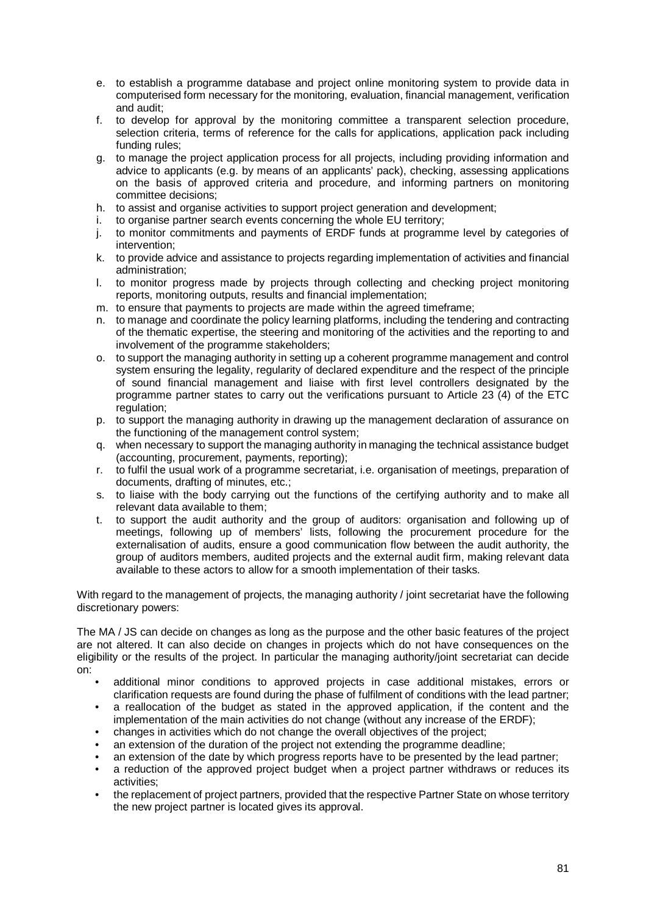e. to establish a programme database and project online monitoring system to provide data in computerised form necessary for the monitoring, evaluation, financial management, verification and audit;
f. to develop for approval by the monitoring committee a transparent selection procedure, selection criteria, terms of reference for the calls for applications, application pack including funding rules;
g. to manage the project application process for all projects, including providing information and advice to applicants (e.g. by means of an applicants' pack), checking, assessing applications on the basis of approved criteria and procedure, and informing partners on monitoring committee decisions;
h. to assist and organise activities to support project generation and development;
i. to organise partner search events concerning the whole EU territory;
j. to monitor commitments and payments of ERDF funds at programme level by categories of intervention;
k. to provide advice and assistance to projects regarding implementation of activities and financial administration;
l. to monitor progress made by projects through collecting and checking project monitoring reports, monitoring outputs, results and financial implementation;
m. to ensure that payments to projects are made within the agreed timeframe;
n. to manage and coordinate the policy learning platforms, including the tendering and contracting of the thematic expertise, the steering and monitoring of the activities and the reporting to and involvement of the programme stakeholders;
o. to support the managing authority in setting up a coherent programme management and control system ensuring the legality, regularity of declared expenditure and the respect of the principle of sound financial management and liaise with first level controllers designated by the programme partner states to carry out the verifications pursuant to Article 23 (4) of the ETC regulation;
p. to support the managing authority in drawing up the management declaration of assurance on the functioning of the management control system;
q. when necessary to support the managing authority in managing the technical assistance budget (accounting, procurement, payments, reporting);
r. to fulfil the usual work of a programme secretariat, i.e. organisation of meetings, preparation of documents, drafting of minutes, etc.;
s. to liaise with the body carrying out the functions of the certifying authority and to make all relevant data available to them;
t. to support the audit authority and the group of auditors: organisation and following up of meetings, following up of members' lists, following the procurement procedure for the externalisation of audits, ensure a good communication flow between the audit authority, the group of auditors members, audited projects and the external audit firm, making relevant data available to these actors to allow for a smooth implementation of their tasks.

With regard to the management of projects, the managing authority / joint secretariat have the following discretionary powers:

The MA / JS can decide on changes as long as the purpose and the other basic features of the project are not altered. It can also decide on changes in projects which do not have consequences on the eligibility or the results of the project. In particular the managing authority/joint secretariat can decide on:

- additional minor conditions to approved projects in case additional mistakes, errors or clarification requests are found during the phase of fulfilment of conditions with the lead partner;
- a reallocation of the budget as stated in the approved application, if the content and the implementation of the main activities do not change (without any increase of the ERDF);
- changes in activities which do not change the overall objectives of the project;
- an extension of the duration of the project not extending the programme deadline;
- an extension of the date by which progress reports have to be presented by the lead partner;
- a reduction of the approved project budget when a project partner withdraws or reduces its activities;
- the replacement of project partners, provided that the respective Partner State on whose territory the new project partner is located gives its approval.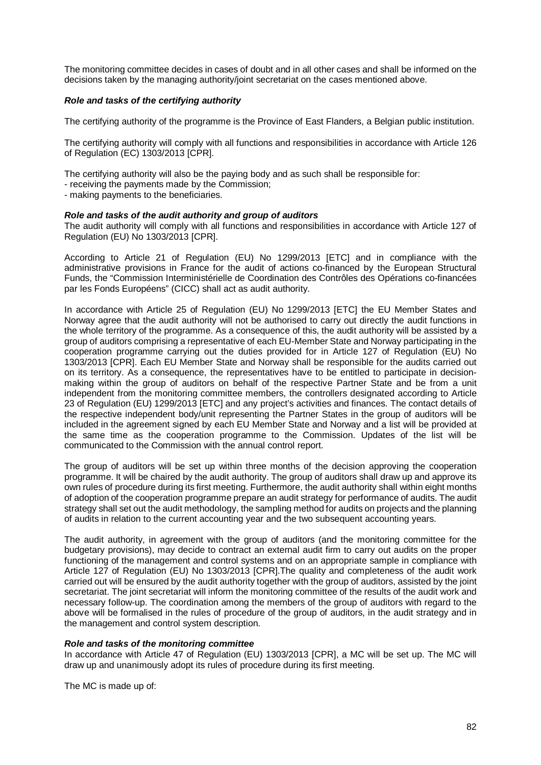The monitoring committee decides in cases of doubt and in all other cases and shall be informed on the decisions taken by the managing authority/joint secretariat on the cases mentioned above.

***Role and tasks of the certifying authority***

The certifying authority of the programme is the Province of East Flanders, a Belgian public institution.

The certifying authority will comply with all functions and responsibilities in accordance with Article 126 of Regulation (EC) 1303/2013 [CPR].

The certifying authority will also be the paying body and as such shall be responsible for:
- receiving the payments made by the Commission;
- making payments to the beneficiaries.

***Role and tasks of the audit authority and group of auditors***

The audit authority will comply with all functions and responsibilities in accordance with Article 127 of Regulation (EU) No 1303/2013 [CPR].

According to Article 21 of Regulation (EU) No 1299/2013 [ETC] and in compliance with the administrative provisions in France for the audit of actions co-financed by the European Structural Funds, the "Commission Interministérielle de Coordination des Contrôles des Opérations co-financées par les Fonds Européens" (CICC) shall act as audit authority.

In accordance with Article 25 of Regulation (EU) No 1299/2013 [ETC] the EU Member States and Norway agree that the audit authority will not be authorised to carry out directly the audit functions in the whole territory of the programme. As a consequence of this, the audit authority will be assisted by a group of auditors comprising a representative of each EU-Member State and Norway participating in the cooperation programme carrying out the duties provided for in Article 127 of Regulation (EU) No 1303/2013 [CPR]. Each EU Member State and Norway shall be responsible for the audits carried out on its territory. As a consequence, the representatives have to be entitled to participate in decision-making within the group of auditors on behalf of the respective Partner State and be from a unit independent from the monitoring committee members, the controllers designated according to Article 23 of Regulation (EU) 1299/2013 [ETC] and any project's activities and finances. The contact details of the respective independent body/unit representing the Partner States in the group of auditors will be included in the agreement signed by each EU Member State and Norway and a list will be provided at the same time as the cooperation programme to the Commission. Updates of the list will be communicated to the Commission with the annual control report.

The group of auditors will be set up within three months of the decision approving the cooperation programme. It will be chaired by the audit authority. The group of auditors shall draw up and approve its own rules of procedure during its first meeting. Furthermore, the audit authority shall within eight months of adoption of the cooperation programme prepare an audit strategy for performance of audits. The audit strategy shall set out the audit methodology, the sampling method for audits on projects and the planning of audits in relation to the current accounting year and the two subsequent accounting years.

The audit authority, in agreement with the group of auditors (and the monitoring committee for the budgetary provisions), may decide to contract an external audit firm to carry out audits on the proper functioning of the management and control systems and on an appropriate sample in compliance with Article 127 of Regulation (EU) No 1303/2013 [CPR].The quality and completeness of the audit work carried out will be ensured by the audit authority together with the group of auditors, assisted by the joint secretariat. The joint secretariat will inform the monitoring committee of the results of the audit work and necessary follow-up. The coordination among the members of the group of auditors with regard to the above will be formalised in the rules of procedure of the group of auditors, in the audit strategy and in the management and control system description.

***Role and tasks of the monitoring committee***

In accordance with Article 47 of Regulation (EU) 1303/2013 [CPR], a MC will be set up. The MC will draw up and unanimously adopt its rules of procedure during its first meeting.

The MC is made up of: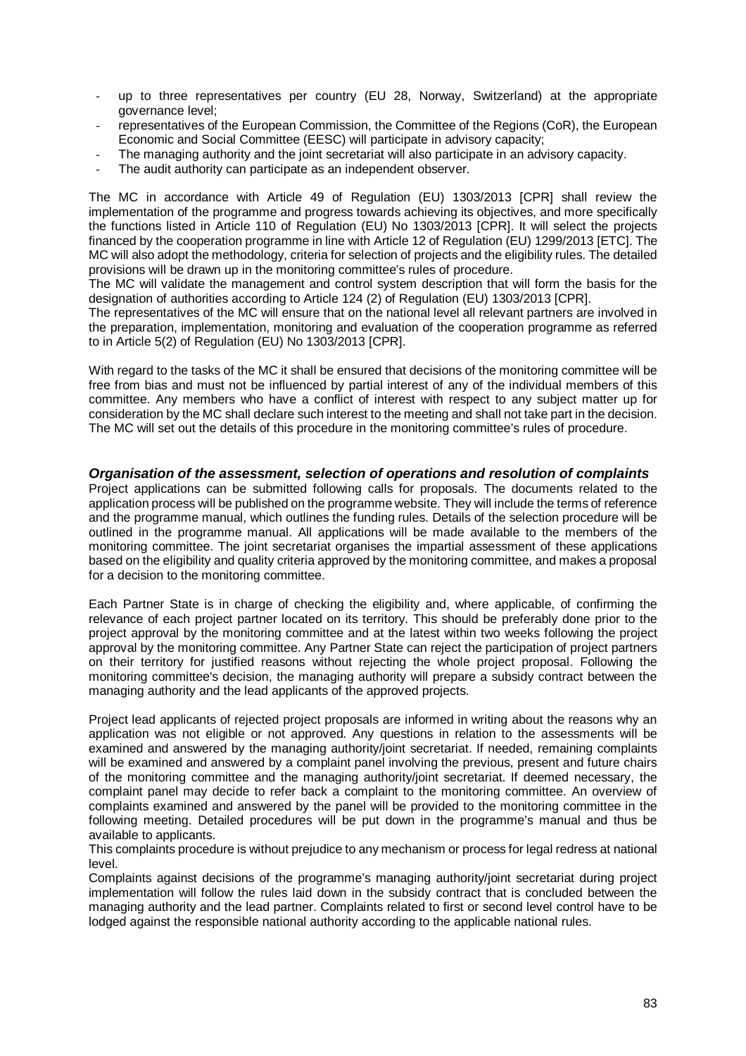- up to three representatives per country (EU 28, Norway, Switzerland) at the appropriate governance level;
- representatives of the European Commission, the Committee of the Regions (CoR), the European Economic and Social Committee (EESC) will participate in advisory capacity;
- The managing authority and the joint secretariat will also participate in an advisory capacity.
- The audit authority can participate as an independent observer.

The MC in accordance with Article 49 of Regulation (EU) 1303/2013 [CPR] shall review the implementation of the programme and progress towards achieving its objectives, and more specifically the functions listed in Article 110 of Regulation (EU) No 1303/2013 [CPR]. It will select the projects financed by the cooperation programme in line with Article 12 of Regulation (EU) 1299/2013 [ETC]. The MC will also adopt the methodology, criteria for selection of projects and the eligibility rules. The detailed provisions will be drawn up in the monitoring committee's rules of procedure.

The MC will validate the management and control system description that will form the basis for the designation of authorities according to Article 124 (2) of Regulation (EU) 1303/2013 [CPR].

The representatives of the MC will ensure that on the national level all relevant partners are involved in the preparation, implementation, monitoring and evaluation of the cooperation programme as referred to in Article 5(2) of Regulation (EU) No 1303/2013 [CPR].

With regard to the tasks of the MC it shall be ensured that decisions of the monitoring committee will be free from bias and must not be influenced by partial interest of any of the individual members of this committee. Any members who have a conflict of interest with respect to any subject matter up for consideration by the MC shall declare such interest to the meeting and shall not take part in the decision. The MC will set out the details of this procedure in the monitoring committee's rules of procedure.

### *Organisation of the assessment, selection of operations and resolution of complaints*

Project applications can be submitted following calls for proposals. The documents related to the application process will be published on the programme website. They will include the terms of reference and the programme manual, which outlines the funding rules. Details of the selection procedure will be outlined in the programme manual. All applications will be made available to the members of the monitoring committee. The joint secretariat organises the impartial assessment of these applications based on the eligibility and quality criteria approved by the monitoring committee, and makes a proposal for a decision to the monitoring committee.

Each Partner State is in charge of checking the eligibility and, where applicable, of confirming the relevance of each project partner located on its territory. This should be preferably done prior to the project approval by the monitoring committee and at the latest within two weeks following the project approval by the monitoring committee. Any Partner State can reject the participation of project partners on their territory for justified reasons without rejecting the whole project proposal. Following the monitoring committee's decision, the managing authority will prepare a subsidy contract between the managing authority and the lead applicants of the approved projects.

Project lead applicants of rejected project proposals are informed in writing about the reasons why an application was not eligible or not approved. Any questions in relation to the assessments will be examined and answered by the managing authority/joint secretariat. If needed, remaining complaints will be examined and answered by a complaint panel involving the previous, present and future chairs of the monitoring committee and the managing authority/joint secretariat. If deemed necessary, the complaint panel may decide to refer back a complaint to the monitoring committee. An overview of complaints examined and answered by the panel will be provided to the monitoring committee in the following meeting. Detailed procedures will be put down in the programme's manual and thus be available to applicants.

This complaints procedure is without prejudice to any mechanism or process for legal redress at national level.

Complaints against decisions of the programme's managing authority/joint secretariat during project implementation will follow the rules laid down in the subsidy contract that is concluded between the managing authority and the lead partner. Complaints related to first or second level control have to be lodged against the responsible national authority according to the applicable national rules.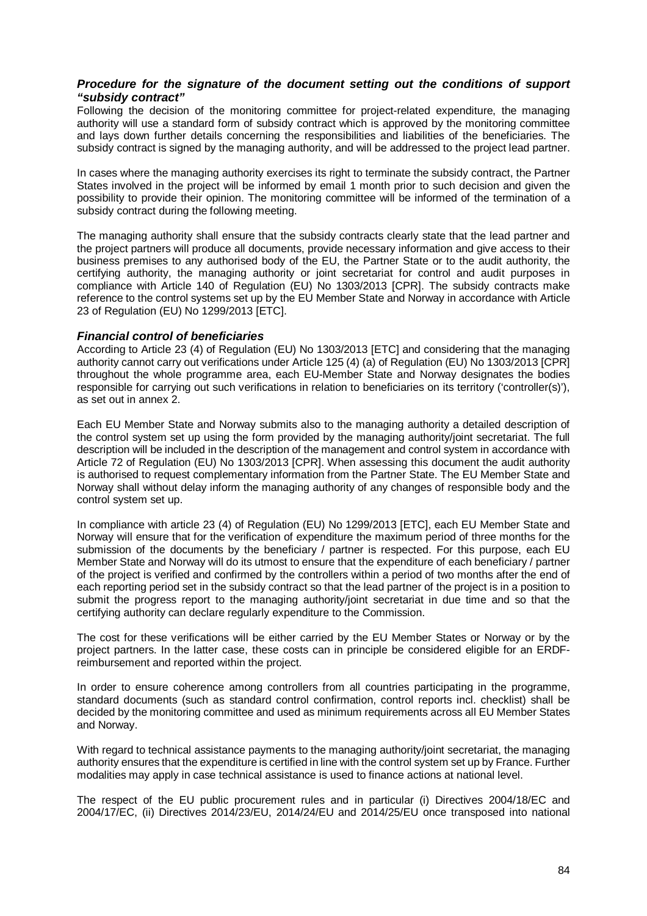### *Procedure for the signature of the document setting out the conditions of support "subsidy contract"*

Following the decision of the monitoring committee for project-related expenditure, the managing authority will use a standard form of subsidy contract which is approved by the monitoring committee and lays down further details concerning the responsibilities and liabilities of the beneficiaries. The subsidy contract is signed by the managing authority, and will be addressed to the project lead partner.

In cases where the managing authority exercises its right to terminate the subsidy contract, the Partner States involved in the project will be informed by email 1 month prior to such decision and given the possibility to provide their opinion. The monitoring committee will be informed of the termination of a subsidy contract during the following meeting.

The managing authority shall ensure that the subsidy contracts clearly state that the lead partner and the project partners will produce all documents, provide necessary information and give access to their business premises to any authorised body of the EU, the Partner State or to the audit authority, the certifying authority, the managing authority or joint secretariat for control and audit purposes in compliance with Article 140 of Regulation (EU) No 1303/2013 [CPR]. The subsidy contracts make reference to the control systems set up by the EU Member State and Norway in accordance with Article 23 of Regulation (EU) No 1299/2013 [ETC].

### *Financial control of beneficiaries*

According to Article 23 (4) of Regulation (EU) No 1303/2013 [ETC] and considering that the managing authority cannot carry out verifications under Article 125 (4) (a) of Regulation (EU) No 1303/2013 [CPR] throughout the whole programme area, each EU-Member State and Norway designates the bodies responsible for carrying out such verifications in relation to beneficiaries on its territory ('controller(s)'), as set out in annex 2.

Each EU Member State and Norway submits also to the managing authority a detailed description of the control system set up using the form provided by the managing authority/joint secretariat. The full description will be included in the description of the management and control system in accordance with Article 72 of Regulation (EU) No 1303/2013 [CPR]. When assessing this document the audit authority is authorised to request complementary information from the Partner State. The EU Member State and Norway shall without delay inform the managing authority of any changes of responsible body and the control system set up.

In compliance with article 23 (4) of Regulation (EU) No 1299/2013 [ETC], each EU Member State and Norway will ensure that for the verification of expenditure the maximum period of three months for the submission of the documents by the beneficiary / partner is respected. For this purpose, each EU Member State and Norway will do its utmost to ensure that the expenditure of each beneficiary / partner of the project is verified and confirmed by the controllers within a period of two months after the end of each reporting period set in the subsidy contract so that the lead partner of the project is in a position to submit the progress report to the managing authority/joint secretariat in due time and so that the certifying authority can declare regularly expenditure to the Commission.

The cost for these verifications will be either carried by the EU Member States or Norway or by the project partners. In the latter case, these costs can in principle be considered eligible for an ERDF-reimbursement and reported within the project.

In order to ensure coherence among controllers from all countries participating in the programme, standard documents (such as standard control confirmation, control reports incl. checklist) shall be decided by the monitoring committee and used as minimum requirements across all EU Member States and Norway.

With regard to technical assistance payments to the managing authority/joint secretariat, the managing authority ensures that the expenditure is certified in line with the control system set up by France. Further modalities may apply in case technical assistance is used to finance actions at national level.

The respect of the EU public procurement rules and in particular (i) Directives 2004/18/EC and 2004/17/EC, (ii) Directives 2014/23/EU, 2014/24/EU and 2014/25/EU once transposed into national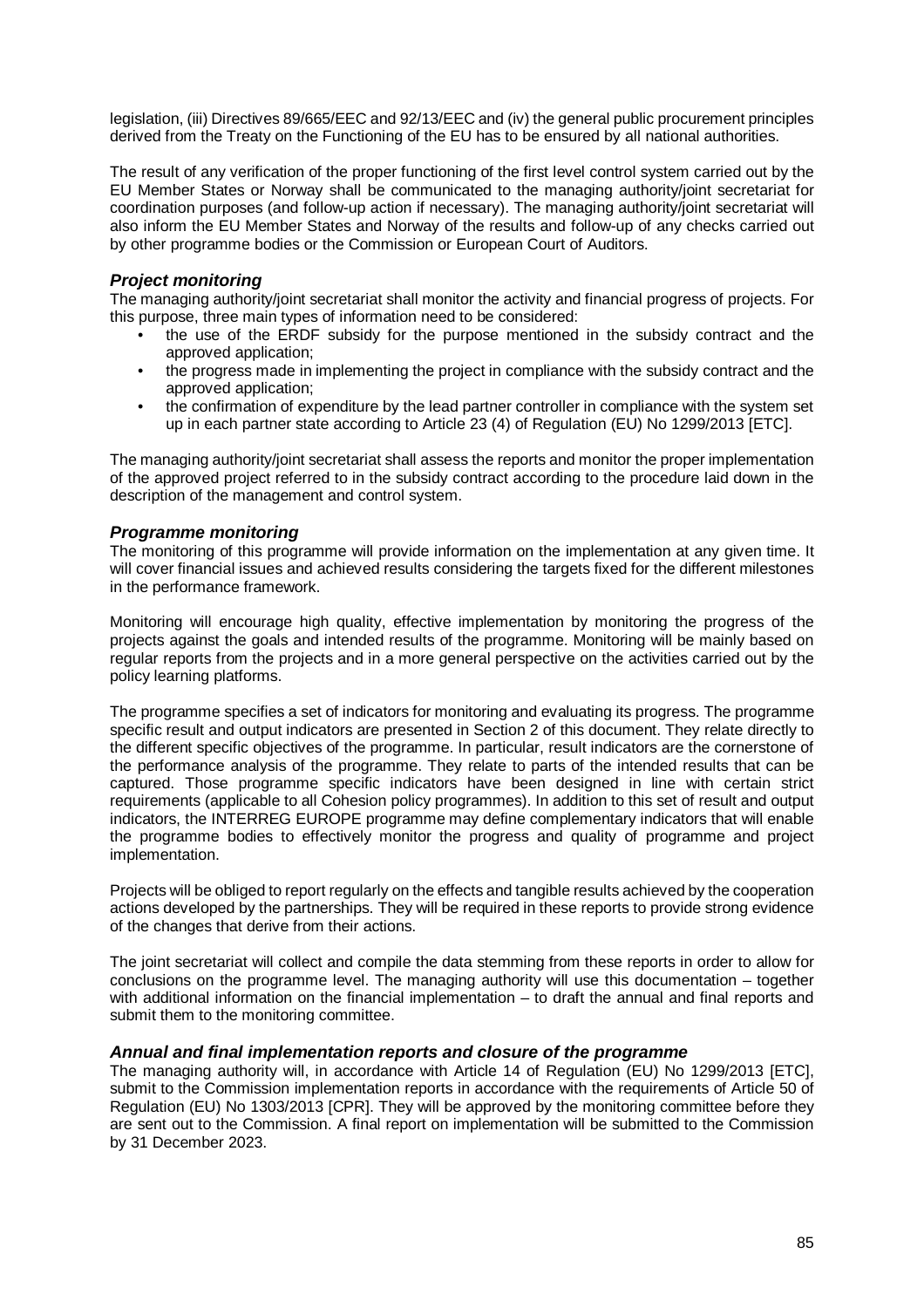legislation, (iii) Directives 89/665/EEC and 92/13/EEC and (iv) the general public procurement principles derived from the Treaty on the Functioning of the EU has to be ensured by all national authorities.

The result of any verification of the proper functioning of the first level control system carried out by the EU Member States or Norway shall be communicated to the managing authority/joint secretariat for coordination purposes (and follow-up action if necessary). The managing authority/joint secretariat will also inform the EU Member States and Norway of the results and follow-up of any checks carried out by other programme bodies or the Commission or European Court of Auditors.

### *Project monitoring*

The managing authority/joint secretariat shall monitor the activity and financial progress of projects. For this purpose, three main types of information need to be considered:

- the use of the ERDF subsidy for the purpose mentioned in the subsidy contract and the approved application;
- the progress made in implementing the project in compliance with the subsidy contract and the approved application;
- the confirmation of expenditure by the lead partner controller in compliance with the system set up in each partner state according to Article 23 (4) of Regulation (EU) No 1299/2013 [ETC].

The managing authority/joint secretariat shall assess the reports and monitor the proper implementation of the approved project referred to in the subsidy contract according to the procedure laid down in the description of the management and control system.

### *Programme monitoring*

The monitoring of this programme will provide information on the implementation at any given time. It will cover financial issues and achieved results considering the targets fixed for the different milestones in the performance framework.

Monitoring will encourage high quality, effective implementation by monitoring the progress of the projects against the goals and intended results of the programme. Monitoring will be mainly based on regular reports from the projects and in a more general perspective on the activities carried out by the policy learning platforms.

The programme specifies a set of indicators for monitoring and evaluating its progress. The programme specific result and output indicators are presented in Section 2 of this document. They relate directly to the different specific objectives of the programme. In particular, result indicators are the cornerstone of the performance analysis of the programme. They relate to parts of the intended results that can be captured. Those programme specific indicators have been designed in line with certain strict requirements (applicable to all Cohesion policy programmes). In addition to this set of result and output indicators, the INTERREG EUROPE programme may define complementary indicators that will enable the programme bodies to effectively monitor the progress and quality of programme and project implementation.

Projects will be obliged to report regularly on the effects and tangible results achieved by the cooperation actions developed by the partnerships. They will be required in these reports to provide strong evidence of the changes that derive from their actions.

The joint secretariat will collect and compile the data stemming from these reports in order to allow for conclusions on the programme level. The managing authority will use this documentation – together with additional information on the financial implementation – to draft the annual and final reports and submit them to the monitoring committee.

### *Annual and final implementation reports and closure of the programme*

The managing authority will, in accordance with Article 14 of Regulation (EU) No 1299/2013 [ETC], submit to the Commission implementation reports in accordance with the requirements of Article 50 of Regulation (EU) No 1303/2013 [CPR]. They will be approved by the monitoring committee before they are sent out to the Commission. A final report on implementation will be submitted to the Commission by 31 December 2023.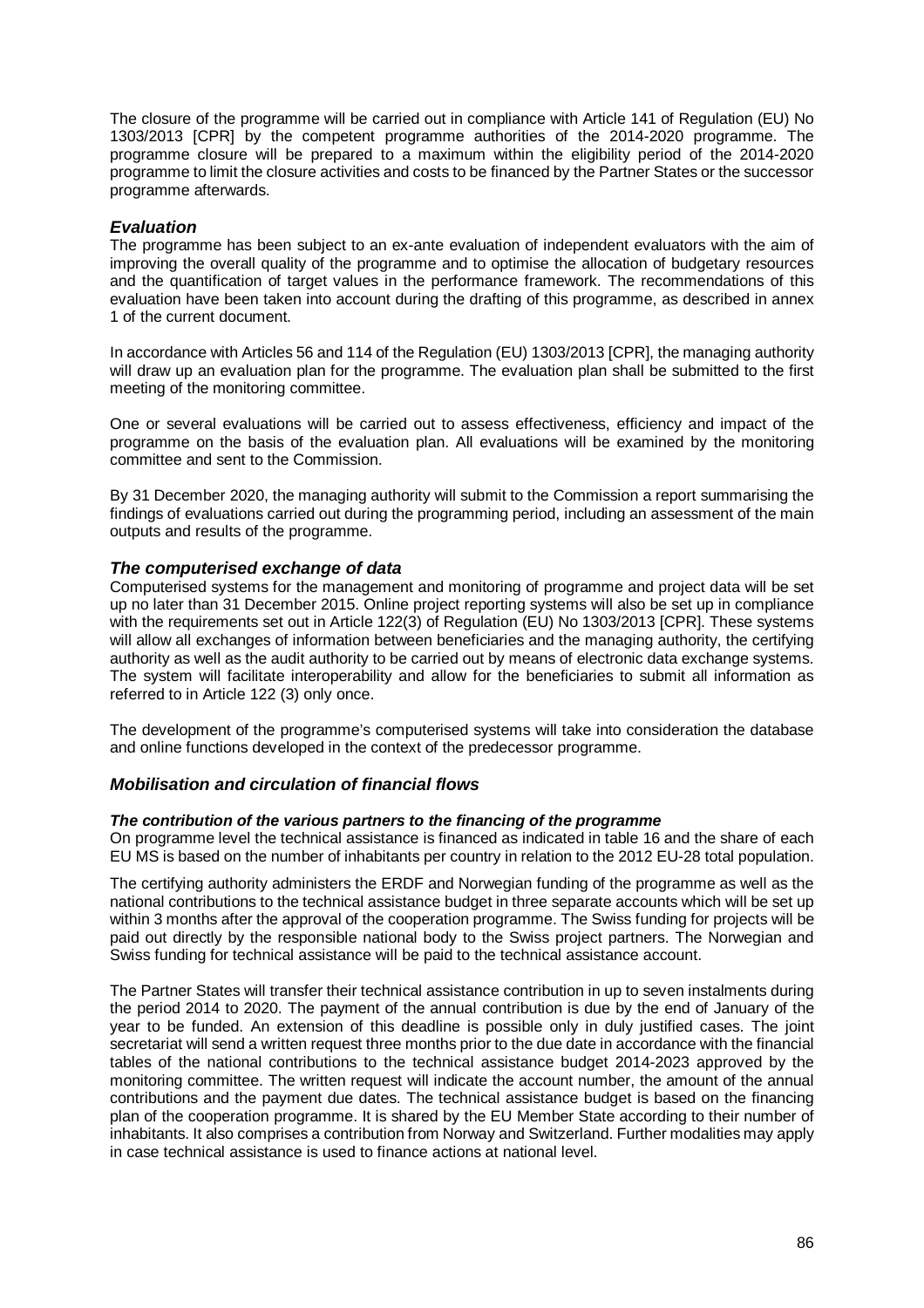The closure of the programme will be carried out in compliance with Article 141 of Regulation (EU) No 1303/2013 [CPR] by the competent programme authorities of the 2014-2020 programme. The programme closure will be prepared to a maximum within the eligibility period of the 2014-2020 programme to limit the closure activities and costs to be financed by the Partner States or the successor programme afterwards.

### *Evaluation*

The programme has been subject to an ex-ante evaluation of independent evaluators with the aim of improving the overall quality of the programme and to optimise the allocation of budgetary resources and the quantification of target values in the performance framework. The recommendations of this evaluation have been taken into account during the drafting of this programme, as described in annex 1 of the current document.

In accordance with Articles 56 and 114 of the Regulation (EU) 1303/2013 [CPR], the managing authority will draw up an evaluation plan for the programme. The evaluation plan shall be submitted to the first meeting of the monitoring committee.

One or several evaluations will be carried out to assess effectiveness, efficiency and impact of the programme on the basis of the evaluation plan. All evaluations will be examined by the monitoring committee and sent to the Commission.

By 31 December 2020, the managing authority will submit to the Commission a report summarising the findings of evaluations carried out during the programming period, including an assessment of the main outputs and results of the programme.

### *The computerised exchange of data*

Computerised systems for the management and monitoring of programme and project data will be set up no later than 31 December 2015. Online project reporting systems will also be set up in compliance with the requirements set out in Article 122(3) of Regulation (EU) No 1303/2013 [CPR]. These systems will allow all exchanges of information between beneficiaries and the managing authority, the certifying authority as well as the audit authority to be carried out by means of electronic data exchange systems. The system will facilitate interoperability and allow for the beneficiaries to submit all information as referred to in Article 122 (3) only once.

The development of the programme's computerised systems will take into consideration the database and online functions developed in the context of the predecessor programme.

### *Mobilisation and circulation of financial flows*

#### *The contribution of the various partners to the financing of the programme*

On programme level the technical assistance is financed as indicated in table 16 and the share of each EU MS is based on the number of inhabitants per country in relation to the 2012 EU-28 total population.

The certifying authority administers the ERDF and Norwegian funding of the programme as well as the national contributions to the technical assistance budget in three separate accounts which will be set up within 3 months after the approval of the cooperation programme. The Swiss funding for projects will be paid out directly by the responsible national body to the Swiss project partners. The Norwegian and Swiss funding for technical assistance will be paid to the technical assistance account.

The Partner States will transfer their technical assistance contribution in up to seven instalments during the period 2014 to 2020. The payment of the annual contribution is due by the end of January of the year to be funded. An extension of this deadline is possible only in duly justified cases. The joint secretariat will send a written request three months prior to the due date in accordance with the financial tables of the national contributions to the technical assistance budget 2014-2023 approved by the monitoring committee. The written request will indicate the account number, the amount of the annual contributions and the payment due dates. The technical assistance budget is based on the financing plan of the cooperation programme. It is shared by the EU Member State according to their number of inhabitants. It also comprises a contribution from Norway and Switzerland. Further modalities may apply in case technical assistance is used to finance actions at national level.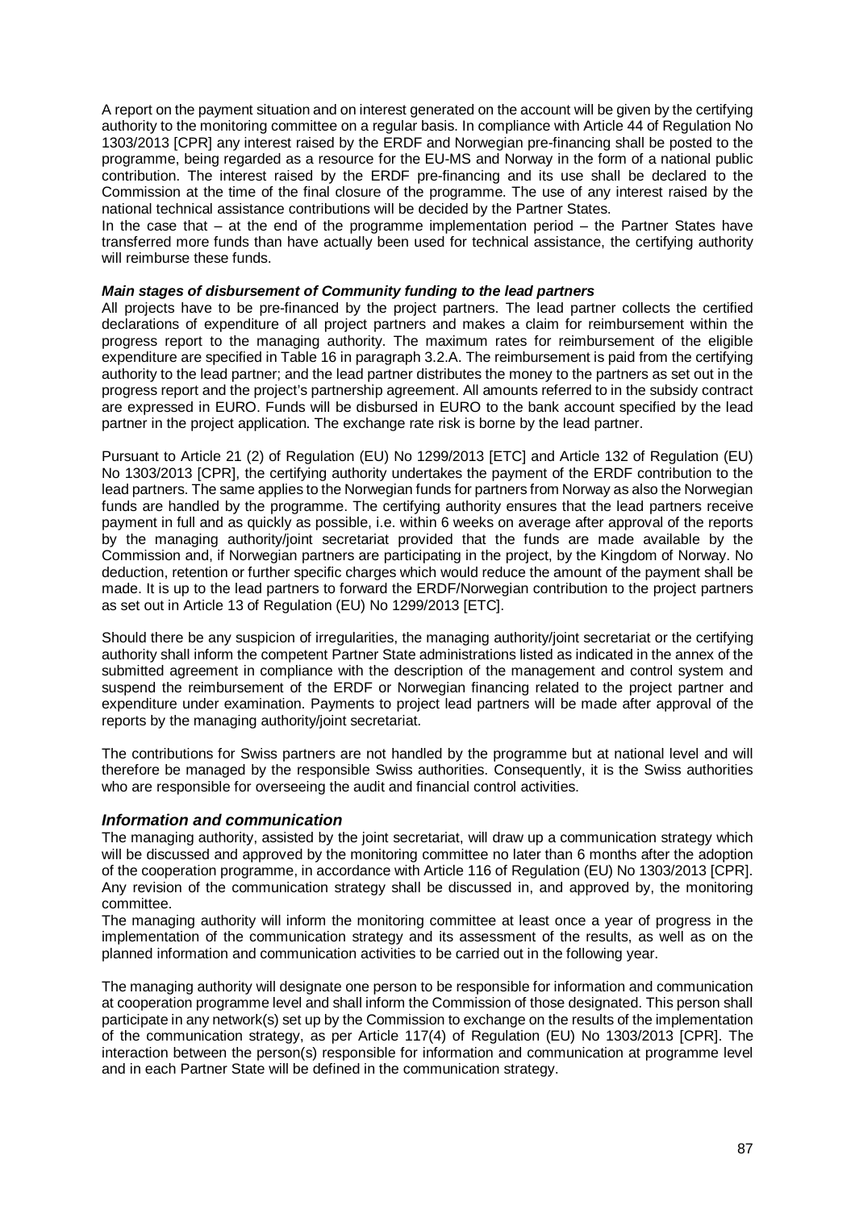A report on the payment situation and on interest generated on the account will be given by the certifying authority to the monitoring committee on a regular basis. In compliance with Article 44 of Regulation No 1303/2013 [CPR] any interest raised by the ERDF and Norwegian pre-financing shall be posted to the programme, being regarded as a resource for the EU-MS and Norway in the form of a national public contribution. The interest raised by the ERDF pre-financing and its use shall be declared to the Commission at the time of the final closure of the programme. The use of any interest raised by the national technical assistance contributions will be decided by the Partner States.

In the case that – at the end of the programme implementation period – the Partner States have transferred more funds than have actually been used for technical assistance, the certifying authority will reimburse these funds.

***Main stages of disbursement of Community funding to the lead partners***

All projects have to be pre-financed by the project partners. The lead partner collects the certified declarations of expenditure of all project partners and makes a claim for reimbursement within the progress report to the managing authority. The maximum rates for reimbursement of the eligible expenditure are specified in Table 16 in paragraph 3.2.A. The reimbursement is paid from the certifying authority to the lead partner; and the lead partner distributes the money to the partners as set out in the progress report and the project's partnership agreement. All amounts referred to in the subsidy contract are expressed in EURO. Funds will be disbursed in EURO to the bank account specified by the lead partner in the project application. The exchange rate risk is borne by the lead partner.

Pursuant to Article 21 (2) of Regulation (EU) No 1299/2013 [ETC] and Article 132 of Regulation (EU) No 1303/2013 [CPR], the certifying authority undertakes the payment of the ERDF contribution to the lead partners. The same applies to the Norwegian funds for partners from Norway as also the Norwegian funds are handled by the programme. The certifying authority ensures that the lead partners receive payment in full and as quickly as possible, i.e. within 6 weeks on average after approval of the reports by the managing authority/joint secretariat provided that the funds are made available by the Commission and, if Norwegian partners are participating in the project, by the Kingdom of Norway. No deduction, retention or further specific charges which would reduce the amount of the payment shall be made. It is up to the lead partners to forward the ERDF/Norwegian contribution to the project partners as set out in Article 13 of Regulation (EU) No 1299/2013 [ETC].

Should there be any suspicion of irregularities, the managing authority/joint secretariat or the certifying authority shall inform the competent Partner State administrations listed as indicated in the annex of the submitted agreement in compliance with the description of the management and control system and suspend the reimbursement of the ERDF or Norwegian financing related to the project partner and expenditure under examination. Payments to project lead partners will be made after approval of the reports by the managing authority/joint secretariat.

The contributions for Swiss partners are not handled by the programme but at national level and will therefore be managed by the responsible Swiss authorities. Consequently, it is the Swiss authorities who are responsible for overseeing the audit and financial control activities.

### *Information and communication*

The managing authority, assisted by the joint secretariat, will draw up a communication strategy which will be discussed and approved by the monitoring committee no later than 6 months after the adoption of the cooperation programme, in accordance with Article 116 of Regulation (EU) No 1303/2013 [CPR]. Any revision of the communication strategy shall be discussed in, and approved by, the monitoring committee.

The managing authority will inform the monitoring committee at least once a year of progress in the implementation of the communication strategy and its assessment of the results, as well as on the planned information and communication activities to be carried out in the following year.

The managing authority will designate one person to be responsible for information and communication at cooperation programme level and shall inform the Commission of those designated. This person shall participate in any network(s) set up by the Commission to exchange on the results of the implementation of the communication strategy, as per Article 117(4) of Regulation (EU) No 1303/2013 [CPR]. The interaction between the person(s) responsible for information and communication at programme level and in each Partner State will be defined in the communication strategy.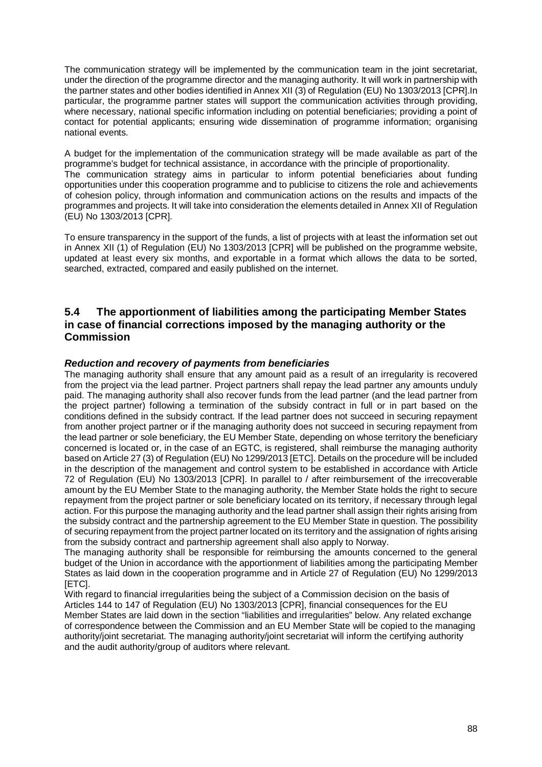The communication strategy will be implemented by the communication team in the joint secretariat, under the direction of the programme director and the managing authority. It will work in partnership with the partner states and other bodies identified in Annex XII (3) of Regulation (EU) No 1303/2013 [CPR].In particular, the programme partner states will support the communication activities through providing, where necessary, national specific information including on potential beneficiaries; providing a point of contact for potential applicants; ensuring wide dissemination of programme information; organising national events.

A budget for the implementation of the communication strategy will be made available as part of the programme's budget for technical assistance, in accordance with the principle of proportionality.
The communication strategy aims in particular to inform potential beneficiaries about funding opportunities under this cooperation programme and to publicise to citizens the role and achievements of cohesion policy, through information and communication actions on the results and impacts of the programmes and projects. It will take into consideration the elements detailed in Annex XII of Regulation (EU) No 1303/2013 [CPR].

To ensure transparency in the support of the funds, a list of projects with at least the information set out in Annex XII (1) of Regulation (EU) No 1303/2013 [CPR] will be published on the programme website, updated at least every six months, and exportable in a format which allows the data to be sorted, searched, extracted, compared and easily published on the internet.

## 5.4 The apportionment of liabilities among the participating Member States in case of financial corrections imposed by the managing authority or the Commission

***Reduction and recovery of payments from beneficiaries***

The managing authority shall ensure that any amount paid as a result of an irregularity is recovered from the project via the lead partner. Project partners shall repay the lead partner any amounts unduly paid. The managing authority shall also recover funds from the lead partner (and the lead partner from the project partner) following a termination of the subsidy contract in full or in part based on the conditions defined in the subsidy contract. If the lead partner does not succeed in securing repayment from another project partner or if the managing authority does not succeed in securing repayment from the lead partner or sole beneficiary, the EU Member State, depending on whose territory the beneficiary concerned is located or, in the case of an EGTC, is registered, shall reimburse the managing authority based on Article 27 (3) of Regulation (EU) No 1299/2013 [ETC]. Details on the procedure will be included in the description of the management and control system to be established in accordance with Article 72 of Regulation (EU) No 1303/2013 [CPR]. In parallel to / after reimbursement of the irrecoverable amount by the EU Member State to the managing authority, the Member State holds the right to secure repayment from the project partner or sole beneficiary located on its territory, if necessary through legal action. For this purpose the managing authority and the lead partner shall assign their rights arising from the subsidy contract and the partnership agreement to the EU Member State in question. The possibility of securing repayment from the project partner located on its territory and the assignation of rights arising from the subsidy contract and partnership agreement shall also apply to Norway.
The managing authority shall be responsible for reimbursing the amounts concerned to the general budget of the Union in accordance with the apportionment of liabilities among the participating Member States as laid down in the cooperation programme and in Article 27 of Regulation (EU) No 1299/2013 [ETC].
With regard to financial irregularities being the subject of a Commission decision on the basis of Articles 144 to 147 of Regulation (EU) No 1303/2013 [CPR], financial consequences for the EU Member States are laid down in the section "liabilities and irregularities" below. Any related exchange of correspondence between the Commission and an EU Member State will be copied to the managing authority/joint secretariat. The managing authority/joint secretariat will inform the certifying authority and the audit authority/group of auditors where relevant.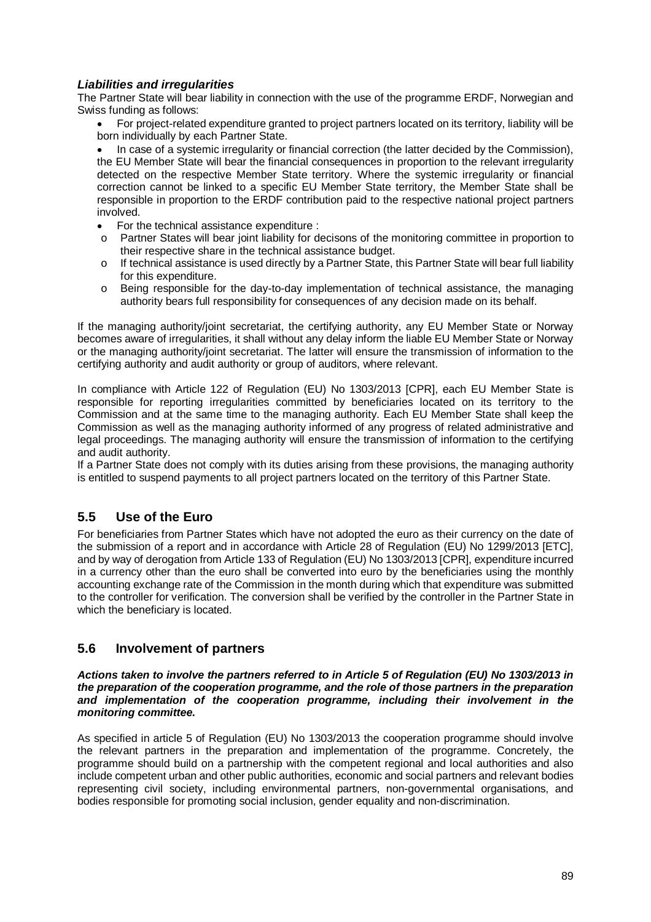***Liabilities and irregularities***

The Partner State will bear liability in connection with the use of the programme ERDF, Norwegian and Swiss funding as follows:

- For project-related expenditure granted to project partners located on its territory, liability will be born individually by each Partner State.
- In case of a systemic irregularity or financial correction (the latter decided by the Commission), the EU Member State will bear the financial consequences in proportion to the relevant irregularity detected on the respective Member State territory. Where the systemic irregularity or financial correction cannot be linked to a specific EU Member State territory, the Member State shall be responsible in proportion to the ERDF contribution paid to the respective national project partners involved.
- For the technical assistance expenditure :
  - Partner States will bear joint liability for decisons of the monitoring committee in proportion to their respective share in the technical assistance budget.
  - If technical assistance is used directly by a Partner State, this Partner State will bear full liability for this expenditure.
  - Being responsible for the day-to-day implementation of technical assistance, the managing authority bears full responsibility for consequences of any decision made on its behalf.

If the managing authority/joint secretariat, the certifying authority, any EU Member State or Norway becomes aware of irregularities, it shall without any delay inform the liable EU Member State or Norway or the managing authority/joint secretariat. The latter will ensure the transmission of information to the certifying authority and audit authority or group of auditors, where relevant.

In compliance with Article 122 of Regulation (EU) No 1303/2013 [CPR], each EU Member State is responsible for reporting irregularities committed by beneficiaries located on its territory to the Commission and at the same time to the managing authority. Each EU Member State shall keep the Commission as well as the managing authority informed of any progress of related administrative and legal proceedings. The managing authority will ensure the transmission of information to the certifying and audit authority.

If a Partner State does not comply with its duties arising from these provisions, the managing authority is entitled to suspend payments to all project partners located on the territory of this Partner State.

## 5.5 Use of the Euro

For beneficiaries from Partner States which have not adopted the euro as their currency on the date of the submission of a report and in accordance with Article 28 of Regulation (EU) No 1299/2013 [ETC], and by way of derogation from Article 133 of Regulation (EU) No 1303/2013 [CPR], expenditure incurred in a currency other than the euro shall be converted into euro by the beneficiaries using the monthly accounting exchange rate of the Commission in the month during which that expenditure was submitted to the controller for verification. The conversion shall be verified by the controller in the Partner State in which the beneficiary is located.

## 5.6 Involvement of partners

***Actions taken to involve the partners referred to in Article 5 of Regulation (EU) No 1303/2013 in the preparation of the cooperation programme, and the role of those partners in the preparation and implementation of the cooperation programme, including their involvement in the monitoring committee.***

As specified in article 5 of Regulation (EU) No 1303/2013 the cooperation programme should involve the relevant partners in the preparation and implementation of the programme. Concretely, the programme should build on a partnership with the competent regional and local authorities and also include competent urban and other public authorities, economic and social partners and relevant bodies representing civil society, including environmental partners, non-governmental organisations, and bodies responsible for promoting social inclusion, gender equality and non-discrimination.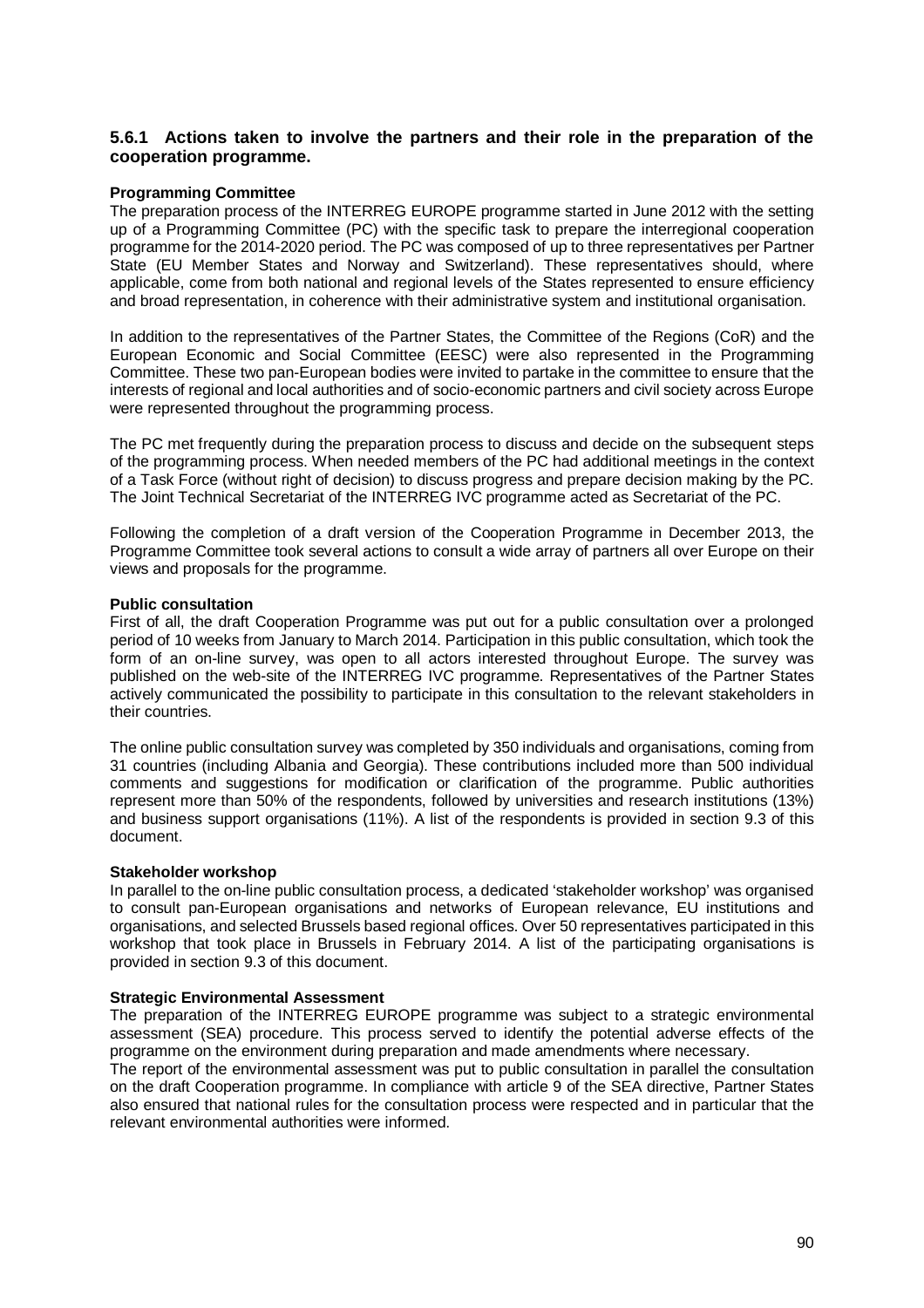### 5.6.1 Actions taken to involve the partners and their role in the preparation of the cooperation programme.

**Programming Committee**

The preparation process of the INTERREG EUROPE programme started in June 2012 with the setting up of a Programming Committee (PC) with the specific task to prepare the interregional cooperation programme for the 2014-2020 period. The PC was composed of up to three representatives per Partner State (EU Member States and Norway and Switzerland). These representatives should, where applicable, come from both national and regional levels of the States represented to ensure efficiency and broad representation, in coherence with their administrative system and institutional organisation.

In addition to the representatives of the Partner States, the Committee of the Regions (CoR) and the European Economic and Social Committee (EESC) were also represented in the Programming Committee. These two pan-European bodies were invited to partake in the committee to ensure that the interests of regional and local authorities and of socio-economic partners and civil society across Europe were represented throughout the programming process.

The PC met frequently during the preparation process to discuss and decide on the subsequent steps of the programming process. When needed members of the PC had additional meetings in the context of a Task Force (without right of decision) to discuss progress and prepare decision making by the PC. The Joint Technical Secretariat of the INTERREG IVC programme acted as Secretariat of the PC.

Following the completion of a draft version of the Cooperation Programme in December 2013, the Programme Committee took several actions to consult a wide array of partners all over Europe on their views and proposals for the programme.

**Public consultation**

First of all, the draft Cooperation Programme was put out for a public consultation over a prolonged period of 10 weeks from January to March 2014. Participation in this public consultation, which took the form of an on-line survey, was open to all actors interested throughout Europe. The survey was published on the web-site of the INTERREG IVC programme. Representatives of the Partner States actively communicated the possibility to participate in this consultation to the relevant stakeholders in their countries.

The online public consultation survey was completed by 350 individuals and organisations, coming from 31 countries (including Albania and Georgia). These contributions included more than 500 individual comments and suggestions for modification or clarification of the programme. Public authorities represent more than 50% of the respondents, followed by universities and research institutions (13%) and business support organisations (11%). A list of the respondents is provided in section 9.3 of this document.

**Stakeholder workshop**

In parallel to the on-line public consultation process, a dedicated 'stakeholder workshop' was organised to consult pan-European organisations and networks of European relevance, EU institutions and organisations, and selected Brussels based regional offices. Over 50 representatives participated in this workshop that took place in Brussels in February 2014. A list of the participating organisations is provided in section 9.3 of this document.

**Strategic Environmental Assessment**

The preparation of the INTERREG EUROPE programme was subject to a strategic environmental assessment (SEA) procedure. This process served to identify the potential adverse effects of the programme on the environment during preparation and made amendments where necessary.

The report of the environmental assessment was put to public consultation in parallel the consultation on the draft Cooperation programme. In compliance with article 9 of the SEA directive, Partner States also ensured that national rules for the consultation process were respected and in particular that the relevant environmental authorities were informed.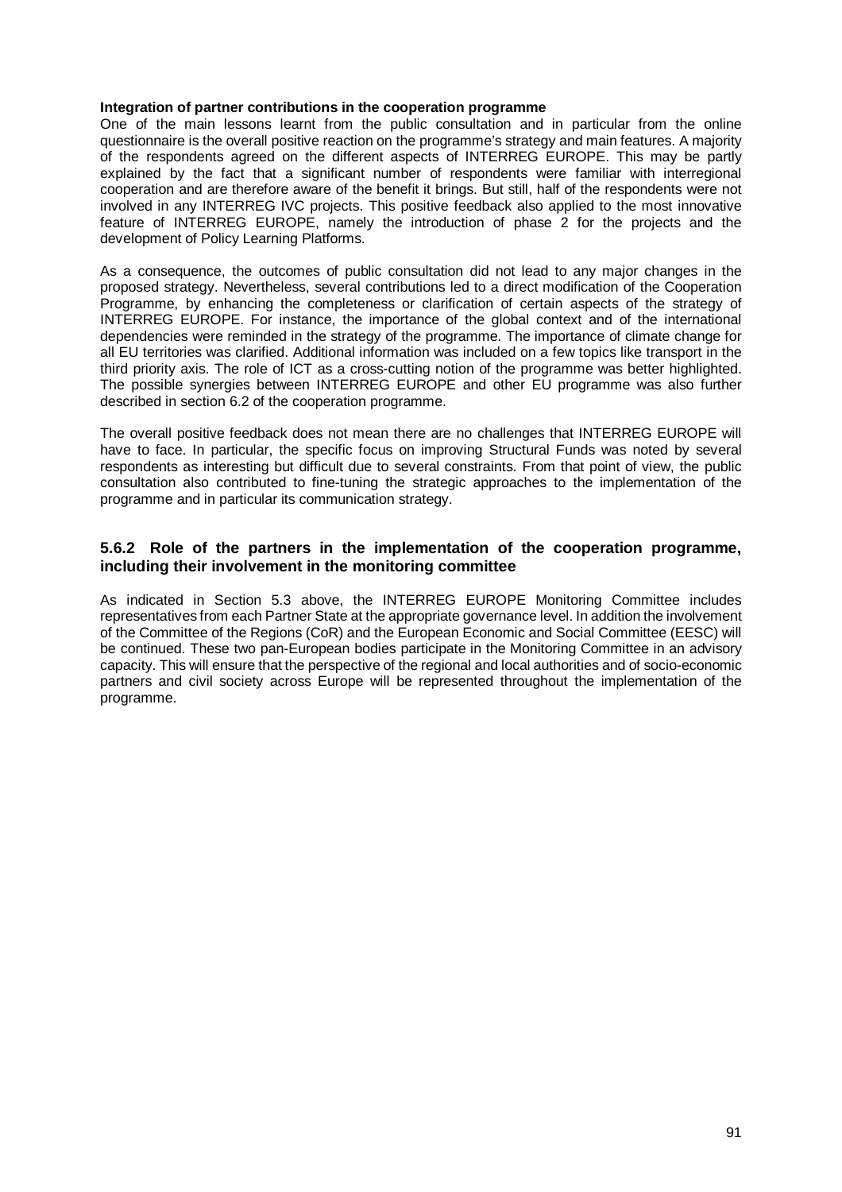**Integration of partner contributions in the cooperation programme**

One of the main lessons learnt from the public consultation and in particular from the online questionnaire is the overall positive reaction on the programme's strategy and main features. A majority of the respondents agreed on the different aspects of INTERREG EUROPE. This may be partly explained by the fact that a significant number of respondents were familiar with interregional cooperation and are therefore aware of the benefit it brings. But still, half of the respondents were not involved in any INTERREG IVC projects. This positive feedback also applied to the most innovative feature of INTERREG EUROPE, namely the introduction of phase 2 for the projects and the development of Policy Learning Platforms.

As a consequence, the outcomes of public consultation did not lead to any major changes in the proposed strategy. Nevertheless, several contributions led to a direct modification of the Cooperation Programme, by enhancing the completeness or clarification of certain aspects of the strategy of INTERREG EUROPE. For instance, the importance of the global context and of the international dependencies were reminded in the strategy of the programme. The importance of climate change for all EU territories was clarified. Additional information was included on a few topics like transport in the third priority axis. The role of ICT as a cross-cutting notion of the programme was better highlighted. The possible synergies between INTERREG EUROPE and other EU programme was also further described in section 6.2 of the cooperation programme.

The overall positive feedback does not mean there are no challenges that INTERREG EUROPE will have to face. In particular, the specific focus on improving Structural Funds was noted by several respondents as interesting but difficult due to several constraints. From that point of view, the public consultation also contributed to fine-tuning the strategic approaches to the implementation of the programme and in particular its communication strategy.

### 5.6.2 Role of the partners in the implementation of the cooperation programme, including their involvement in the monitoring committee

As indicated in Section 5.3 above, the INTERREG EUROPE Monitoring Committee includes representatives from each Partner State at the appropriate governance level. In addition the involvement of the Committee of the Regions (CoR) and the European Economic and Social Committee (EESC) will be continued. These two pan-European bodies participate in the Monitoring Committee in an advisory capacity. This will ensure that the perspective of the regional and local authorities and of socio-economic partners and civil society across Europe will be represented throughout the implementation of the programme.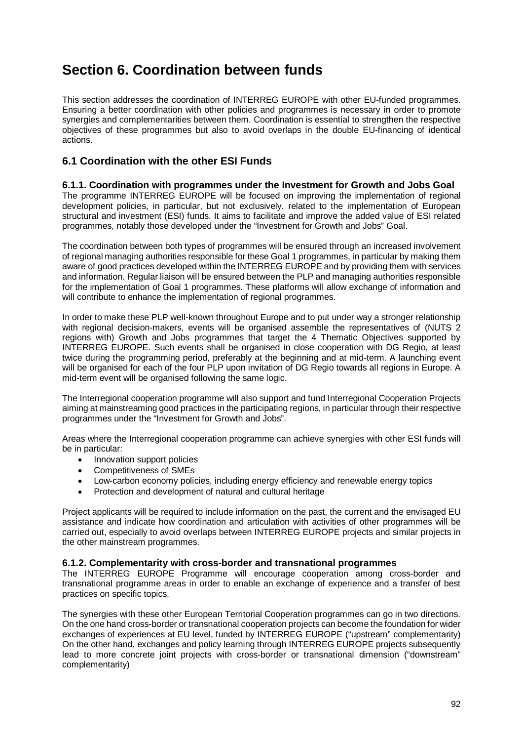# Section 6. Coordination between funds

This section addresses the coordination of INTERREG EUROPE with other EU-funded programmes. Ensuring a better coordination with other policies and programmes is necessary in order to promote synergies and complementarities between them. Coordination is essential to strengthen the respective objectives of these programmes but also to avoid overlaps in the double EU-financing of identical actions.

## 6.1 Coordination with the other ESI Funds

### 6.1.1. Coordination with programmes under the Investment for Growth and Jobs Goal

The programme INTERREG EUROPE will be focused on improving the implementation of regional development policies, in particular, but not exclusively, related to the implementation of European structural and investment (ESI) funds. It aims to facilitate and improve the added value of ESI related programmes, notably those developed under the "Investment for Growth and Jobs" Goal.

The coordination between both types of programmes will be ensured through an increased involvement of regional managing authorities responsible for these Goal 1 programmes, in particular by making them aware of good practices developed within the INTERREG EUROPE and by providing them with services and information. Regular liaison will be ensured between the PLP and managing authorities responsible for the implementation of Goal 1 programmes. These platforms will allow exchange of information and will contribute to enhance the implementation of regional programmes.

In order to make these PLP well-known throughout Europe and to put under way a stronger relationship with regional decision-makers, events will be organised assemble the representatives of (NUTS 2 regions with) Growth and Jobs programmes that target the 4 Thematic Objectives supported by INTERREG EUROPE. Such events shall be organised in close cooperation with DG Regio, at least twice during the programming period, preferably at the beginning and at mid-term. A launching event will be organised for each of the four PLP upon invitation of DG Regio towards all regions in Europe. A mid-term event will be organised following the same logic.

The Interregional cooperation programme will also support and fund Interregional Cooperation Projects aiming at mainstreaming good practices in the participating regions, in particular through their respective programmes under the "Investment for Growth and Jobs".

Areas where the Interregional cooperation programme can achieve synergies with other ESI funds will be in particular:

- Innovation support policies
- Competitiveness of SMEs
- Low-carbon economy policies, including energy efficiency and renewable energy topics
- Protection and development of natural and cultural heritage

Project applicants will be required to include information on the past, the current and the envisaged EU assistance and indicate how coordination and articulation with activities of other programmes will be carried out, especially to avoid overlaps between INTERREG EUROPE projects and similar projects in the other mainstream programmes.

### 6.1.2. Complementarity with cross-border and transnational programmes

The INTERREG EUROPE Programme will encourage cooperation among cross-border and transnational programme areas in order to enable an exchange of experience and a transfer of best practices on specific topics.

The synergies with these other European Territorial Cooperation programmes can go in two directions. On the one hand cross-border or transnational cooperation projects can become the foundation for wider exchanges of experiences at EU level, funded by INTERREG EUROPE ("upstream" complementarity) On the other hand, exchanges and policy learning through INTERREG EUROPE projects subsequently lead to more concrete joint projects with cross-border or transnational dimension ("downstream" complementarity)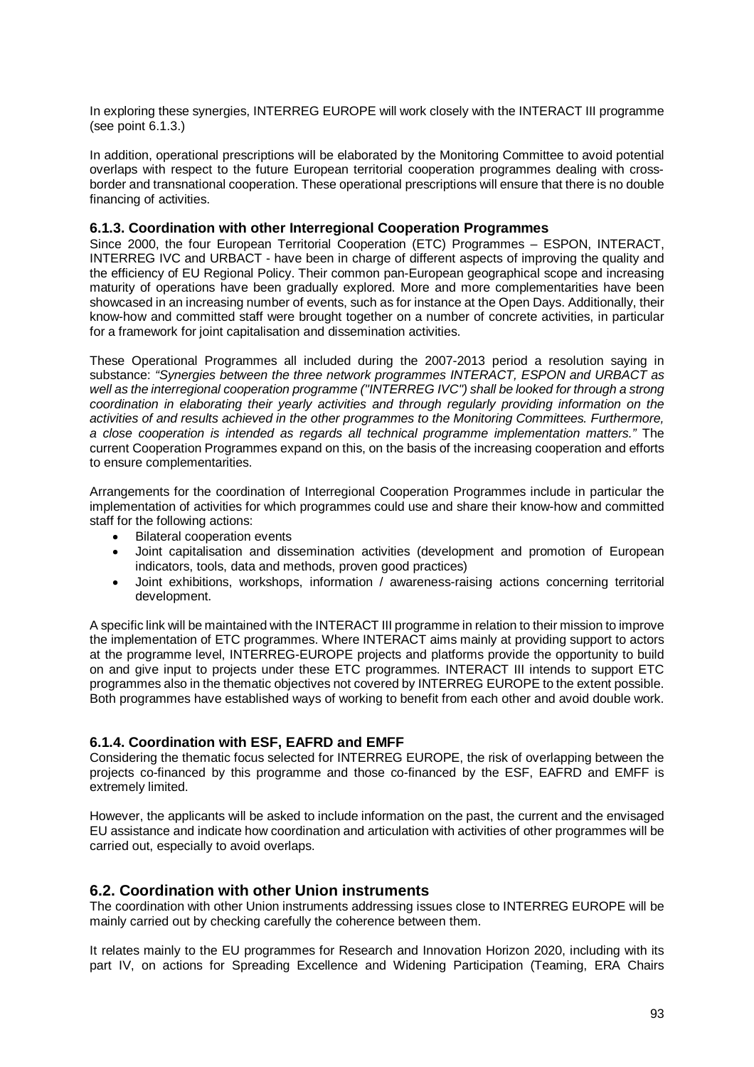In exploring these synergies, INTERREG EUROPE will work closely with the INTERACT III programme (see point 6.1.3.)

In addition, operational prescriptions will be elaborated by the Monitoring Committee to avoid potential overlaps with respect to the future European territorial cooperation programmes dealing with cross-border and transnational cooperation. These operational prescriptions will ensure that there is no double financing of activities.

### 6.1.3. Coordination with other Interregional Cooperation Programmes

Since 2000, the four European Territorial Cooperation (ETC) Programmes – ESPON, INTERACT, INTERREG IVC and URBACT - have been in charge of different aspects of improving the quality and the efficiency of EU Regional Policy. Their common pan-European geographical scope and increasing maturity of operations have been gradually explored. More and more complementarities have been showcased in an increasing number of events, such as for instance at the Open Days. Additionally, their know-how and committed staff were brought together on a number of concrete activities, in particular for a framework for joint capitalisation and dissemination activities.

These Operational Programmes all included during the 2007-2013 period a resolution saying in substance: *"Synergies between the three network programmes INTERACT, ESPON and URBACT as well as the interregional cooperation programme ("INTERREG IVC") shall be looked for through a strong coordination in elaborating their yearly activities and through regularly providing information on the activities of and results achieved in the other programmes to the Monitoring Committees. Furthermore, a close cooperation is intended as regards all technical programme implementation matters."* The current Cooperation Programmes expand on this, on the basis of the increasing cooperation and efforts to ensure complementarities.

Arrangements for the coordination of Interregional Cooperation Programmes include in particular the implementation of activities for which programmes could use and share their know-how and committed staff for the following actions:

- Bilateral cooperation events
- Joint capitalisation and dissemination activities (development and promotion of European indicators, tools, data and methods, proven good practices)
- Joint exhibitions, workshops, information / awareness-raising actions concerning territorial development.

A specific link will be maintained with the INTERACT III programme in relation to their mission to improve the implementation of ETC programmes. Where INTERACT aims mainly at providing support to actors at the programme level, INTERREG-EUROPE projects and platforms provide the opportunity to build on and give input to projects under these ETC programmes. INTERACT III intends to support ETC programmes also in the thematic objectives not covered by INTERREG EUROPE to the extent possible. Both programmes have established ways of working to benefit from each other and avoid double work.

### 6.1.4. Coordination with ESF, EAFRD and EMFF

Considering the thematic focus selected for INTERREG EUROPE, the risk of overlapping between the projects co-financed by this programme and those co-financed by the ESF, EAFRD and EMFF is extremely limited.

However, the applicants will be asked to include information on the past, the current and the envisaged EU assistance and indicate how coordination and articulation with activities of other programmes will be carried out, especially to avoid overlaps.

## 6.2. Coordination with other Union instruments

The coordination with other Union instruments addressing issues close to INTERREG EUROPE will be mainly carried out by checking carefully the coherence between them.

It relates mainly to the EU programmes for Research and Innovation Horizon 2020, including with its part IV, on actions for Spreading Excellence and Widening Participation (Teaming, ERA Chairs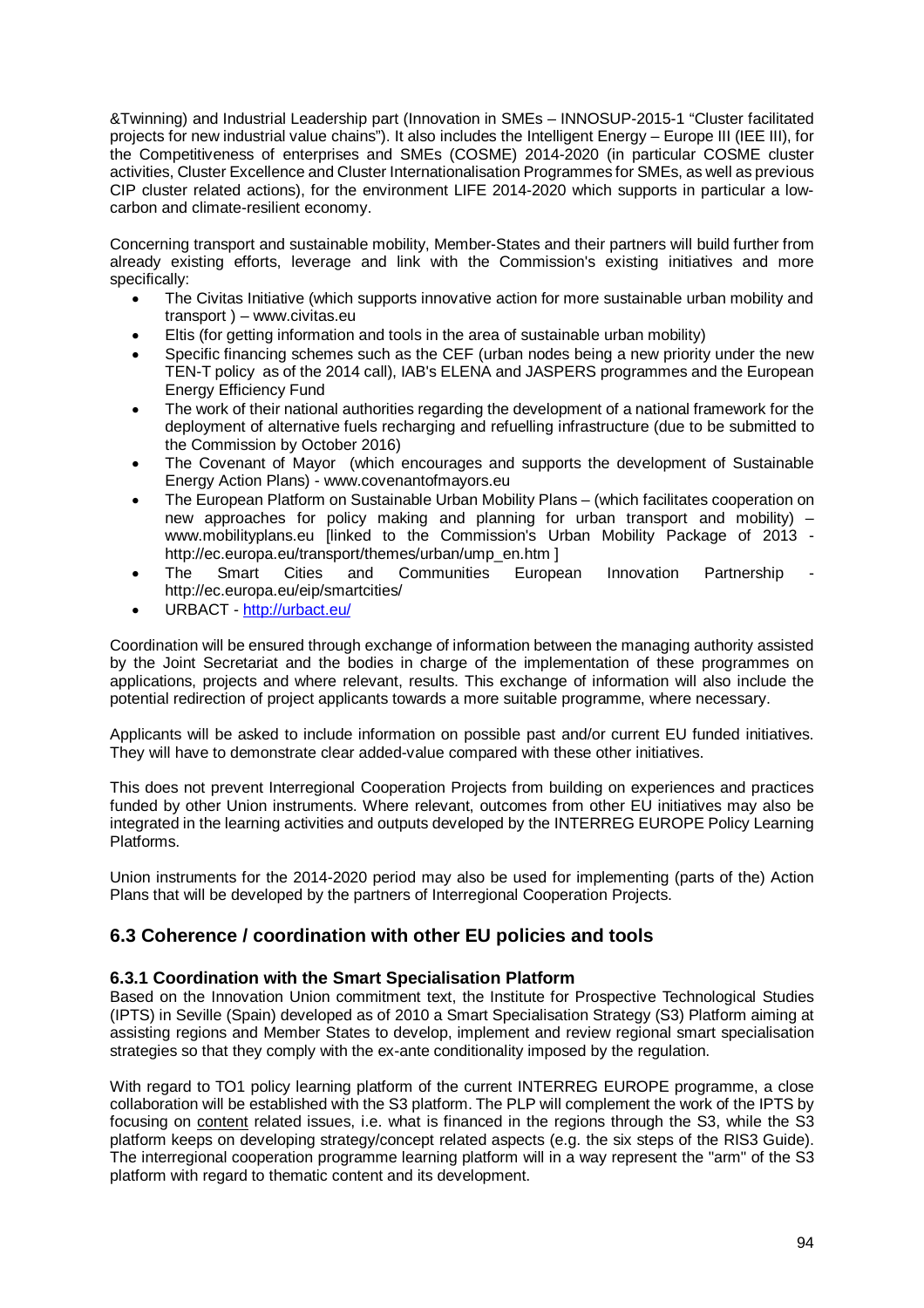&Twinning) and Industrial Leadership part (Innovation in SMEs – INNOSUP-2015-1 "Cluster facilitated projects for new industrial value chains"). It also includes the Intelligent Energy – Europe III (IEE III), for the Competitiveness of enterprises and SMEs (COSME) 2014-2020 (in particular COSME cluster activities, Cluster Excellence and Cluster Internationalisation Programmes for SMEs, as well as previous CIP cluster related actions), for the environment LIFE 2014-2020 which supports in particular a low-carbon and climate-resilient economy.

Concerning transport and sustainable mobility, Member-States and their partners will build further from already existing efforts, leverage and link with the Commission's existing initiatives and more specifically:

- The Civitas Initiative (which supports innovative action for more sustainable urban mobility and transport ) – www.civitas.eu
- Eltis (for getting information and tools in the area of sustainable urban mobility)
- Specific financing schemes such as the CEF (urban nodes being a new priority under the new TEN-T policy as of the 2014 call), IAB's ELENA and JASPERS programmes and the European Energy Efficiency Fund
- The work of their national authorities regarding the development of a national framework for the deployment of alternative fuels recharging and refuelling infrastructure (due to be submitted to the Commission by October 2016)
- The Covenant of Mayor (which encourages and supports the development of Sustainable Energy Action Plans) - www.covenantofmayors.eu
- The European Platform on Sustainable Urban Mobility Plans – (which facilitates cooperation on new approaches for policy making and planning for urban transport and mobility) – www.mobilityplans.eu [linked to the Commission's Urban Mobility Package of 2013 - http://ec.europa.eu/transport/themes/urban/ump_en.htm ]
- The Smart Cities and Communities European Innovation Partnership - http://ec.europa.eu/eip/smartcities/
- URBACT - [http://urbact.eu/](http://urbact.eu/)

Coordination will be ensured through exchange of information between the managing authority assisted by the Joint Secretariat and the bodies in charge of the implementation of these programmes on applications, projects and where relevant, results. This exchange of information will also include the potential redirection of project applicants towards a more suitable programme, where necessary.

Applicants will be asked to include information on possible past and/or current EU funded initiatives. They will have to demonstrate clear added-value compared with these other initiatives.

This does not prevent Interregional Cooperation Projects from building on experiences and practices funded by other Union instruments. Where relevant, outcomes from other EU initiatives may also be integrated in the learning activities and outputs developed by the INTERREG EUROPE Policy Learning Platforms.

Union instruments for the 2014-2020 period may also be used for implementing (parts of the) Action Plans that will be developed by the partners of Interregional Cooperation Projects.

## 6.3 Coherence / coordination with other EU policies and tools

### 6.3.1 Coordination with the Smart Specialisation Platform

Based on the Innovation Union commitment text, the Institute for Prospective Technological Studies (IPTS) in Seville (Spain) developed as of 2010 a Smart Specialisation Strategy (S3) Platform aiming at assisting regions and Member States to develop, implement and review regional smart specialisation strategies so that they comply with the ex-ante conditionality imposed by the regulation.

With regard to TO1 policy learning platform of the current INTERREG EUROPE programme, a close collaboration will be established with the S3 platform. The PLP will complement the work of the IPTS by focusing on content related issues, i.e. what is financed in the regions through the S3, while the S3 platform keeps on developing strategy/concept related aspects (e.g. the six steps of the RIS3 Guide). The interregional cooperation programme learning platform will in a way represent the "arm" of the S3 platform with regard to thematic content and its development.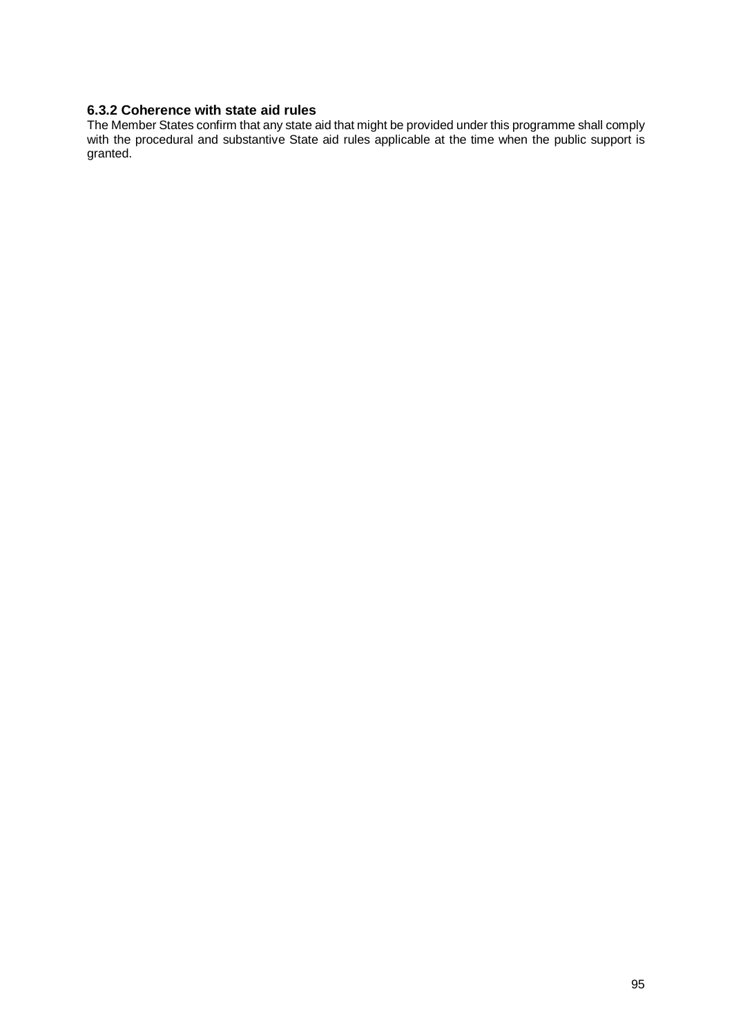### 6.3.2 Coherence with state aid rules

The Member States confirm that any state aid that might be provided under this programme shall comply with the procedural and substantive State aid rules applicable at the time when the public support is granted.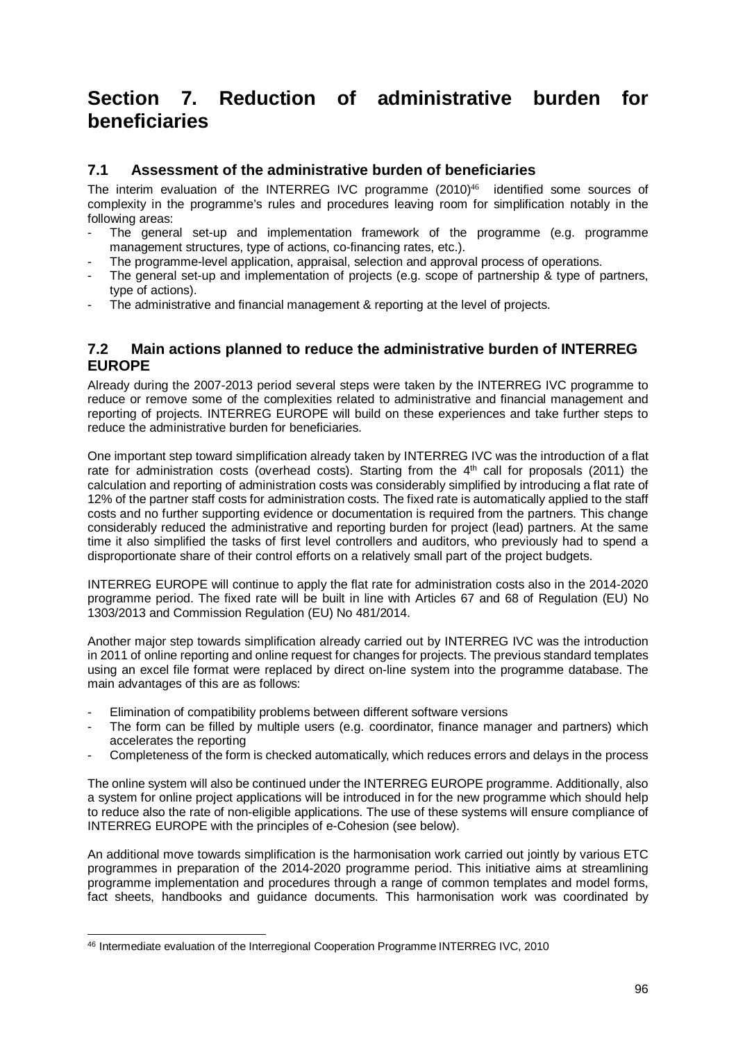# Section 7. Reduction of administrative burden for beneficiaries

## 7.1 Assessment of the administrative burden of beneficiaries

The interim evaluation of the INTERREG IVC programme (2010)[46] identified some sources of complexity in the programme's rules and procedures leaving room for simplification notably in the following areas:

- The general set-up and implementation framework of the programme (e.g. programme management structures, type of actions, co-financing rates, etc.).
- The programme-level application, appraisal, selection and approval process of operations.
- The general set-up and implementation of projects (e.g. scope of partnership & type of partners, type of actions).
- The administrative and financial management & reporting at the level of projects.

## 7.2 Main actions planned to reduce the administrative burden of INTERREG EUROPE

Already during the 2007-2013 period several steps were taken by the INTERREG IVC programme to reduce or remove some of the complexities related to administrative and financial management and reporting of projects. INTERREG EUROPE will build on these experiences and take further steps to reduce the administrative burden for beneficiaries.

One important step toward simplification already taken by INTERREG IVC was the introduction of a flat rate for administration costs (overhead costs). Starting from the 4th call for proposals (2011) the calculation and reporting of administration costs was considerably simplified by introducing a flat rate of 12% of the partner staff costs for administration costs. The fixed rate is automatically applied to the staff costs and no further supporting evidence or documentation is required from the partners. This change considerably reduced the administrative and reporting burden for project (lead) partners. At the same time it also simplified the tasks of first level controllers and auditors, who previously had to spend a disproportionate share of their control efforts on a relatively small part of the project budgets.

INTERREG EUROPE will continue to apply the flat rate for administration costs also in the 2014-2020 programme period. The fixed rate will be built in line with Articles 67 and 68 of Regulation (EU) No 1303/2013 and Commission Regulation (EU) No 481/2014.

Another major step towards simplification already carried out by INTERREG IVC was the introduction in 2011 of online reporting and online request for changes for projects. The previous standard templates using an excel file format were replaced by direct on-line system into the programme database. The main advantages of this are as follows:

- Elimination of compatibility problems between different software versions
- The form can be filled by multiple users (e.g. coordinator, finance manager and partners) which accelerates the reporting
- Completeness of the form is checked automatically, which reduces errors and delays in the process

The online system will also be continued under the INTERREG EUROPE programme. Additionally, also a system for online project applications will be introduced in for the new programme which should help to reduce also the rate of non-eligible applications. The use of these systems will ensure compliance of INTERREG EUROPE with the principles of e-Cohesion (see below).

An additional move towards simplification is the harmonisation work carried out jointly by various ETC programmes in preparation of the 2014-2020 programme period. This initiative aims at streamlining programme implementation and procedures through a range of common templates and model forms, fact sheets, handbooks and guidance documents. This harmonisation work was coordinated by

[46] Intermediate evaluation of the Interregional Cooperation Programme INTERREG IVC, 2010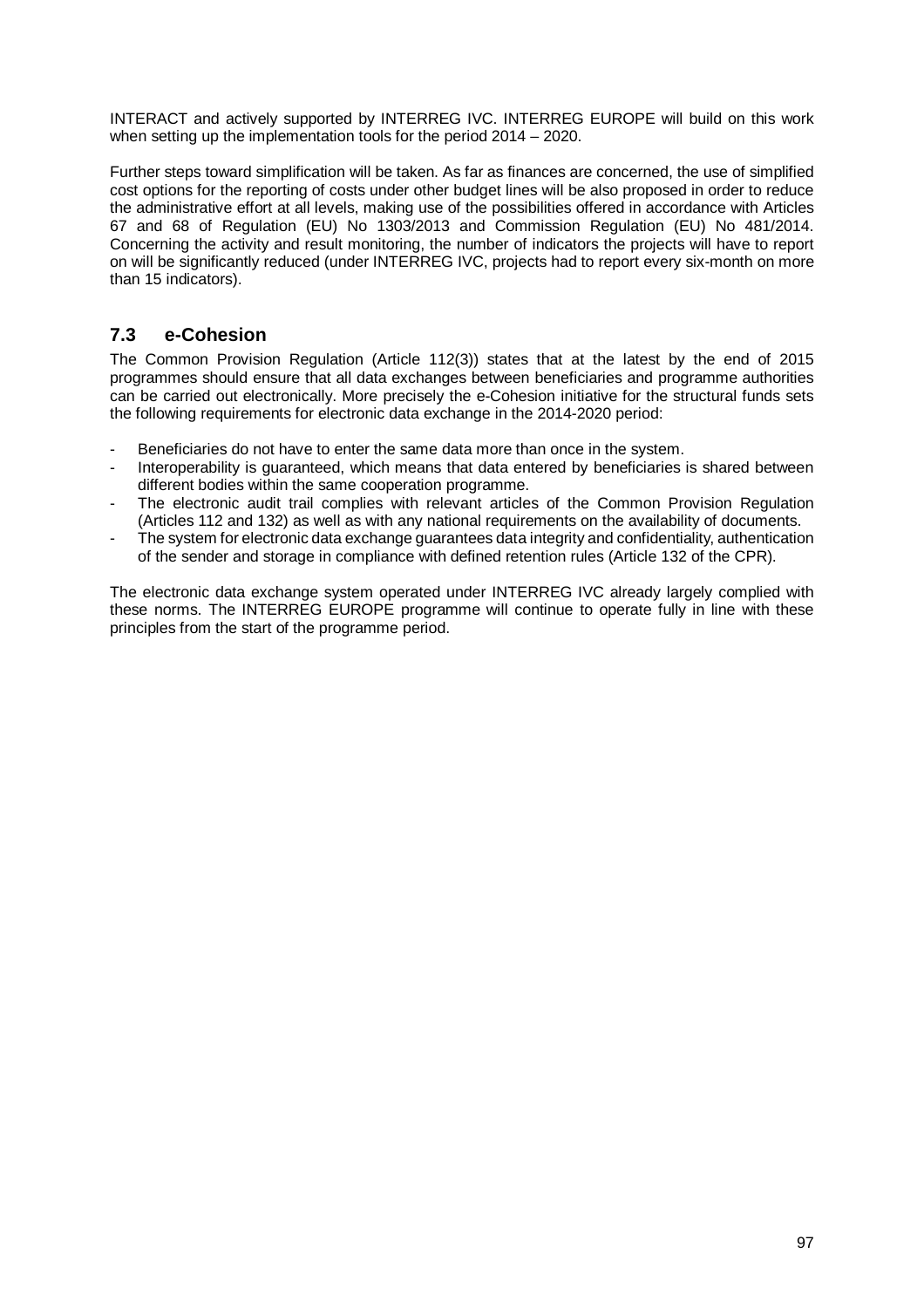INTERACT and actively supported by INTERREG IVC. INTERREG EUROPE will build on this work when setting up the implementation tools for the period 2014 – 2020.

Further steps toward simplification will be taken. As far as finances are concerned, the use of simplified cost options for the reporting of costs under other budget lines will be also proposed in order to reduce the administrative effort at all levels, making use of the possibilities offered in accordance with Articles 67 and 68 of Regulation (EU) No 1303/2013 and Commission Regulation (EU) No 481/2014. Concerning the activity and result monitoring, the number of indicators the projects will have to report on will be significantly reduced (under INTERREG IVC, projects had to report every six-month on more than 15 indicators).

## 7.3 e-Cohesion

The Common Provision Regulation (Article 112(3)) states that at the latest by the end of 2015 programmes should ensure that all data exchanges between beneficiaries and programme authorities can be carried out electronically. More precisely the e-Cohesion initiative for the structural funds sets the following requirements for electronic data exchange in the 2014-2020 period:

- Beneficiaries do not have to enter the same data more than once in the system.
- Interoperability is guaranteed, which means that data entered by beneficiaries is shared between different bodies within the same cooperation programme.
- The electronic audit trail complies with relevant articles of the Common Provision Regulation (Articles 112 and 132) as well as with any national requirements on the availability of documents.
- The system for electronic data exchange guarantees data integrity and confidentiality, authentication of the sender and storage in compliance with defined retention rules (Article 132 of the CPR).

The electronic data exchange system operated under INTERREG IVC already largely complied with these norms. The INTERREG EUROPE programme will continue to operate fully in line with these principles from the start of the programme period.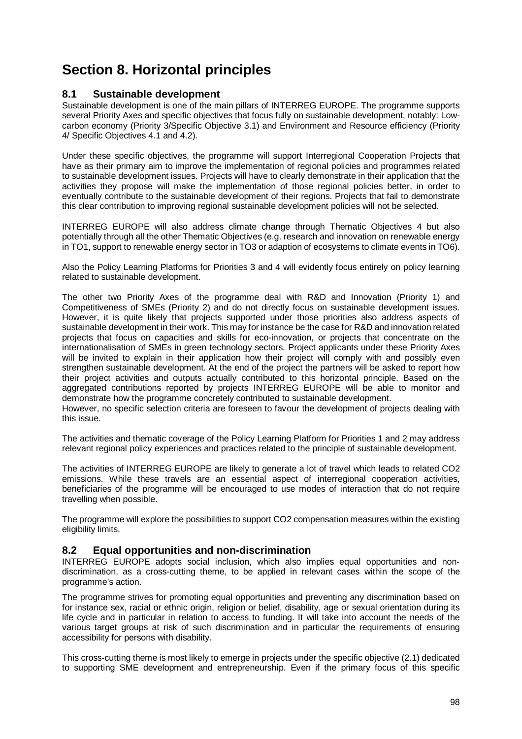# Section 8. Horizontal principles

## 8.1 Sustainable development

Sustainable development is one of the main pillars of INTERREG EUROPE. The programme supports several Priority Axes and specific objectives that focus fully on sustainable development, notably: Low-carbon economy (Priority 3/Specific Objective 3.1) and Environment and Resource efficiency (Priority 4/ Specific Objectives 4.1 and 4.2).

Under these specific objectives, the programme will support Interregional Cooperation Projects that have as their primary aim to improve the implementation of regional policies and programmes related to sustainable development issues. Projects will have to clearly demonstrate in their application that the activities they propose will make the implementation of those regional policies better, in order to eventually contribute to the sustainable development of their regions. Projects that fail to demonstrate this clear contribution to improving regional sustainable development policies will not be selected.

INTERREG EUROPE will also address climate change through Thematic Objectives 4 but also potentially through all the other Thematic Objectives (e.g. research and innovation on renewable energy in TO1, support to renewable energy sector in TO3 or adaption of ecosystems to climate events in TO6).

Also the Policy Learning Platforms for Priorities 3 and 4 will evidently focus entirely on policy learning related to sustainable development.

The other two Priority Axes of the programme deal with R&D and Innovation (Priority 1) and Competitiveness of SMEs (Priority 2) and do not directly focus on sustainable development issues. However, it is quite likely that projects supported under those priorities also address aspects of sustainable development in their work. This may for instance be the case for R&D and innovation related projects that focus on capacities and skills for eco-innovation, or projects that concentrate on the internationalisation of SMEs in green technology sectors. Project applicants under these Priority Axes will be invited to explain in their application how their project will comply with and possibly even strengthen sustainable development. At the end of the project the partners will be asked to report how their project activities and outputs actually contributed to this horizontal principle. Based on the aggregated contributions reported by projects INTERREG EUROPE will be able to monitor and demonstrate how the programme concretely contributed to sustainable development.
However, no specific selection criteria are foreseen to favour the development of projects dealing with this issue.

The activities and thematic coverage of the Policy Learning Platform for Priorities 1 and 2 may address relevant regional policy experiences and practices related to the principle of sustainable development.

The activities of INTERREG EUROPE are likely to generate a lot of travel which leads to related $CO_2$ emissions. While these travels are an essential aspect of interregional cooperation activities, beneficiaries of the programme will be encouraged to use modes of interaction that do not require travelling when possible.

The programme will explore the possibilities to support $CO_2$ compensation measures within the existing eligibility limits.

## 8.2 Equal opportunities and non-discrimination

INTERREG EUROPE adopts social inclusion, which also implies equal opportunities and non-discrimination, as a cross-cutting theme, to be applied in relevant cases within the scope of the programme's action.

The programme strives for promoting equal opportunities and preventing any discrimination based on for instance sex, racial or ethnic origin, religion or belief, disability, age or sexual orientation during its life cycle and in particular in relation to access to funding. It will take into account the needs of the various target groups at risk of such discrimination and in particular the requirements of ensuring accessibility for persons with disability.

This cross-cutting theme is most likely to emerge in projects under the specific objective (2.1) dedicated to supporting SME development and entrepreneurship. Even if the primary focus of this specific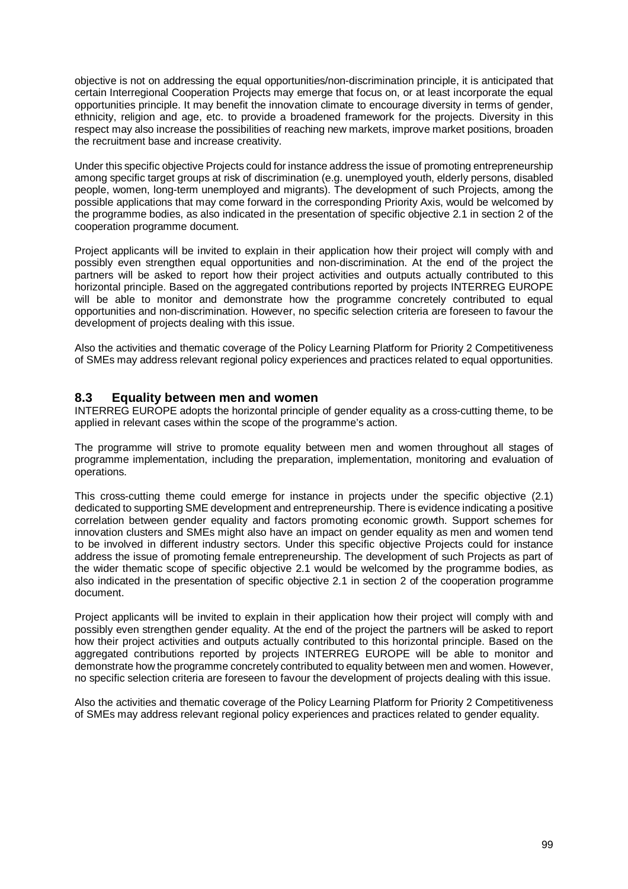objective is not on addressing the equal opportunities/non-discrimination principle, it is anticipated that certain Interregional Cooperation Projects may emerge that focus on, or at least incorporate the equal opportunities principle. It may benefit the innovation climate to encourage diversity in terms of gender, ethnicity, religion and age, etc. to provide a broadened framework for the projects. Diversity in this respect may also increase the possibilities of reaching new markets, improve market positions, broaden the recruitment base and increase creativity.

Under this specific objective Projects could for instance address the issue of promoting entrepreneurship among specific target groups at risk of discrimination (e.g. unemployed youth, elderly persons, disabled people, women, long-term unemployed and migrants). The development of such Projects, among the possible applications that may come forward in the corresponding Priority Axis, would be welcomed by the programme bodies, as also indicated in the presentation of specific objective 2.1 in section 2 of the cooperation programme document.

Project applicants will be invited to explain in their application how their project will comply with and possibly even strengthen equal opportunities and non-discrimination. At the end of the project the partners will be asked to report how their project activities and outputs actually contributed to this horizontal principle. Based on the aggregated contributions reported by projects INTERREG EUROPE will be able to monitor and demonstrate how the programme concretely contributed to equal opportunities and non-discrimination. However, no specific selection criteria are foreseen to favour the development of projects dealing with this issue.

Also the activities and thematic coverage of the Policy Learning Platform for Priority 2 Competitiveness of SMEs may address relevant regional policy experiences and practices related to equal opportunities.

## 8.3 Equality between men and women

INTERREG EUROPE adopts the horizontal principle of gender equality as a cross-cutting theme, to be applied in relevant cases within the scope of the programme's action.

The programme will strive to promote equality between men and women throughout all stages of programme implementation, including the preparation, implementation, monitoring and evaluation of operations.

This cross-cutting theme could emerge for instance in projects under the specific objective (2.1) dedicated to supporting SME development and entrepreneurship. There is evidence indicating a positive correlation between gender equality and factors promoting economic growth. Support schemes for innovation clusters and SMEs might also have an impact on gender equality as men and women tend to be involved in different industry sectors. Under this specific objective Projects could for instance address the issue of promoting female entrepreneurship. The development of such Projects as part of the wider thematic scope of specific objective 2.1 would be welcomed by the programme bodies, as also indicated in the presentation of specific objective 2.1 in section 2 of the cooperation programme document.

Project applicants will be invited to explain in their application how their project will comply with and possibly even strengthen gender equality. At the end of the project the partners will be asked to report how their project activities and outputs actually contributed to this horizontal principle. Based on the aggregated contributions reported by projects INTERREG EUROPE will be able to monitor and demonstrate how the programme concretely contributed to equality between men and women. However, no specific selection criteria are foreseen to favour the development of projects dealing with this issue.

Also the activities and thematic coverage of the Policy Learning Platform for Priority 2 Competitiveness of SMEs may address relevant regional policy experiences and practices related to gender equality.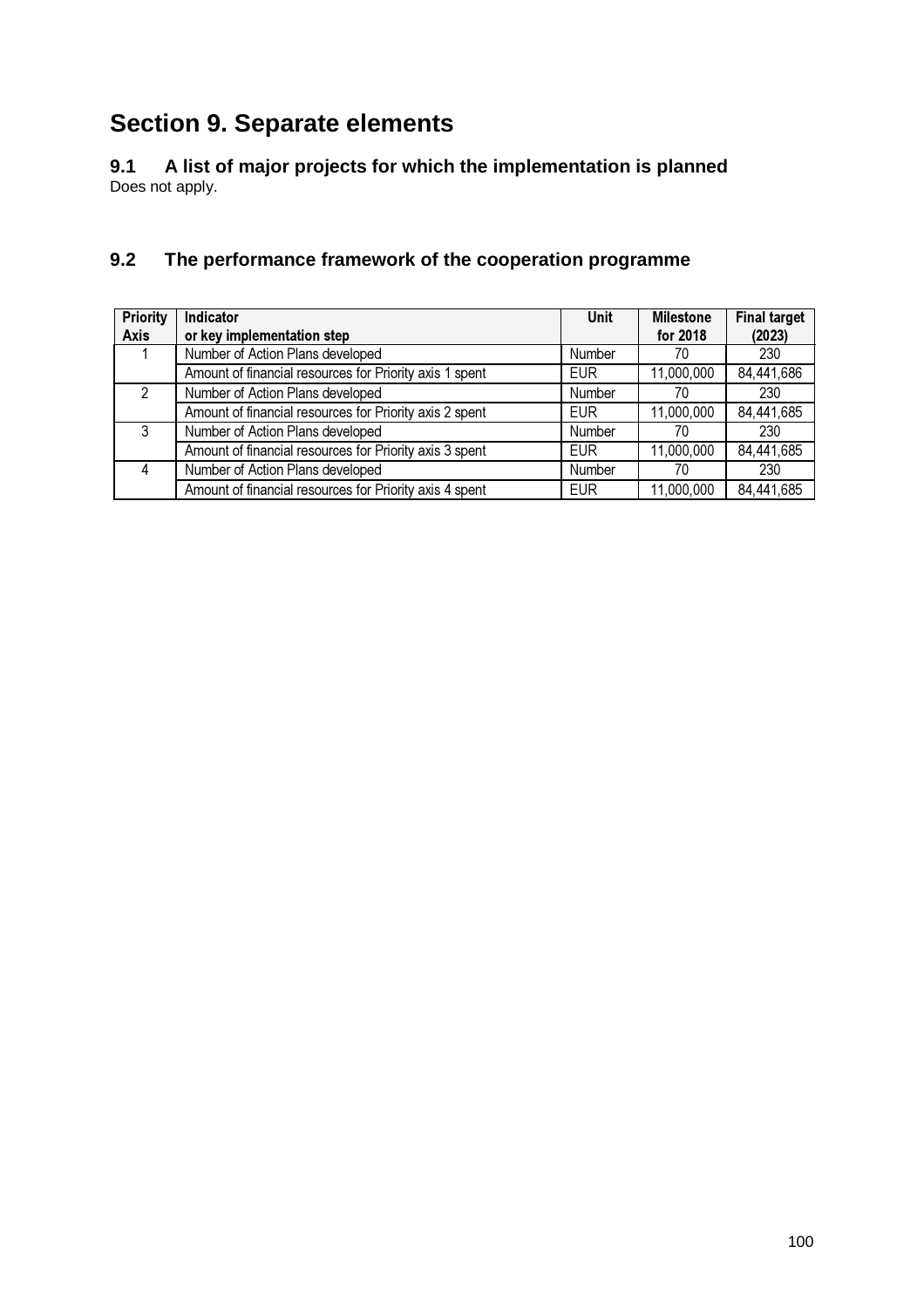# Section 9. Separate elements

## 9.1 A list of major projects for which the implementation is planned

Does not apply.

## 9.2 The performance framework of the cooperation programme

| Priority Axis | Indicator or key implementation step | Unit | Milestone for 2018 | Final target (2023) |
|---|---|---|---|---|
| 1 | Number of Action Plans developed | Number | 70 | 230 |
| | Amount of financial resources for Priority axis 1 spent | EUR | 11,000,000 | 84,441,686 |
| 2 | Number of Action Plans developed | Number | 70 | 230 |
| | Amount of financial resources for Priority axis 2 spent | EUR | 11,000,000 | 84,441,685 |
| 3 | Number of Action Plans developed | Number | 70 | 230 |
| | Amount of financial resources for Priority axis 3 spent | EUR | 11,000,000 | 84,441,685 |
| 4 | Number of Action Plans developed | Number | 70 | 230 |
| | Amount of financial resources for Priority axis 4 spent | EUR | 11,000,000 | 84,441,685 |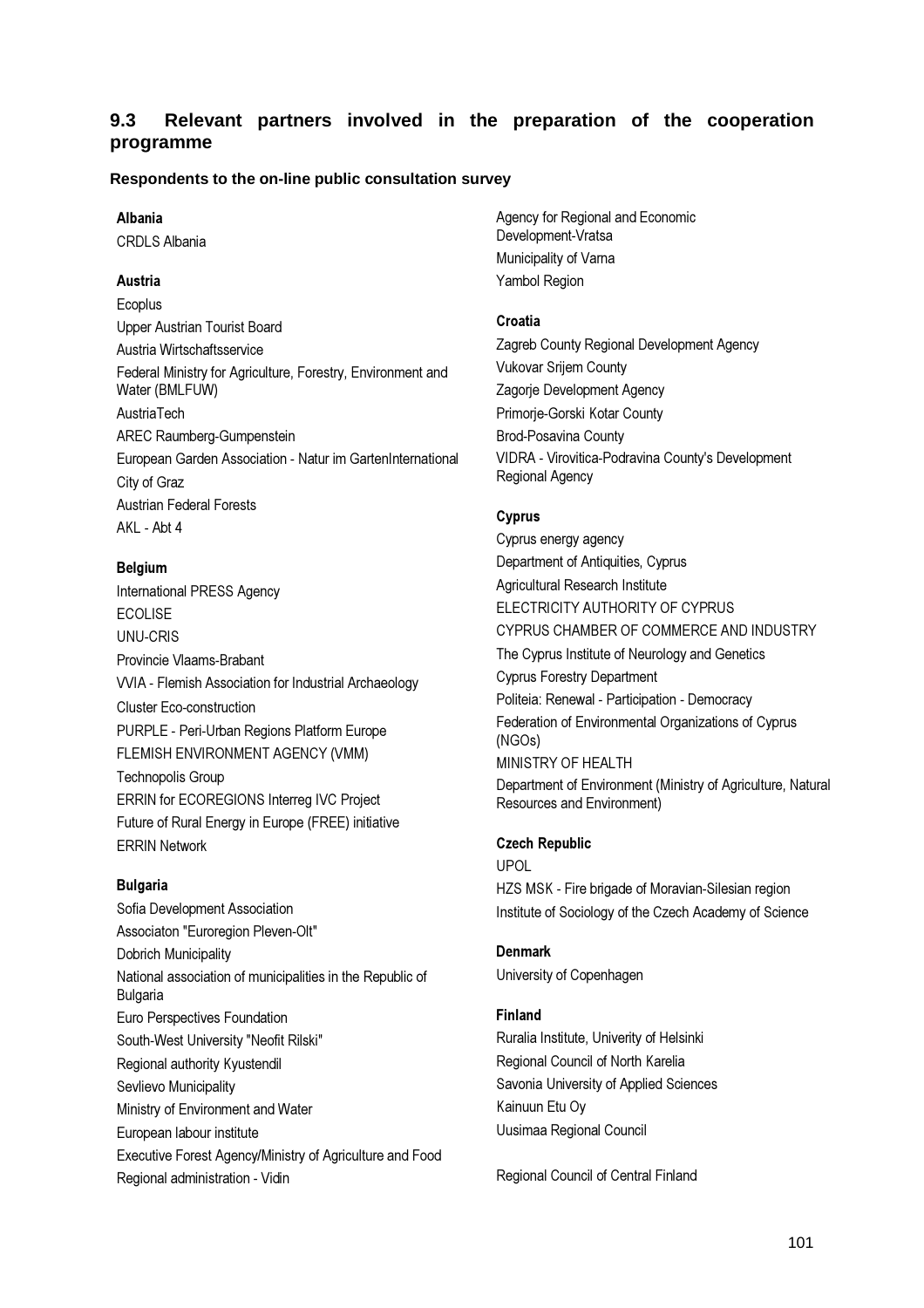## 9.3 Relevant partners involved in the preparation of the cooperation programme

**Respondents to the on-line public consultation survey**

**Albania**

CRDLS Albania

**Austria**

Ecoplus

Upper Austrian Tourist Board

Austria Wirtschaftsservice

Federal Ministry for Agriculture, Forestry, Environment and Water (BMLFUW)

AustriaTech

AREC Raumberg-Gumpenstein

European Garden Association - Natur im GartenInternational

City of Graz

Austrian Federal Forests

AKL - Abt 4

**Belgium**

International PRESS Agency

ECOLISE

UNU-CRIS

Provincie Vlaams-Brabant

VVIA - Flemish Association for Industrial Archaeology

Cluster Eco-construction

PURPLE - Peri-Urban Regions Platform Europe

FLEMISH ENVIRONMENT AGENCY (VMM)

Technopolis Group

ERRIN for ECOREGIONS Interreg IVC Project

Future of Rural Energy in Europe (FREE) initiative

ERRIN Network

**Bulgaria**

Sofia Development Association

Associaton "Euroregion Pleven-Olt"

Dobrich Municipality

National association of municipalities in the Republic of Bulgaria

Euro Perspectives Foundation

South-West University "Neofit Rilski"

Regional authority Kyustendil

Sevlievo Municipality

Ministry of Environment and Water

European labour institute

Executive Forest Agency/Ministry of Agriculture and Food

Regional administration - Vidin

Agency for Regional and Economic Development-Vratsa

Municipality of Varna

Yambol Region

**Croatia**

Zagreb County Regional Development Agency

Vukovar Srijem County

Zagorje Development Agency

Primorje-Gorski Kotar County

Brod-Posavina County

VIDRA - Virovitica-Podravina County's Development Regional Agency

**Cyprus**

Cyprus energy agency

Department of Antiquities, Cyprus

Agricultural Research Institute

ELECTRICITY AUTHORITY OF CYPRUS

CYPRUS CHAMBER OF COMMERCE AND INDUSTRY

The Cyprus Institute of Neurology and Genetics

Cyprus Forestry Department

Politeia: Renewal - Participation - Democracy

Federation of Environmental Organizations of Cyprus (NGOs)

MINISTRY OF HEALTH

Department of Environment (Ministry of Agriculture, Natural Resources and Environment)

**Czech Republic**

UPOL

HZS MSK - Fire brigade of Moravian-Silesian region

Institute of Sociology of the Czech Academy of Science

**Denmark**

University of Copenhagen

**Finland**

Ruralia Institute, Univerity of Helsinki

Regional Council of North Karelia

Savonia University of Applied Sciences

Kainuun Etu Oy

Uusimaa Regional Council

Regional Council of Central Finland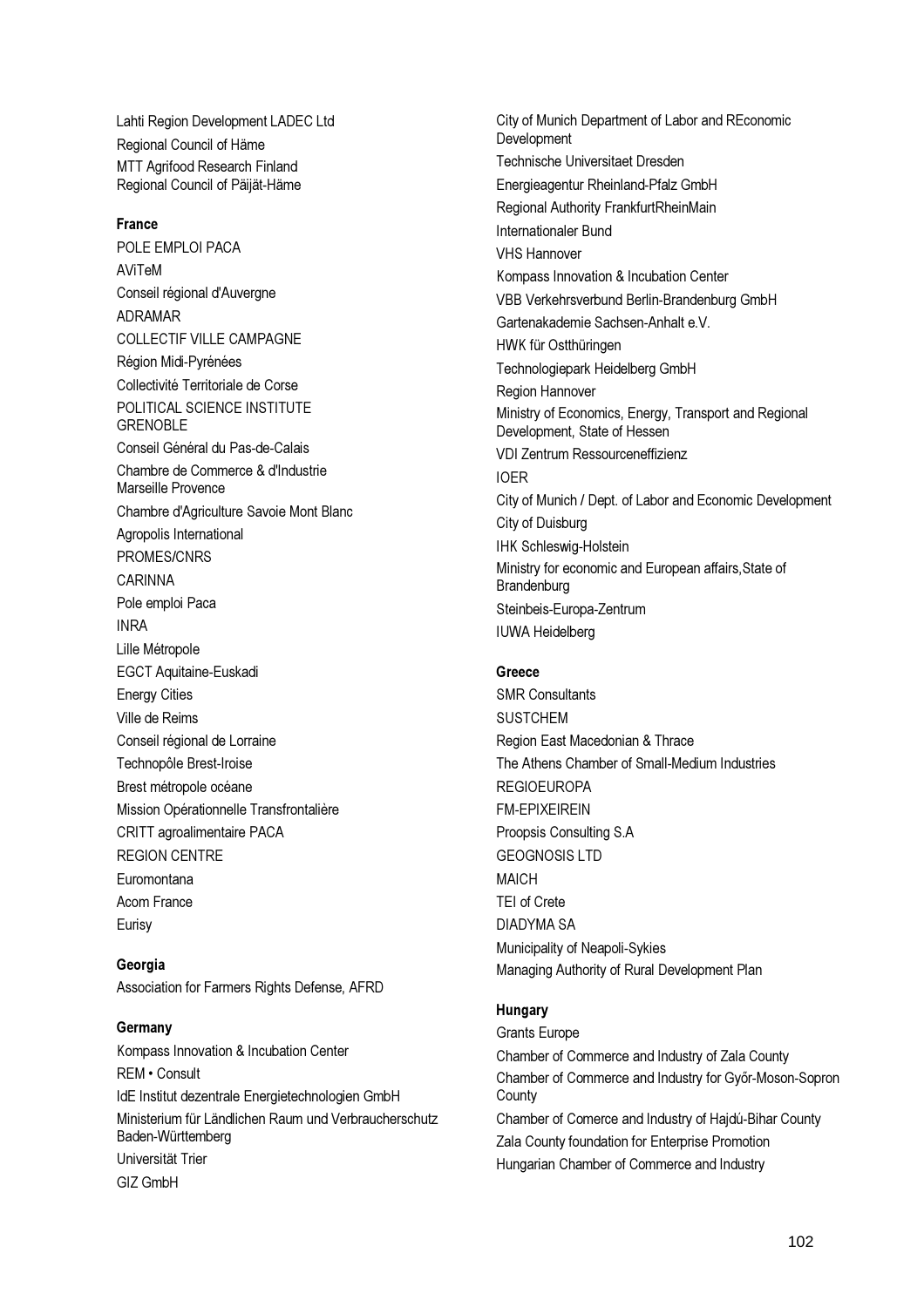Lahti Region Development LADEC Ltd

Regional Council of Häme

MTT Agrifood Research Finland

Regional Council of Päijät-Häme

**France**

POLE EMPLOI PACA

AViTeM

Conseil régional d'Auvergne

ADRAMAR

COLLECTIF VILLE CAMPAGNE

Région Midi-Pyrénées

Collectivité Territoriale de Corse

POLITICAL SCIENCE INSTITUTE GRENOBLE

Conseil Général du Pas-de-Calais

Chambre de Commerce & d'Industrie Marseille Provence

Chambre d'Agriculture Savoie Mont Blanc

Agropolis International

PROMES/CNRS

CARINNA

Pole emploi Paca

INRA

Lille Métropole

EGCT Aquitaine-Euskadi

Energy Cities

Ville de Reims

Conseil régional de Lorraine

Technopôle Brest-Iroise

Brest métropole océane

Mission Opérationnelle Transfrontalière

CRITT agroalimentaire PACA

REGION CENTRE

Euromontana

Acom France

Eurisy

**Georgia**

Association for Farmers Rights Defense, AFRD

**Germany**

Kompass Innovation & Incubation Center

REM • Consult

IdE Institut dezentrale Energietechnologien GmbH

Ministerium für Ländlichen Raum und Verbraucherschutz Baden-Württemberg

Universität Trier

GIZ GmbH

City of Munich Department of Labor and REconomic Development

Technische Universitaet Dresden

Energieagentur Rheinland-Pfalz GmbH

Regional Authority FrankfurtRheinMain

Internationaler Bund

VHS Hannover

Kompass Innovation & Incubation Center

VBB Verkehrsverbund Berlin-Brandenburg GmbH

Gartenakademie Sachsen-Anhalt e.V.

HWK für Ostthüringen

Technologiepark Heidelberg GmbH

Region Hannover

Ministry of Economics, Energy, Transport and Regional Development, State of Hessen

VDI Zentrum Ressourceneffizienz

IOER

City of Munich / Dept. of Labor and Economic Development

City of Duisburg

IHK Schleswig-Holstein

Ministry for economic and European affairs,State of Brandenburg

Steinbeis-Europa-Zentrum

IUWA Heidelberg

**Greece**

SMR Consultants

SUSTCHEM

Region East Macedonian & Thrace

The Athens Chamber of Small-Medium Industries

REGIOEUROPA

FM-EPIXEIREIN

Proopsis Consulting S.A

GEOGNOSIS LTD

MAICH

TEI of Crete

DIADYMA SA

Municipality of Neapoli-Sykies

Managing Authority of Rural Development Plan

**Hungary**

Grants Europe

Chamber of Commerce and Industry of Zala County

Chamber of Commerce and Industry for Győr-Moson-Sopron County

Chamber of Comerce and Industry of Hajdú-Bihar County

Zala County foundation for Enterprise Promotion

Hungarian Chamber of Commerce and Industry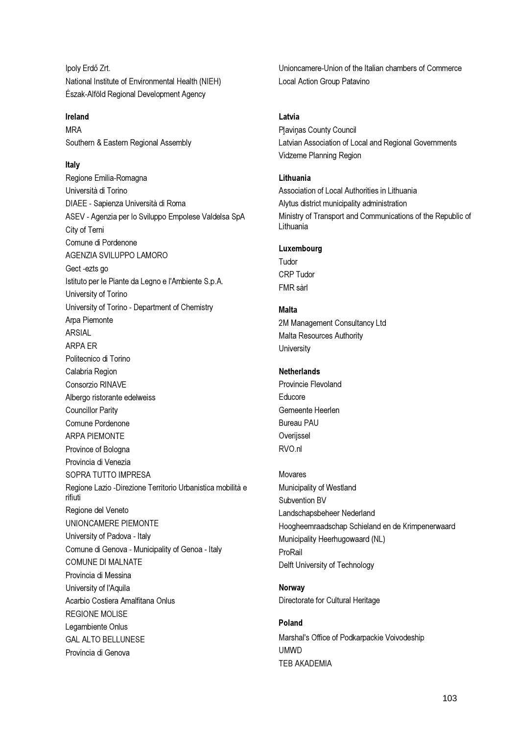Ipoly Erdő Zrt.

National Institute of Environmental Health (NIEH)

Észak-Alföld Regional Development Agency

**Ireland**

MRA

Southern & Eastern Regional Assembly

**Italy**

Regione Emilia-Romagna

Università di Torino

DIAEE - Sapienza Università di Roma

ASEV - Agenzia per lo Sviluppo Empolese Valdelsa SpA

City of Terni

Comune di Pordenone

AGENZIA SVILUPPO LAMORO

Gect -ezts go

Istituto per le Piante da Legno e l'Ambiente S.p.A.

University of Torino

University of Torino - Department of Chemistry

Arpa Piemonte

ARSIAL

ARPA ER

Politecnico di Torino

Calabria Region

Consorzio RINAVE

Albergo ristorante edelweiss

Councillor Parity

Comune Pordenone

ARPA PIEMONTE

Province of Bologna

Provincia di Venezia

SOPRA TUTTO IMPRESA

Regione Lazio -Direzione Territorio Urbanistica mobilità e rifiuti

Regione del Veneto

UNIONCAMERE PIEMONTE

University of Padova - Italy

Comune di Genova - Municipality of Genoa - Italy

COMUNE DI MALNATE

Provincia di Messina

University of l'Aquila

Acarbio Costiera Amalfitana Onlus

REGIONE MOLISE

Legambiente Onlus

GAL ALTO BELLUNESE

Provincia di Genova

Unioncamere-Union of the Italian chambers of Commerce

Local Action Group Patavino

**Latvia**

Pļaviņas County Council

Latvian Association of Local and Regional Governments

Vidzeme Planning Region

**Lithuania**

Association of Local Authorities in Lithuania

Alytus district municipality administration

Ministry of Transport and Communications of the Republic of Lithuania

**Luxembourg**

Tudor

CRP Tudor

FMR sàrl

**Malta**

2M Management Consultancy Ltd

Malta Resources Authority

University

**Netherlands**

Provincie Flevoland

Educore

Gemeente Heerlen

Bureau PAU

Overijssel

RVO.nl

Movares

Municipality of Westland

Subvention BV

Landschapsbeheer Nederland

Hoogheemraadschap Schieland en de Krimpenerwaard

Municipality Heerhugowaard (NL)

ProRail

Delft University of Technology

**Norway**

Directorate for Cultural Heritage

**Poland**

Marshal's Office of Podkarpackie Voivodeship

UMWD

TEB AKADEMIA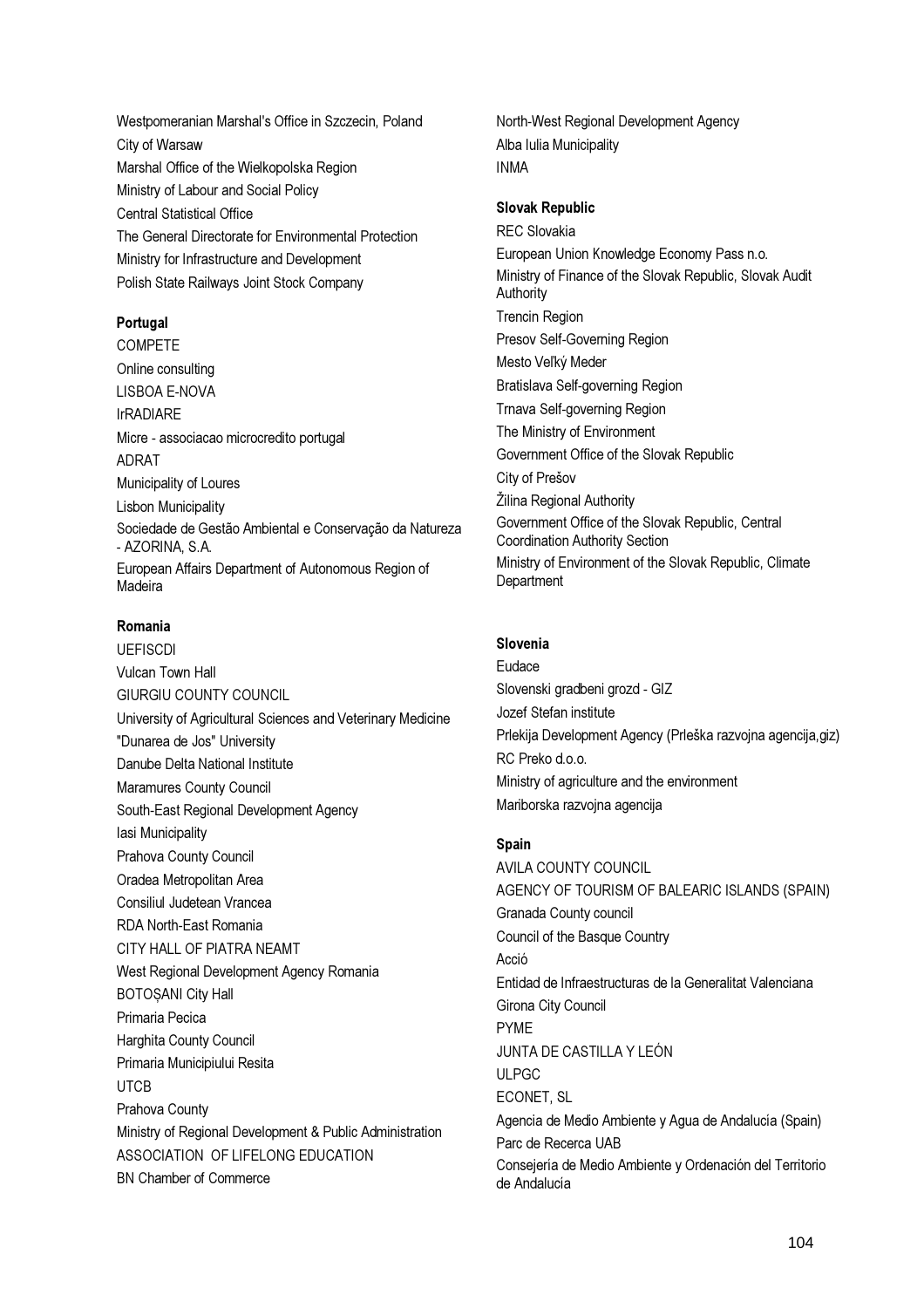Westpomeranian Marshal's Office in Szczecin, Poland
City of Warsaw
Marshal Office of the Wielkopolska Region
Ministry of Labour and Social Policy
Central Statistical Office
The General Directorate for Environmental Protection
Ministry for Infrastructure and Development
Polish State Railways Joint Stock Company

**Portugal**

COMPETE
Online consulting
LISBOA E-NOVA
IrRADIARE
Micre - associacao microcredito portugal
ADRAT
Municipality of Loures
Lisbon Municipality
Sociedade de Gestão Ambiental e Conservação da Natureza - AZORINA, S.A.
European Affairs Department of Autonomous Region of Madeira

**Romania**

UEFISCDI
Vulcan Town Hall
GIURGIU COUNTY COUNCIL
University of Agricultural Sciences and Veterinary Medicine
"Dunarea de Jos" University
Danube Delta National Institute
Maramures County Council
South-East Regional Development Agency
Iasi Municipality
Prahova County Council
Oradea Metropolitan Area
Consiliul Judetean Vrancea
RDA North-East Romania
CITY HALL OF PIATRA NEAMT
West Regional Development Agency Romania
BOTOȘANI City Hall
Primaria Pecica
Harghita County Council
Primaria Municipiului Resita
UTCB
Prahova County
Ministry of Regional Development & Public Administration
ASSOCIATION OF LIFELONG EDUCATION
BN Chamber of Commerce
North-West Regional Development Agency
Alba Iulia Municipality
INMA

**Slovak Republic**

REC Slovakia
European Union Knowledge Economy Pass n.o.
Ministry of Finance of the Slovak Republic, Slovak Audit Authority
Trencin Region
Presov Self-Governing Region
Mesto Veľký Meder
Bratislava Self-governing Region
Trnava Self-governing Region
The Ministry of Environment
Government Office of the Slovak Republic
City of Prešov
Žilina Regional Authority
Government Office of the Slovak Republic, Central Coordination Authority Section
Ministry of Environment of the Slovak Republic, Climate Department

**Slovenia**

Eudace
Slovenski gradbeni grozd - GIZ
Jozef Stefan institute
Prlekija Development Agency (Prleška razvojna agencija,giz)
RC Preko d.o.o.
Ministry of agriculture and the environment
Mariborska razvojna agencija

**Spain**

AVILA COUNTY COUNCIL
AGENCY OF TOURISM OF BALEARIC ISLANDS (SPAIN)
Granada County council
Council of the Basque Country
Acció
Entidad de Infraestructuras de la Generalitat Valenciana
Girona City Council
PYME
JUNTA DE CASTILLA Y LEÓN
ULPGC
ECONET, SL
Agencia de Medio Ambiente y Agua de Andalucía (Spain)
Parc de Recerca UAB
Consejería de Medio Ambiente y Ordenación del Territorio de Andalucía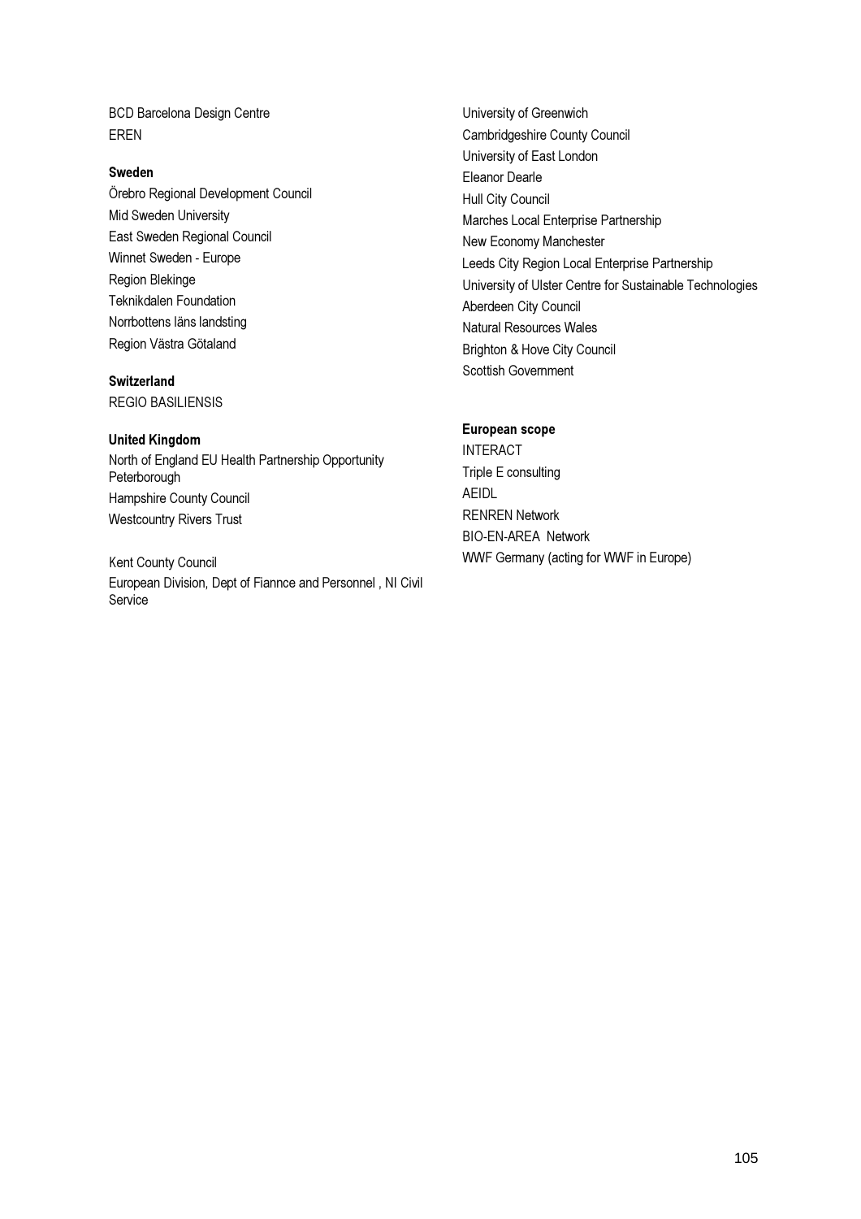BCD Barcelona Design Centre
EREN

**Sweden**

Örebro Regional Development Council
Mid Sweden University
East Sweden Regional Council
Winnet Sweden - Europe
Region Blekinge
Teknikdalen Foundation
Norrbottens läns landsting
Region Västra Götaland

**Switzerland**

REGIO BASILIENSIS

**United Kingdom**

North of England EU Health Partnership Opportunity Peterborough
Hampshire County Council
Westcountry Rivers Trust

Kent County Council
European Division, Dept of Fiannce and Personnel , NI Civil Service
University of Greenwich
Cambridgeshire County Council
University of East London
Eleanor Dearle
Hull City Council
Marches Local Enterprise Partnership
New Economy Manchester
Leeds City Region Local Enterprise Partnership
University of Ulster Centre for Sustainable Technologies
Aberdeen City Council
Natural Resources Wales
Brighton & Hove City Council
Scottish Government

**European scope**

INTERACT
Triple E consulting
AEIDL
RENREN Network
BIO-EN-AREA Network
WWF Germany (acting for WWF in Europe)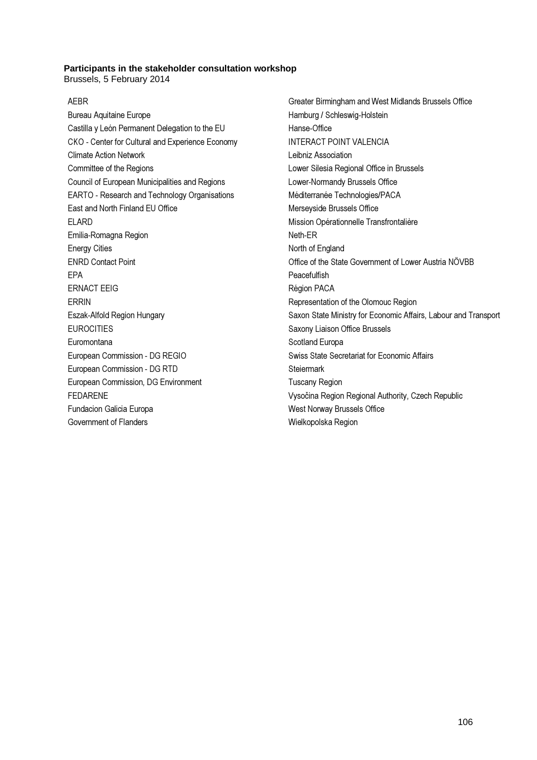**Participants in the stakeholder consultation workshop**

Brussels, 5 February 2014

AEBR
Bureau Aquitaine Europe
Castilla y León Permanent Delegation to the EU
CKO - Center for Cultural and Experience Economy
Climate Action Network
Committee of the Regions
Council of European Municipalities and Regions
EARTO - Research and Technology Organisations
East and North Finland EU Office
ELARD
Emilia-Romagna Region
Energy Cities
ENRD Contact Point
EPA
ERNACT EEIG
ERRIN
Eszak-Alfold Region Hungary
EUROCITIES
Euromontana
European Commission - DG REGIO
European Commission - DG RTD
European Commission, DG Environment
FEDARENE
Fundacion Galicia Europa
Government of Flanders
Greater Birmingham and West Midlands Brussels Office
Hamburg / Schleswig-Holstein
Hanse-Office
INTERACT POINT VALENCIA
Leibniz Association
Lower Silesia Regional Office in Brussels
Lower-Normandy Brussels Office
Méditerranée Technologies/PACA
Merseyside Brussels Office
Mission Opérationnelle Transfrontalière
Neth-ER
North of England
Office of the State Government of Lower Austria NÖVBB
Peacefulfish
Région PACA
Representation of the Olomouc Region
Saxon State Ministry for Economic Affairs, Labour and Transport
Saxony Liaison Office Brussels
Scotland Europa
Swiss State Secretariat for Economic Affairs
Steiermark
Tuscany Region
Vysočina Region Regional Authority, Czech Republic
West Norway Brussels Office
Wielkopolska Region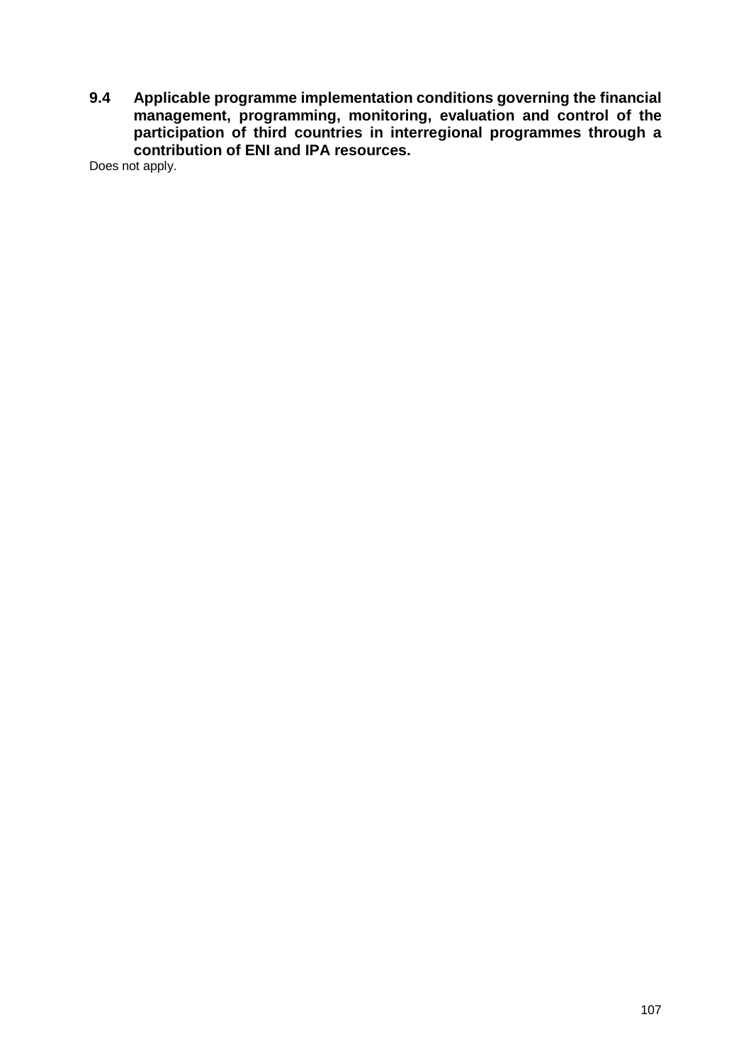### 9.4 Applicable programme implementation conditions governing the financial management, programming, monitoring, evaluation and control of the participation of third countries in interregional programmes through a contribution of ENI and IPA resources.

Does not apply.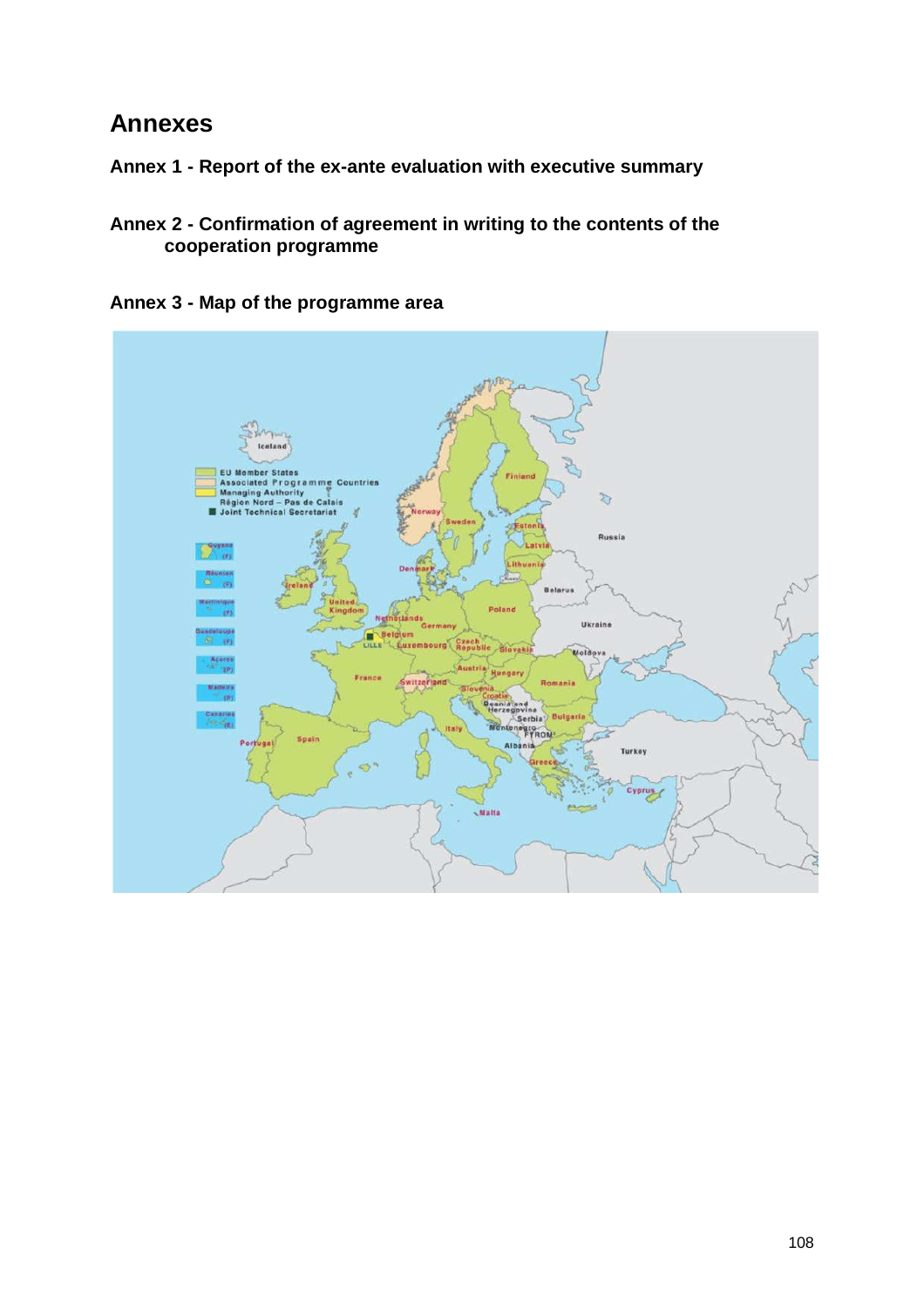# Annexes

## Annex 1 - Report of the ex-ante evaluation with executive summary

## Annex 2 - Confirmation of agreement in writing to the contents of the cooperation programme

## Annex 3 - Map of the programme area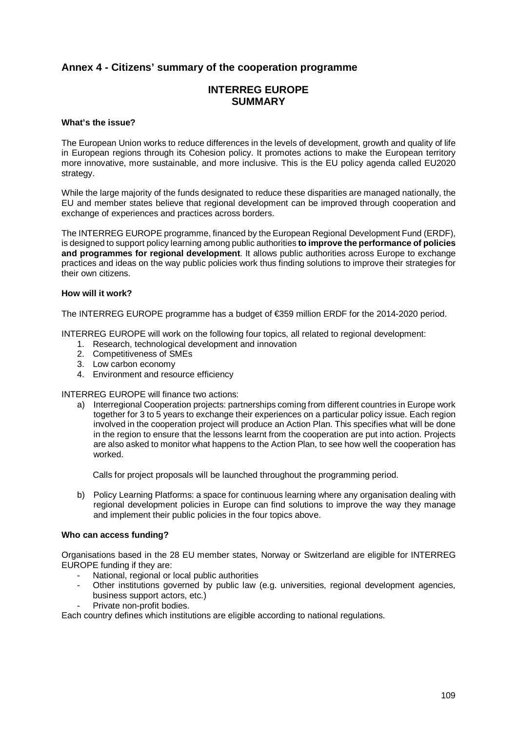## Annex 4 - Citizens' summary of the cooperation programme

# INTERREG EUROPE SUMMARY

**What's the issue?**

The European Union works to reduce differences in the levels of development, growth and quality of life in European regions through its Cohesion policy. It promotes actions to make the European territory more innovative, more sustainable, and more inclusive. This is the EU policy agenda called EU2020 strategy.

While the large majority of the funds designated to reduce these disparities are managed nationally, the EU and member states believe that regional development can be improved through cooperation and exchange of experiences and practices across borders.

The INTERREG EUROPE programme, financed by the European Regional Development Fund (ERDF), is designed to support policy learning among public authorities **to improve the performance of policies and programmes for regional development**. It allows public authorities across Europe to exchange practices and ideas on the way public policies work thus finding solutions to improve their strategies for their own citizens.

**How will it work?**

The INTERREG EUROPE programme has a budget of €359 million ERDF for the 2014-2020 period.

INTERREG EUROPE will work on the following four topics, all related to regional development:

1. Research, technological development and innovation
2. Competitiveness of SMEs
3. Low carbon economy
4. Environment and resource efficiency

INTERREG EUROPE will finance two actions:

a) Interregional Cooperation projects: partnerships coming from different countries in Europe work together for 3 to 5 years to exchange their experiences on a particular policy issue. Each region involved in the cooperation project will produce an Action Plan. This specifies what will be done in the region to ensure that the lessons learnt from the cooperation are put into action. Projects are also asked to monitor what happens to the Action Plan, to see how well the cooperation has worked.

   Calls for project proposals will be launched throughout the programming period.

b) Policy Learning Platforms: a space for continuous learning where any organisation dealing with regional development policies in Europe can find solutions to improve the way they manage and implement their public policies in the four topics above.

**Who can access funding?**

Organisations based in the 28 EU member states, Norway or Switzerland are eligible for INTERREG EUROPE funding if they are:

- National, regional or local public authorities
- Other institutions governed by public law (e.g. universities, regional development agencies, business support actors, etc.)
- Private non-profit bodies.

Each country defines which institutions are eligible according to national regulations.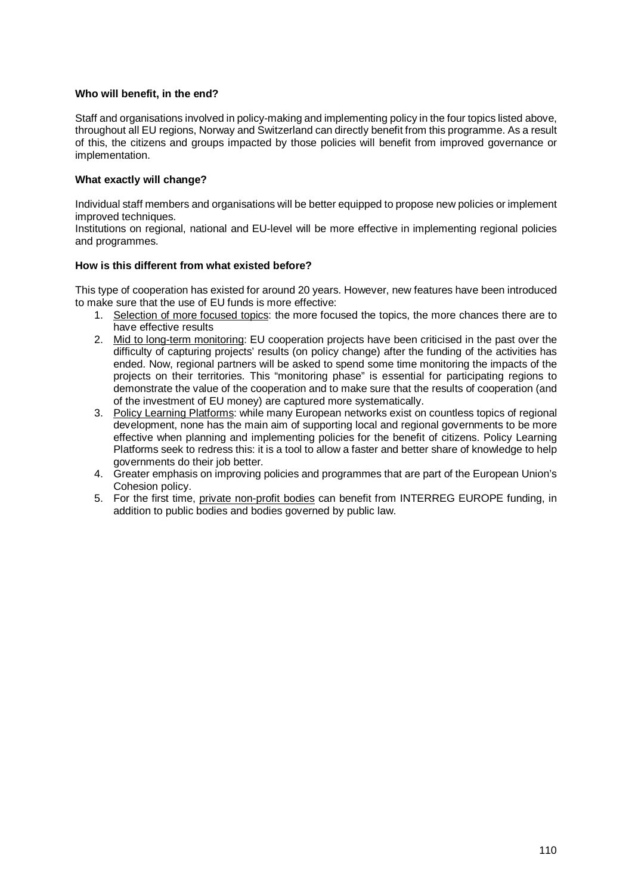**Who will benefit, in the end?**

Staff and organisations involved in policy-making and implementing policy in the four topics listed above, throughout all EU regions, Norway and Switzerland can directly benefit from this programme. As a result of this, the citizens and groups impacted by those policies will benefit from improved governance or implementation.

**What exactly will change?**

Individual staff members and organisations will be better equipped to propose new policies or implement improved techniques.
Institutions on regional, national and EU-level will be more effective in implementing regional policies and programmes.

**How is this different from what existed before?**

This type of cooperation has existed for around 20 years. However, new features have been introduced to make sure that the use of EU funds is more effective:

1. Selection of more focused topics: the more focused the topics, the more chances there are to have effective results
2. Mid to long-term monitoring: EU cooperation projects have been criticised in the past over the difficulty of capturing projects' results (on policy change) after the funding of the activities has ended. Now, regional partners will be asked to spend some time monitoring the impacts of the projects on their territories. This "monitoring phase" is essential for participating regions to demonstrate the value of the cooperation and to make sure that the results of cooperation (and of the investment of EU money) are captured more systematically.
3. Policy Learning Platforms: while many European networks exist on countless topics of regional development, none has the main aim of supporting local and regional governments to be more effective when planning and implementing policies for the benefit of citizens. Policy Learning Platforms seek to redress this: it is a tool to allow a faster and better share of knowledge to help governments do their job better.
4. Greater emphasis on improving policies and programmes that are part of the European Union's Cohesion policy.
5. For the first time, private non-profit bodies can benefit from INTERREG EUROPE funding, in addition to public bodies and bodies governed by public law.